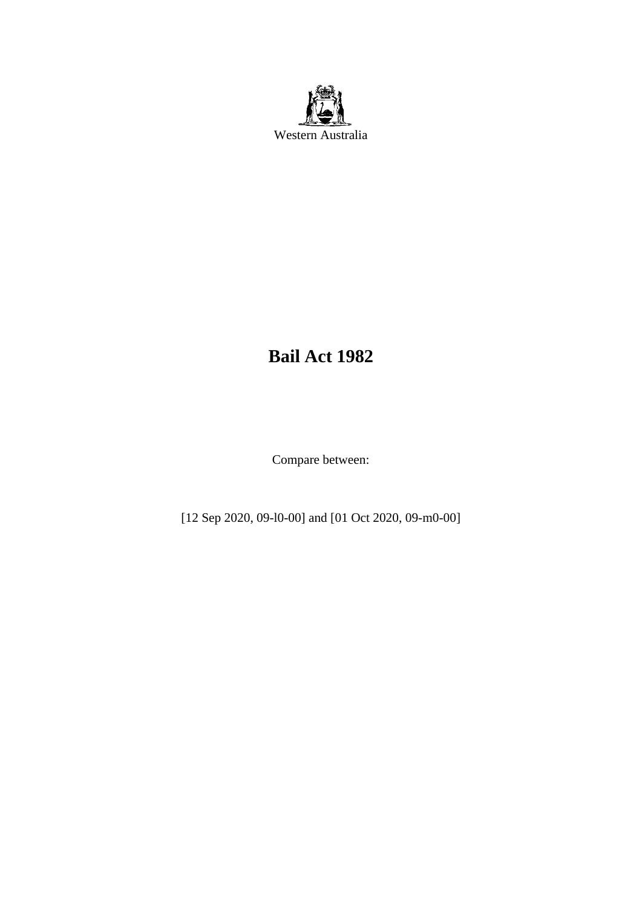Western Australia

# Bail Act 1982

Compare between:

[12 Sep 2020, 09-l0-00] and [01 Oct 2020, 09-m0-00]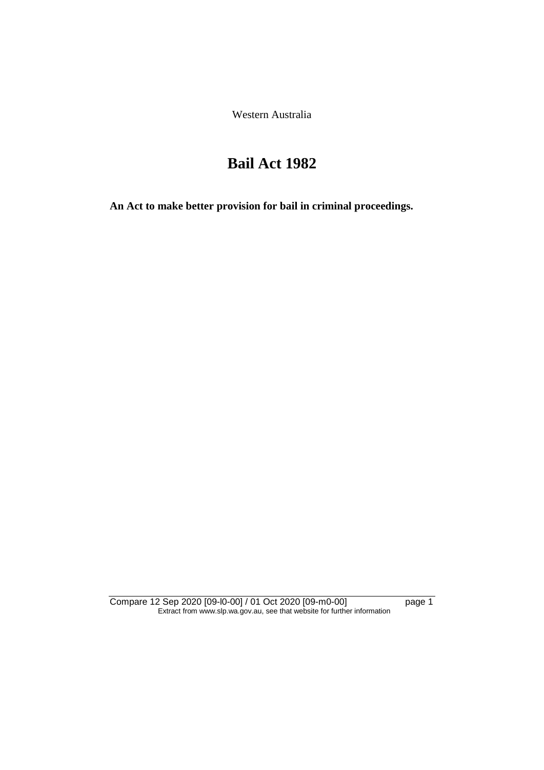Western Australia

# Bail Act 1982

**An Act to make better provision for bail in criminal proceedings.**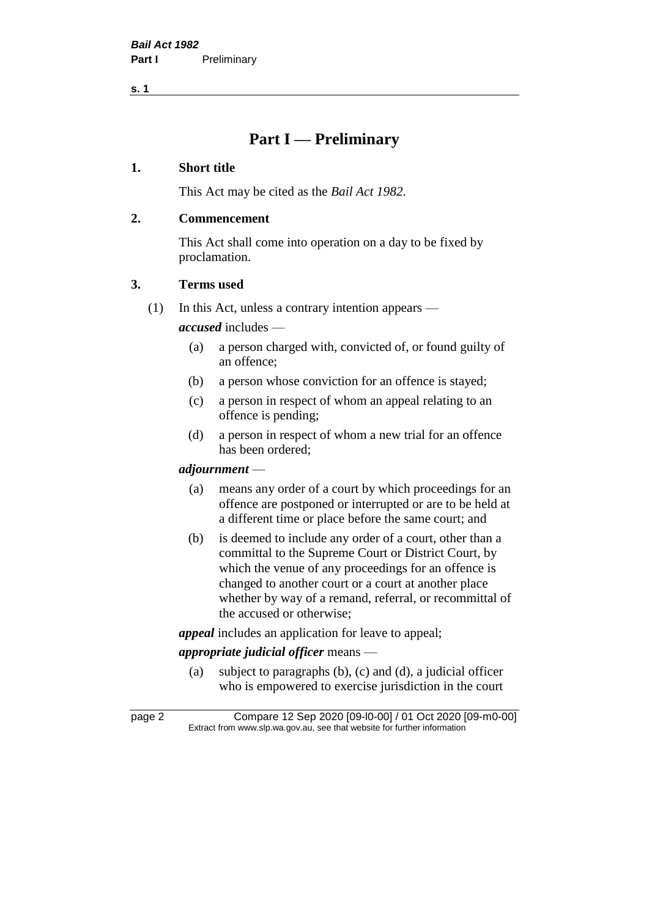# Part I — Preliminary

## 1. Short title

This Act may be cited as the *Bail Act 1982*.

## 2. Commencement

This Act shall come into operation on a day to be fixed by proclamation.

## 3. Terms used

(1) In this Act, unless a contrary intention appears —

***accused*** includes —

- (a) a person charged with, convicted of, or found guilty of an offence;
- (b) a person whose conviction for an offence is stayed;
- (c) a person in respect of whom an appeal relating to an offence is pending;
- (d) a person in respect of whom a new trial for an offence has been ordered;

***adjournment*** —

- (a) means any order of a court by which proceedings for an offence are postponed or interrupted or are to be held at a different time or place before the same court; and
- (b) is deemed to include any order of a court, other than a committal to the Supreme Court or District Court, by which the venue of any proceedings for an offence is changed to another court or a court at another place whether by way of a remand, referral, or recommittal of the accused or otherwise;

***appeal*** includes an application for leave to appeal;

***appropriate judicial officer*** means —

- (a) subject to paragraphs (b), (c) and (d), a judicial officer who is empowered to exercise jurisdiction in the court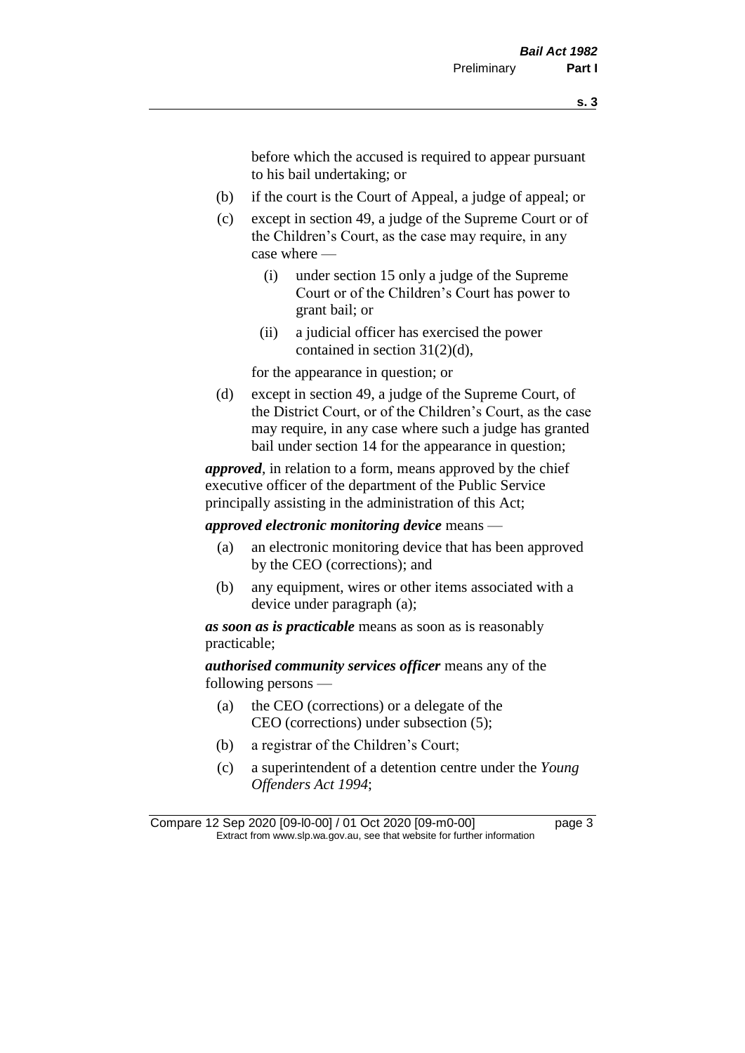before which the accused is required to appear pursuant to his bail undertaking; or

- (b) if the court is the Court of Appeal, a judge of appeal; or
- (c) except in section 49, a judge of the Supreme Court or of the Children's Court, as the case may require, in any case where —
  - (i) under section 15 only a judge of the Supreme Court or of the Children's Court has power to grant bail; or
  - (ii) a judicial officer has exercised the power contained in section 31(2)(d),

  for the appearance in question; or
- (d) except in section 49, a judge of the Supreme Court, of the District Court, or of the Children's Court, as the case may require, in any case where such a judge has granted bail under section 14 for the appearance in question;

***approved***, in relation to a form, means approved by the chief executive officer of the department of the Public Service principally assisting in the administration of this Act;

***approved electronic monitoring device*** means —

- (a) an electronic monitoring device that has been approved by the CEO (corrections); and
- (b) any equipment, wires or other items associated with a device under paragraph (a);

***as soon as is practicable*** means as soon as is reasonably practicable;

***authorised community services officer*** means any of the following persons —

- (a) the CEO (corrections) or a delegate of the CEO (corrections) under subsection (5);
- (b) a registrar of the Children's Court;
- (c) a superintendent of a detention centre under the *Young Offenders Act 1994*;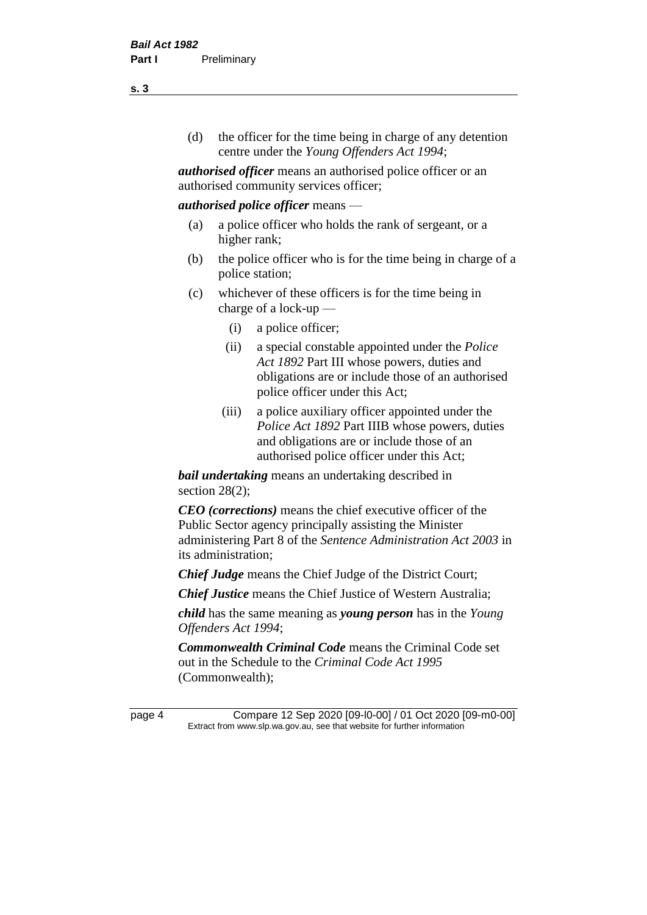(d) the officer for the time being in charge of any detention centre under the *Young Offenders Act 1994*;

***authorised officer*** means an authorised police officer or an authorised community services officer;

***authorised police officer*** means —

(a) a police officer who holds the rank of sergeant, or a higher rank;

(b) the police officer who is for the time being in charge of a police station;

(c) whichever of these officers is for the time being in charge of a lock-up —

 (i) a police officer;

 (ii) a special constable appointed under the *Police Act 1892* Part III whose powers, duties and obligations are or include those of an authorised police officer under this Act;

 (iii) a police auxiliary officer appointed under the *Police Act 1892* Part IIIB whose powers, duties and obligations are or include those of an authorised police officer under this Act;

***bail undertaking*** means an undertaking described in section 28(2);

***CEO (corrections)*** means the chief executive officer of the Public Sector agency principally assisting the Minister administering Part 8 of the *Sentence Administration Act 2003* in its administration;

***Chief Judge*** means the Chief Judge of the District Court;

***Chief Justice*** means the Chief Justice of Western Australia;

***child*** has the same meaning as ***young person*** has in the *Young Offenders Act 1994*;

***Commonwealth Criminal Code*** means the Criminal Code set out in the Schedule to the *Criminal Code Act 1995* (Commonwealth);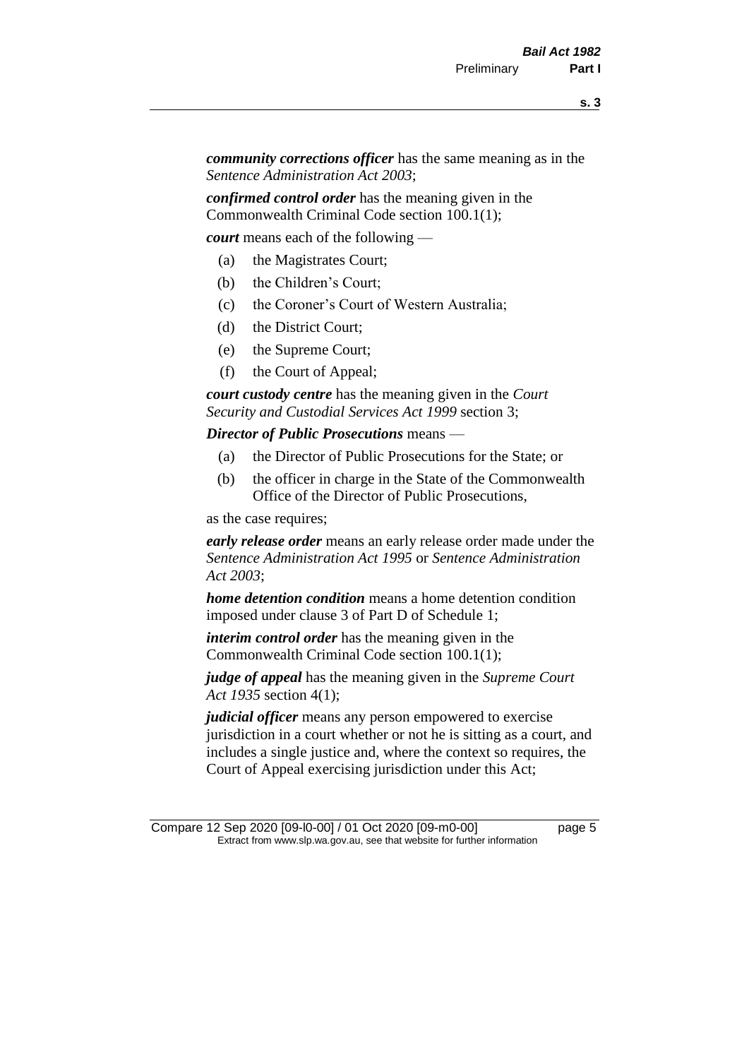***community corrections officer*** has the same meaning as in the *Sentence Administration Act 2003*;

***confirmed control order*** has the meaning given in the Commonwealth Criminal Code section 100.1(1);

***court*** means each of the following —

- (a) the Magistrates Court;
- (b) the Children's Court;
- (c) the Coroner's Court of Western Australia;
- (d) the District Court;
- (e) the Supreme Court;
- (f) the Court of Appeal;

***court custody centre*** has the meaning given in the *Court Security and Custodial Services Act 1999* section 3;

***Director of Public Prosecutions*** means —

- (a) the Director of Public Prosecutions for the State; or
- (b) the officer in charge in the State of the Commonwealth Office of the Director of Public Prosecutions,

as the case requires;

***early release order*** means an early release order made under the *Sentence Administration Act 1995* or *Sentence Administration Act 2003*;

***home detention condition*** means a home detention condition imposed under clause 3 of Part D of Schedule 1;

***interim control order*** has the meaning given in the Commonwealth Criminal Code section 100.1(1);

***judge of appeal*** has the meaning given in the *Supreme Court Act 1935* section 4(1);

***judicial officer*** means any person empowered to exercise jurisdiction in a court whether or not he is sitting as a court, and includes a single justice and, where the context so requires, the Court of Appeal exercising jurisdiction under this Act;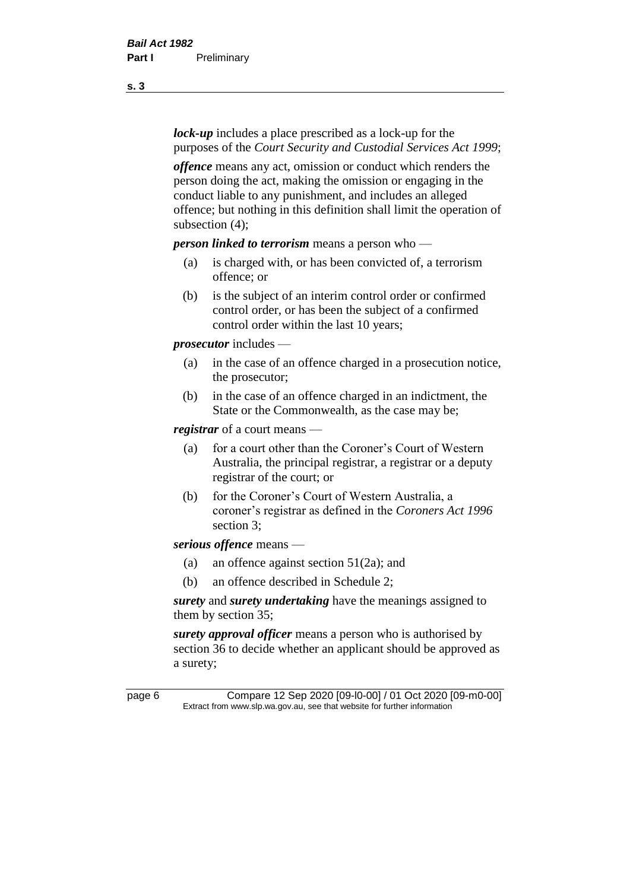***lock-up*** includes a place prescribed as a lock-up for the purposes of the *Court Security and Custodial Services Act 1999*;

***offence*** means any act, omission or conduct which renders the person doing the act, making the omission or engaging in the conduct liable to any punishment, and includes an alleged offence; but nothing in this definition shall limit the operation of subsection (4);

***person linked to terrorism*** means a person who —

(a) is charged with, or has been convicted of, a terrorism offence; or

(b) is the subject of an interim control order or confirmed control order, or has been the subject of a confirmed control order within the last 10 years;

***prosecutor*** includes —

(a) in the case of an offence charged in a prosecution notice, the prosecutor;

(b) in the case of an offence charged in an indictment, the State or the Commonwealth, as the case may be;

***registrar*** of a court means —

(a) for a court other than the Coroner's Court of Western Australia, the principal registrar, a registrar or a deputy registrar of the court; or

(b) for the Coroner's Court of Western Australia, a coroner's registrar as defined in the *Coroners Act 1996* section 3;

***serious offence*** means —

(a) an offence against section 51(2a); and

(b) an offence described in Schedule 2;

***surety*** and ***surety undertaking*** have the meanings assigned to them by section 35;

***surety approval officer*** means a person who is authorised by section 36 to decide whether an applicant should be approved as a surety;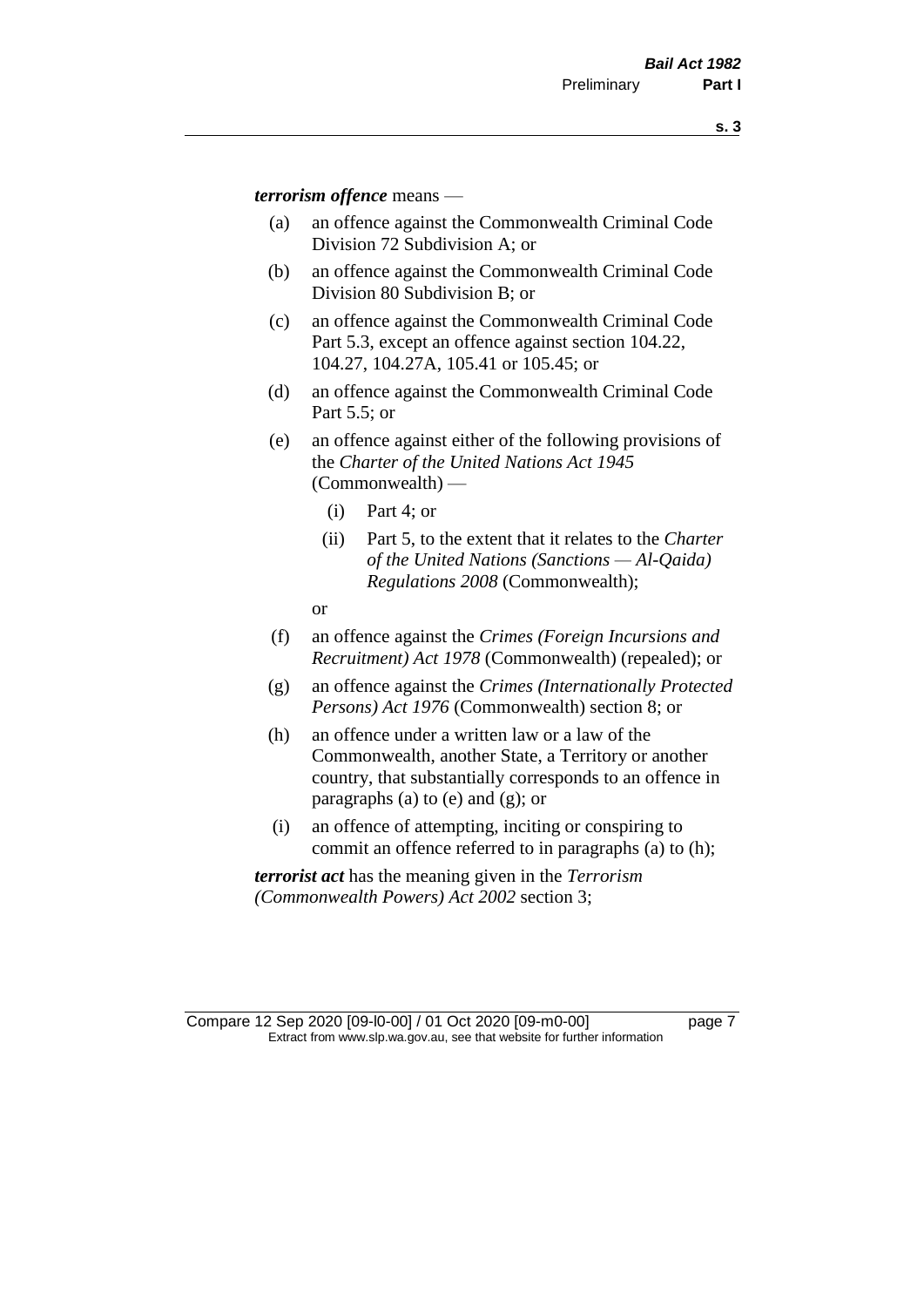***terrorism offence*** means —

(a) an offence against the Commonwealth Criminal Code Division 72 Subdivision A; or

(b) an offence against the Commonwealth Criminal Code Division 80 Subdivision B; or

(c) an offence against the Commonwealth Criminal Code Part 5.3, except an offence against section 104.22, 104.27, 104.27A, 105.41 or 105.45; or

(d) an offence against the Commonwealth Criminal Code Part 5.5; or

(e) an offence against either of the following provisions of the *Charter of the United Nations Act 1945* (Commonwealth) —

  (i) Part 4; or

  (ii) Part 5, to the extent that it relates to the *Charter of the United Nations (Sanctions — Al-Qaida) Regulations 2008* (Commonwealth);

  or

(f) an offence against the *Crimes (Foreign Incursions and Recruitment) Act 1978* (Commonwealth) (repealed); or

(g) an offence against the *Crimes (Internationally Protected Persons) Act 1976* (Commonwealth) section 8; or

(h) an offence under a written law or a law of the Commonwealth, another State, a Territory or another country, that substantially corresponds to an offence in paragraphs (a) to (e) and (g); or

(i) an offence of attempting, inciting or conspiring to commit an offence referred to in paragraphs (a) to (h);

***terrorist act*** has the meaning given in the *Terrorism (Commonwealth Powers) Act 2002* section 3;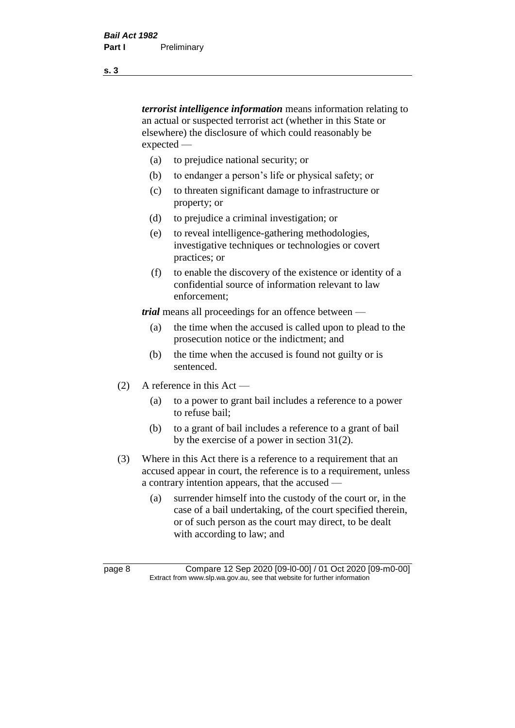***terrorist intelligence information*** means information relating to an actual or suspected terrorist act (whether in this State or elsewhere) the disclosure of which could reasonably be expected —

(a) to prejudice national security; or

(b) to endanger a person's life or physical safety; or

(c) to threaten significant damage to infrastructure or property; or

(d) to prejudice a criminal investigation; or

(e) to reveal intelligence-gathering methodologies, investigative techniques or technologies or covert practices; or

(f) to enable the discovery of the existence or identity of a confidential source of information relevant to law enforcement;

***trial*** means all proceedings for an offence between —

(a) the time when the accused is called upon to plead to the prosecution notice or the indictment; and

(b) the time when the accused is found not guilty or is sentenced.

(2) A reference in this Act —

(a) to a power to grant bail includes a reference to a power to refuse bail;

(b) to a grant of bail includes a reference to a grant of bail by the exercise of a power in section 31(2).

(3) Where in this Act there is a reference to a requirement that an accused appear in court, the reference is to a requirement, unless a contrary intention appears, that the accused —

(a) surrender himself into the custody of the court or, in the case of a bail undertaking, of the court specified therein, or of such person as the court may direct, to be dealt with according to law; and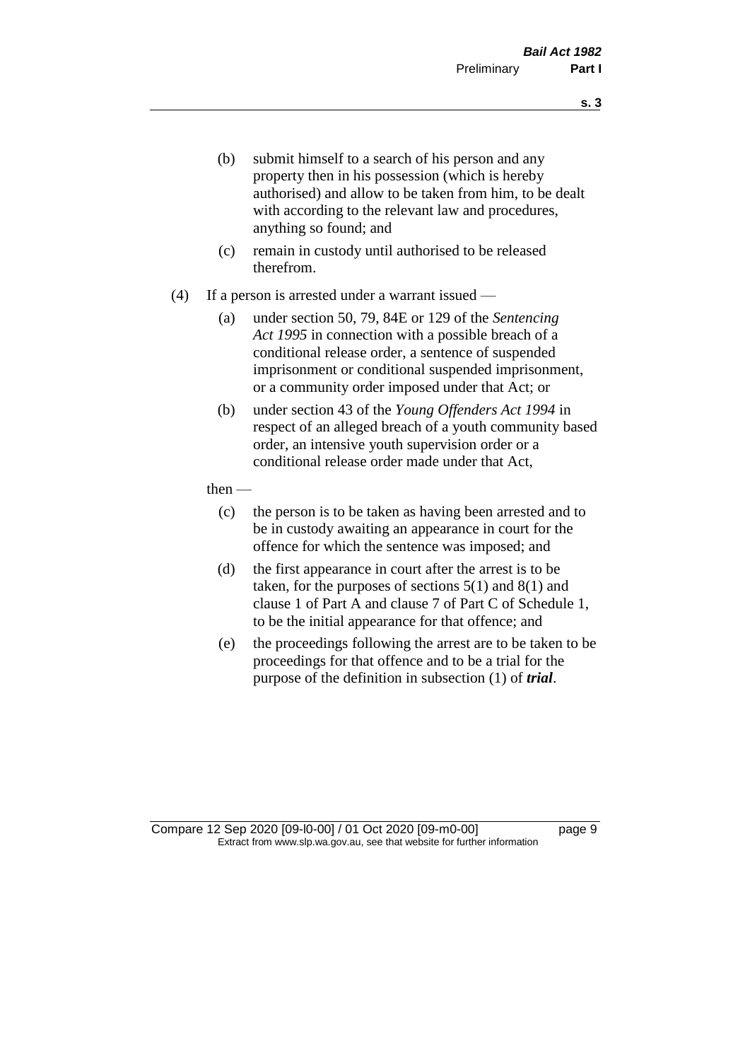(b) submit himself to a search of his person and any property then in his possession (which is hereby authorised) and allow to be taken from him, to be dealt with according to the relevant law and procedures, anything so found; and

(c) remain in custody until authorised to be released therefrom.

(4) If a person is arrested under a warrant issued —

(a) under section 50, 79, 84E or 129 of the *Sentencing Act 1995* in connection with a possible breach of a conditional release order, a sentence of suspended imprisonment or conditional suspended imprisonment, or a community order imposed under that Act; or

(b) under section 43 of the *Young Offenders Act 1994* in respect of an alleged breach of a youth community based order, an intensive youth supervision order or a conditional release order made under that Act,

then —

(c) the person is to be taken as having been arrested and to be in custody awaiting an appearance in court for the offence for which the sentence was imposed; and

(d) the first appearance in court after the arrest is to be taken, for the purposes of sections 5(1) and 8(1) and clause 1 of Part A and clause 7 of Part C of Schedule 1, to be the initial appearance for that offence; and

(e) the proceedings following the arrest are to be taken to be proceedings for that offence and to be a trial for the purpose of the definition in subsection (1) of ***trial***.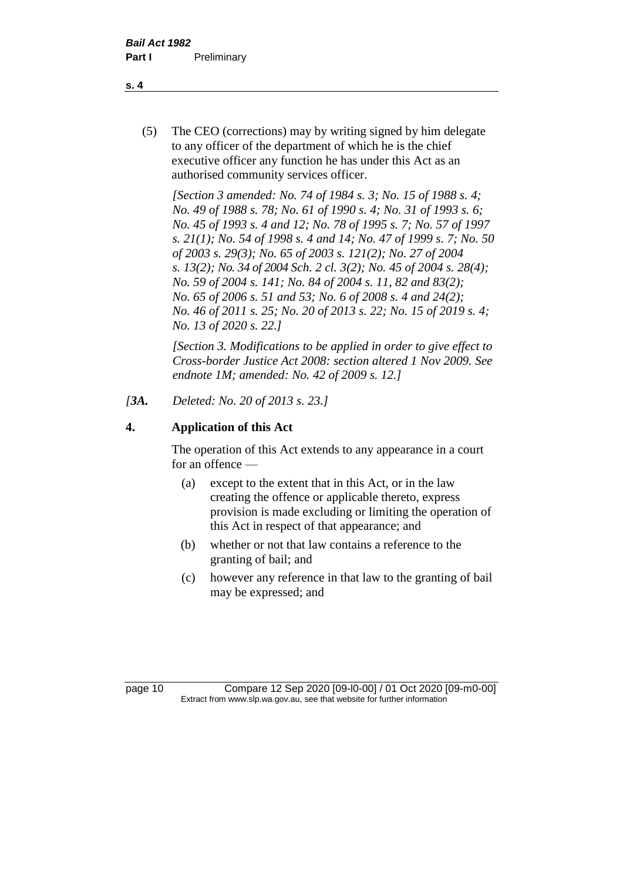(5) The CEO (corrections) may by writing signed by him delegate to any officer of the department of which he is the chief executive officer any function he has under this Act as an authorised community services officer.

*[Section 3 amended: No. 74 of 1984 s. 3; No. 15 of 1988 s. 4; No. 49 of 1988 s. 78; No. 61 of 1990 s. 4; No. 31 of 1993 s. 6; No. 45 of 1993 s. 4 and 12; No. 78 of 1995 s. 7; No. 57 of 1997 s. 21(1); No. 54 of 1998 s. 4 and 14; No. 47 of 1999 s. 7; No. 50 of 2003 s. 29(3); No. 65 of 2003 s. 121(2); No. 27 of 2004 s. 13(2); No. 34 of 2004 Sch. 2 cl. 3(2); No. 45 of 2004 s. 28(4); No. 59 of 2004 s. 141; No. 84 of 2004 s. 11, 82 and 83(2); No. 65 of 2006 s. 51 and 53; No. 6 of 2008 s. 4 and 24(2); No. 46 of 2011 s. 25; No. 20 of 2013 s. 22; No. 15 of 2019 s. 4; No. 13 of 2020 s. 22.]*

*[Section 3. Modifications to be applied in order to give effect to Cross-border Justice Act 2008: section altered 1 Nov 2009. See endnote 1M; amended: No. 42 of 2009 s. 12.]*

*[**3A.** Deleted: No. 20 of 2013 s. 23.]*

## 4. Application of this Act

The operation of this Act extends to any appearance in a court for an offence —

(a) except to the extent that in this Act, or in the law creating the offence or applicable thereto, express provision is made excluding or limiting the operation of this Act in respect of that appearance; and

(b) whether or not that law contains a reference to the granting of bail; and

(c) however any reference in that law to the granting of bail may be expressed; and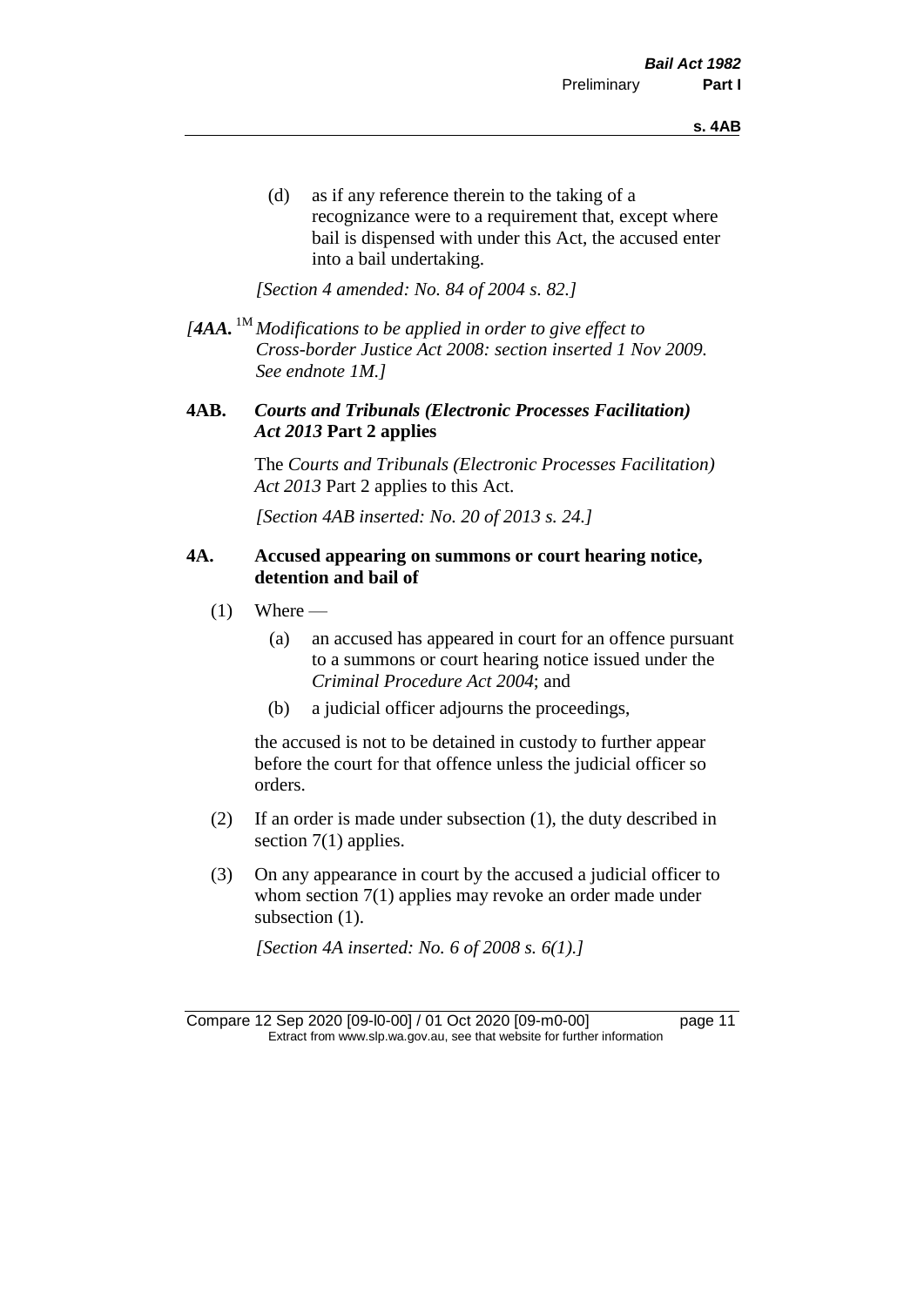(d) as if any reference therein to the taking of a recognizance were to a requirement that, except where bail is dispensed with under this Act, the accused enter into a bail undertaking.

*[Section 4 amended: No. 84 of 2004 s. 82.]*

*[**4AA.** [1M] Modifications to be applied in order to give effect to Cross-border Justice Act 2008: section inserted 1 Nov 2009. See endnote 1M.]*

### 4AB. *Courts and Tribunals (Electronic Processes Facilitation) Act 2013* Part 2 applies

The *Courts and Tribunals (Electronic Processes Facilitation) Act 2013* Part 2 applies to this Act.

*[Section 4AB inserted: No. 20 of 2013 s. 24.]*

### 4A. Accused appearing on summons or court hearing notice, detention and bail of

(1) Where —

(a) an accused has appeared in court for an offence pursuant to a summons or court hearing notice issued under the *Criminal Procedure Act 2004*; and

(b) a judicial officer adjourns the proceedings,

the accused is not to be detained in custody to further appear before the court for that offence unless the judicial officer so orders.

(2) If an order is made under subsection (1), the duty described in section 7(1) applies.

(3) On any appearance in court by the accused a judicial officer to whom section 7(1) applies may revoke an order made under subsection (1).

*[Section 4A inserted: No. 6 of 2008 s. 6(1).]*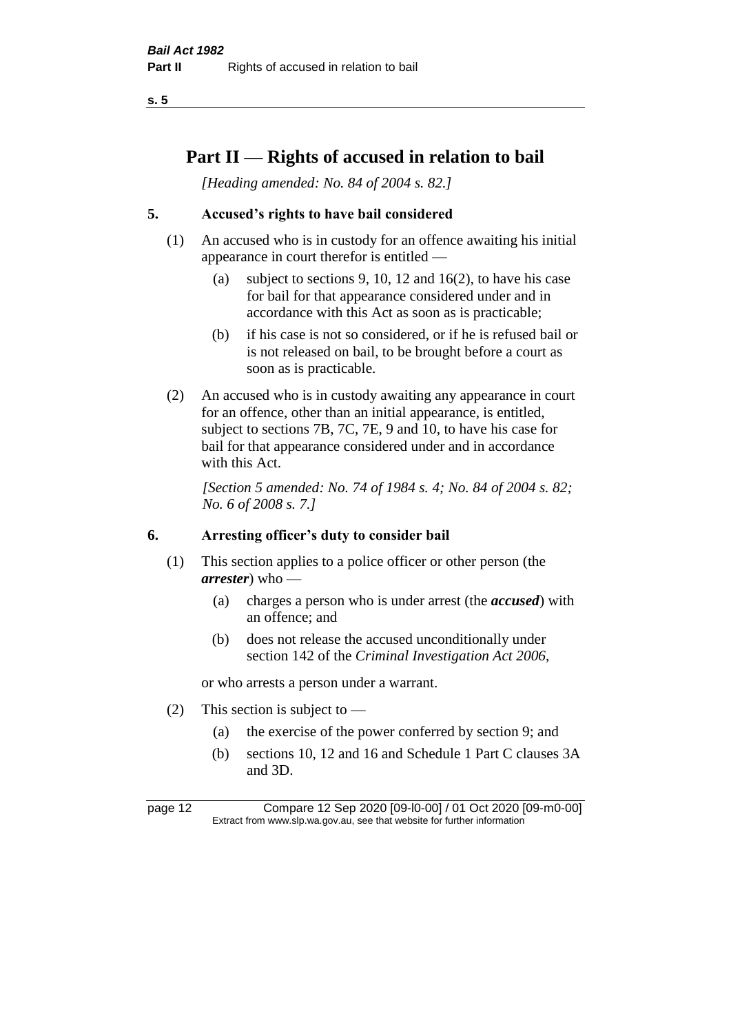# Part II — Rights of accused in relation to bail

*[Heading amended: No. 84 of 2004 s. 82.]*

## 5. Accused's rights to have bail considered

(1) An accused who is in custody for an offence awaiting his initial appearance in court therefor is entitled —

(a) subject to sections 9, 10, 12 and 16(2), to have his case for bail for that appearance considered under and in accordance with this Act as soon as is practicable;

(b) if his case is not so considered, or if he is refused bail or is not released on bail, to be brought before a court as soon as is practicable.

(2) An accused who is in custody awaiting any appearance in court for an offence, other than an initial appearance, is entitled, subject to sections 7B, 7C, 7E, 9 and 10, to have his case for bail for that appearance considered under and in accordance with this Act.

*[Section 5 amended: No. 74 of 1984 s. 4; No. 84 of 2004 s. 82; No. 6 of 2008 s. 7.]*

## 6. Arresting officer's duty to consider bail

(1) This section applies to a police officer or other person (the ***arrester***) who —

(a) charges a person who is under arrest (the ***accused***) with an offence; and

(b) does not release the accused unconditionally under section 142 of the *Criminal Investigation Act 2006*,

or who arrests a person under a warrant.

(2) This section is subject to —

(a) the exercise of the power conferred by section 9; and

(b) sections 10, 12 and 16 and Schedule 1 Part C clauses 3A and 3D.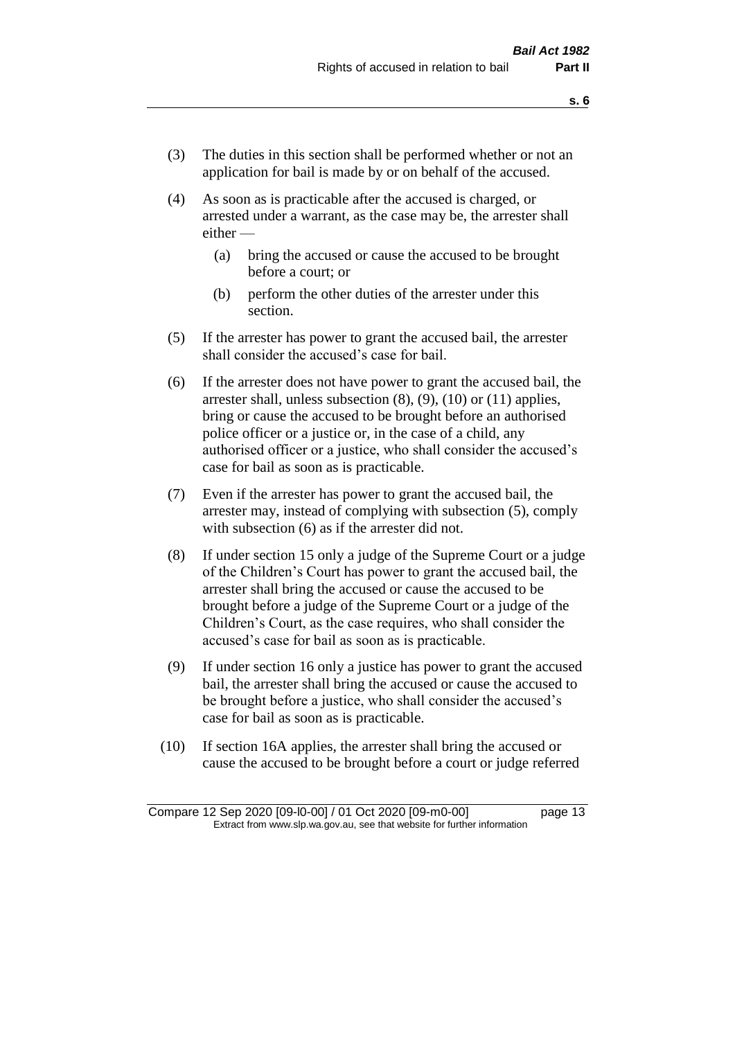(3) The duties in this section shall be performed whether or not an application for bail is made by or on behalf of the accused.

(4) As soon as is practicable after the accused is charged, or arrested under a warrant, as the case may be, the arrester shall either —

  (a) bring the accused or cause the accused to be brought before a court; or

  (b) perform the other duties of the arrester under this section.

(5) If the arrester has power to grant the accused bail, the arrester shall consider the accused's case for bail.

(6) If the arrester does not have power to grant the accused bail, the arrester shall, unless subsection (8), (9), (10) or (11) applies, bring or cause the accused to be brought before an authorised police officer or a justice or, in the case of a child, any authorised officer or a justice, who shall consider the accused's case for bail as soon as is practicable.

(7) Even if the arrester has power to grant the accused bail, the arrester may, instead of complying with subsection (5), comply with subsection (6) as if the arrester did not.

(8) If under section 15 only a judge of the Supreme Court or a judge of the Children's Court has power to grant the accused bail, the arrester shall bring the accused or cause the accused to be brought before a judge of the Supreme Court or a judge of the Children's Court, as the case requires, who shall consider the accused's case for bail as soon as is practicable.

(9) If under section 16 only a justice has power to grant the accused bail, the arrester shall bring the accused or cause the accused to be brought before a justice, who shall consider the accused's case for bail as soon as is practicable.

(10) If section 16A applies, the arrester shall bring the accused or cause the accused to be brought before a court or judge referred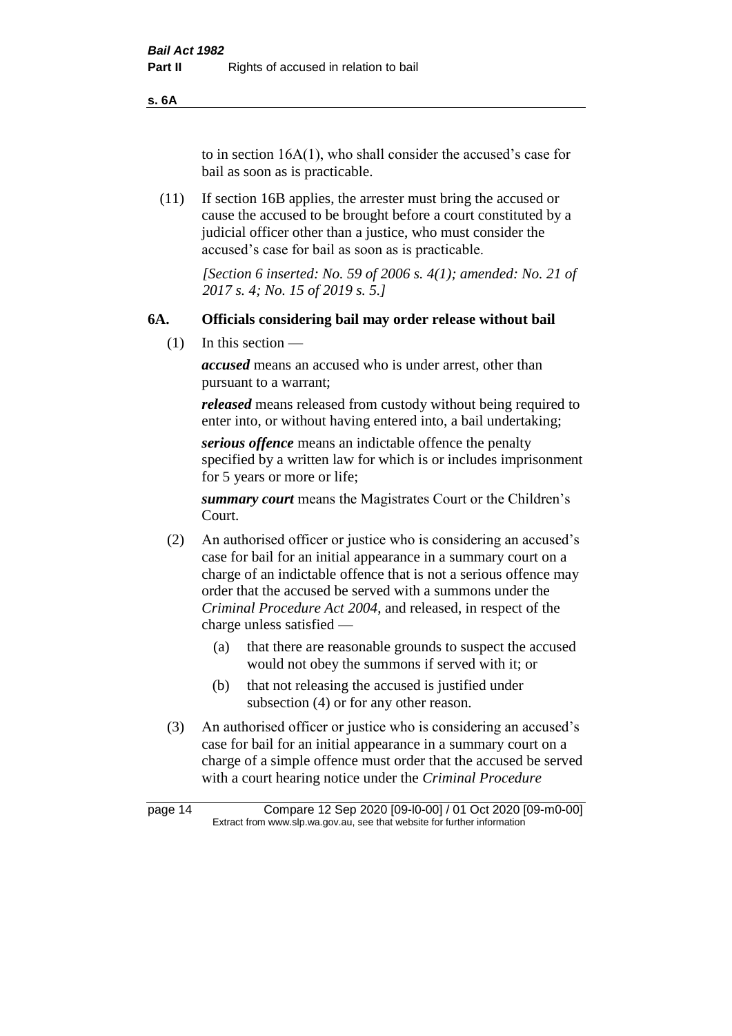to in section 16A(1), who shall consider the accused's case for bail as soon as is practicable.

(11) If section 16B applies, the arrester must bring the accused or cause the accused to be brought before a court constituted by a judicial officer other than a justice, who must consider the accused's case for bail as soon as is practicable.

*[Section 6 inserted: No. 59 of 2006 s. 4(1); amended: No. 21 of 2017 s. 4; No. 15 of 2019 s. 5.]*

### 6A. Officials considering bail may order release without bail

(1) In this section —

***accused*** means an accused who is under arrest, other than pursuant to a warrant;

***released*** means released from custody without being required to enter into, or without having entered into, a bail undertaking;

***serious offence*** means an indictable offence the penalty specified by a written law for which is or includes imprisonment for 5 years or more or life;

***summary court*** means the Magistrates Court or the Children's Court.

(2) An authorised officer or justice who is considering an accused's case for bail for an initial appearance in a summary court on a charge of an indictable offence that is not a serious offence may order that the accused be served with a summons under the *Criminal Procedure Act 2004*, and released, in respect of the charge unless satisfied —

(a) that there are reasonable grounds to suspect the accused would not obey the summons if served with it; or

(b) that not releasing the accused is justified under subsection (4) or for any other reason.

(3) An authorised officer or justice who is considering an accused's case for bail for an initial appearance in a summary court on a charge of a simple offence must order that the accused be served with a court hearing notice under the *Criminal Procedure*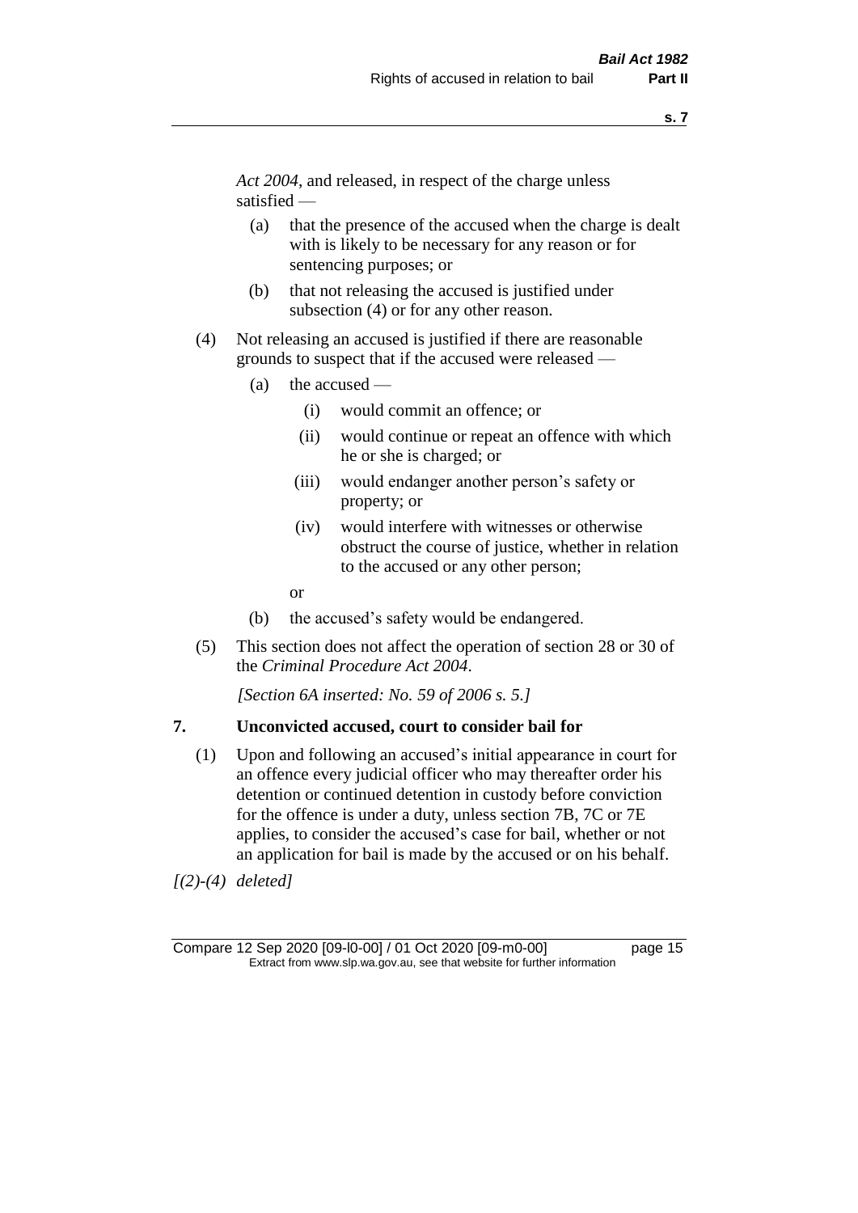*Act 2004*, and released, in respect of the charge unless satisfied —

- (a) that the presence of the accused when the charge is dealt with is likely to be necessary for any reason or for sentencing purposes; or
- (b) that not releasing the accused is justified under subsection (4) or for any other reason.

(4) Not releasing an accused is justified if there are reasonable grounds to suspect that if the accused were released —

- (a) the accused —
  - (i) would commit an offence; or
  - (ii) would continue or repeat an offence with which he or she is charged; or
  - (iii) would endanger another person's safety or property; or
  - (iv) would interfere with witnesses or otherwise obstruct the course of justice, whether in relation to the accused or any other person;

  or
- (b) the accused's safety would be endangered.

(5) This section does not affect the operation of section 28 or 30 of the *Criminal Procedure Act 2004*.

*[Section 6A inserted: No. 59 of 2006 s. 5.]*

### 7. Unconvicted accused, court to consider bail for

(1) Upon and following an accused's initial appearance in court for an offence every judicial officer who may thereafter order his detention or continued detention in custody before conviction for the offence is under a duty, unless section 7B, 7C or 7E applies, to consider the accused's case for bail, whether or not an application for bail is made by the accused or on his behalf.

*[(2)-(4) deleted]*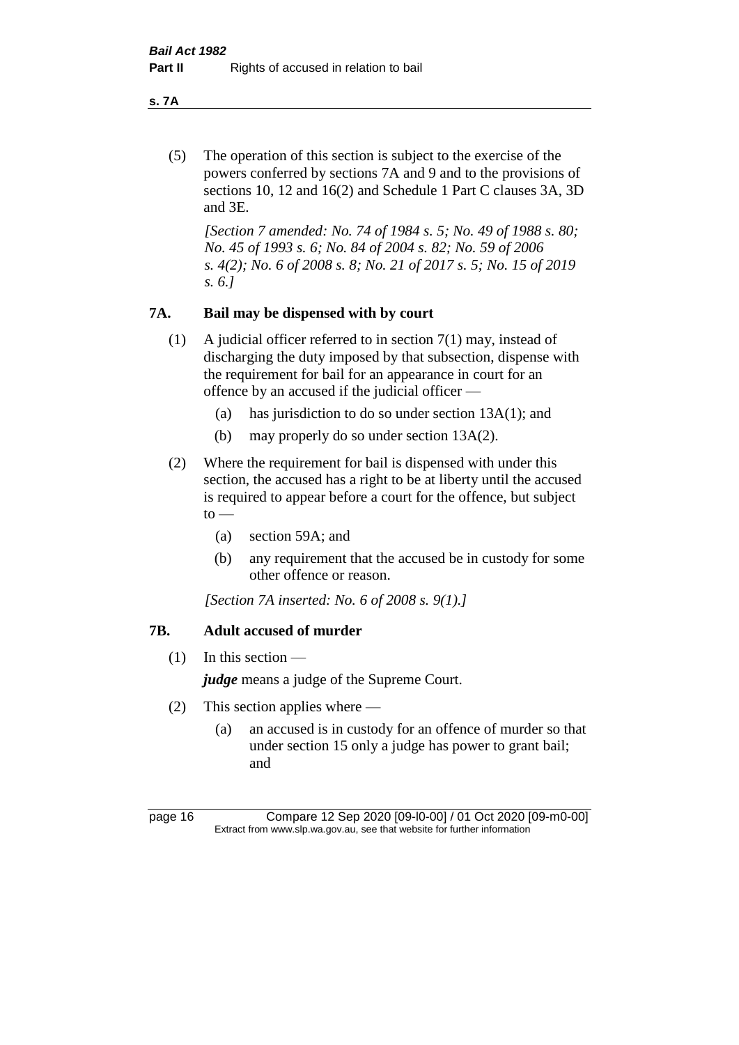(5) The operation of this section is subject to the exercise of the powers conferred by sections 7A and 9 and to the provisions of sections 10, 12 and 16(2) and Schedule 1 Part C clauses 3A, 3D and 3E.

*[Section 7 amended: No. 74 of 1984 s. 5; No. 49 of 1988 s. 80; No. 45 of 1993 s. 6; No. 84 of 2004 s. 82; No. 59 of 2006 s. 4(2); No. 6 of 2008 s. 8; No. 21 of 2017 s. 5; No. 15 of 2019 s. 6.]*

## 7A. Bail may be dispensed with by court

(1) A judicial officer referred to in section 7(1) may, instead of discharging the duty imposed by that subsection, dispense with the requirement for bail for an appearance in court for an offence by an accused if the judicial officer —

- (a) has jurisdiction to do so under section 13A(1); and
- (b) may properly do so under section 13A(2).

(2) Where the requirement for bail is dispensed with under this section, the accused has a right to be at liberty until the accused is required to appear before a court for the offence, but subject to —

- (a) section 59A; and
- (b) any requirement that the accused be in custody for some other offence or reason.

*[Section 7A inserted: No. 6 of 2008 s. 9(1).]*

## 7B. Adult accused of murder

(1) In this section —

***judge*** means a judge of the Supreme Court.

(2) This section applies where —

- (a) an accused is in custody for an offence of murder so that under section 15 only a judge has power to grant bail; and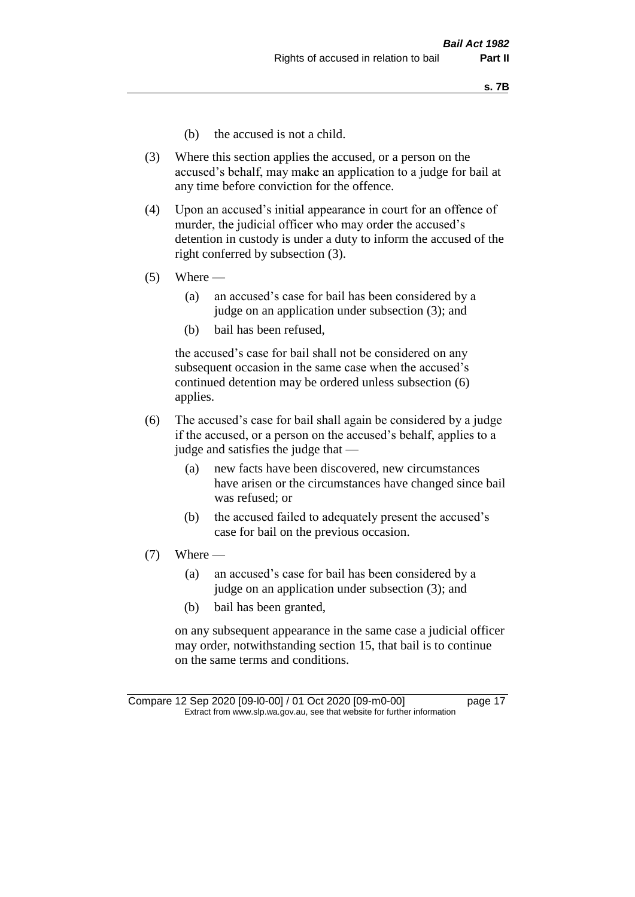(b) the accused is not a child.

(3) Where this section applies the accused, or a person on the accused's behalf, may make an application to a judge for bail at any time before conviction for the offence.

(4) Upon an accused's initial appearance in court for an offence of murder, the judicial officer who may order the accused's detention in custody is under a duty to inform the accused of the right conferred by subsection (3).

(5) Where —

  (a) an accused's case for bail has been considered by a judge on an application under subsection (3); and

  (b) bail has been refused,

  the accused's case for bail shall not be considered on any subsequent occasion in the same case when the accused's continued detention may be ordered unless subsection (6) applies.

(6) The accused's case for bail shall again be considered by a judge if the accused, or a person on the accused's behalf, applies to a judge and satisfies the judge that —

  (a) new facts have been discovered, new circumstances have arisen or the circumstances have changed since bail was refused; or

  (b) the accused failed to adequately present the accused's case for bail on the previous occasion.

(7) Where —

  (a) an accused's case for bail has been considered by a judge on an application under subsection (3); and

  (b) bail has been granted,

  on any subsequent appearance in the same case a judicial officer may order, notwithstanding section 15, that bail is to continue on the same terms and conditions.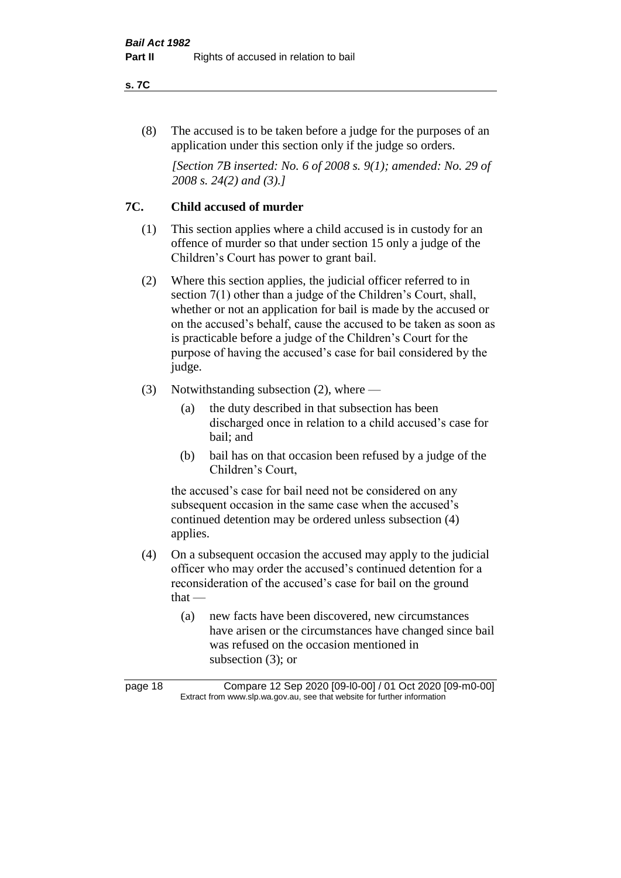(8) The accused is to be taken before a judge for the purposes of an application under this section only if the judge so orders.

*[Section 7B inserted: No. 6 of 2008 s. 9(1); amended: No. 29 of 2008 s. 24(2) and (3).]*

## 7C. Child accused of murder

(1) This section applies where a child accused is in custody for an offence of murder so that under section 15 only a judge of the Children's Court has power to grant bail.

(2) Where this section applies, the judicial officer referred to in section 7(1) other than a judge of the Children's Court, shall, whether or not an application for bail is made by the accused or on the accused's behalf, cause the accused to be taken as soon as is practicable before a judge of the Children's Court for the purpose of having the accused's case for bail considered by the judge.

(3) Notwithstanding subsection (2), where —

- (a) the duty described in that subsection has been discharged once in relation to a child accused's case for bail; and
- (b) bail has on that occasion been refused by a judge of the Children's Court,

the accused's case for bail need not be considered on any subsequent occasion in the same case when the accused's continued detention may be ordered unless subsection (4) applies.

(4) On a subsequent occasion the accused may apply to the judicial officer who may order the accused's continued detention for a reconsideration of the accused's case for bail on the ground that —

- (a) new facts have been discovered, new circumstances have arisen or the circumstances have changed since bail was refused on the occasion mentioned in subsection (3); or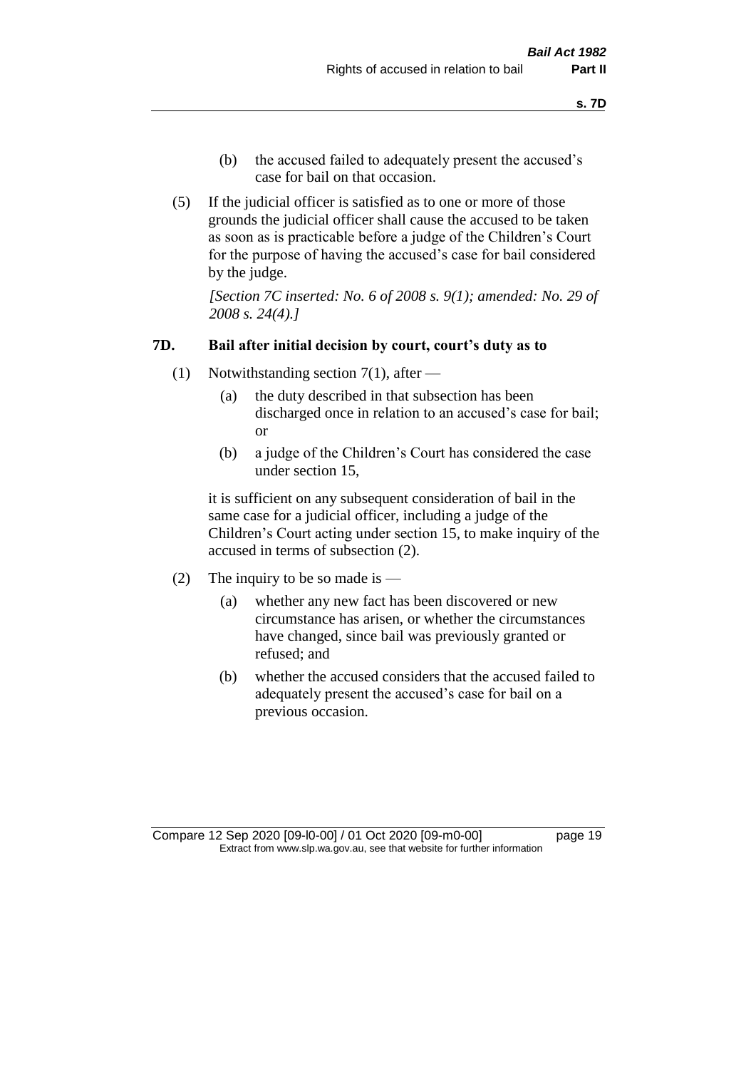(b) the accused failed to adequately present the accused's case for bail on that occasion.

(5) If the judicial officer is satisfied as to one or more of those grounds the judicial officer shall cause the accused to be taken as soon as is practicable before a judge of the Children's Court for the purpose of having the accused's case for bail considered by the judge.

*[Section 7C inserted: No. 6 of 2008 s. 9(1); amended: No. 29 of 2008 s. 24(4).]*

### 7D. Bail after initial decision by court, court's duty as to

(1) Notwithstanding section 7(1), after —

(a) the duty described in that subsection has been discharged once in relation to an accused's case for bail; or

(b) a judge of the Children's Court has considered the case under section 15,

it is sufficient on any subsequent consideration of bail in the same case for a judicial officer, including a judge of the Children's Court acting under section 15, to make inquiry of the accused in terms of subsection (2).

(2) The inquiry to be so made is —

(a) whether any new fact has been discovered or new circumstance has arisen, or whether the circumstances have changed, since bail was previously granted or refused; and

(b) whether the accused considers that the accused failed to adequately present the accused's case for bail on a previous occasion.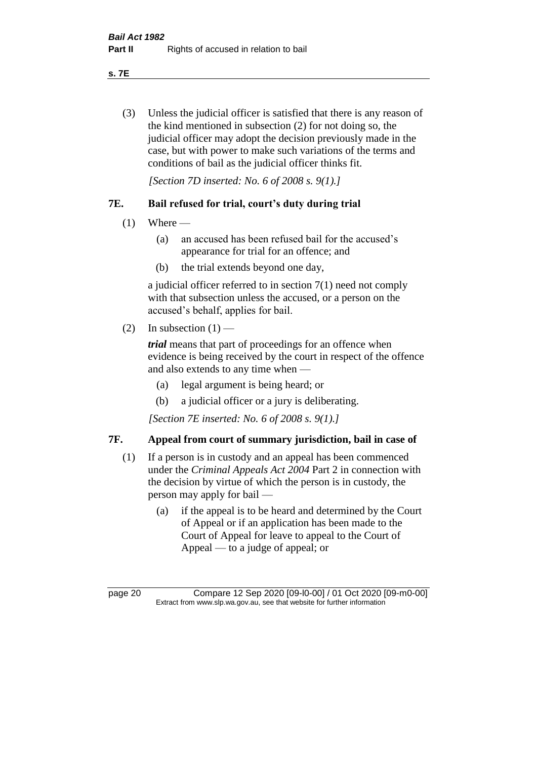(3) Unless the judicial officer is satisfied that there is any reason of the kind mentioned in subsection (2) for not doing so, the judicial officer may adopt the decision previously made in the case, but with power to make such variations of the terms and conditions of bail as the judicial officer thinks fit.

*[Section 7D inserted: No. 6 of 2008 s. 9(1).]*

## 7E. Bail refused for trial, court's duty during trial

(1) Where —

(a) an accused has been refused bail for the accused's appearance for trial for an offence; and

(b) the trial extends beyond one day,

a judicial officer referred to in section 7(1) need not comply with that subsection unless the accused, or a person on the accused's behalf, applies for bail.

(2) In subsection (1) —

***trial*** means that part of proceedings for an offence when evidence is being received by the court in respect of the offence and also extends to any time when —

(a) legal argument is being heard; or

(b) a judicial officer or a jury is deliberating.

*[Section 7E inserted: No. 6 of 2008 s. 9(1).]*

## 7F. Appeal from court of summary jurisdiction, bail in case of

(1) If a person is in custody and an appeal has been commenced under the *Criminal Appeals Act 2004* Part 2 in connection with the decision by virtue of which the person is in custody, the person may apply for bail —

(a) if the appeal is to be heard and determined by the Court of Appeal or if an application has been made to the Court of Appeal for leave to appeal to the Court of Appeal — to a judge of appeal; or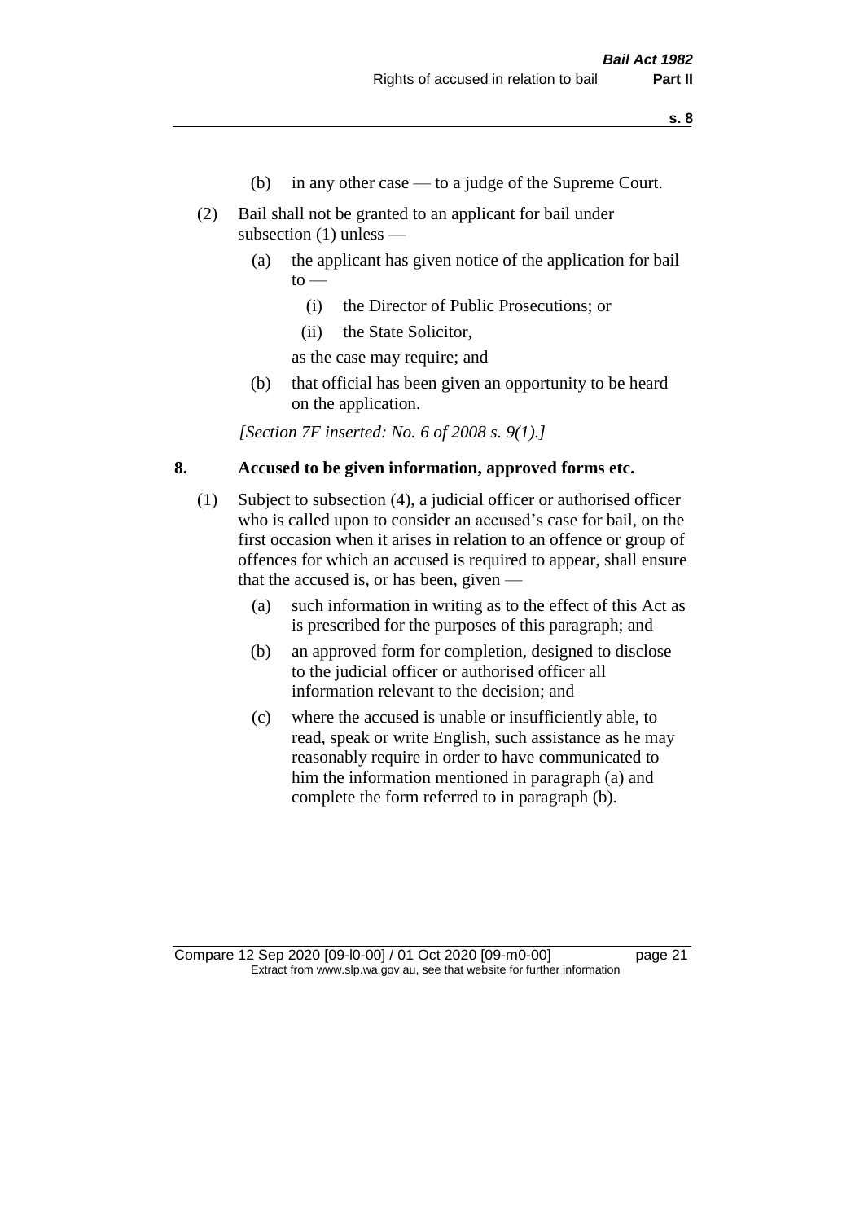(b) in any other case — to a judge of the Supreme Court.

(2) Bail shall not be granted to an applicant for bail under subsection (1) unless —

(a) the applicant has given notice of the application for bail to —

(i) the Director of Public Prosecutions; or

(ii) the State Solicitor,

as the case may require; and

(b) that official has been given an opportunity to be heard on the application.

*[Section 7F inserted: No. 6 of 2008 s. 9(1).]*

## 8. Accused to be given information, approved forms etc.

(1) Subject to subsection (4), a judicial officer or authorised officer who is called upon to consider an accused's case for bail, on the first occasion when it arises in relation to an offence or group of offences for which an accused is required to appear, shall ensure that the accused is, or has been, given —

(a) such information in writing as to the effect of this Act as is prescribed for the purposes of this paragraph; and

(b) an approved form for completion, designed to disclose to the judicial officer or authorised officer all information relevant to the decision; and

(c) where the accused is unable or insufficiently able, to read, speak or write English, such assistance as he may reasonably require in order to have communicated to him the information mentioned in paragraph (a) and complete the form referred to in paragraph (b).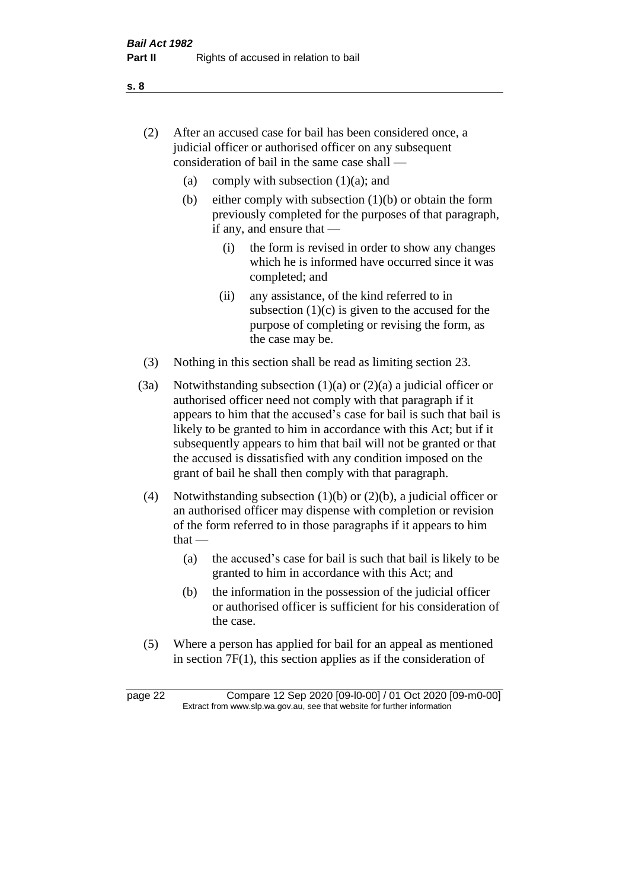(2) After an accused case for bail has been considered once, a judicial officer or authorised officer on any subsequent consideration of bail in the same case shall —

   (a) comply with subsection (1)(a); and

   (b) either comply with subsection (1)(b) or obtain the form previously completed for the purposes of that paragraph, if any, and ensure that —

      (i) the form is revised in order to show any changes which he is informed have occurred since it was completed; and

      (ii) any assistance, of the kind referred to in subsection (1)(c) is given to the accused for the purpose of completing or revising the form, as the case may be.

(3) Nothing in this section shall be read as limiting section 23.

(3a) Notwithstanding subsection (1)(a) or (2)(a) a judicial officer or authorised officer need not comply with that paragraph if it appears to him that the accused's case for bail is such that bail is likely to be granted to him in accordance with this Act; but if it subsequently appears to him that bail will not be granted or that the accused is dissatisfied with any condition imposed on the grant of bail he shall then comply with that paragraph.

(4) Notwithstanding subsection (1)(b) or (2)(b), a judicial officer or an authorised officer may dispense with completion or revision of the form referred to in those paragraphs if it appears to him that —

   (a) the accused's case for bail is such that bail is likely to be granted to him in accordance with this Act; and

   (b) the information in the possession of the judicial officer or authorised officer is sufficient for his consideration of the case.

(5) Where a person has applied for bail for an appeal as mentioned in section 7F(1), this section applies as if the consideration of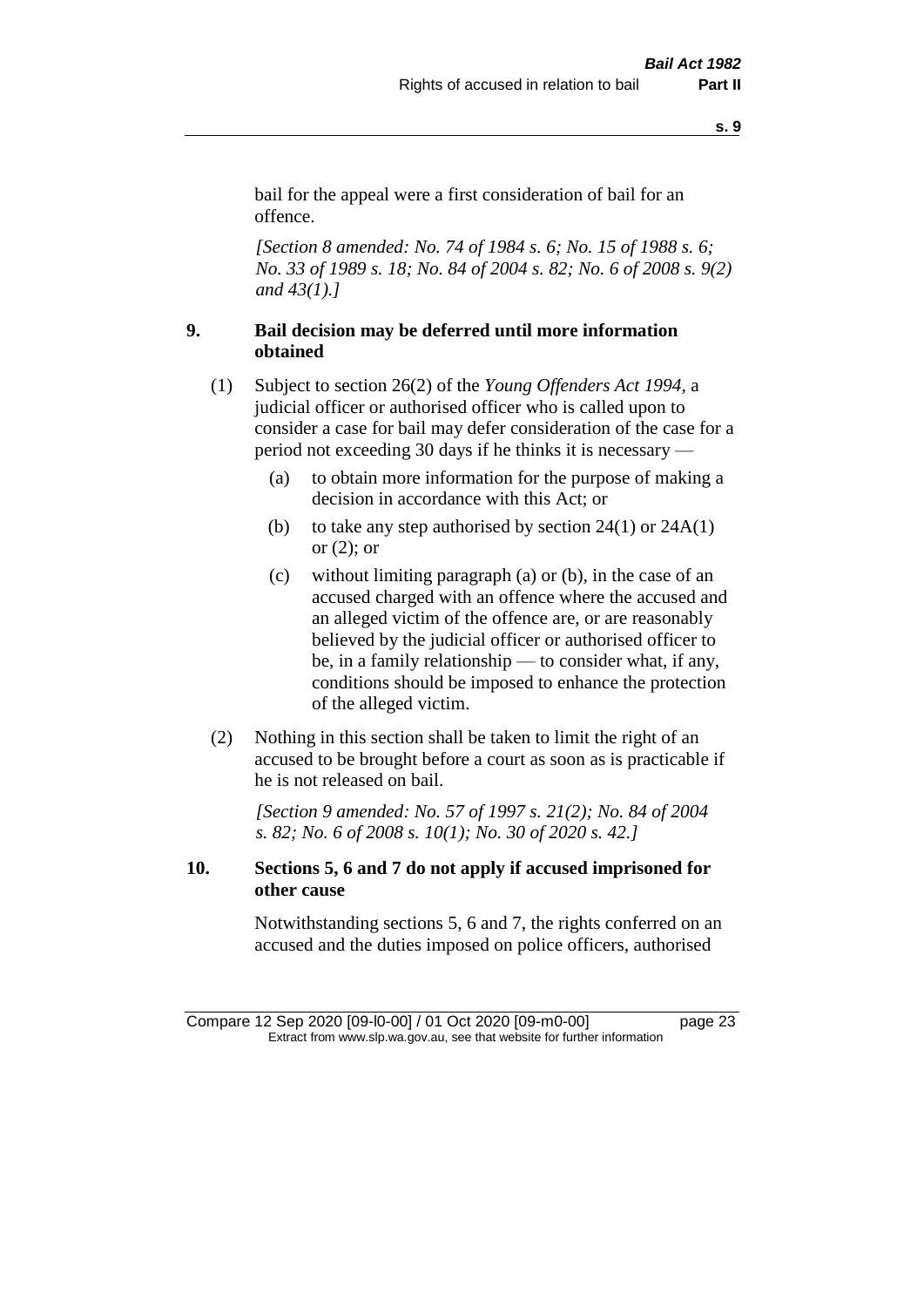bail for the appeal were a first consideration of bail for an offence.

*[Section 8 amended: No. 74 of 1984 s. 6; No. 15 of 1988 s. 6; No. 33 of 1989 s. 18; No. 84 of 2004 s. 82; No. 6 of 2008 s. 9(2) and 43(1).]*

## 9. Bail decision may be deferred until more information obtained

(1) Subject to section 26(2) of the *Young Offenders Act 1994*, a judicial officer or authorised officer who is called upon to consider a case for bail may defer consideration of the case for a period not exceeding 30 days if he thinks it is necessary —

- (a) to obtain more information for the purpose of making a decision in accordance with this Act; or
- (b) to take any step authorised by section 24(1) or 24A(1) or (2); or
- (c) without limiting paragraph (a) or (b), in the case of an accused charged with an offence where the accused and an alleged victim of the offence are, or are reasonably believed by the judicial officer or authorised officer to be, in a family relationship — to consider what, if any, conditions should be imposed to enhance the protection of the alleged victim.

(2) Nothing in this section shall be taken to limit the right of an accused to be brought before a court as soon as is practicable if he is not released on bail.

*[Section 9 amended: No. 57 of 1997 s. 21(2); No. 84 of 2004 s. 82; No. 6 of 2008 s. 10(1); No. 30 of 2020 s. 42.]*

## 10. Sections 5, 6 and 7 do not apply if accused imprisoned for other cause

Notwithstanding sections 5, 6 and 7, the rights conferred on an accused and the duties imposed on police officers, authorised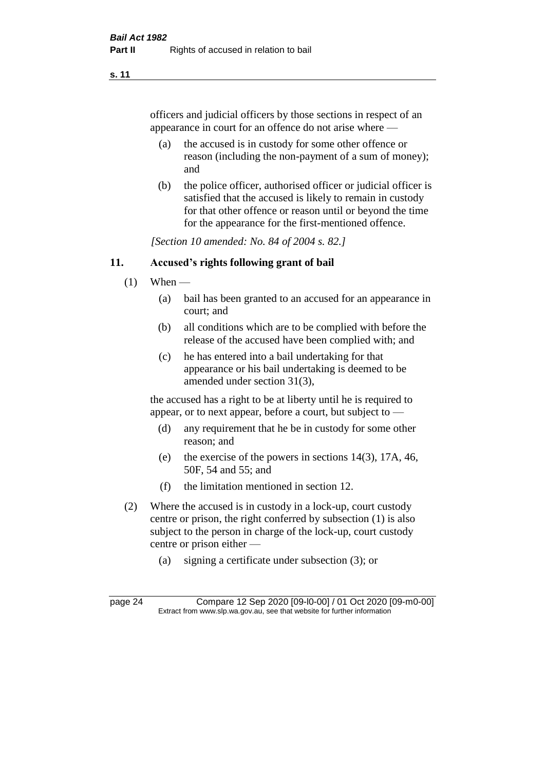officers and judicial officers by those sections in respect of an appearance in court for an offence do not arise where —

(a) the accused is in custody for some other offence or reason (including the non-payment of a sum of money); and

(b) the police officer, authorised officer or judicial officer is satisfied that the accused is likely to remain in custody for that other offence or reason until or beyond the time for the appearance for the first-mentioned offence.

*[Section 10 amended: No. 84 of 2004 s. 82.]*

## 11. Accused's rights following grant of bail

(1) When —

(a) bail has been granted to an accused for an appearance in court; and

(b) all conditions which are to be complied with before the release of the accused have been complied with; and

(c) he has entered into a bail undertaking for that appearance or his bail undertaking is deemed to be amended under section 31(3),

the accused has a right to be at liberty until he is required to appear, or to next appear, before a court, but subject to —

(d) any requirement that he be in custody for some other reason; and

(e) the exercise of the powers in sections 14(3), 17A, 46, 50F, 54 and 55; and

(f) the limitation mentioned in section 12.

(2) Where the accused is in custody in a lock-up, court custody centre or prison, the right conferred by subsection (1) is also subject to the person in charge of the lock-up, court custody centre or prison either —

(a) signing a certificate under subsection (3); or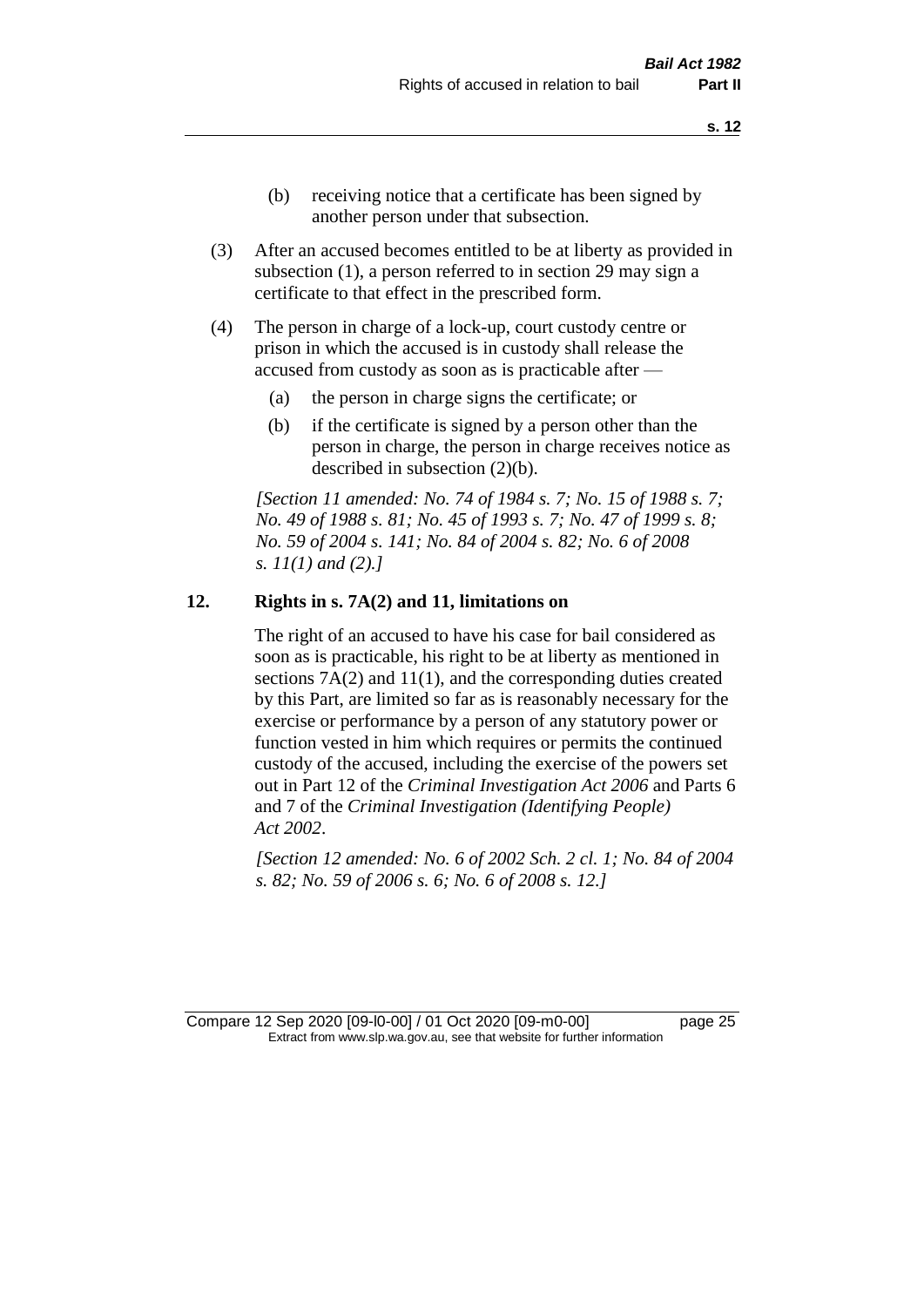(b) receiving notice that a certificate has been signed by another person under that subsection.

(3) After an accused becomes entitled to be at liberty as provided in subsection (1), a person referred to in section 29 may sign a certificate to that effect in the prescribed form.

(4) The person in charge of a lock-up, court custody centre or prison in which the accused is in custody shall release the accused from custody as soon as is practicable after —

(a) the person in charge signs the certificate; or

(b) if the certificate is signed by a person other than the person in charge, the person in charge receives notice as described in subsection (2)(b).

*[Section 11 amended: No. 74 of 1984 s. 7; No. 15 of 1988 s. 7; No. 49 of 1988 s. 81; No. 45 of 1993 s. 7; No. 47 of 1999 s. 8; No. 59 of 2004 s. 141; No. 84 of 2004 s. 82; No. 6 of 2008 s. 11(1) and (2).]*

## 12. Rights in s. 7A(2) and 11, limitations on

The right of an accused to have his case for bail considered as soon as is practicable, his right to be at liberty as mentioned in sections 7A(2) and 11(1), and the corresponding duties created by this Part, are limited so far as is reasonably necessary for the exercise or performance by a person of any statutory power or function vested in him which requires or permits the continued custody of the accused, including the exercise of the powers set out in Part 12 of the *Criminal Investigation Act 2006* and Parts 6 and 7 of the *Criminal Investigation (Identifying People) Act 2002*.

*[Section 12 amended: No. 6 of 2002 Sch. 2 cl. 1; No. 84 of 2004 s. 82; No. 59 of 2006 s. 6; No. 6 of 2008 s. 12.]*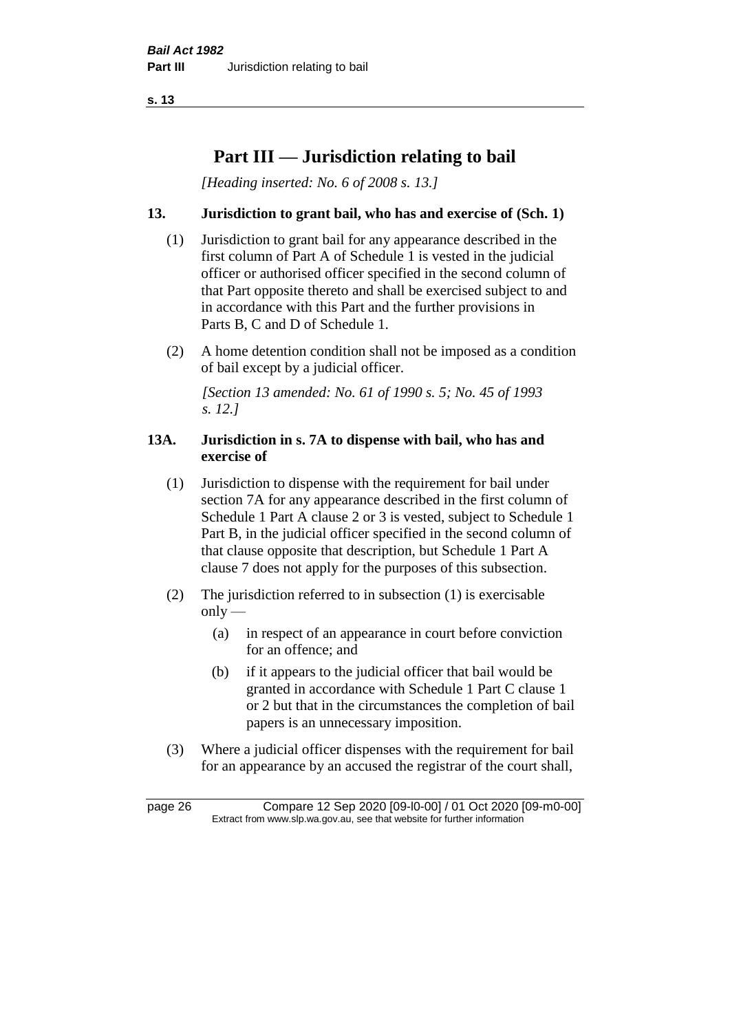# Part III — Jurisdiction relating to bail

*[Heading inserted: No. 6 of 2008 s. 13.]*

## 13. Jurisdiction to grant bail, who has and exercise of (Sch. 1)

(1) Jurisdiction to grant bail for any appearance described in the first column of Part A of Schedule 1 is vested in the judicial officer or authorised officer specified in the second column of that Part opposite thereto and shall be exercised subject to and in accordance with this Part and the further provisions in Parts B, C and D of Schedule 1.

(2) A home detention condition shall not be imposed as a condition of bail except by a judicial officer.

*[Section 13 amended: No. 61 of 1990 s. 5; No. 45 of 1993 s. 12.]*

## 13A. Jurisdiction in s. 7A to dispense with bail, who has and exercise of

(1) Jurisdiction to dispense with the requirement for bail under section 7A for any appearance described in the first column of Schedule 1 Part A clause 2 or 3 is vested, subject to Schedule 1 Part B, in the judicial officer specified in the second column of that clause opposite that description, but Schedule 1 Part A clause 7 does not apply for the purposes of this subsection.

(2) The jurisdiction referred to in subsection (1) is exercisable only —

- (a) in respect of an appearance in court before conviction for an offence; and
- (b) if it appears to the judicial officer that bail would be granted in accordance with Schedule 1 Part C clause 1 or 2 but that in the circumstances the completion of bail papers is an unnecessary imposition.

(3) Where a judicial officer dispenses with the requirement for bail for an appearance by an accused the registrar of the court shall,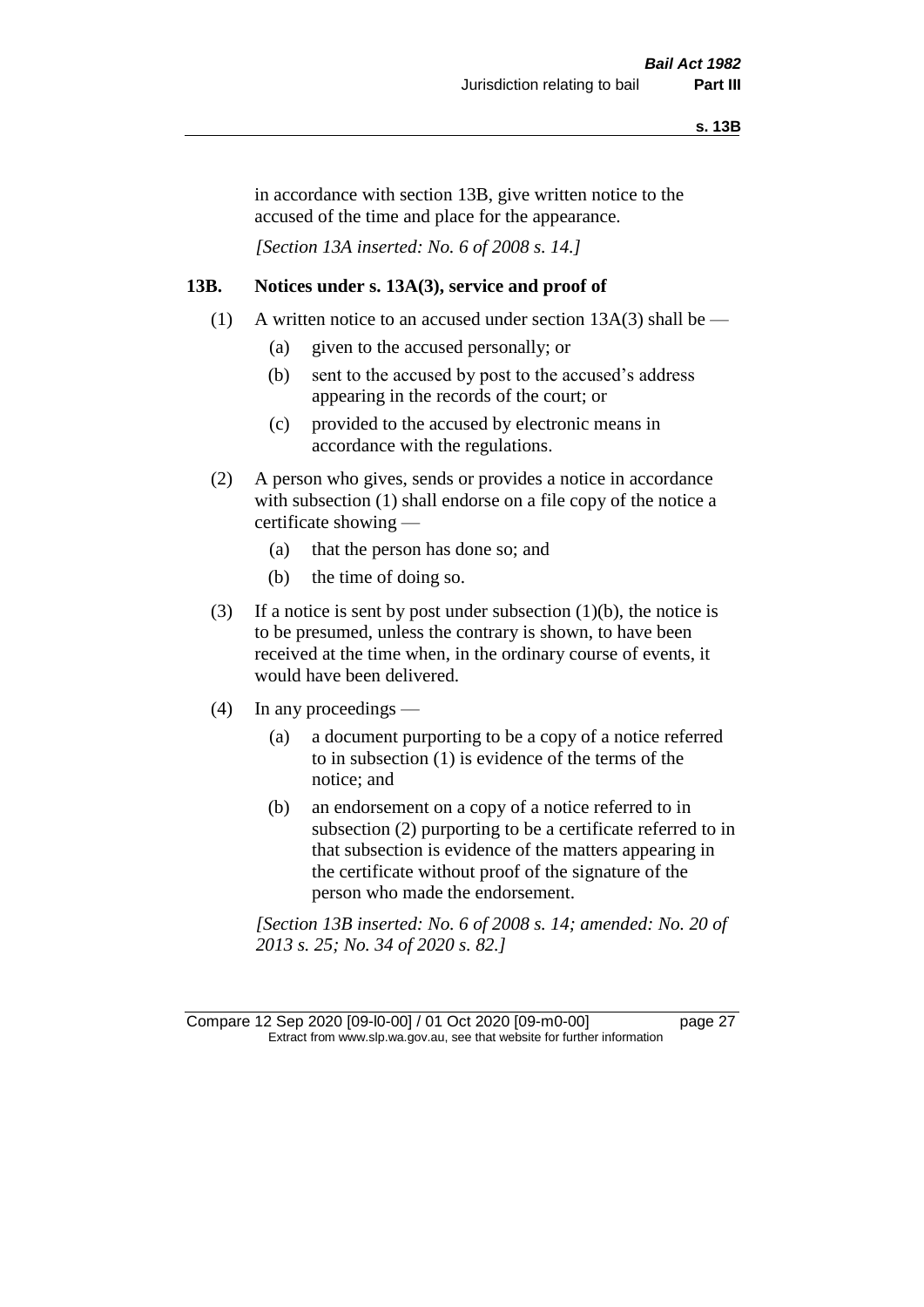in accordance with section 13B, give written notice to the accused of the time and place for the appearance.

*[Section 13A inserted: No. 6 of 2008 s. 14.]*

## 13B. Notices under s. 13A(3), service and proof of

(1) A written notice to an accused under section 13A(3) shall be —

- (a) given to the accused personally; or
- (b) sent to the accused by post to the accused's address appearing in the records of the court; or
- (c) provided to the accused by electronic means in accordance with the regulations.

(2) A person who gives, sends or provides a notice in accordance with subsection (1) shall endorse on a file copy of the notice a certificate showing —

- (a) that the person has done so; and
- (b) the time of doing so.

(3) If a notice is sent by post under subsection (1)(b), the notice is to be presumed, unless the contrary is shown, to have been received at the time when, in the ordinary course of events, it would have been delivered.

(4) In any proceedings —

- (a) a document purporting to be a copy of a notice referred to in subsection (1) is evidence of the terms of the notice; and
- (b) an endorsement on a copy of a notice referred to in subsection (2) purporting to be a certificate referred to in that subsection is evidence of the matters appearing in the certificate without proof of the signature of the person who made the endorsement.

*[Section 13B inserted: No. 6 of 2008 s. 14; amended: No. 20 of 2013 s. 25; No. 34 of 2020 s. 82.]*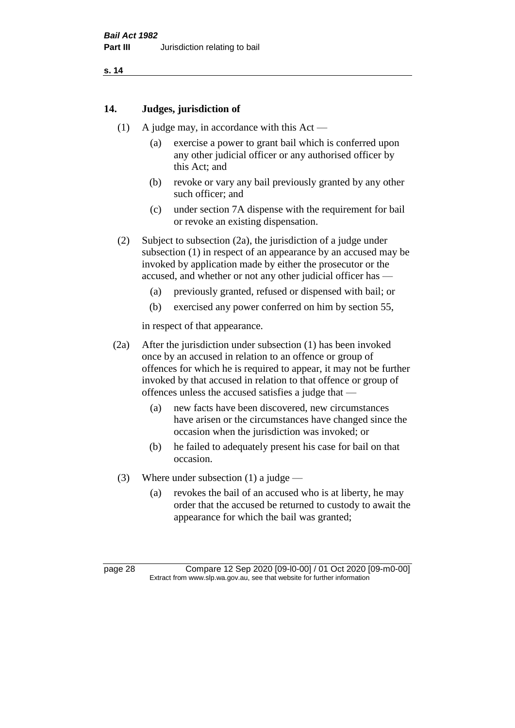## 14. Judges, jurisdiction of

(1) A judge may, in accordance with this Act —

(a) exercise a power to grant bail which is conferred upon any other judicial officer or any authorised officer by this Act; and

(b) revoke or vary any bail previously granted by any other such officer; and

(c) under section 7A dispense with the requirement for bail or revoke an existing dispensation.

(2) Subject to subsection (2a), the jurisdiction of a judge under subsection (1) in respect of an appearance by an accused may be invoked by application made by either the prosecutor or the accused, and whether or not any other judicial officer has —

(a) previously granted, refused or dispensed with bail; or

(b) exercised any power conferred on him by section 55,

in respect of that appearance.

(2a) After the jurisdiction under subsection (1) has been invoked once by an accused in relation to an offence or group of offences for which he is required to appear, it may not be further invoked by that accused in relation to that offence or group of offences unless the accused satisfies a judge that —

(a) new facts have been discovered, new circumstances have arisen or the circumstances have changed since the occasion when the jurisdiction was invoked; or

(b) he failed to adequately present his case for bail on that occasion.

(3) Where under subsection (1) a judge —

(a) revokes the bail of an accused who is at liberty, he may order that the accused be returned to custody to await the appearance for which the bail was granted;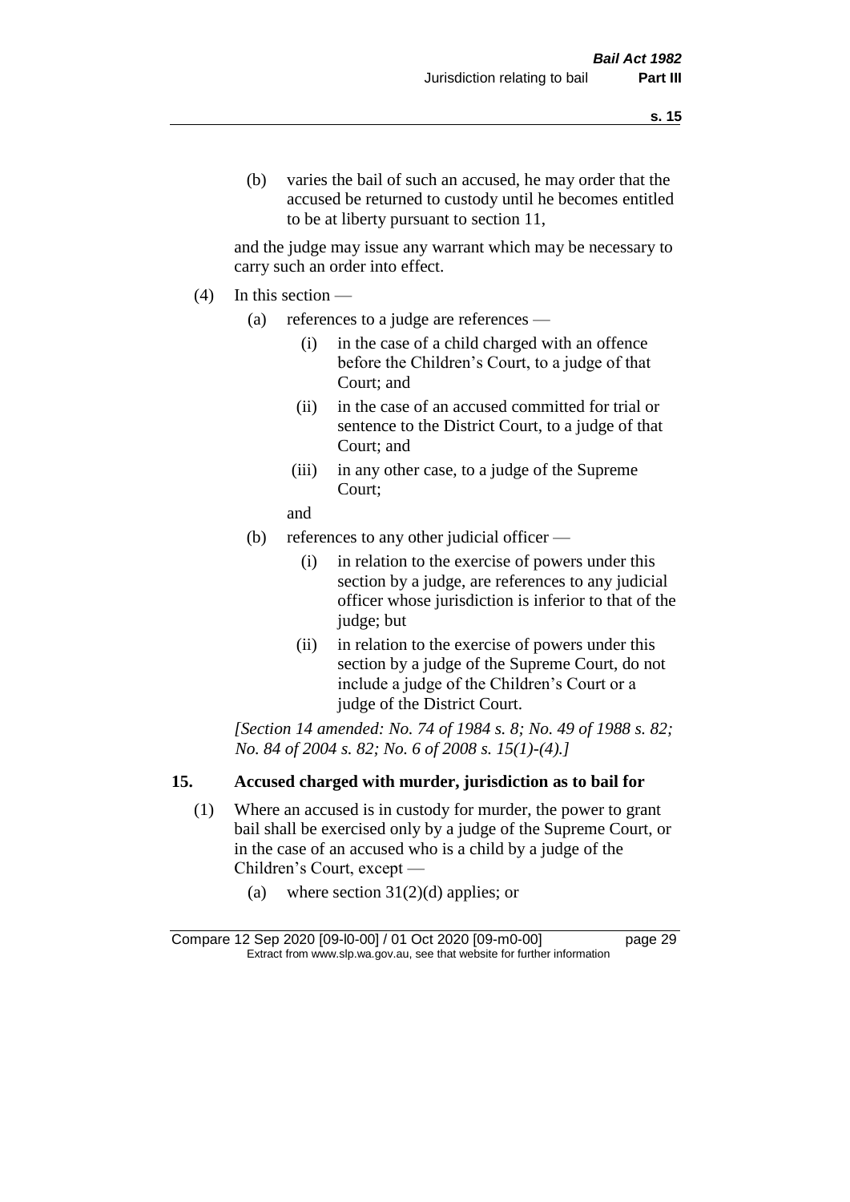(b) varies the bail of such an accused, he may order that the accused be returned to custody until he becomes entitled to be at liberty pursuant to section 11,

and the judge may issue any warrant which may be necessary to carry such an order into effect.

(4) In this section —

(a) references to a judge are references —

(i) in the case of a child charged with an offence before the Children's Court, to a judge of that Court; and

(ii) in the case of an accused committed for trial or sentence to the District Court, to a judge of that Court; and

(iii) in any other case, to a judge of the Supreme Court;

and

(b) references to any other judicial officer —

(i) in relation to the exercise of powers under this section by a judge, are references to any judicial officer whose jurisdiction is inferior to that of the judge; but

(ii) in relation to the exercise of powers under this section by a judge of the Supreme Court, do not include a judge of the Children's Court or a judge of the District Court.

*[Section 14 amended: No. 74 of 1984 s. 8; No. 49 of 1988 s. 82; No. 84 of 2004 s. 82; No. 6 of 2008 s. 15(1)-(4).]*

## 15. Accused charged with murder, jurisdiction as to bail for

(1) Where an accused is in custody for murder, the power to grant bail shall be exercised only by a judge of the Supreme Court, or in the case of an accused who is a child by a judge of the Children's Court, except —

(a) where section 31(2)(d) applies; or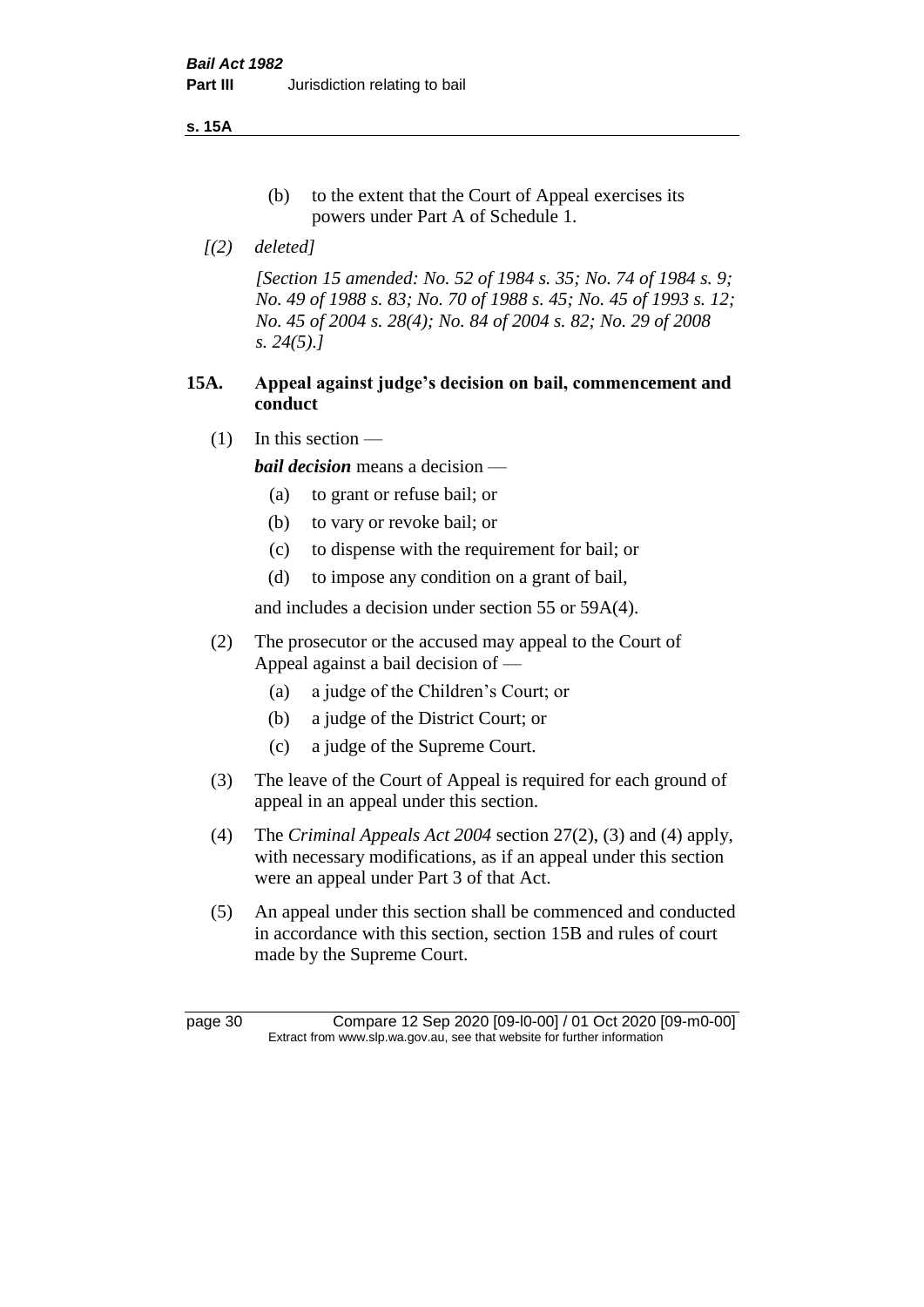(b) to the extent that the Court of Appeal exercises its powers under Part A of Schedule 1.

*[(2) deleted]*

*[Section 15 amended: No. 52 of 1984 s. 35; No. 74 of 1984 s. 9; No. 49 of 1988 s. 83; No. 70 of 1988 s. 45; No. 45 of 1993 s. 12; No. 45 of 2004 s. 28(4); No. 84 of 2004 s. 82; No. 29 of 2008 s. 24(5).]*

### 15A. Appeal against judge's decision on bail, commencement and conduct

(1) In this section —

***bail decision*** means a decision —

(a) to grant or refuse bail; or

(b) to vary or revoke bail; or

(c) to dispense with the requirement for bail; or

(d) to impose any condition on a grant of bail,

and includes a decision under section 55 or 59A(4).

(2) The prosecutor or the accused may appeal to the Court of Appeal against a bail decision of —

(a) a judge of the Children's Court; or

(b) a judge of the District Court; or

(c) a judge of the Supreme Court.

(3) The leave of the Court of Appeal is required for each ground of appeal in an appeal under this section.

(4) The *Criminal Appeals Act 2004* section 27(2), (3) and (4) apply, with necessary modifications, as if an appeal under this section were an appeal under Part 3 of that Act.

(5) An appeal under this section shall be commenced and conducted in accordance with this section, section 15B and rules of court made by the Supreme Court.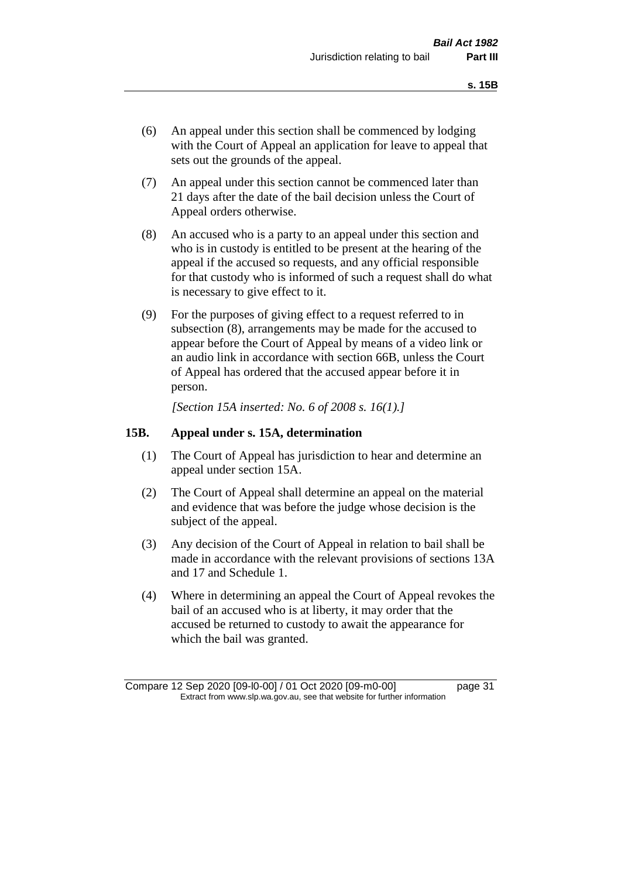(6) An appeal under this section shall be commenced by lodging with the Court of Appeal an application for leave to appeal that sets out the grounds of the appeal.

(7) An appeal under this section cannot be commenced later than 21 days after the date of the bail decision unless the Court of Appeal orders otherwise.

(8) An accused who is a party to an appeal under this section and who is in custody is entitled to be present at the hearing of the appeal if the accused so requests, and any official responsible for that custody who is informed of such a request shall do what is necessary to give effect to it.

(9) For the purposes of giving effect to a request referred to in subsection (8), arrangements may be made for the accused to appear before the Court of Appeal by means of a video link or an audio link in accordance with section 66B, unless the Court of Appeal has ordered that the accused appear before it in person.

*[Section 15A inserted: No. 6 of 2008 s. 16(1).]*

### 15B. Appeal under s. 15A, determination

(1) The Court of Appeal has jurisdiction to hear and determine an appeal under section 15A.

(2) The Court of Appeal shall determine an appeal on the material and evidence that was before the judge whose decision is the subject of the appeal.

(3) Any decision of the Court of Appeal in relation to bail shall be made in accordance with the relevant provisions of sections 13A and 17 and Schedule 1.

(4) Where in determining an appeal the Court of Appeal revokes the bail of an accused who is at liberty, it may order that the accused be returned to custody to await the appearance for which the bail was granted.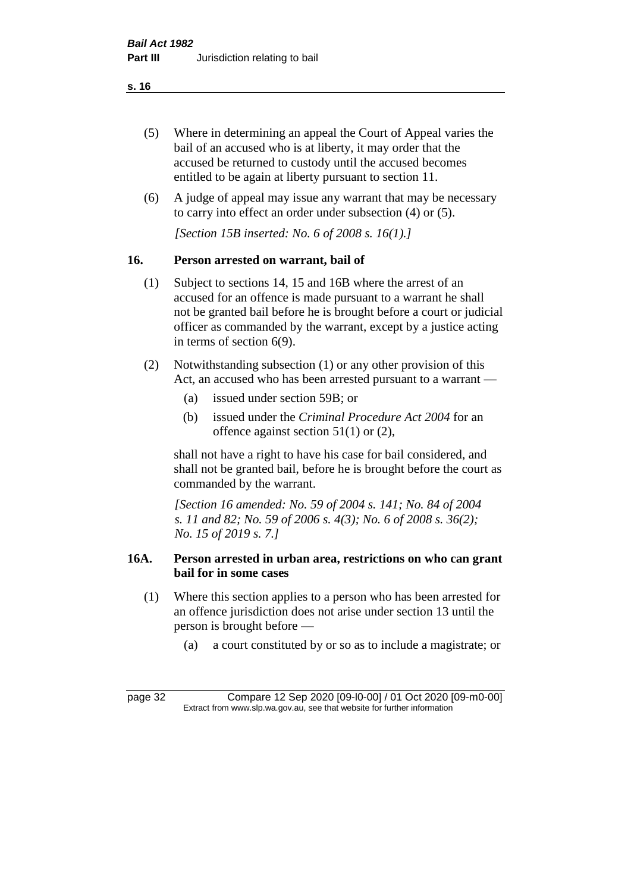(5) Where in determining an appeal the Court of Appeal varies the bail of an accused who is at liberty, it may order that the accused be returned to custody until the accused becomes entitled to be again at liberty pursuant to section 11.

(6) A judge of appeal may issue any warrant that may be necessary to carry into effect an order under subsection (4) or (5).

*[Section 15B inserted: No. 6 of 2008 s. 16(1).]*

## 16. Person arrested on warrant, bail of

(1) Subject to sections 14, 15 and 16B where the arrest of an accused for an offence is made pursuant to a warrant he shall not be granted bail before he is brought before a court or judicial officer as commanded by the warrant, except by a justice acting in terms of section 6(9).

(2) Notwithstanding subsection (1) or any other provision of this Act, an accused who has been arrested pursuant to a warrant —

- (a) issued under section 59B; or
- (b) issued under the *Criminal Procedure Act 2004* for an offence against section 51(1) or (2),

shall not have a right to have his case for bail considered, and shall not be granted bail, before he is brought before the court as commanded by the warrant.

*[Section 16 amended: No. 59 of 2004 s. 141; No. 84 of 2004 s. 11 and 82; No. 59 of 2006 s. 4(3); No. 6 of 2008 s. 36(2); No. 15 of 2019 s. 7.]*

## 16A. Person arrested in urban area, restrictions on who can grant bail for in some cases

(1) Where this section applies to a person who has been arrested for an offence jurisdiction does not arise under section 13 until the person is brought before —

- (a) a court constituted by or so as to include a magistrate; or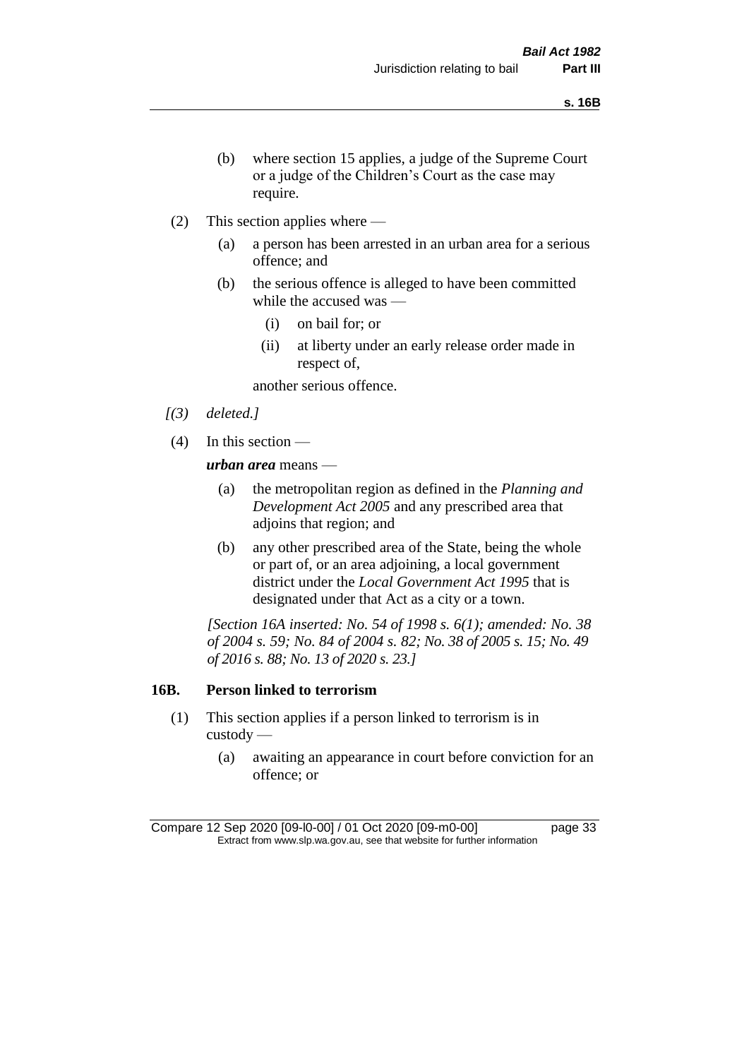(b) where section 15 applies, a judge of the Supreme Court or a judge of the Children's Court as the case may require.

(2) This section applies where —

(a) a person has been arrested in an urban area for a serious offence; and

(b) the serious offence is alleged to have been committed while the accused was —

(i) on bail for; or

(ii) at liberty under an early release order made in respect of,

another serious offence.

*[(3) deleted.]*

(4) In this section —

***urban area*** means —

(a) the metropolitan region as defined in the *Planning and Development Act 2005* and any prescribed area that adjoins that region; and

(b) any other prescribed area of the State, being the whole or part of, or an area adjoining, a local government district under the *Local Government Act 1995* that is designated under that Act as a city or a town.

*[Section 16A inserted: No. 54 of 1998 s. 6(1); amended: No. 38 of 2004 s. 59; No. 84 of 2004 s. 82; No. 38 of 2005 s. 15; No. 49 of 2016 s. 88; No. 13 of 2020 s. 23.]*

## 16B. Person linked to terrorism

(1) This section applies if a person linked to terrorism is in custody —

(a) awaiting an appearance in court before conviction for an offence; or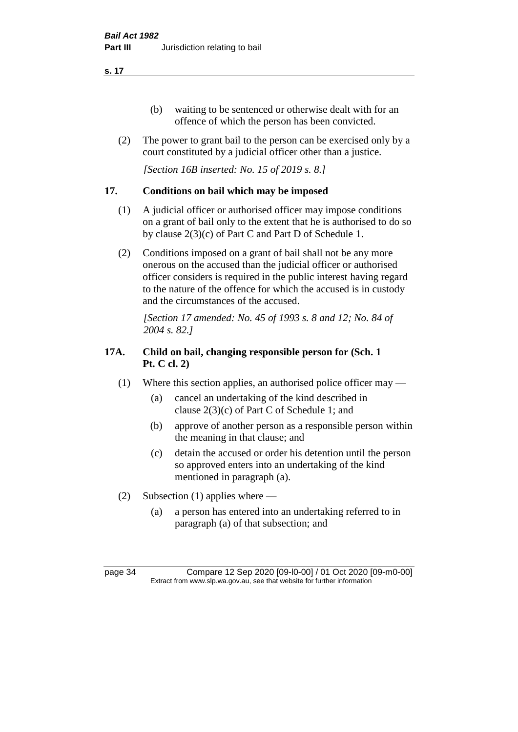(b) waiting to be sentenced or otherwise dealt with for an offence of which the person has been convicted.

(2) The power to grant bail to the person can be exercised only by a court constituted by a judicial officer other than a justice.

*[Section 16B inserted: No. 15 of 2019 s. 8.]*

## 17. Conditions on bail which may be imposed

(1) A judicial officer or authorised officer may impose conditions on a grant of bail only to the extent that he is authorised to do so by clause 2(3)(c) of Part C and Part D of Schedule 1.

(2) Conditions imposed on a grant of bail shall not be any more onerous on the accused than the judicial officer or authorised officer considers is required in the public interest having regard to the nature of the offence for which the accused is in custody and the circumstances of the accused.

*[Section 17 amended: No. 45 of 1993 s. 8 and 12; No. 84 of 2004 s. 82.]*

## 17A. Child on bail, changing responsible person for (Sch. 1 Pt. C cl. 2)

(1) Where this section applies, an authorised police officer may —

(a) cancel an undertaking of the kind described in clause 2(3)(c) of Part C of Schedule 1; and

(b) approve of another person as a responsible person within the meaning in that clause; and

(c) detain the accused or order his detention until the person so approved enters into an undertaking of the kind mentioned in paragraph (a).

(2) Subsection (1) applies where —

(a) a person has entered into an undertaking referred to in paragraph (a) of that subsection; and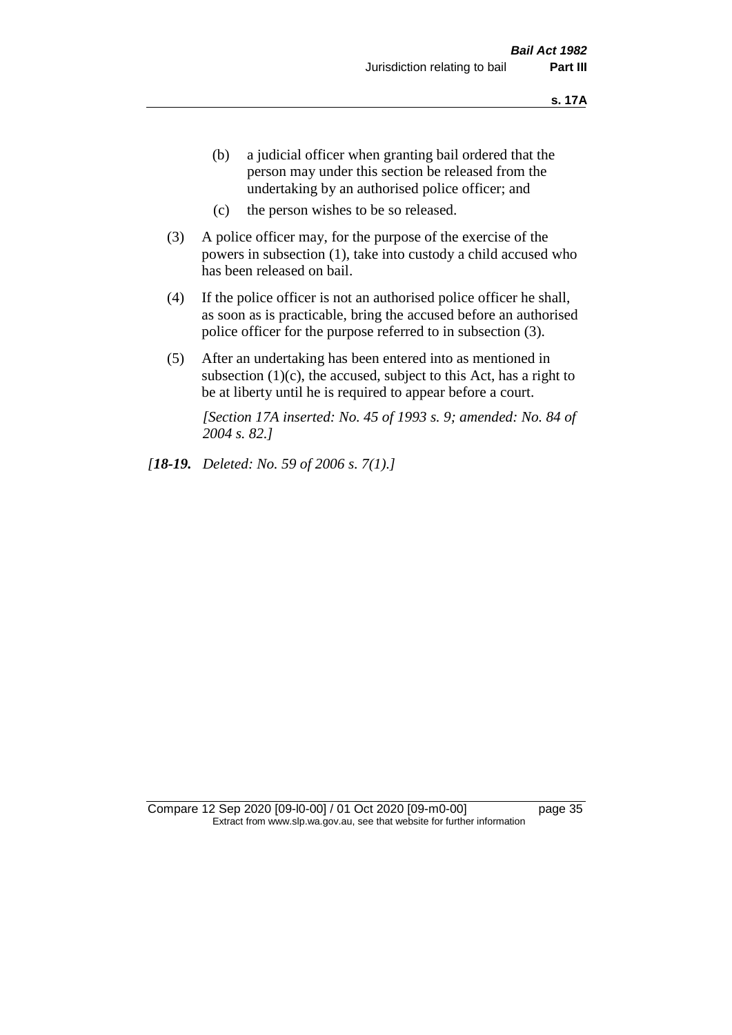(b) a judicial officer when granting bail ordered that the person may under this section be released from the undertaking by an authorised police officer; and

(c) the person wishes to be so released.

(3) A police officer may, for the purpose of the exercise of the powers in subsection (1), take into custody a child accused who has been released on bail.

(4) If the police officer is not an authorised police officer he shall, as soon as is practicable, bring the accused before an authorised police officer for the purpose referred to in subsection (3).

(5) After an undertaking has been entered into as mentioned in subsection (1)(c), the accused, subject to this Act, has a right to be at liberty until he is required to appear before a court.

*[Section 17A inserted: No. 45 of 1993 s. 9; amended: No. 84 of 2004 s. 82.]*

*[**18-19.** Deleted: No. 59 of 2006 s. 7(1).]*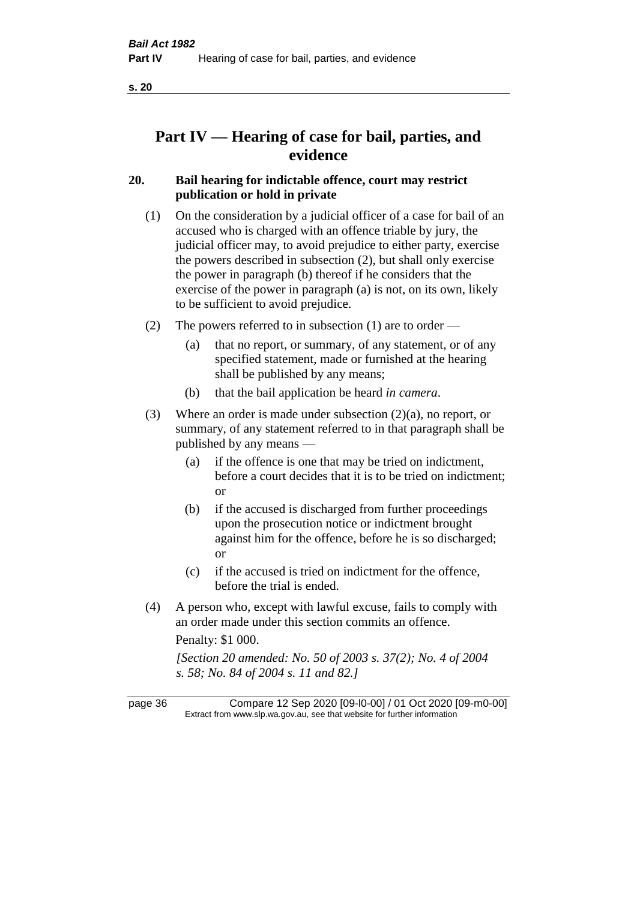# Part IV — Hearing of case for bail, parties, and evidence

## 20. Bail hearing for indictable offence, court may restrict publication or hold in private

(1) On the consideration by a judicial officer of a case for bail of an accused who is charged with an offence triable by jury, the judicial officer may, to avoid prejudice to either party, exercise the powers described in subsection (2), but shall only exercise the power in paragraph (b) thereof if he considers that the exercise of the power in paragraph (a) is not, on its own, likely to be sufficient to avoid prejudice.

(2) The powers referred to in subsection (1) are to order —

- (a) that no report, or summary, of any statement, or of any specified statement, made or furnished at the hearing shall be published by any means;
- (b) that the bail application be heard *in camera*.

(3) Where an order is made under subsection (2)(a), no report, or summary, of any statement referred to in that paragraph shall be published by any means —

- (a) if the offence is one that may be tried on indictment, before a court decides that it is to be tried on indictment; or
- (b) if the accused is discharged from further proceedings upon the prosecution notice or indictment brought against him for the offence, before he is so discharged; or
- (c) if the accused is tried on indictment for the offence, before the trial is ended.

(4) A person who, except with lawful excuse, fails to comply with an order made under this section commits an offence.

Penalty: $1 000.

*[Section 20 amended: No. 50 of 2003 s. 37(2); No. 4 of 2004 s. 58; No. 84 of 2004 s. 11 and 82.]*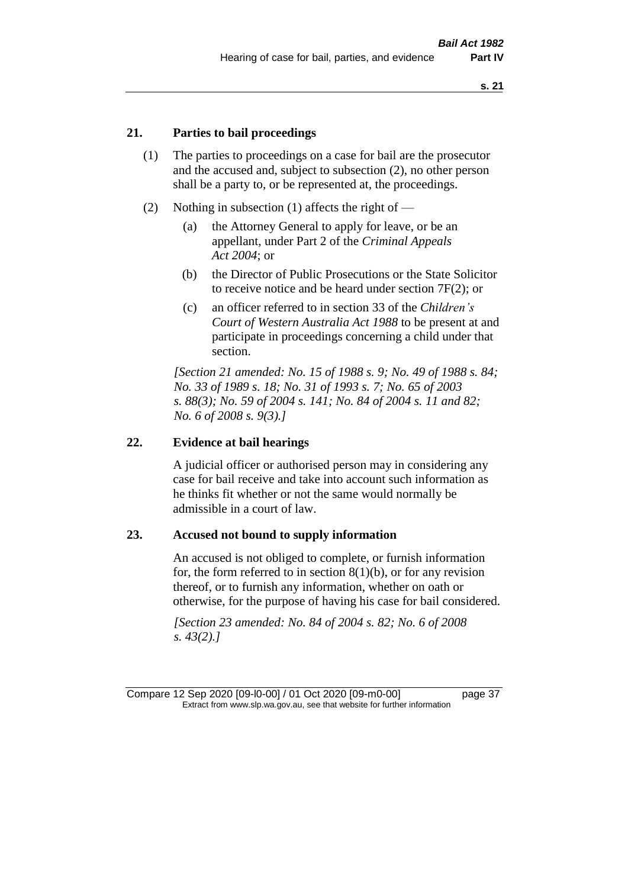## 21. Parties to bail proceedings

(1) The parties to proceedings on a case for bail are the prosecutor and the accused and, subject to subsection (2), no other person shall be a party to, or be represented at, the proceedings.

(2) Nothing in subsection (1) affects the right of —

(a) the Attorney General to apply for leave, or be an appellant, under Part 2 of the *Criminal Appeals Act 2004*; or

(b) the Director of Public Prosecutions or the State Solicitor to receive notice and be heard under section 7F(2); or

(c) an officer referred to in section 33 of the *Children's Court of Western Australia Act 1988* to be present at and participate in proceedings concerning a child under that section.

*[Section 21 amended: No. 15 of 1988 s. 9; No. 49 of 1988 s. 84; No. 33 of 1989 s. 18; No. 31 of 1993 s. 7; No. 65 of 2003 s. 88(3); No. 59 of 2004 s. 141; No. 84 of 2004 s. 11 and 82; No. 6 of 2008 s. 9(3).]*

## 22. Evidence at bail hearings

A judicial officer or authorised person may in considering any case for bail receive and take into account such information as he thinks fit whether or not the same would normally be admissible in a court of law.

## 23. Accused not bound to supply information

An accused is not obliged to complete, or furnish information for, the form referred to in section 8(1)(b), or for any revision thereof, or to furnish any information, whether on oath or otherwise, for the purpose of having his case for bail considered.

*[Section 23 amended: No. 84 of 2004 s. 82; No. 6 of 2008 s. 43(2).]*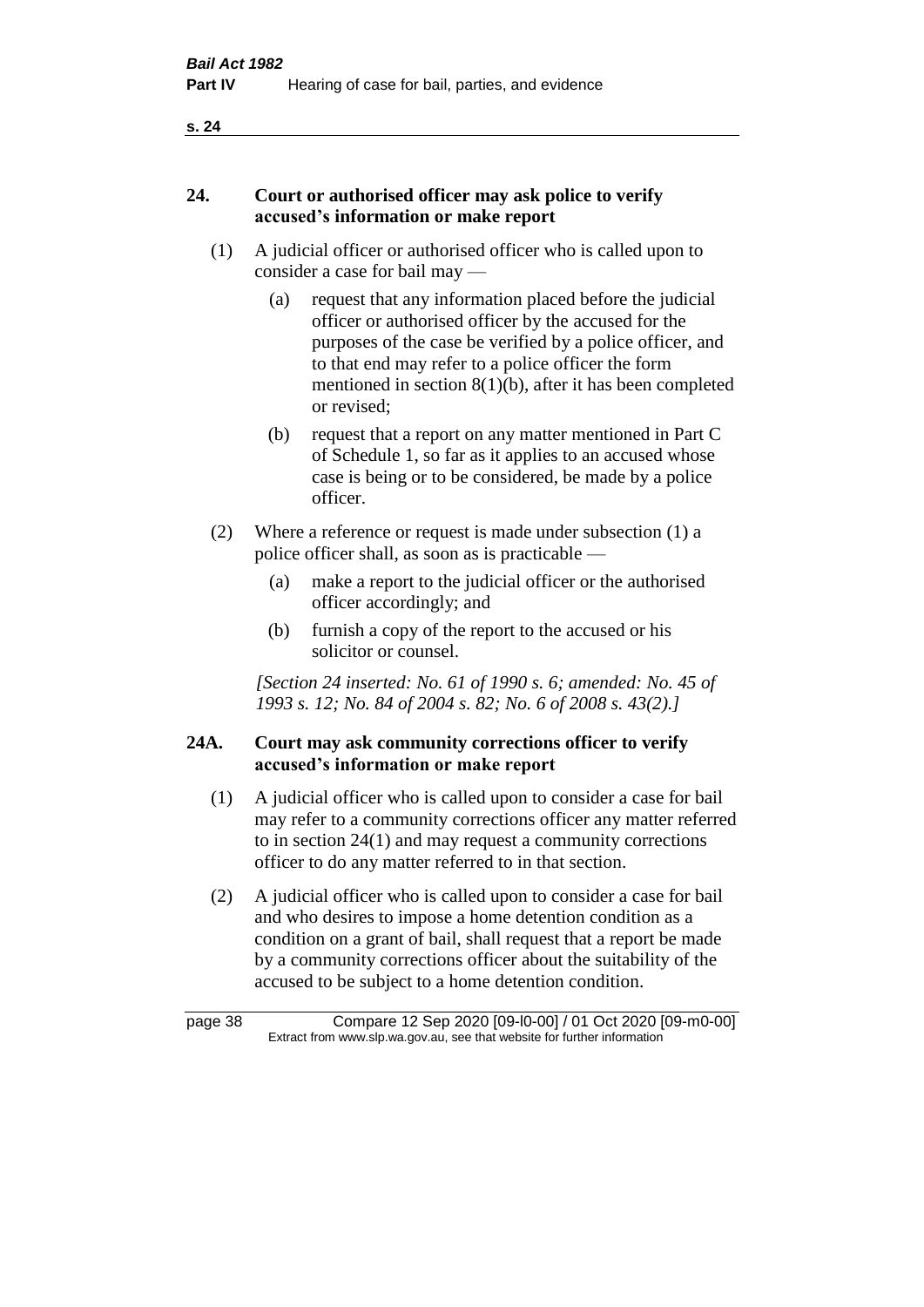## 24. Court or authorised officer may ask police to verify accused's information or make report

(1) A judicial officer or authorised officer who is called upon to consider a case for bail may —

(a) request that any information placed before the judicial officer or authorised officer by the accused for the purposes of the case be verified by a police officer, and to that end may refer to a police officer the form mentioned in section 8(1)(b), after it has been completed or revised;

(b) request that a report on any matter mentioned in Part C of Schedule 1, so far as it applies to an accused whose case is being or to be considered, be made by a police officer.

(2) Where a reference or request is made under subsection (1) a police officer shall, as soon as is practicable —

(a) make a report to the judicial officer or the authorised officer accordingly; and

(b) furnish a copy of the report to the accused or his solicitor or counsel.

*[Section 24 inserted: No. 61 of 1990 s. 6; amended: No. 45 of 1993 s. 12; No. 84 of 2004 s. 82; No. 6 of 2008 s. 43(2).]*

## 24A. Court may ask community corrections officer to verify accused's information or make report

(1) A judicial officer who is called upon to consider a case for bail may refer to a community corrections officer any matter referred to in section 24(1) and may request a community corrections officer to do any matter referred to in that section.

(2) A judicial officer who is called upon to consider a case for bail and who desires to impose a home detention condition as a condition on a grant of bail, shall request that a report be made by a community corrections officer about the suitability of the accused to be subject to a home detention condition.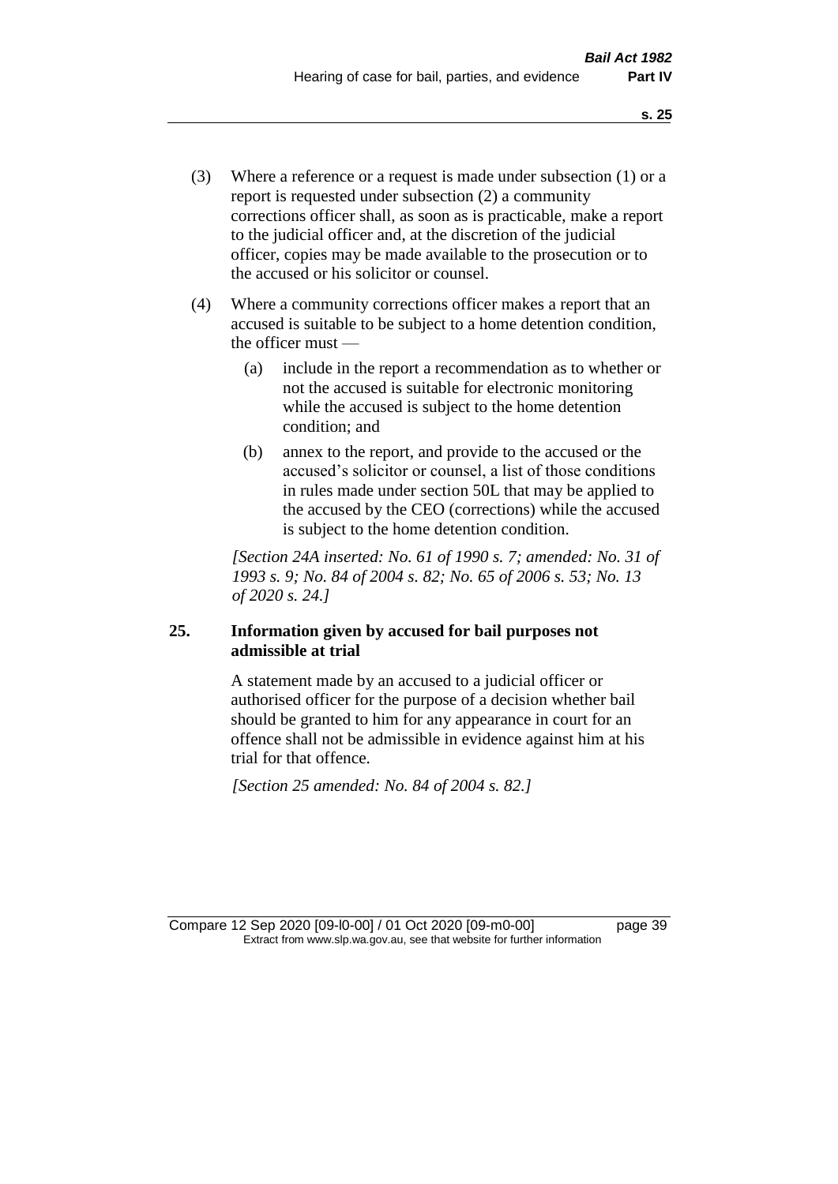(3) Where a reference or a request is made under subsection (1) or a report is requested under subsection (2) a community corrections officer shall, as soon as is practicable, make a report to the judicial officer and, at the discretion of the judicial officer, copies may be made available to the prosecution or to the accused or his solicitor or counsel.

(4) Where a community corrections officer makes a report that an accused is suitable to be subject to a home detention condition, the officer must —

   (a) include in the report a recommendation as to whether or not the accused is suitable for electronic monitoring while the accused is subject to the home detention condition; and

   (b) annex to the report, and provide to the accused or the accused's solicitor or counsel, a list of those conditions in rules made under section 50L that may be applied to the accused by the CEO (corrections) while the accused is subject to the home detention condition.

*[Section 24A inserted: No. 61 of 1990 s. 7; amended: No. 31 of 1993 s. 9; No. 84 of 2004 s. 82; No. 65 of 2006 s. 53; No. 13 of 2020 s. 24.]*

**25. Information given by accused for bail purposes not admissible at trial**

A statement made by an accused to a judicial officer or authorised officer for the purpose of a decision whether bail should be granted to him for any appearance in court for an offence shall not be admissible in evidence against him at his trial for that offence.

*[Section 25 amended: No. 84 of 2004 s. 82.]*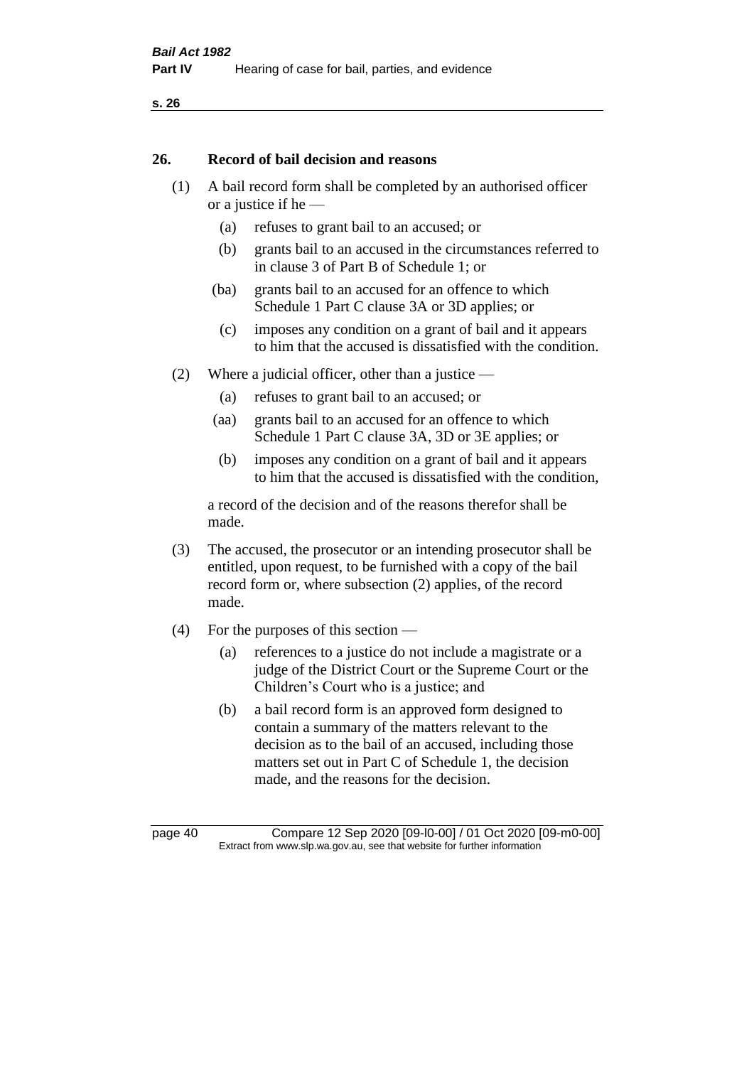## 26. Record of bail decision and reasons

(1) A bail record form shall be completed by an authorised officer or a justice if he —

(a) refuses to grant bail to an accused; or

(b) grants bail to an accused in the circumstances referred to in clause 3 of Part B of Schedule 1; or

(ba) grants bail to an accused for an offence to which Schedule 1 Part C clause 3A or 3D applies; or

(c) imposes any condition on a grant of bail and it appears to him that the accused is dissatisfied with the condition.

(2) Where a judicial officer, other than a justice —

(a) refuses to grant bail to an accused; or

(aa) grants bail to an accused for an offence to which Schedule 1 Part C clause 3A, 3D or 3E applies; or

(b) imposes any condition on a grant of bail and it appears to him that the accused is dissatisfied with the condition,

a record of the decision and of the reasons therefor shall be made.

(3) The accused, the prosecutor or an intending prosecutor shall be entitled, upon request, to be furnished with a copy of the bail record form or, where subsection (2) applies, of the record made.

(4) For the purposes of this section —

(a) references to a justice do not include a magistrate or a judge of the District Court or the Supreme Court or the Children's Court who is a justice; and

(b) a bail record form is an approved form designed to contain a summary of the matters relevant to the decision as to the bail of an accused, including those matters set out in Part C of Schedule 1, the decision made, and the reasons for the decision.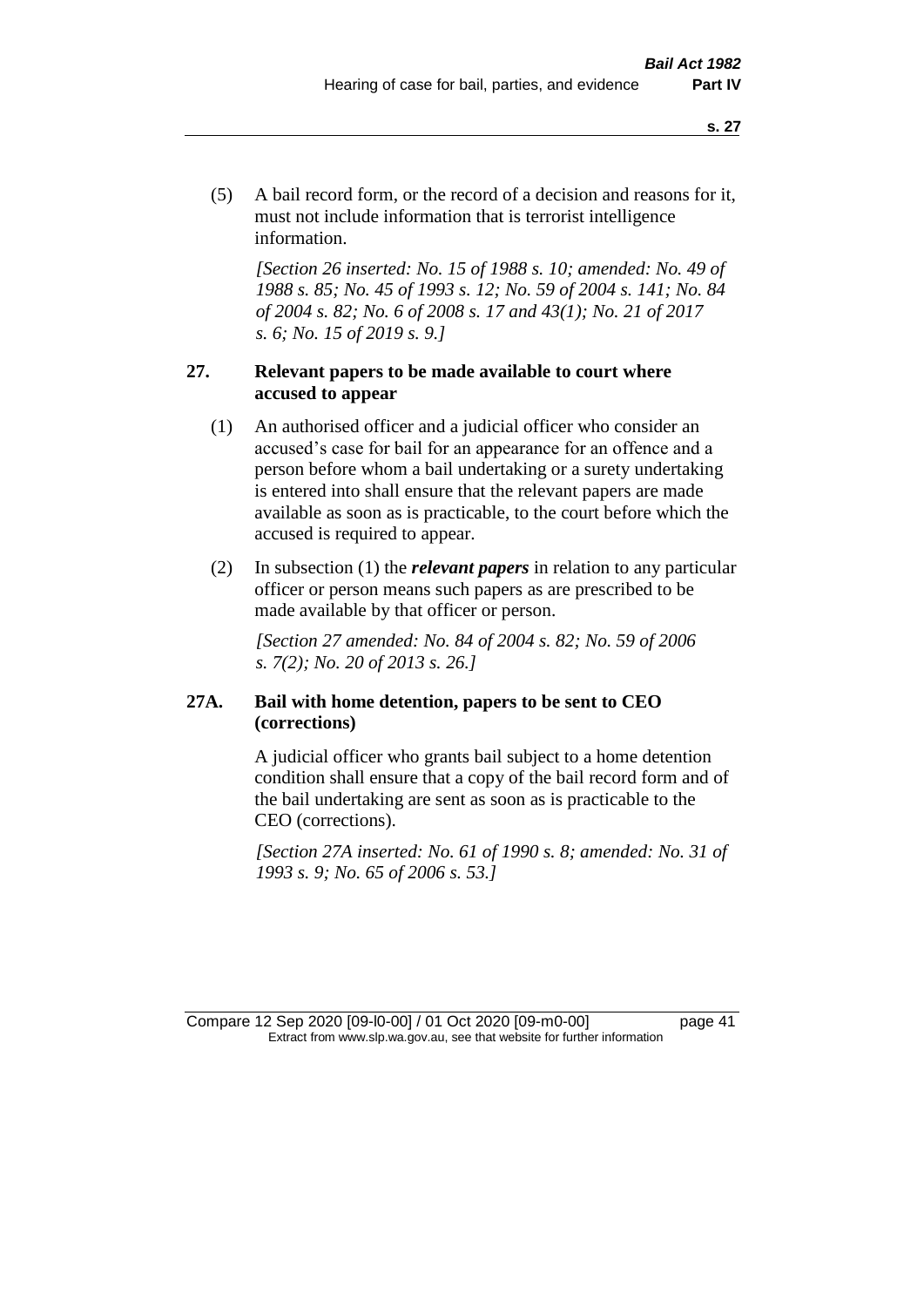(5) A bail record form, or the record of a decision and reasons for it, must not include information that is terrorist intelligence information.

*[Section 26 inserted: No. 15 of 1988 s. 10; amended: No. 49 of 1988 s. 85; No. 45 of 1993 s. 12; No. 59 of 2004 s. 141; No. 84 of 2004 s. 82; No. 6 of 2008 s. 17 and 43(1); No. 21 of 2017 s. 6; No. 15 of 2019 s. 9.]*

### 27. Relevant papers to be made available to court where accused to appear

(1) An authorised officer and a judicial officer who consider an accused's case for bail for an appearance for an offence and a person before whom a bail undertaking or a surety undertaking is entered into shall ensure that the relevant papers are made available as soon as is practicable, to the court before which the accused is required to appear.

(2) In subsection (1) the ***relevant papers*** in relation to any particular officer or person means such papers as are prescribed to be made available by that officer or person.

*[Section 27 amended: No. 84 of 2004 s. 82; No. 59 of 2006 s. 7(2); No. 20 of 2013 s. 26.]*

### 27A. Bail with home detention, papers to be sent to CEO (corrections)

A judicial officer who grants bail subject to a home detention condition shall ensure that a copy of the bail record form and of the bail undertaking are sent as soon as is practicable to the CEO (corrections).

*[Section 27A inserted: No. 61 of 1990 s. 8; amended: No. 31 of 1993 s. 9; No. 65 of 2006 s. 53.]*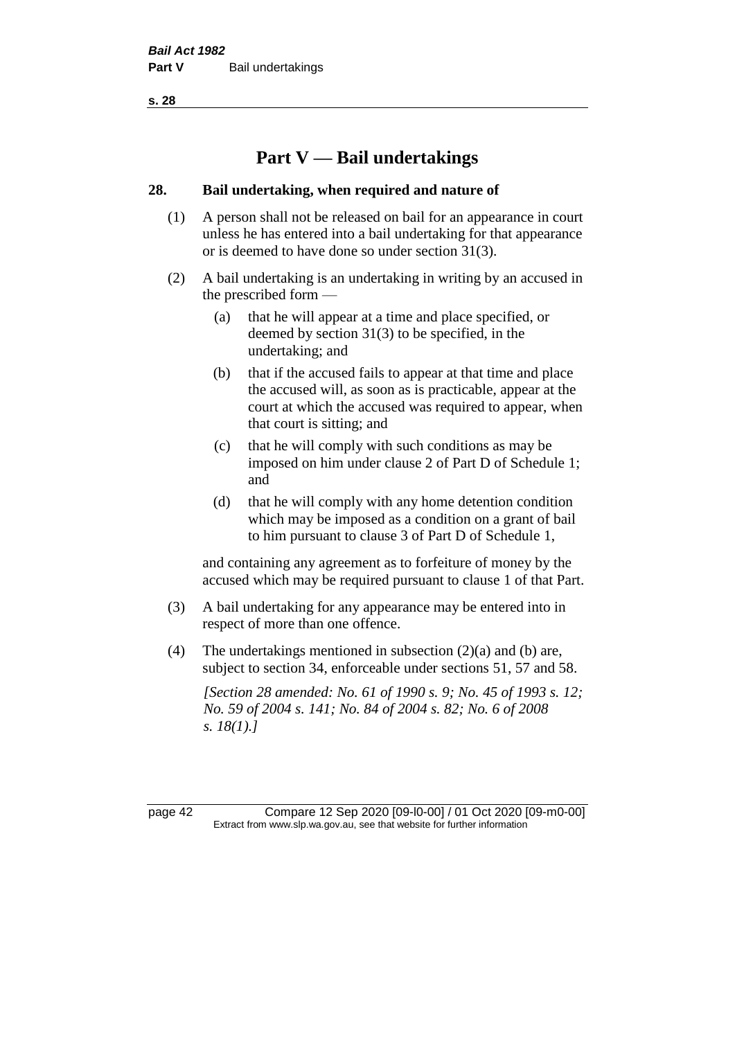# Part V — Bail undertakings

## 28. Bail undertaking, when required and nature of

(1) A person shall not be released on bail for an appearance in court unless he has entered into a bail undertaking for that appearance or is deemed to have done so under section 31(3).

(2) A bail undertaking is an undertaking in writing by an accused in the prescribed form —

   (a) that he will appear at a time and place specified, or deemed by section 31(3) to be specified, in the undertaking; and

   (b) that if the accused fails to appear at that time and place the accused will, as soon as is practicable, appear at the court at which the accused was required to appear, when that court is sitting; and

   (c) that he will comply with such conditions as may be imposed on him under clause 2 of Part D of Schedule 1; and

   (d) that he will comply with any home detention condition which may be imposed as a condition on a grant of bail to him pursuant to clause 3 of Part D of Schedule 1,

and containing any agreement as to forfeiture of money by the accused which may be required pursuant to clause 1 of that Part.

(3) A bail undertaking for any appearance may be entered into in respect of more than one offence.

(4) The undertakings mentioned in subsection (2)(a) and (b) are, subject to section 34, enforceable under sections 51, 57 and 58.

*[Section 28 amended: No. 61 of 1990 s. 9; No. 45 of 1993 s. 12; No. 59 of 2004 s. 141; No. 84 of 2004 s. 82; No. 6 of 2008 s. 18(1).]*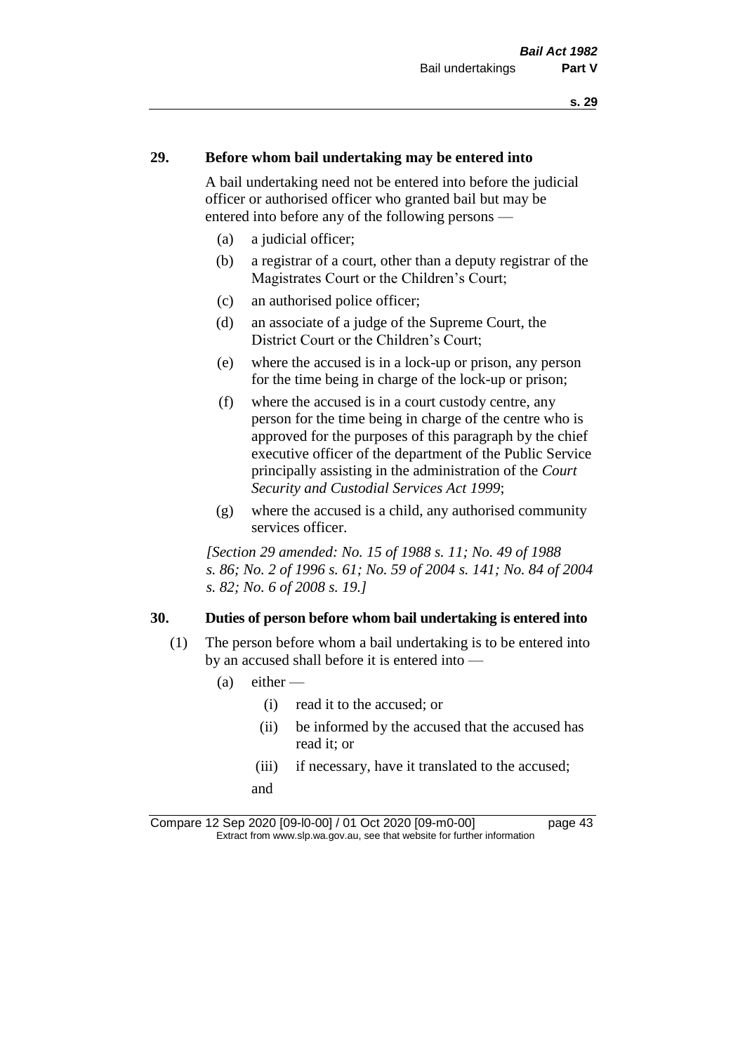## 29. Before whom bail undertaking may be entered into

A bail undertaking need not be entered into before the judicial officer or authorised officer who granted bail but may be entered into before any of the following persons —

- (a) a judicial officer;
- (b) a registrar of a court, other than a deputy registrar of the Magistrates Court or the Children's Court;
- (c) an authorised police officer;
- (d) an associate of a judge of the Supreme Court, the District Court or the Children's Court;
- (e) where the accused is in a lock-up or prison, any person for the time being in charge of the lock-up or prison;
- (f) where the accused is in a court custody centre, any person for the time being in charge of the centre who is approved for the purposes of this paragraph by the chief executive officer of the department of the Public Service principally assisting in the administration of the *Court Security and Custodial Services Act 1999*;
- (g) where the accused is a child, any authorised community services officer.

*[Section 29 amended: No. 15 of 1988 s. 11; No. 49 of 1988 s. 86; No. 2 of 1996 s. 61; No. 59 of 2004 s. 141; No. 84 of 2004 s. 82; No. 6 of 2008 s. 19.]*

## 30. Duties of person before whom bail undertaking is entered into

(1) The person before whom a bail undertaking is to be entered into by an accused shall before it is entered into —

- (a) either —
  - (i) read it to the accused; or
  - (ii) be informed by the accused that the accused has read it; or
  - (iii) if necessary, have it translated to the accused;

  and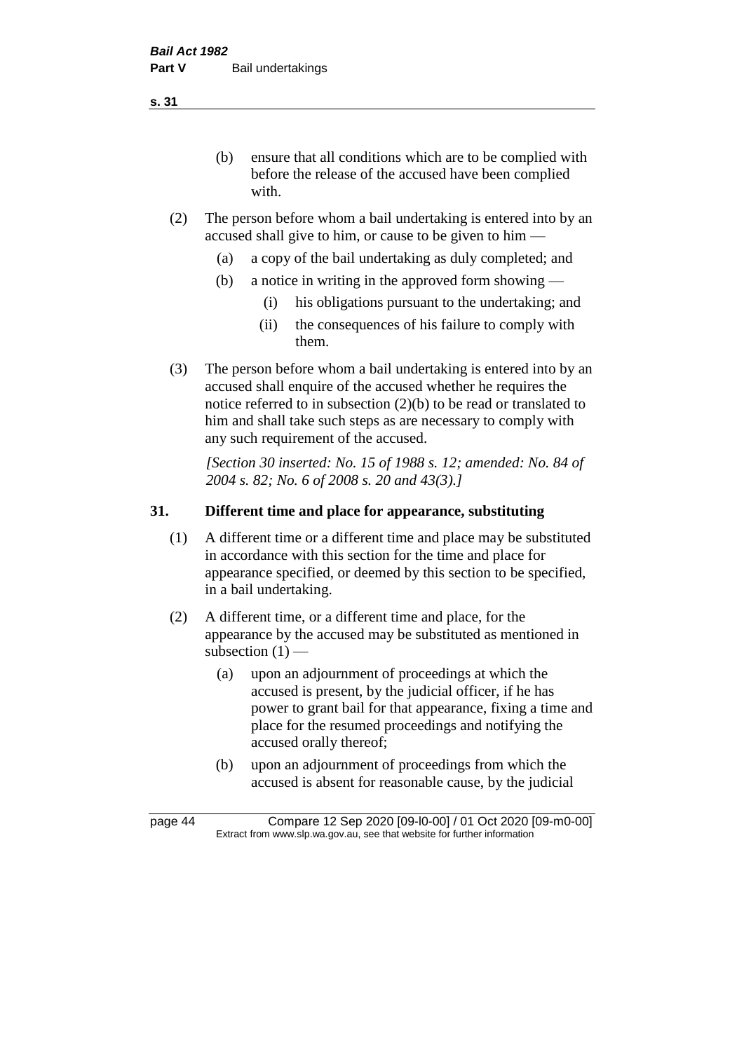(b) ensure that all conditions which are to be complied with before the release of the accused have been complied with.

(2) The person before whom a bail undertaking is entered into by an accused shall give to him, or cause to be given to him —

(a) a copy of the bail undertaking as duly completed; and

(b) a notice in writing in the approved form showing —

(i) his obligations pursuant to the undertaking; and

(ii) the consequences of his failure to comply with them.

(3) The person before whom a bail undertaking is entered into by an accused shall enquire of the accused whether he requires the notice referred to in subsection (2)(b) to be read or translated to him and shall take such steps as are necessary to comply with any such requirement of the accused.

*[Section 30 inserted: No. 15 of 1988 s. 12; amended: No. 84 of 2004 s. 82; No. 6 of 2008 s. 20 and 43(3).]*

## 31. Different time and place for appearance, substituting

(1) A different time or a different time and place may be substituted in accordance with this section for the time and place for appearance specified, or deemed by this section to be specified, in a bail undertaking.

(2) A different time, or a different time and place, for the appearance by the accused may be substituted as mentioned in subsection (1) —

(a) upon an adjournment of proceedings at which the accused is present, by the judicial officer, if he has power to grant bail for that appearance, fixing a time and place for the resumed proceedings and notifying the accused orally thereof;

(b) upon an adjournment of proceedings from which the accused is absent for reasonable cause, by the judicial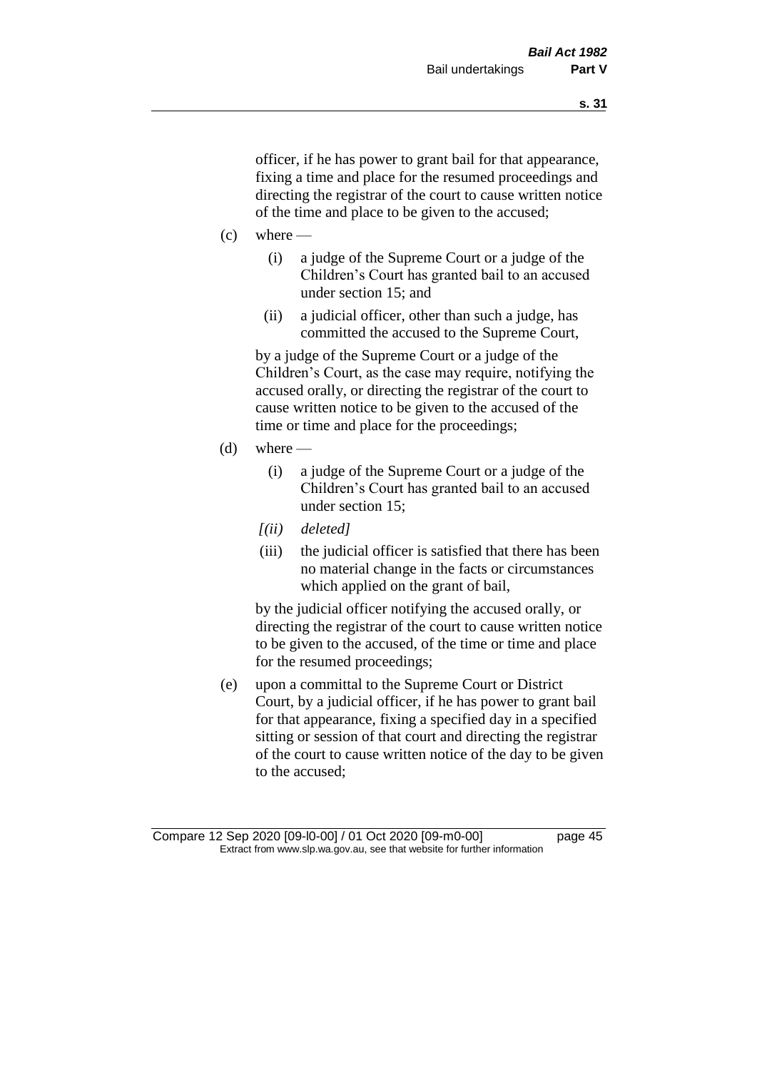officer, if he has power to grant bail for that appearance, fixing a time and place for the resumed proceedings and directing the registrar of the court to cause written notice of the time and place to be given to the accused;

(c) where —

  (i) a judge of the Supreme Court or a judge of the Children's Court has granted bail to an accused under section 15; and

  (ii) a judicial officer, other than such a judge, has committed the accused to the Supreme Court,

by a judge of the Supreme Court or a judge of the Children's Court, as the case may require, notifying the accused orally, or directing the registrar of the court to cause written notice to be given to the accused of the time or time and place for the proceedings;

(d) where —

  (i) a judge of the Supreme Court or a judge of the Children's Court has granted bail to an accused under section 15;

  *[(ii) deleted]*

  (iii) the judicial officer is satisfied that there has been no material change in the facts or circumstances which applied on the grant of bail,

by the judicial officer notifying the accused orally, or directing the registrar of the court to cause written notice to be given to the accused, of the time or time and place for the resumed proceedings;

(e) upon a committal to the Supreme Court or District Court, by a judicial officer, if he has power to grant bail for that appearance, fixing a specified day in a specified sitting or session of that court and directing the registrar of the court to cause written notice of the day to be given to the accused;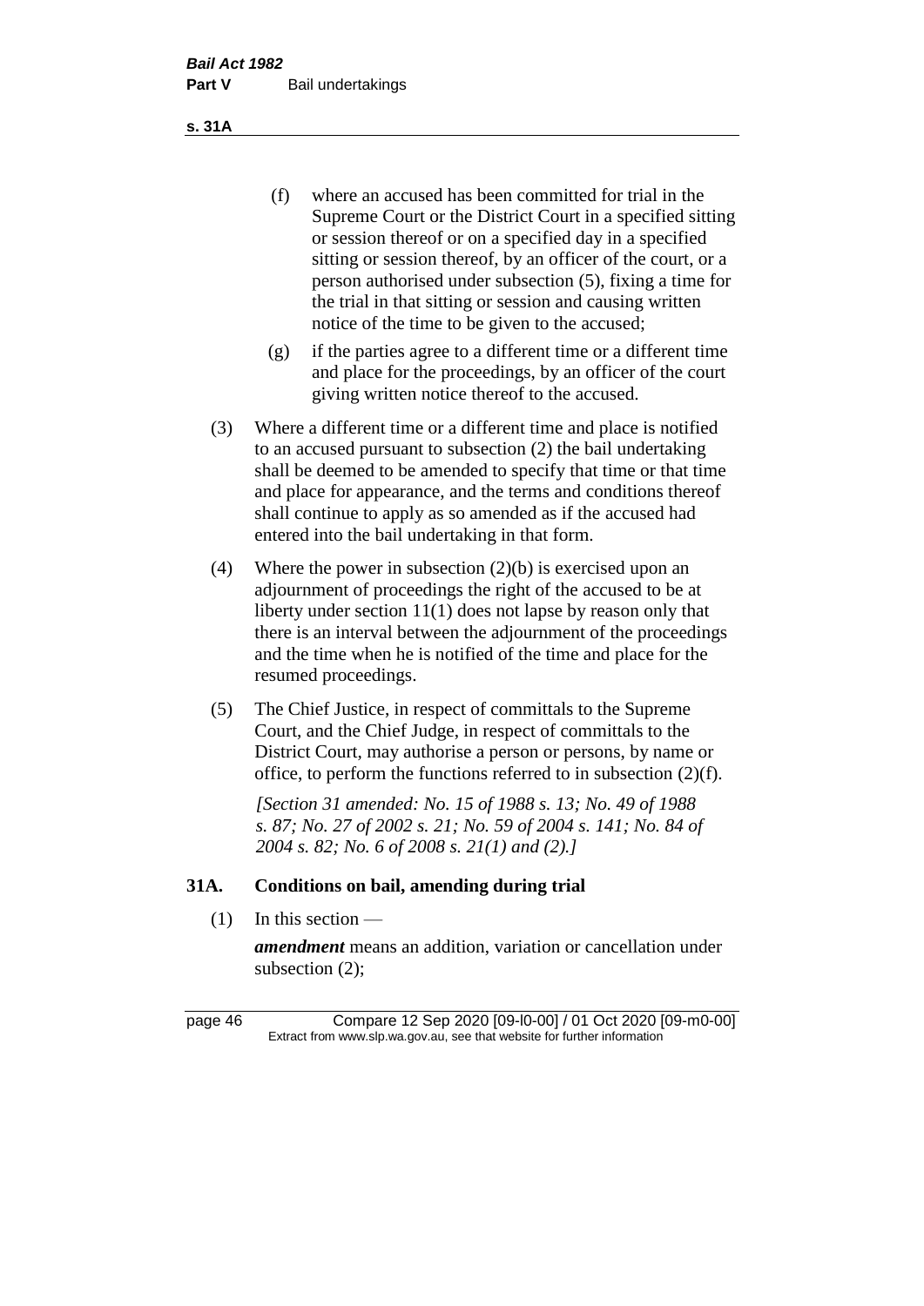(f) where an accused has been committed for trial in the Supreme Court or the District Court in a specified sitting or session thereof or on a specified day in a specified sitting or session thereof, by an officer of the court, or a person authorised under subsection (5), fixing a time for the trial in that sitting or session and causing written notice of the time to be given to the accused;

(g) if the parties agree to a different time or a different time and place for the proceedings, by an officer of the court giving written notice thereof to the accused.

(3) Where a different time or a different time and place is notified to an accused pursuant to subsection (2) the bail undertaking shall be deemed to be amended to specify that time or that time and place for appearance, and the terms and conditions thereof shall continue to apply as so amended as if the accused had entered into the bail undertaking in that form.

(4) Where the power in subsection (2)(b) is exercised upon an adjournment of proceedings the right of the accused to be at liberty under section 11(1) does not lapse by reason only that there is an interval between the adjournment of the proceedings and the time when he is notified of the time and place for the resumed proceedings.

(5) The Chief Justice, in respect of committals to the Supreme Court, and the Chief Judge, in respect of committals to the District Court, may authorise a person or persons, by name or office, to perform the functions referred to in subsection (2)(f).

*[Section 31 amended: No. 15 of 1988 s. 13; No. 49 of 1988 s. 87; No. 27 of 2002 s. 21; No. 59 of 2004 s. 141; No. 84 of 2004 s. 82; No. 6 of 2008 s. 21(1) and (2).]*

## 31A. Conditions on bail, amending during trial

(1) In this section —

***amendment*** means an addition, variation or cancellation under subsection (2);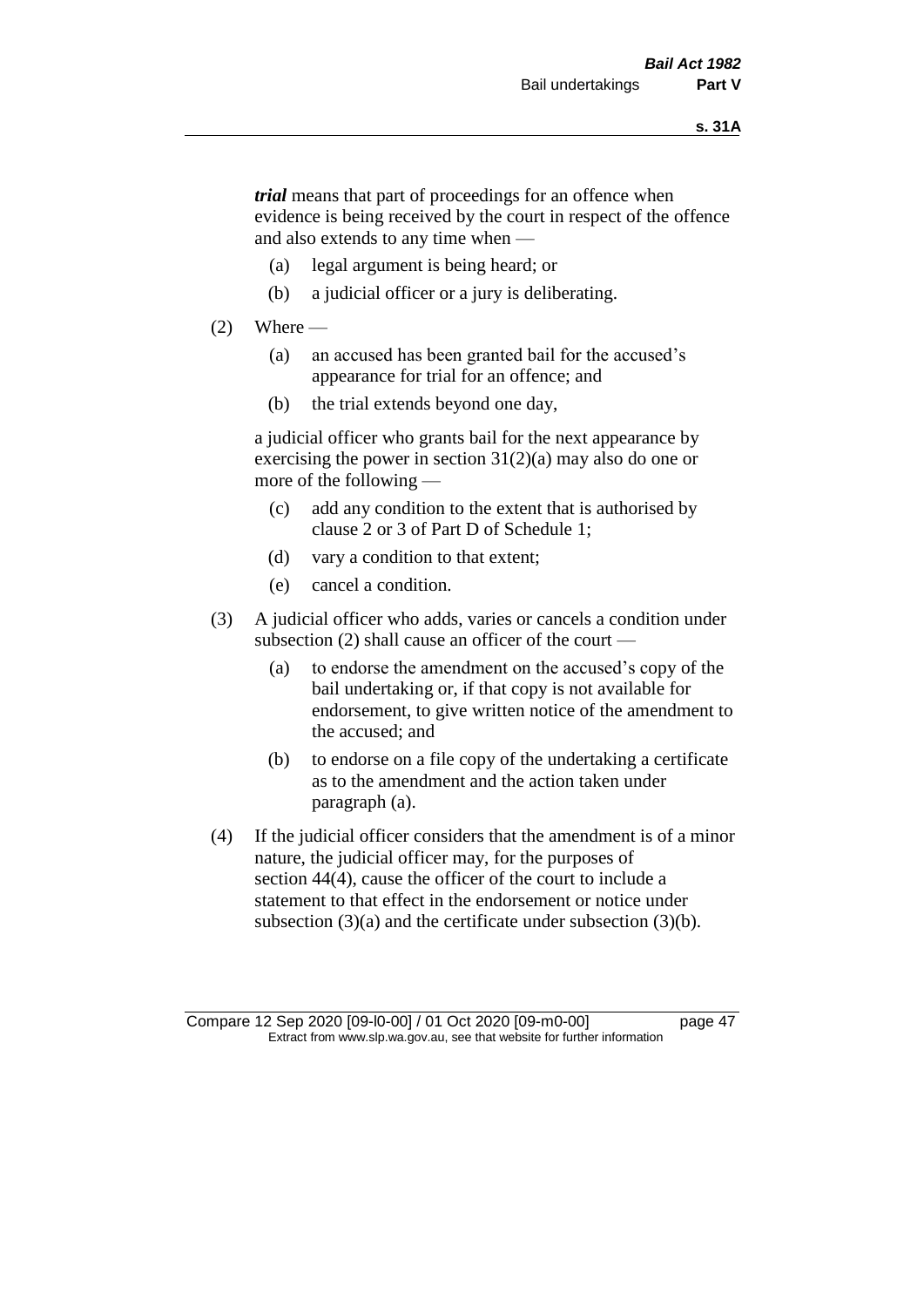***trial*** means that part of proceedings for an offence when evidence is being received by the court in respect of the offence and also extends to any time when —

(a) legal argument is being heard; or

(b) a judicial officer or a jury is deliberating.

(2) Where —

(a) an accused has been granted bail for the accused's appearance for trial for an offence; and

(b) the trial extends beyond one day,

a judicial officer who grants bail for the next appearance by exercising the power in section 31(2)(a) may also do one or more of the following —

(c) add any condition to the extent that is authorised by clause 2 or 3 of Part D of Schedule 1;

(d) vary a condition to that extent;

(e) cancel a condition.

(3) A judicial officer who adds, varies or cancels a condition under subsection (2) shall cause an officer of the court —

(a) to endorse the amendment on the accused's copy of the bail undertaking or, if that copy is not available for endorsement, to give written notice of the amendment to the accused; and

(b) to endorse on a file copy of the undertaking a certificate as to the amendment and the action taken under paragraph (a).

(4) If the judicial officer considers that the amendment is of a minor nature, the judicial officer may, for the purposes of section 44(4), cause the officer of the court to include a statement to that effect in the endorsement or notice under subsection (3)(a) and the certificate under subsection (3)(b).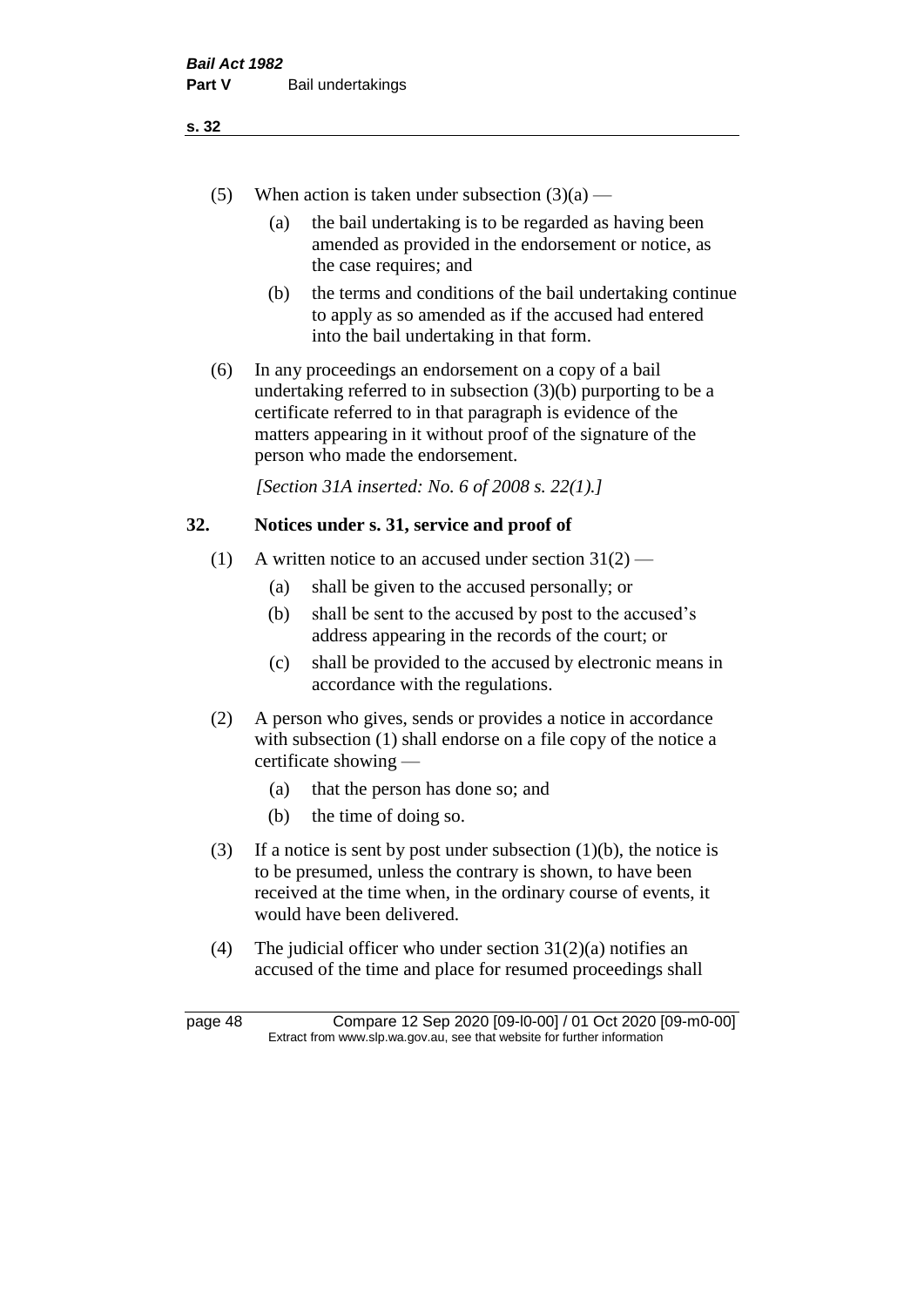(5) When action is taken under subsection (3)(a) —

   (a) the bail undertaking is to be regarded as having been amended as provided in the endorsement or notice, as the case requires; and

   (b) the terms and conditions of the bail undertaking continue to apply as so amended as if the accused had entered into the bail undertaking in that form.

(6) In any proceedings an endorsement on a copy of a bail undertaking referred to in subsection (3)(b) purporting to be a certificate referred to in that paragraph is evidence of the matters appearing in it without proof of the signature of the person who made the endorsement.

*[Section 31A inserted: No. 6 of 2008 s. 22(1).]*

## 32. Notices under s. 31, service and proof of

(1) A written notice to an accused under section 31(2) —

   (a) shall be given to the accused personally; or

   (b) shall be sent to the accused by post to the accused's address appearing in the records of the court; or

   (c) shall be provided to the accused by electronic means in accordance with the regulations.

(2) A person who gives, sends or provides a notice in accordance with subsection (1) shall endorse on a file copy of the notice a certificate showing —

   (a) that the person has done so; and

   (b) the time of doing so.

(3) If a notice is sent by post under subsection (1)(b), the notice is to be presumed, unless the contrary is shown, to have been received at the time when, in the ordinary course of events, it would have been delivered.

(4) The judicial officer who under section 31(2)(a) notifies an accused of the time and place for resumed proceedings shall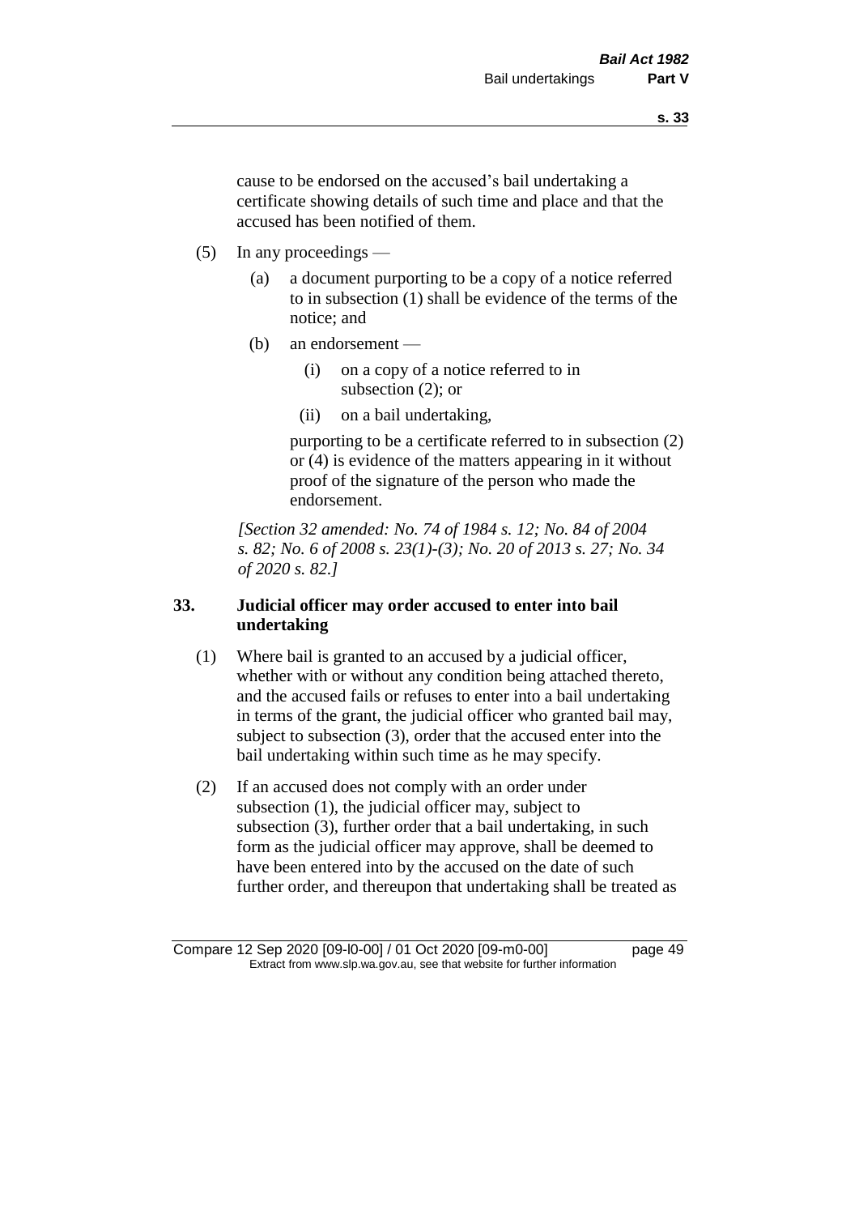cause to be endorsed on the accused's bail undertaking a certificate showing details of such time and place and that the accused has been notified of them.

(5) In any proceedings —

  (a) a document purporting to be a copy of a notice referred to in subsection (1) shall be evidence of the terms of the notice; and

  (b) an endorsement —

    (i) on a copy of a notice referred to in subsection (2); or

    (ii) on a bail undertaking,

  purporting to be a certificate referred to in subsection (2) or (4) is evidence of the matters appearing in it without proof of the signature of the person who made the endorsement.

*[Section 32 amended: No. 74 of 1984 s. 12; No. 84 of 2004 s. 82; No. 6 of 2008 s. 23(1)-(3); No. 20 of 2013 s. 27; No. 34 of 2020 s. 82.]*

### 33. Judicial officer may order accused to enter into bail undertaking

(1) Where bail is granted to an accused by a judicial officer, whether with or without any condition being attached thereto, and the accused fails or refuses to enter into a bail undertaking in terms of the grant, the judicial officer who granted bail may, subject to subsection (3), order that the accused enter into the bail undertaking within such time as he may specify.

(2) If an accused does not comply with an order under subsection (1), the judicial officer may, subject to subsection (3), further order that a bail undertaking, in such form as the judicial officer may approve, shall be deemed to have been entered into by the accused on the date of such further order, and thereupon that undertaking shall be treated as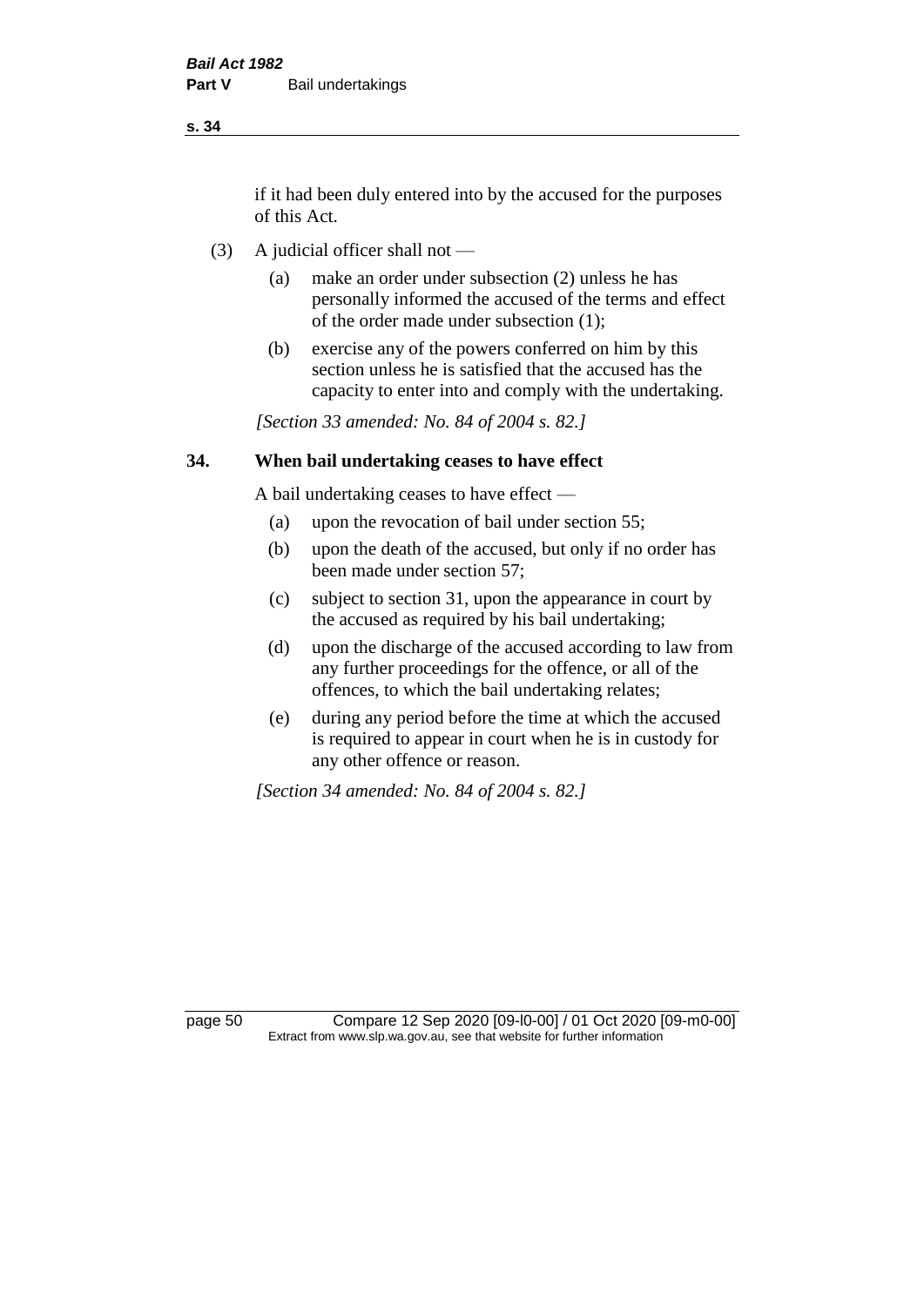if it had been duly entered into by the accused for the purposes of this Act.

(3) A judicial officer shall not —

(a) make an order under subsection (2) unless he has personally informed the accused of the terms and effect of the order made under subsection (1);

(b) exercise any of the powers conferred on him by this section unless he is satisfied that the accused has the capacity to enter into and comply with the undertaking.

*[Section 33 amended: No. 84 of 2004 s. 82.]*

## 34. When bail undertaking ceases to have effect

A bail undertaking ceases to have effect —

(a) upon the revocation of bail under section 55;

(b) upon the death of the accused, but only if no order has been made under section 57;

(c) subject to section 31, upon the appearance in court by the accused as required by his bail undertaking;

(d) upon the discharge of the accused according to law from any further proceedings for the offence, or all of the offences, to which the bail undertaking relates;

(e) during any period before the time at which the accused is required to appear in court when he is in custody for any other offence or reason.

*[Section 34 amended: No. 84 of 2004 s. 82.]*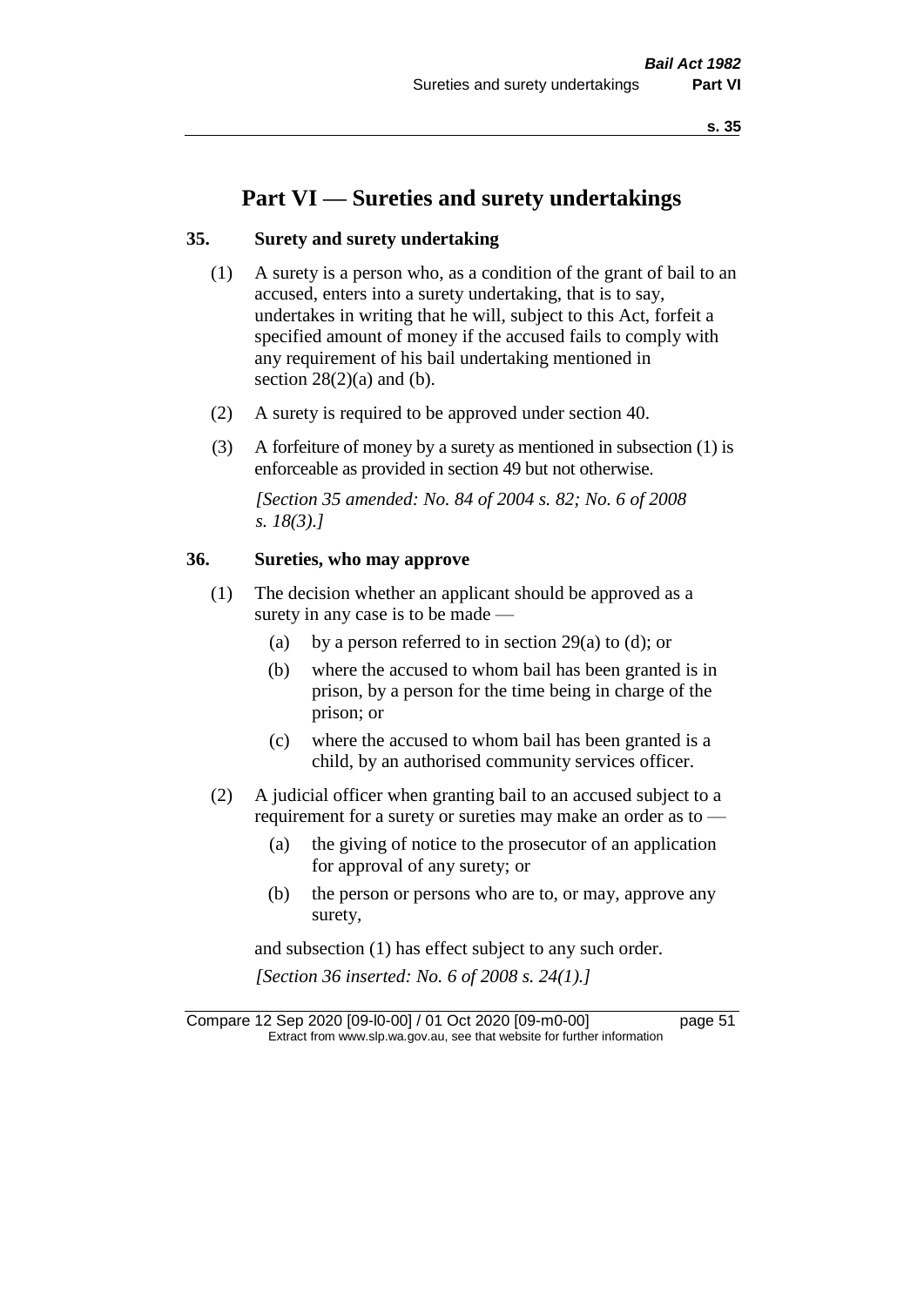# Part VI — Sureties and surety undertakings

## 35. Surety and surety undertaking

(1) A surety is a person who, as a condition of the grant of bail to an accused, enters into a surety undertaking, that is to say, undertakes in writing that he will, subject to this Act, forfeit a specified amount of money if the accused fails to comply with any requirement of his bail undertaking mentioned in section 28(2)(a) and (b).

(2) A surety is required to be approved under section 40.

(3) A forfeiture of money by a surety as mentioned in subsection (1) is enforceable as provided in section 49 but not otherwise.

*[Section 35 amended: No. 84 of 2004 s. 82; No. 6 of 2008 s. 18(3).]*

## 36. Sureties, who may approve

(1) The decision whether an applicant should be approved as a surety in any case is to be made —

- (a) by a person referred to in section 29(a) to (d); or
- (b) where the accused to whom bail has been granted is in prison, by a person for the time being in charge of the prison; or
- (c) where the accused to whom bail has been granted is a child, by an authorised community services officer.

(2) A judicial officer when granting bail to an accused subject to a requirement for a surety or sureties may make an order as to —

- (a) the giving of notice to the prosecutor of an application for approval of any surety; or
- (b) the person or persons who are to, or may, approve any surety,

and subsection (1) has effect subject to any such order.

*[Section 36 inserted: No. 6 of 2008 s. 24(1).]*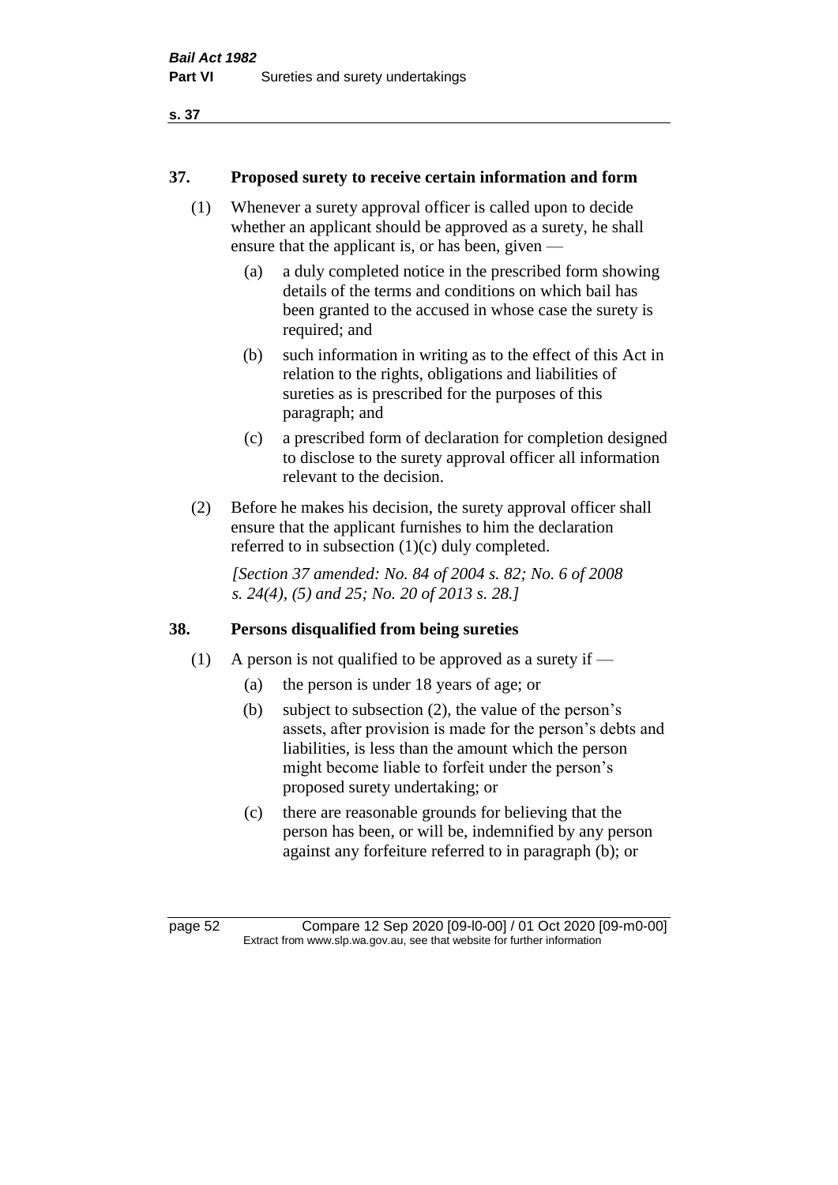## 37. Proposed surety to receive certain information and form

(1) Whenever a surety approval officer is called upon to decide whether an applicant should be approved as a surety, he shall ensure that the applicant is, or has been, given —

(a) a duly completed notice in the prescribed form showing details of the terms and conditions on which bail has been granted to the accused in whose case the surety is required; and

(b) such information in writing as to the effect of this Act in relation to the rights, obligations and liabilities of sureties as is prescribed for the purposes of this paragraph; and

(c) a prescribed form of declaration for completion designed to disclose to the surety approval officer all information relevant to the decision.

(2) Before he makes his decision, the surety approval officer shall ensure that the applicant furnishes to him the declaration referred to in subsection (1)(c) duly completed.

*[Section 37 amended: No. 84 of 2004 s. 82; No. 6 of 2008 s. 24(4), (5) and 25; No. 20 of 2013 s. 28.]*

## 38. Persons disqualified from being sureties

(1) A person is not qualified to be approved as a surety if —

(a) the person is under 18 years of age; or

(b) subject to subsection (2), the value of the person's assets, after provision is made for the person's debts and liabilities, is less than the amount which the person might become liable to forfeit under the person's proposed surety undertaking; or

(c) there are reasonable grounds for believing that the person has been, or will be, indemnified by any person against any forfeiture referred to in paragraph (b); or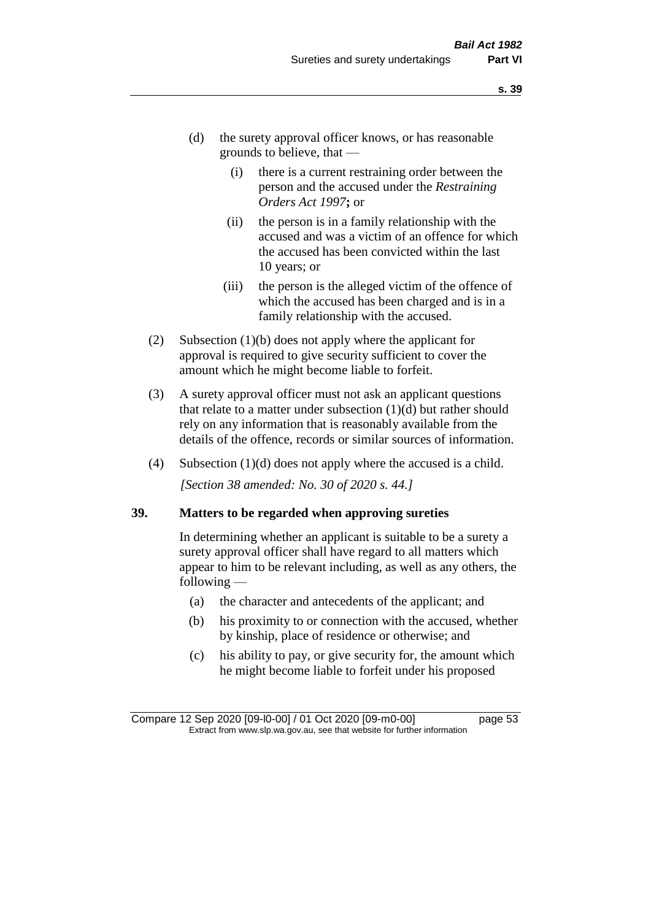(d) the surety approval officer knows, or has reasonable grounds to believe, that —

(i) there is a current restraining order between the person and the accused under the *Restraining Orders Act 1997*; or

(ii) the person is in a family relationship with the accused and was a victim of an offence for which the accused has been convicted within the last 10 years; or

(iii) the person is the alleged victim of the offence of which the accused has been charged and is in a family relationship with the accused.

(2) Subsection (1)(b) does not apply where the applicant for approval is required to give security sufficient to cover the amount which he might become liable to forfeit.

(3) A surety approval officer must not ask an applicant questions that relate to a matter under subsection (1)(d) but rather should rely on any information that is reasonably available from the details of the offence, records or similar sources of information.

(4) Subsection (1)(d) does not apply where the accused is a child.

*[Section 38 amended: No. 30 of 2020 s. 44.]*

**39. Matters to be regarded when approving sureties**

In determining whether an applicant is suitable to be a surety a surety approval officer shall have regard to all matters which appear to him to be relevant including, as well as any others, the following —

(a) the character and antecedents of the applicant; and

(b) his proximity to or connection with the accused, whether by kinship, place of residence or otherwise; and

(c) his ability to pay, or give security for, the amount which he might become liable to forfeit under his proposed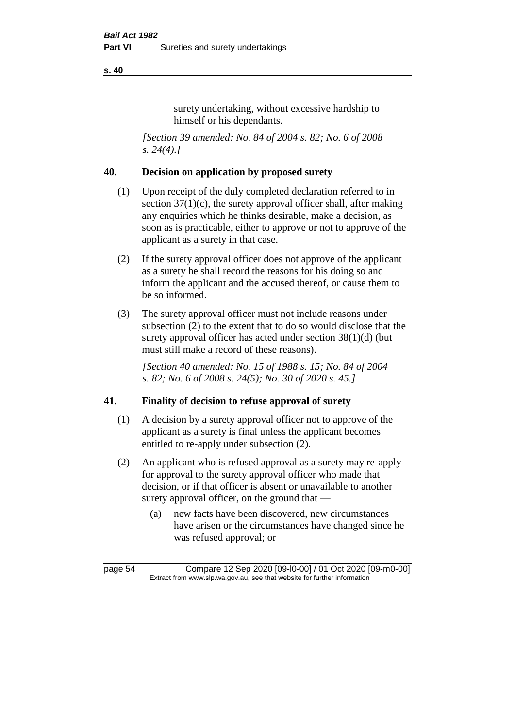surety undertaking, without excessive hardship to himself or his dependants.

*[Section 39 amended: No. 84 of 2004 s. 82; No. 6 of 2008 s. 24(4).]*

## 40. Decision on application by proposed surety

(1) Upon receipt of the duly completed declaration referred to in section 37(1)(c), the surety approval officer shall, after making any enquiries which he thinks desirable, make a decision, as soon as is practicable, either to approve or not to approve of the applicant as a surety in that case.

(2) If the surety approval officer does not approve of the applicant as a surety he shall record the reasons for his doing so and inform the applicant and the accused thereof, or cause them to be so informed.

(3) The surety approval officer must not include reasons under subsection (2) to the extent that to do so would disclose that the surety approval officer has acted under section 38(1)(d) (but must still make a record of these reasons).

*[Section 40 amended: No. 15 of 1988 s. 15; No. 84 of 2004 s. 82; No. 6 of 2008 s. 24(5); No. 30 of 2020 s. 45.]*

## 41. Finality of decision to refuse approval of surety

(1) A decision by a surety approval officer not to approve of the applicant as a surety is final unless the applicant becomes entitled to re-apply under subsection (2).

(2) An applicant who is refused approval as a surety may re-apply for approval to the surety approval officer who made that decision, or if that officer is absent or unavailable to another surety approval officer, on the ground that —

(a) new facts have been discovered, new circumstances have arisen or the circumstances have changed since he was refused approval; or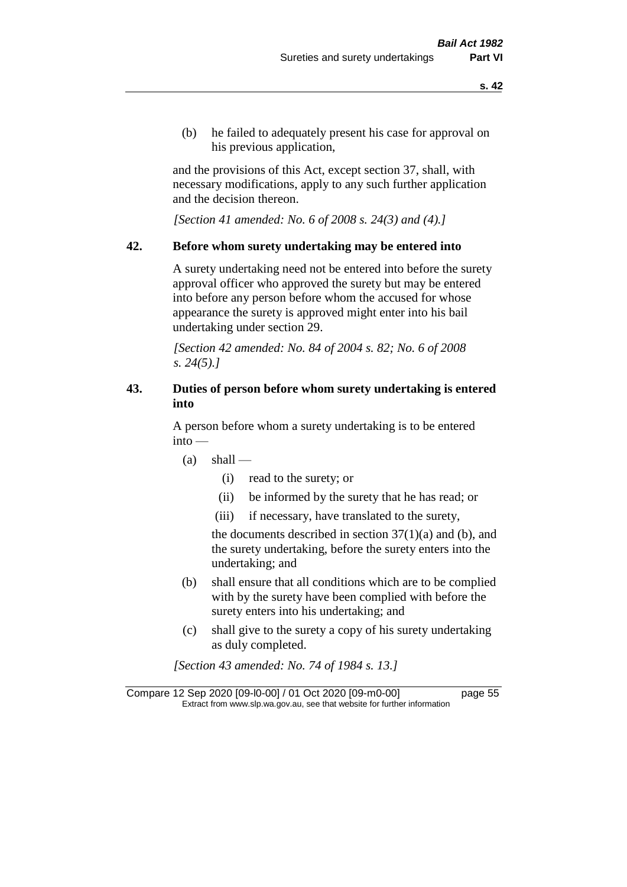(b) he failed to adequately present his case for approval on his previous application,

and the provisions of this Act, except section 37, shall, with necessary modifications, apply to any such further application and the decision thereon.

*[Section 41 amended: No. 6 of 2008 s. 24(3) and (4).]*

### 42. Before whom surety undertaking may be entered into

A surety undertaking need not be entered into before the surety approval officer who approved the surety but may be entered into before any person before whom the accused for whose appearance the surety is approved might enter into his bail undertaking under section 29.

*[Section 42 amended: No. 84 of 2004 s. 82; No. 6 of 2008 s. 24(5).]*

### 43. Duties of person before whom surety undertaking is entered into

A person before whom a surety undertaking is to be entered into —

- (a) shall —
  - (i) read to the surety; or
  - (ii) be informed by the surety that he has read; or
  - (iii) if necessary, have translated to the surety,

  the documents described in section 37(1)(a) and (b), and the surety undertaking, before the surety enters into the undertaking; and
- (b) shall ensure that all conditions which are to be complied with by the surety have been complied with before the surety enters into his undertaking; and
- (c) shall give to the surety a copy of his surety undertaking as duly completed.

*[Section 43 amended: No. 74 of 1984 s. 13.]*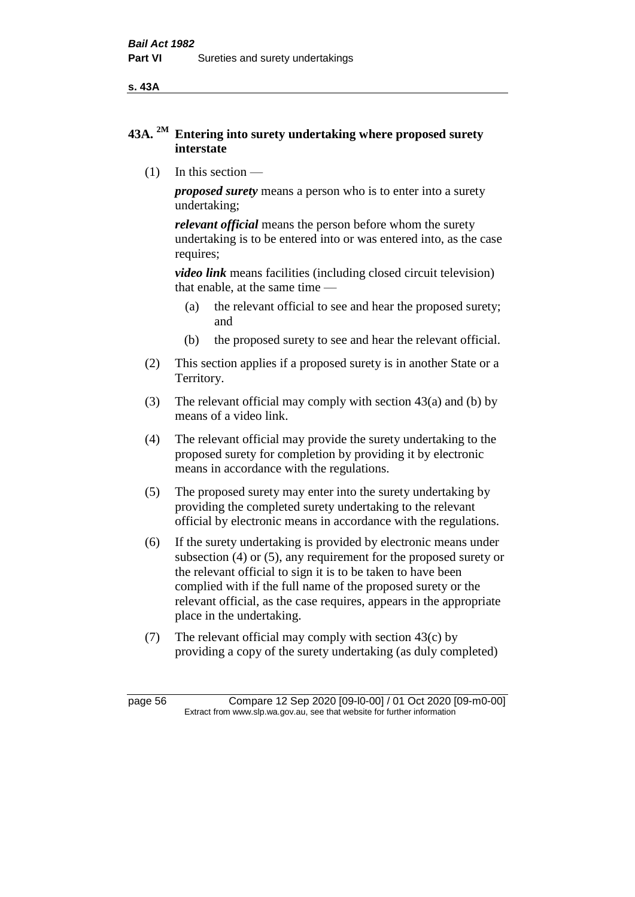## 43A. [2M] Entering into surety undertaking where proposed surety interstate

(1) In this section —

***proposed surety*** means a person who is to enter into a surety undertaking;

***relevant official*** means the person before whom the surety undertaking is to be entered into or was entered into, as the case requires;

***video link*** means facilities (including closed circuit television) that enable, at the same time —

- (a) the relevant official to see and hear the proposed surety; and
- (b) the proposed surety to see and hear the relevant official.

(2) This section applies if a proposed surety is in another State or a Territory.

(3) The relevant official may comply with section 43(a) and (b) by means of a video link.

(4) The relevant official may provide the surety undertaking to the proposed surety for completion by providing it by electronic means in accordance with the regulations.

(5) The proposed surety may enter into the surety undertaking by providing the completed surety undertaking to the relevant official by electronic means in accordance with the regulations.

(6) If the surety undertaking is provided by electronic means under subsection (4) or (5), any requirement for the proposed surety or the relevant official to sign it is to be taken to have been complied with if the full name of the proposed surety or the relevant official, as the case requires, appears in the appropriate place in the undertaking.

(7) The relevant official may comply with section 43(c) by providing a copy of the surety undertaking (as duly completed)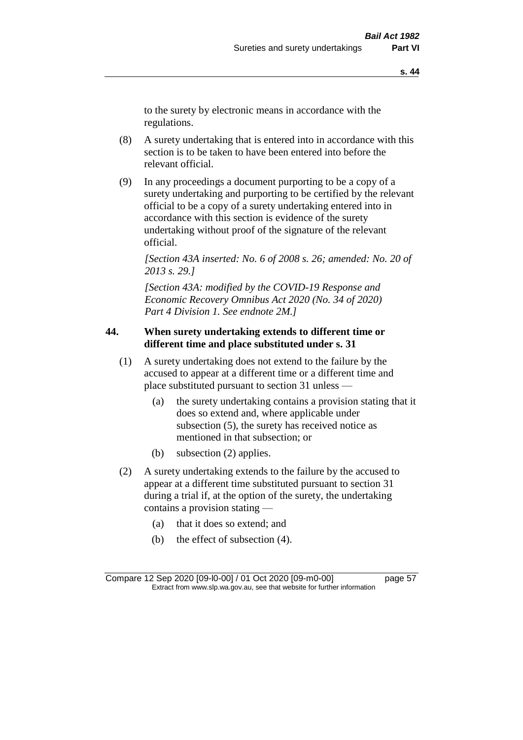to the surety by electronic means in accordance with the regulations.

(8) A surety undertaking that is entered into in accordance with this section is to be taken to have been entered into before the relevant official.

(9) In any proceedings a document purporting to be a copy of a surety undertaking and purporting to be certified by the relevant official to be a copy of a surety undertaking entered into in accordance with this section is evidence of the surety undertaking without proof of the signature of the relevant official.

*[Section 43A inserted: No. 6 of 2008 s. 26; amended: No. 20 of 2013 s. 29.]*

*[Section 43A: modified by the COVID-19 Response and Economic Recovery Omnibus Act 2020 (No. 34 of 2020) Part 4 Division 1. See endnote 2M.]*

**44. When surety undertaking extends to different time or different time and place substituted under s. 31**

(1) A surety undertaking does not extend to the failure by the accused to appear at a different time or a different time and place substituted pursuant to section 31 unless —

(a) the surety undertaking contains a provision stating that it does so extend and, where applicable under subsection (5), the surety has received notice as mentioned in that subsection; or

(b) subsection (2) applies.

(2) A surety undertaking extends to the failure by the accused to appear at a different time substituted pursuant to section 31 during a trial if, at the option of the surety, the undertaking contains a provision stating —

(a) that it does so extend; and

(b) the effect of subsection (4).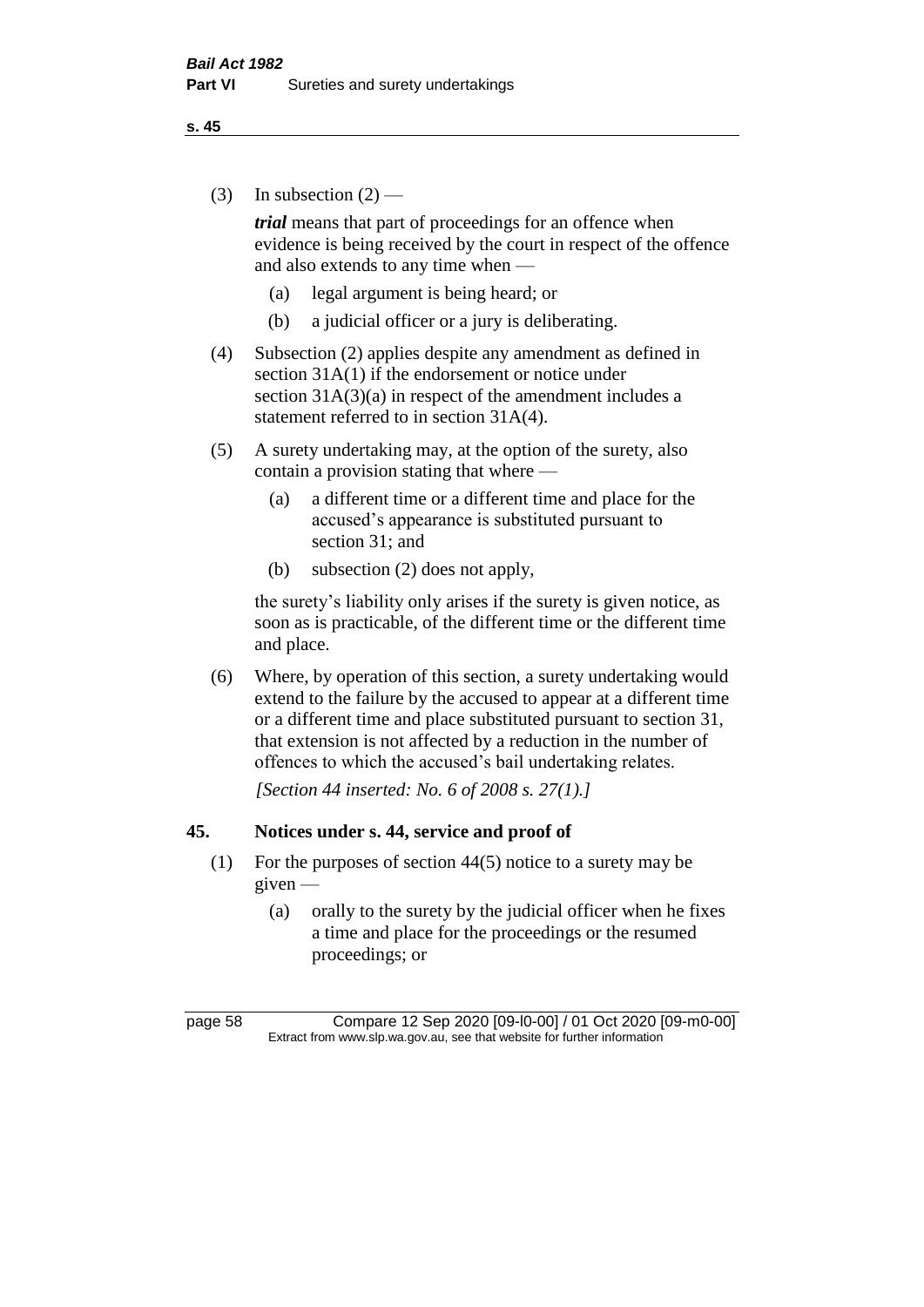(3) In subsection (2) —

***trial*** means that part of proceedings for an offence when evidence is being received by the court in respect of the offence and also extends to any time when —

  (a) legal argument is being heard; or

  (b) a judicial officer or a jury is deliberating.

(4) Subsection (2) applies despite any amendment as defined in section 31A(1) if the endorsement or notice under section 31A(3)(a) in respect of the amendment includes a statement referred to in section 31A(4).

(5) A surety undertaking may, at the option of the surety, also contain a provision stating that where —

  (a) a different time or a different time and place for the accused's appearance is substituted pursuant to section 31; and

  (b) subsection (2) does not apply,

the surety's liability only arises if the surety is given notice, as soon as is practicable, of the different time or the different time and place.

(6) Where, by operation of this section, a surety undertaking would extend to the failure by the accused to appear at a different time or a different time and place substituted pursuant to section 31, that extension is not affected by a reduction in the number of offences to which the accused's bail undertaking relates.

*[Section 44 inserted: No. 6 of 2008 s. 27(1).]*

## 45. Notices under s. 44, service and proof of

(1) For the purposes of section 44(5) notice to a surety may be given —

  (a) orally to the surety by the judicial officer when he fixes a time and place for the proceedings or the resumed proceedings; or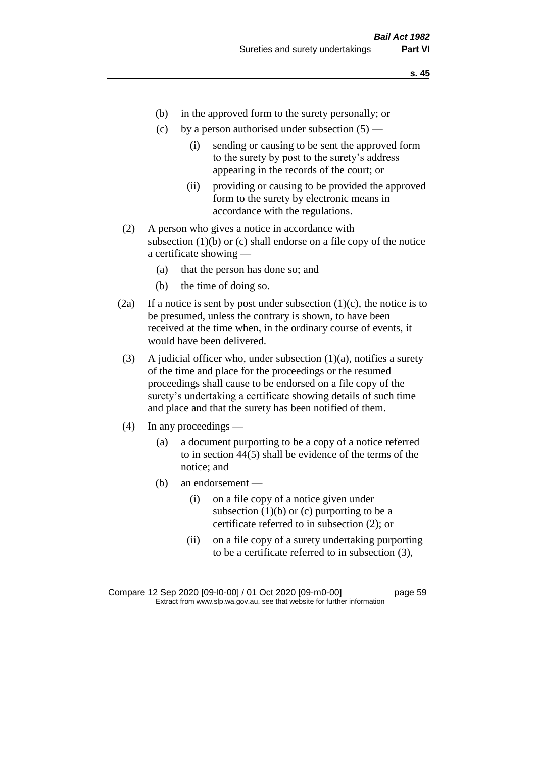- (b) in the approved form to the surety personally; or
- (c) by a person authorised under subsection (5) —
  - (i) sending or causing to be sent the approved form to the surety by post to the surety's address appearing in the records of the court; or
  - (ii) providing or causing to be provided the approved form to the surety by electronic means in accordance with the regulations.

(2) A person who gives a notice in accordance with subsection (1)(b) or (c) shall endorse on a file copy of the notice a certificate showing —

- (a) that the person has done so; and
- (b) the time of doing so.

(2a) If a notice is sent by post under subsection (1)(c), the notice is to be presumed, unless the contrary is shown, to have been received at the time when, in the ordinary course of events, it would have been delivered.

(3) A judicial officer who, under subsection (1)(a), notifies a surety of the time and place for the proceedings or the resumed proceedings shall cause to be endorsed on a file copy of the surety's undertaking a certificate showing details of such time and place and that the surety has been notified of them.

(4) In any proceedings —

- (a) a document purporting to be a copy of a notice referred to in section 44(5) shall be evidence of the terms of the notice; and
- (b) an endorsement —
  - (i) on a file copy of a notice given under subsection (1)(b) or (c) purporting to be a certificate referred to in subsection (2); or
  - (ii) on a file copy of a surety undertaking purporting to be a certificate referred to in subsection (3),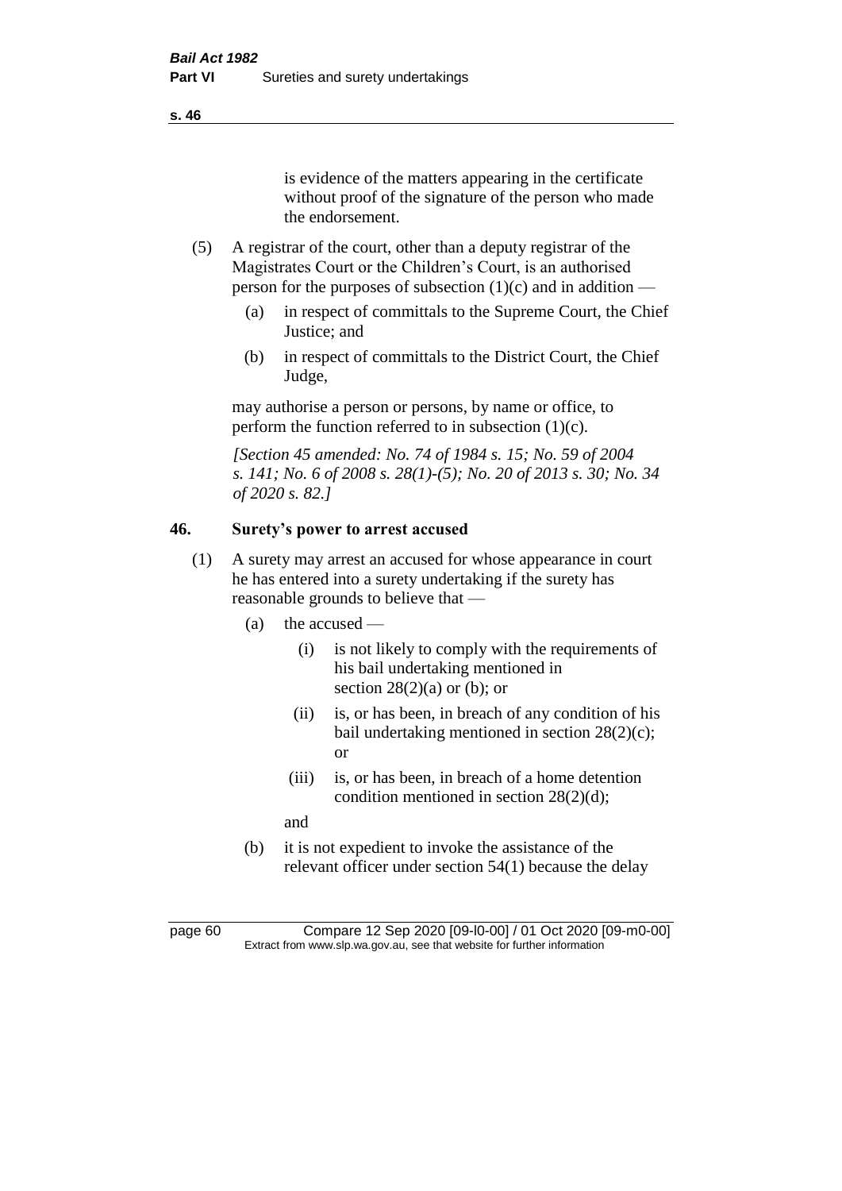is evidence of the matters appearing in the certificate without proof of the signature of the person who made the endorsement.

(5) A registrar of the court, other than a deputy registrar of the Magistrates Court or the Children's Court, is an authorised person for the purposes of subsection (1)(c) and in addition —

(a) in respect of committals to the Supreme Court, the Chief Justice; and

(b) in respect of committals to the District Court, the Chief Judge,

may authorise a person or persons, by name or office, to perform the function referred to in subsection (1)(c).

*[Section 45 amended: No. 74 of 1984 s. 15; No. 59 of 2004 s. 141; No. 6 of 2008 s. 28(1)-(5); No. 20 of 2013 s. 30; No. 34 of 2020 s. 82.]*

## 46. Surety's power to arrest accused

(1) A surety may arrest an accused for whose appearance in court he has entered into a surety undertaking if the surety has reasonable grounds to believe that —

(a) the accused —

(i) is not likely to comply with the requirements of his bail undertaking mentioned in section 28(2)(a) or (b); or

(ii) is, or has been, in breach of any condition of his bail undertaking mentioned in section 28(2)(c); or

(iii) is, or has been, in breach of a home detention condition mentioned in section 28(2)(d);

and

(b) it is not expedient to invoke the assistance of the relevant officer under section 54(1) because the delay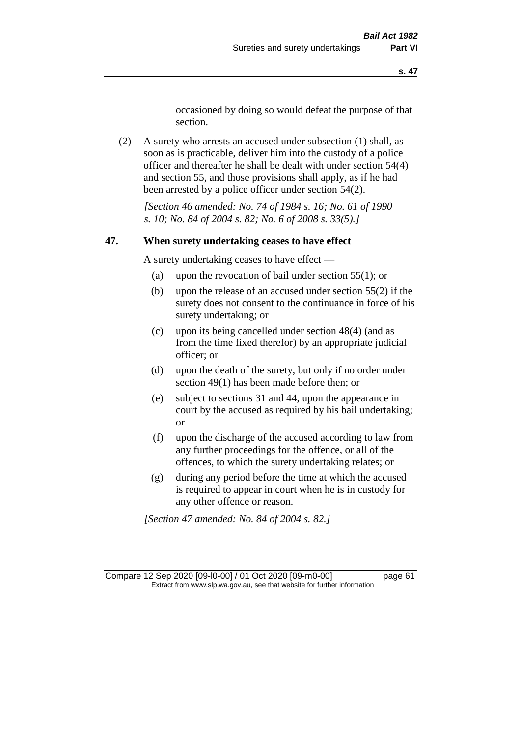occasioned by doing so would defeat the purpose of that section.

(2) A surety who arrests an accused under subsection (1) shall, as soon as is practicable, deliver him into the custody of a police officer and thereafter he shall be dealt with under section 54(4) and section 55, and those provisions shall apply, as if he had been arrested by a police officer under section 54(2).

*[Section 46 amended: No. 74 of 1984 s. 16; No. 61 of 1990 s. 10; No. 84 of 2004 s. 82; No. 6 of 2008 s. 33(5).]*

### 47. When surety undertaking ceases to have effect

A surety undertaking ceases to have effect —

(a) upon the revocation of bail under section 55(1); or

(b) upon the release of an accused under section 55(2) if the surety does not consent to the continuance in force of his surety undertaking; or

(c) upon its being cancelled under section 48(4) (and as from the time fixed therefor) by an appropriate judicial officer; or

(d) upon the death of the surety, but only if no order under section 49(1) has been made before then; or

(e) subject to sections 31 and 44, upon the appearance in court by the accused as required by his bail undertaking; or

(f) upon the discharge of the accused according to law from any further proceedings for the offence, or all of the offences, to which the surety undertaking relates; or

(g) during any period before the time at which the accused is required to appear in court when he is in custody for any other offence or reason.

*[Section 47 amended: No. 84 of 2004 s. 82.]*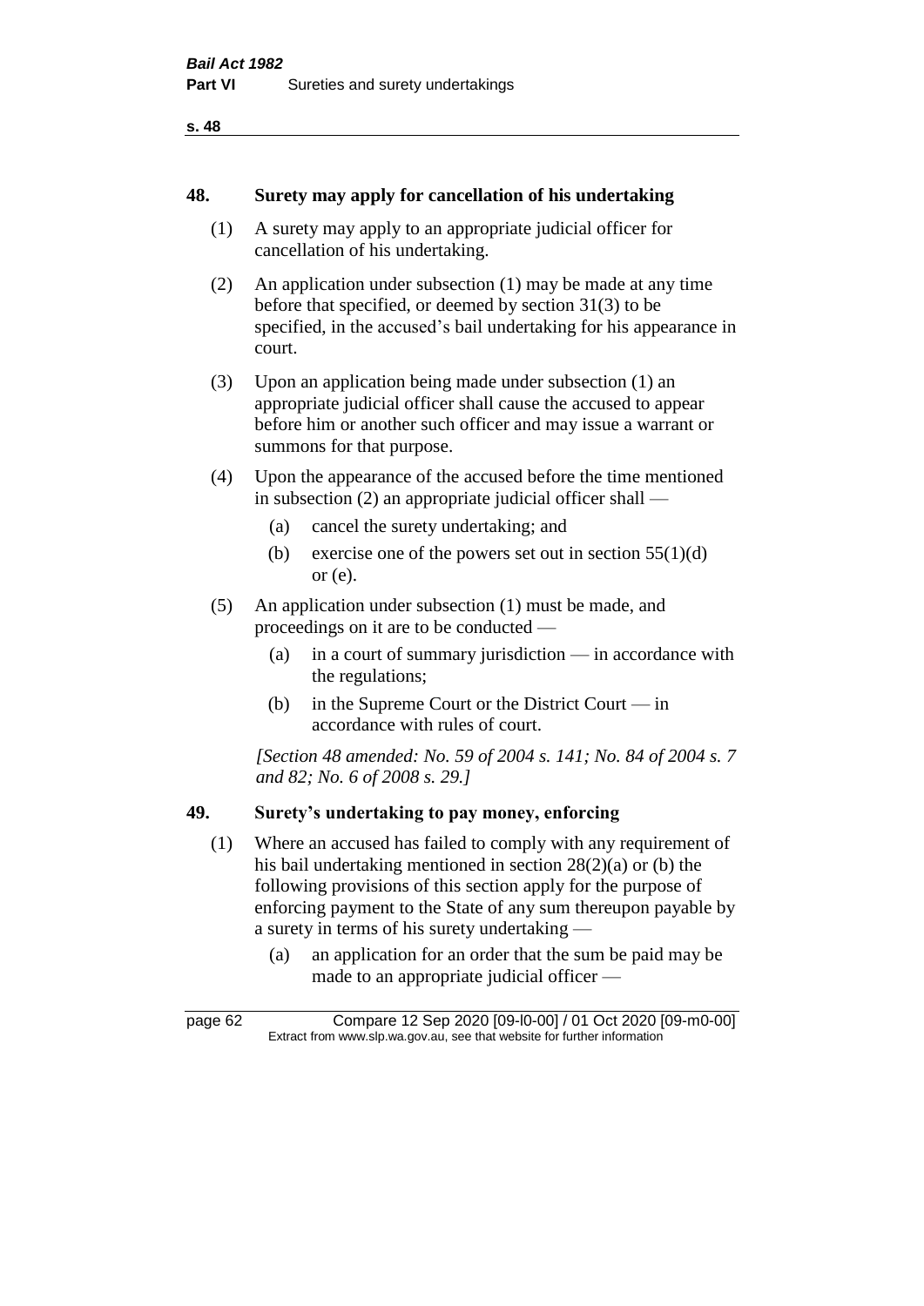## 48. Surety may apply for cancellation of his undertaking

(1) A surety may apply to an appropriate judicial officer for cancellation of his undertaking.

(2) An application under subsection (1) may be made at any time before that specified, or deemed by section 31(3) to be specified, in the accused's bail undertaking for his appearance in court.

(3) Upon an application being made under subsection (1) an appropriate judicial officer shall cause the accused to appear before him or another such officer and may issue a warrant or summons for that purpose.

(4) Upon the appearance of the accused before the time mentioned in subsection (2) an appropriate judicial officer shall —

  (a) cancel the surety undertaking; and

  (b) exercise one of the powers set out in section 55(1)(d) or (e).

(5) An application under subsection (1) must be made, and proceedings on it are to be conducted —

  (a) in a court of summary jurisdiction — in accordance with the regulations;

  (b) in the Supreme Court or the District Court — in accordance with rules of court.

*[Section 48 amended: No. 59 of 2004 s. 141; No. 84 of 2004 s. 7 and 82; No. 6 of 2008 s. 29.]*

## 49. Surety's undertaking to pay money, enforcing

(1) Where an accused has failed to comply with any requirement of his bail undertaking mentioned in section 28(2)(a) or (b) the following provisions of this section apply for the purpose of enforcing payment to the State of any sum thereupon payable by a surety in terms of his surety undertaking —

  (a) an application for an order that the sum be paid may be made to an appropriate judicial officer —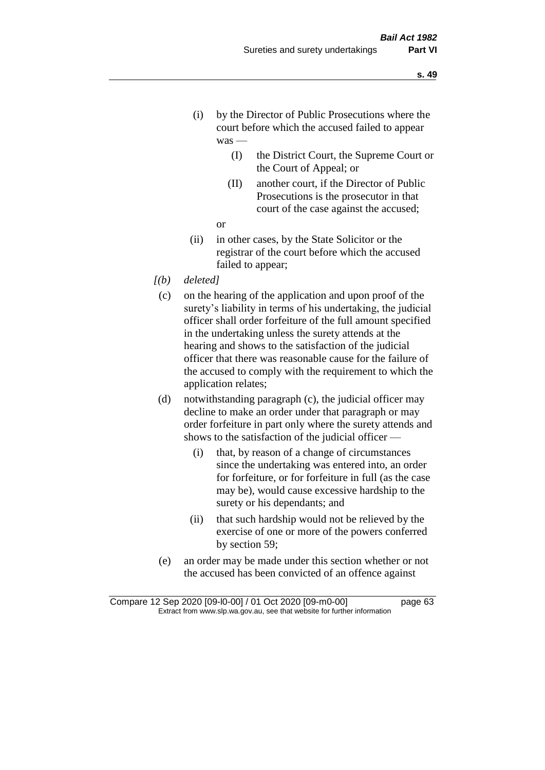(i) by the Director of Public Prosecutions where the court before which the accused failed to appear was —

  (I) the District Court, the Supreme Court or the Court of Appeal; or

  (II) another court, if the Director of Public Prosecutions is the prosecutor in that court of the case against the accused;

  or

(ii) in other cases, by the State Solicitor or the registrar of the court before which the accused failed to appear;

*[(b) deleted]*

(c) on the hearing of the application and upon proof of the surety's liability in terms of his undertaking, the judicial officer shall order forfeiture of the full amount specified in the undertaking unless the surety attends at the hearing and shows to the satisfaction of the judicial officer that there was reasonable cause for the failure of the accused to comply with the requirement to which the application relates;

(d) notwithstanding paragraph (c), the judicial officer may decline to make an order under that paragraph or may order forfeiture in part only where the surety attends and shows to the satisfaction of the judicial officer —

  (i) that, by reason of a change of circumstances since the undertaking was entered into, an order for forfeiture, or for forfeiture in full (as the case may be), would cause excessive hardship to the surety or his dependants; and

  (ii) that such hardship would not be relieved by the exercise of one or more of the powers conferred by section 59;

(e) an order may be made under this section whether or not the accused has been convicted of an offence against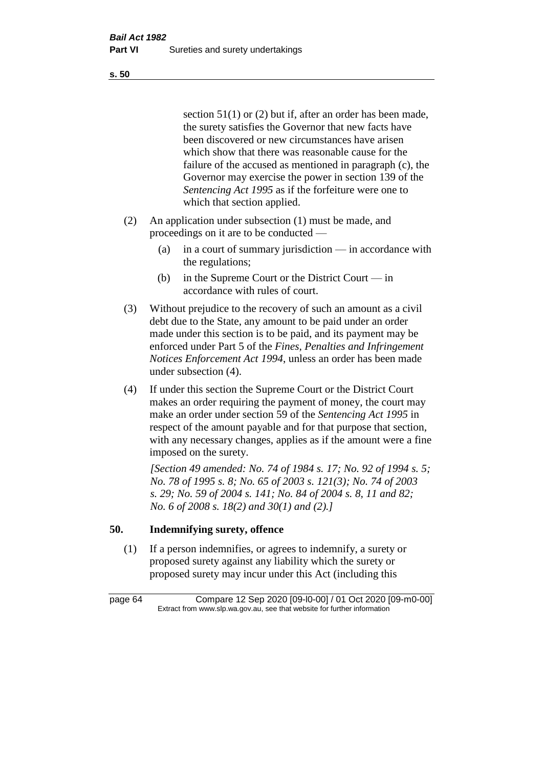section 51(1) or (2) but if, after an order has been made, the surety satisfies the Governor that new facts have been discovered or new circumstances have arisen which show that there was reasonable cause for the failure of the accused as mentioned in paragraph (c), the Governor may exercise the power in section 139 of the *Sentencing Act 1995* as if the forfeiture were one to which that section applied.

(2) An application under subsection (1) must be made, and proceedings on it are to be conducted —

(a) in a court of summary jurisdiction — in accordance with the regulations;

(b) in the Supreme Court or the District Court — in accordance with rules of court.

(3) Without prejudice to the recovery of such an amount as a civil debt due to the State, any amount to be paid under an order made under this section is to be paid, and its payment may be enforced under Part 5 of the *Fines, Penalties and Infringement Notices Enforcement Act 1994*, unless an order has been made under subsection (4).

(4) If under this section the Supreme Court or the District Court makes an order requiring the payment of money, the court may make an order under section 59 of the *Sentencing Act 1995* in respect of the amount payable and for that purpose that section, with any necessary changes, applies as if the amount were a fine imposed on the surety.

*[Section 49 amended: No. 74 of 1984 s. 17; No. 92 of 1994 s. 5; No. 78 of 1995 s. 8; No. 65 of 2003 s. 121(3); No. 74 of 2003 s. 29; No. 59 of 2004 s. 141; No. 84 of 2004 s. 8, 11 and 82; No. 6 of 2008 s. 18(2) and 30(1) and (2).]*

## 50. Indemnifying surety, offence

(1) If a person indemnifies, or agrees to indemnify, a surety or proposed surety against any liability which the surety or proposed surety may incur under this Act (including this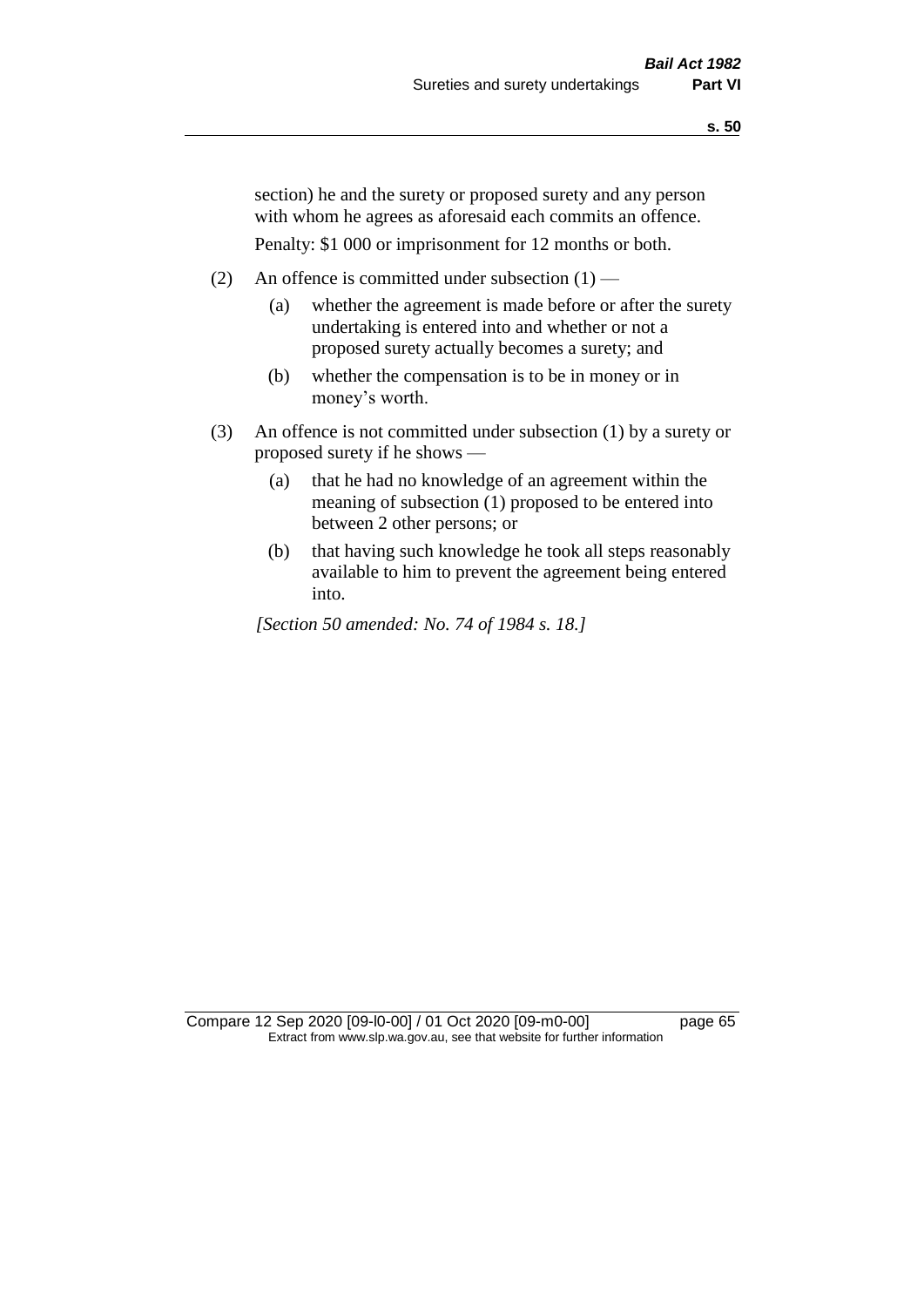section) he and the surety or proposed surety and any person with whom he agrees as aforesaid each commits an offence.

Penalty: $1 000 or imprisonment for 12 months or both.

(2) An offence is committed under subsection (1) —

  (a) whether the agreement is made before or after the surety undertaking is entered into and whether or not a proposed surety actually becomes a surety; and

  (b) whether the compensation is to be in money or in money's worth.

(3) An offence is not committed under subsection (1) by a surety or proposed surety if he shows —

  (a) that he had no knowledge of an agreement within the meaning of subsection (1) proposed to be entered into between 2 other persons; or

  (b) that having such knowledge he took all steps reasonably available to him to prevent the agreement being entered into.

*[Section 50 amended: No. 74 of 1984 s. 18.]*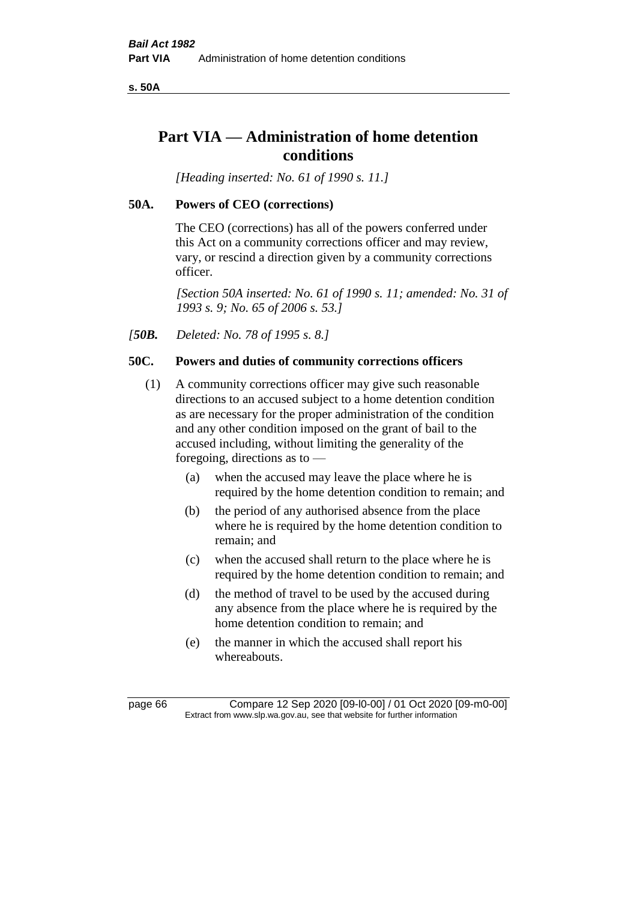# Part VIA — Administration of home detention conditions

*[Heading inserted: No. 61 of 1990 s. 11.]*

## 50A. Powers of CEO (corrections)

The CEO (corrections) has all of the powers conferred under this Act on a community corrections officer and may review, vary, or rescind a direction given by a community corrections officer.

*[Section 50A inserted: No. 61 of 1990 s. 11; amended: No. 31 of 1993 s. 9; No. 65 of 2006 s. 53.]*

*[**50B.** Deleted: No. 78 of 1995 s. 8.]*

## 50C. Powers and duties of community corrections officers

(1) A community corrections officer may give such reasonable directions to an accused subject to a home detention condition as are necessary for the proper administration of the condition and any other condition imposed on the grant of bail to the accused including, without limiting the generality of the foregoing, directions as to —

- (a) when the accused may leave the place where he is required by the home detention condition to remain; and
- (b) the period of any authorised absence from the place where he is required by the home detention condition to remain; and
- (c) when the accused shall return to the place where he is required by the home detention condition to remain; and
- (d) the method of travel to be used by the accused during any absence from the place where he is required by the home detention condition to remain; and
- (e) the manner in which the accused shall report his whereabouts.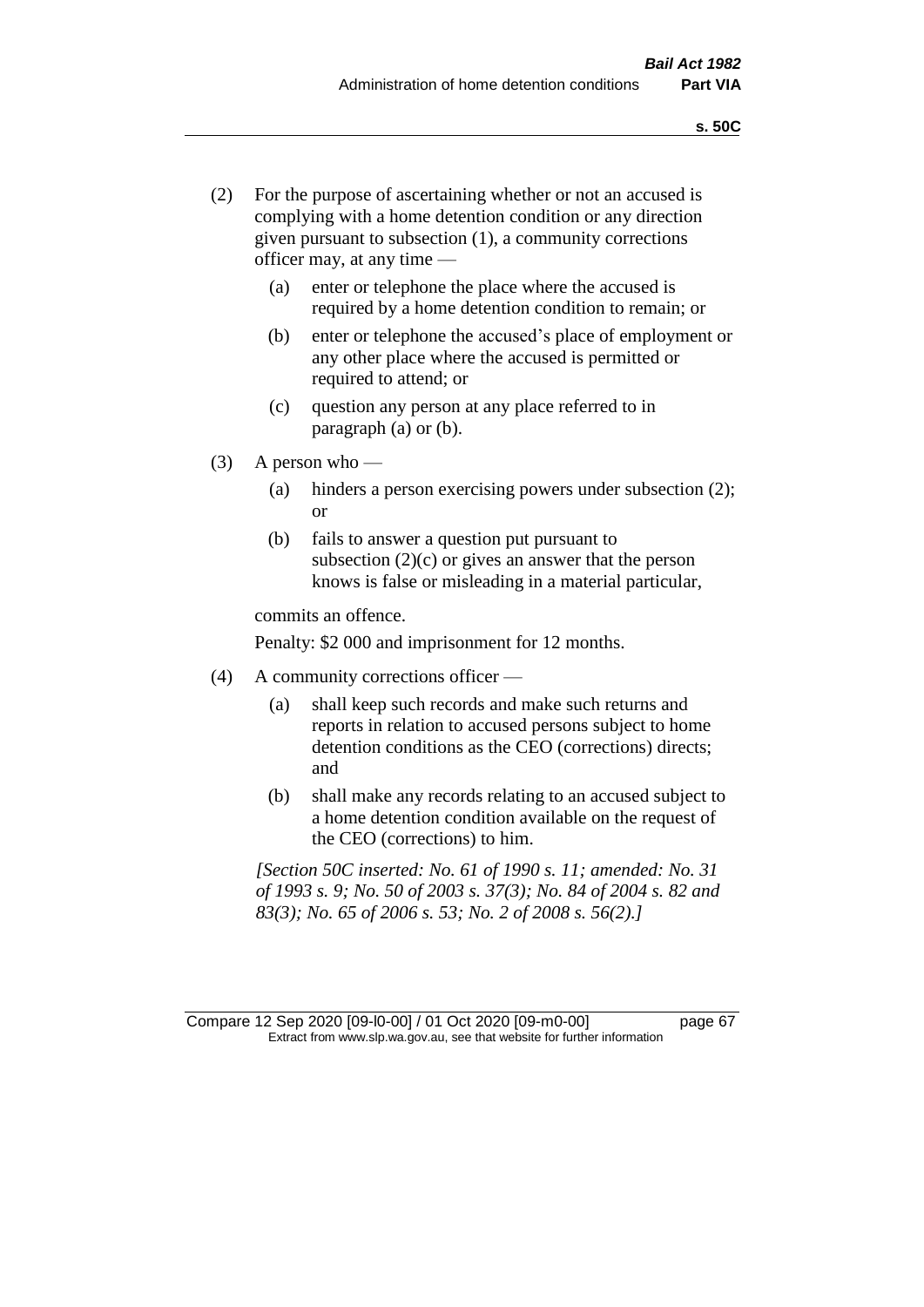(2) For the purpose of ascertaining whether or not an accused is complying with a home detention condition or any direction given pursuant to subsection (1), a community corrections officer may, at any time —

  (a) enter or telephone the place where the accused is required by a home detention condition to remain; or

  (b) enter or telephone the accused's place of employment or any other place where the accused is permitted or required to attend; or

  (c) question any person at any place referred to in paragraph (a) or (b).

(3) A person who —

  (a) hinders a person exercising powers under subsection (2); or

  (b) fails to answer a question put pursuant to subsection (2)(c) or gives an answer that the person knows is false or misleading in a material particular,

commits an offence.

Penalty: $2 000 and imprisonment for 12 months.

(4) A community corrections officer —

  (a) shall keep such records and make such returns and reports in relation to accused persons subject to home detention conditions as the CEO (corrections) directs; and

  (b) shall make any records relating to an accused subject to a home detention condition available on the request of the CEO (corrections) to him.

*[Section 50C inserted: No. 61 of 1990 s. 11; amended: No. 31 of 1993 s. 9; No. 50 of 2003 s. 37(3); No. 84 of 2004 s. 82 and 83(3); No. 65 of 2006 s. 53; No. 2 of 2008 s. 56(2).]*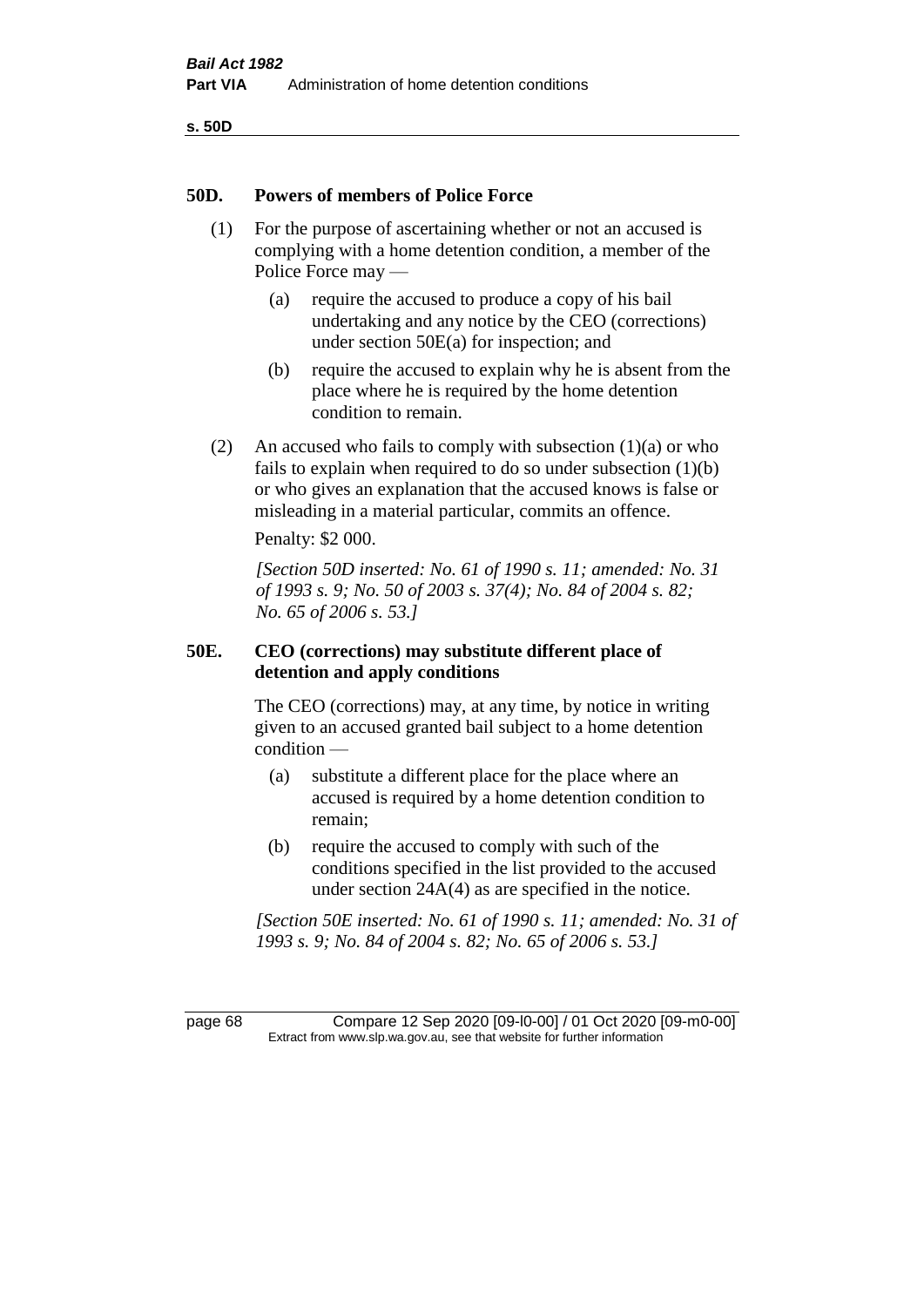## 50D. Powers of members of Police Force

(1) For the purpose of ascertaining whether or not an accused is complying with a home detention condition, a member of the Police Force may —

(a) require the accused to produce a copy of his bail undertaking and any notice by the CEO (corrections) under section 50E(a) for inspection; and

(b) require the accused to explain why he is absent from the place where he is required by the home detention condition to remain.

(2) An accused who fails to comply with subsection (1)(a) or who fails to explain when required to do so under subsection (1)(b) or who gives an explanation that the accused knows is false or misleading in a material particular, commits an offence.

Penalty: $2 000.

*[Section 50D inserted: No. 61 of 1990 s. 11; amended: No. 31 of 1993 s. 9; No. 50 of 2003 s. 37(4); No. 84 of 2004 s. 82; No. 65 of 2006 s. 53.]*

## 50E. CEO (corrections) may substitute different place of detention and apply conditions

The CEO (corrections) may, at any time, by notice in writing given to an accused granted bail subject to a home detention condition —

(a) substitute a different place for the place where an accused is required by a home detention condition to remain;

(b) require the accused to comply with such of the conditions specified in the list provided to the accused under section 24A(4) as are specified in the notice.

*[Section 50E inserted: No. 61 of 1990 s. 11; amended: No. 31 of 1993 s. 9; No. 84 of 2004 s. 82; No. 65 of 2006 s. 53.]*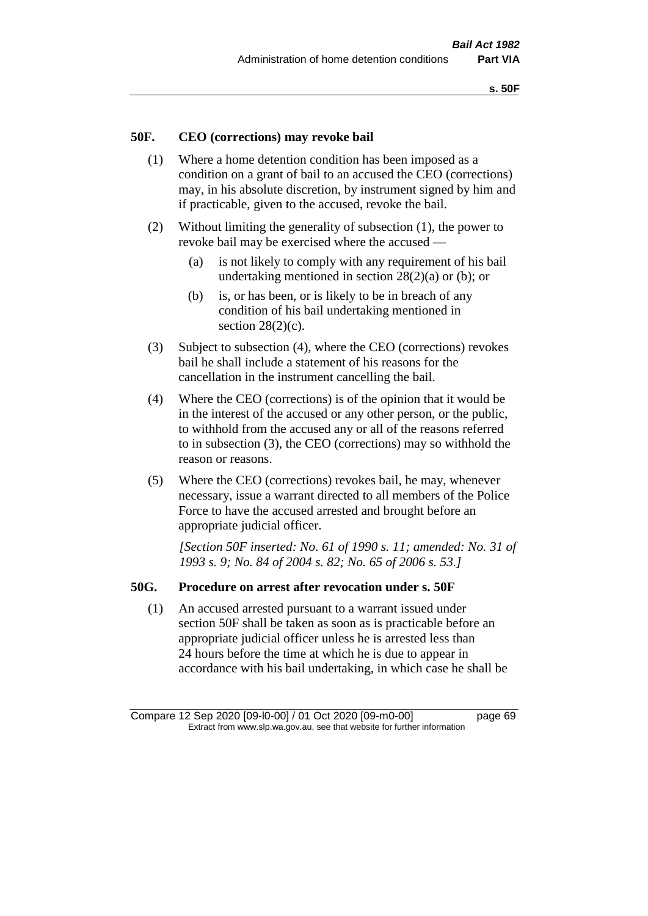## 50F. CEO (corrections) may revoke bail

(1) Where a home detention condition has been imposed as a condition on a grant of bail to an accused the CEO (corrections) may, in his absolute discretion, by instrument signed by him and if practicable, given to the accused, revoke the bail.

(2) Without limiting the generality of subsection (1), the power to revoke bail may be exercised where the accused —

(a) is not likely to comply with any requirement of his bail undertaking mentioned in section 28(2)(a) or (b); or

(b) is, or has been, or is likely to be in breach of any condition of his bail undertaking mentioned in section 28(2)(c).

(3) Subject to subsection (4), where the CEO (corrections) revokes bail he shall include a statement of his reasons for the cancellation in the instrument cancelling the bail.

(4) Where the CEO (corrections) is of the opinion that it would be in the interest of the accused or any other person, or the public, to withhold from the accused any or all of the reasons referred to in subsection (3), the CEO (corrections) may so withhold the reason or reasons.

(5) Where the CEO (corrections) revokes bail, he may, whenever necessary, issue a warrant directed to all members of the Police Force to have the accused arrested and brought before an appropriate judicial officer.

*[Section 50F inserted: No. 61 of 1990 s. 11; amended: No. 31 of 1993 s. 9; No. 84 of 2004 s. 82; No. 65 of 2006 s. 53.]*

## 50G. Procedure on arrest after revocation under s. 50F

(1) An accused arrested pursuant to a warrant issued under section 50F shall be taken as soon as is practicable before an appropriate judicial officer unless he is arrested less than 24 hours before the time at which he is due to appear in accordance with his bail undertaking, in which case he shall be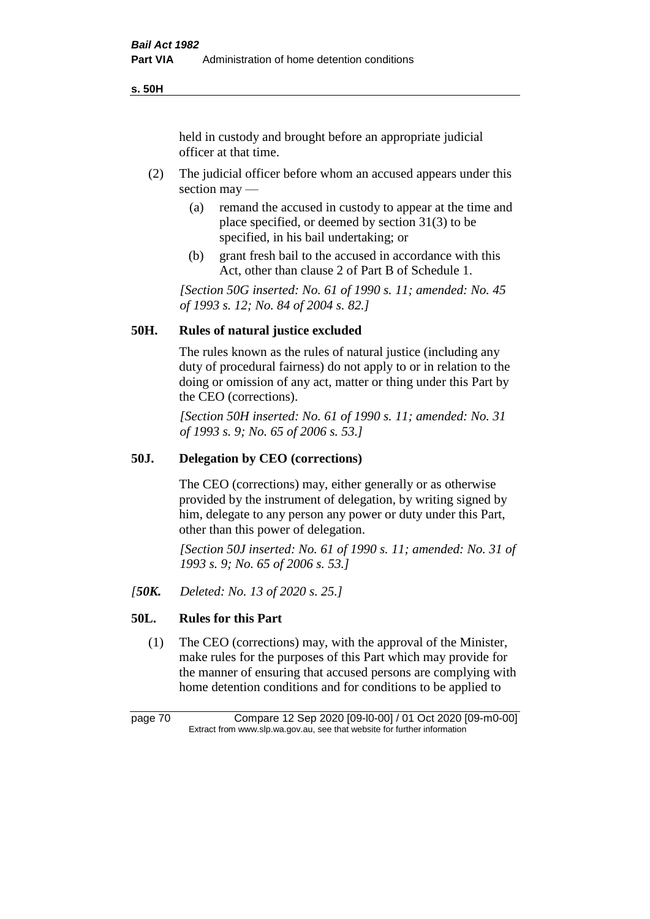held in custody and brought before an appropriate judicial officer at that time.

(2) The judicial officer before whom an accused appears under this section may —

(a) remand the accused in custody to appear at the time and place specified, or deemed by section 31(3) to be specified, in his bail undertaking; or

(b) grant fresh bail to the accused in accordance with this Act, other than clause 2 of Part B of Schedule 1.

*[Section 50G inserted: No. 61 of 1990 s. 11; amended: No. 45 of 1993 s. 12; No. 84 of 2004 s. 82.]*

## 50H. Rules of natural justice excluded

The rules known as the rules of natural justice (including any duty of procedural fairness) do not apply to or in relation to the doing or omission of any act, matter or thing under this Part by the CEO (corrections).

*[Section 50H inserted: No. 61 of 1990 s. 11; amended: No. 31 of 1993 s. 9; No. 65 of 2006 s. 53.]*

## 50J. Delegation by CEO (corrections)

The CEO (corrections) may, either generally or as otherwise provided by the instrument of delegation, by writing signed by him, delegate to any person any power or duty under this Part, other than this power of delegation.

*[Section 50J inserted: No. 61 of 1990 s. 11; amended: No. 31 of 1993 s. 9; No. 65 of 2006 s. 53.]*

*[**50K.** Deleted: No. 13 of 2020 s. 25.]*

## 50L. Rules for this Part

(1) The CEO (corrections) may, with the approval of the Minister, make rules for the purposes of this Part which may provide for the manner of ensuring that accused persons are complying with home detention conditions and for conditions to be applied to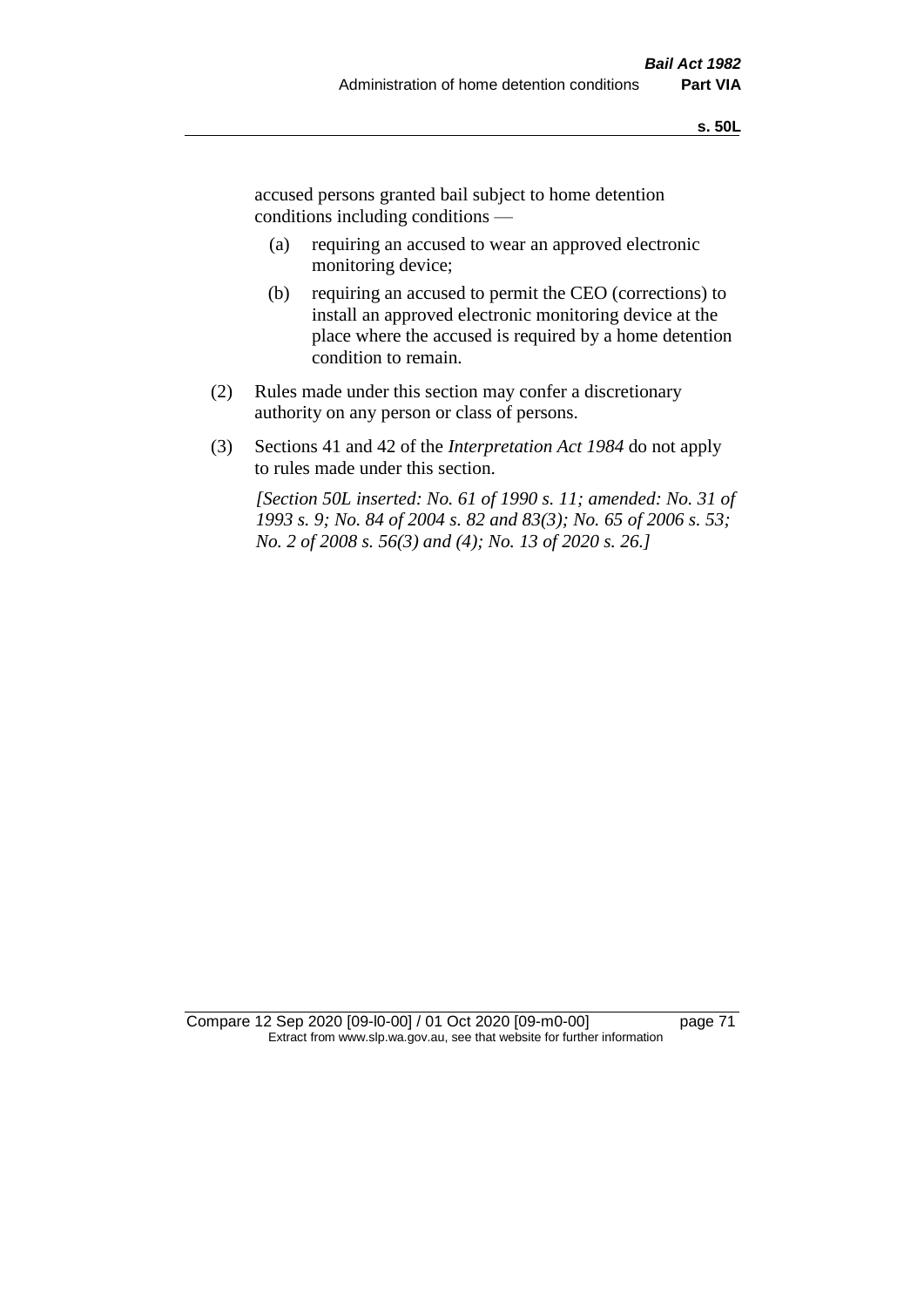accused persons granted bail subject to home detention conditions including conditions —

(a) requiring an accused to wear an approved electronic monitoring device;

(b) requiring an accused to permit the CEO (corrections) to install an approved electronic monitoring device at the place where the accused is required by a home detention condition to remain.

(2) Rules made under this section may confer a discretionary authority on any person or class of persons.

(3) Sections 41 and 42 of the *Interpretation Act 1984* do not apply to rules made under this section.

*[Section 50L inserted: No. 61 of 1990 s. 11; amended: No. 31 of 1993 s. 9; No. 84 of 2004 s. 82 and 83(3); No. 65 of 2006 s. 53; No. 2 of 2008 s. 56(3) and (4); No. 13 of 2020 s. 26.]*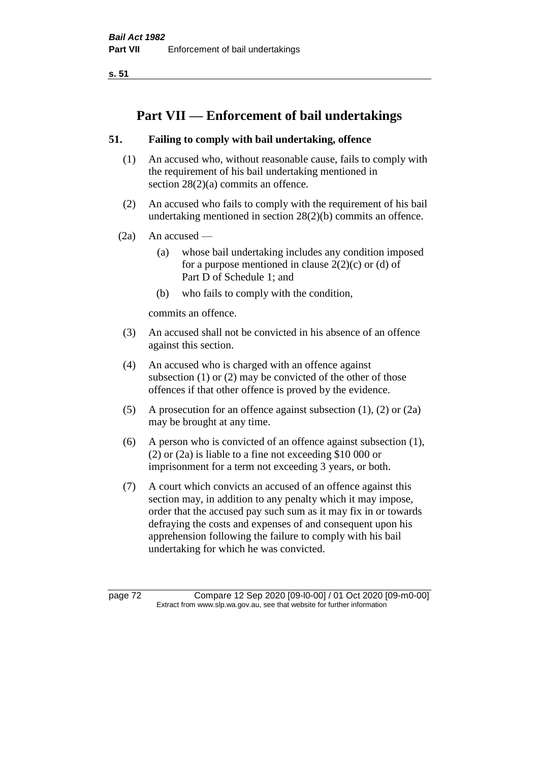# Part VII — Enforcement of bail undertakings

## 51. Failing to comply with bail undertaking, offence

(1) An accused who, without reasonable cause, fails to comply with the requirement of his bail undertaking mentioned in section 28(2)(a) commits an offence.

(2) An accused who fails to comply with the requirement of his bail undertaking mentioned in section 28(2)(b) commits an offence.

(2a) An accused —

- (a) whose bail undertaking includes any condition imposed for a purpose mentioned in clause 2(2)(c) or (d) of Part D of Schedule 1; and
- (b) who fails to comply with the condition,

commits an offence.

(3) An accused shall not be convicted in his absence of an offence against this section.

(4) An accused who is charged with an offence against subsection (1) or (2) may be convicted of the other of those offences if that other offence is proved by the evidence.

(5) A prosecution for an offence against subsection (1), (2) or (2a) may be brought at any time.

(6) A person who is convicted of an offence against subsection (1), (2) or (2a) is liable to a fine not exceeding $10 000 or imprisonment for a term not exceeding 3 years, or both.

(7) A court which convicts an accused of an offence against this section may, in addition to any penalty which it may impose, order that the accused pay such sum as it may fix in or towards defraying the costs and expenses of and consequent upon his apprehension following the failure to comply with his bail undertaking for which he was convicted.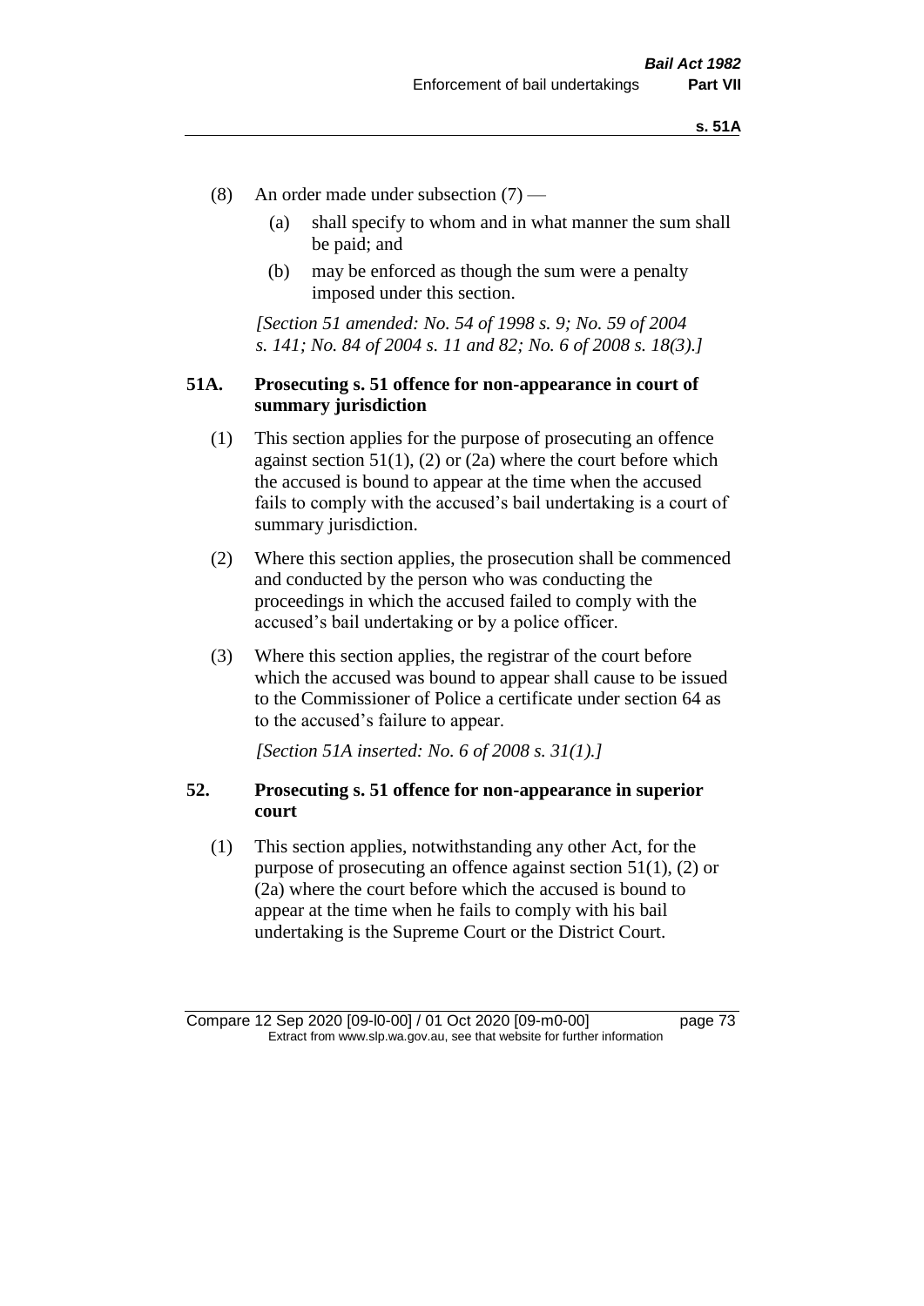(8) An order made under subsection (7) —

(a) shall specify to whom and in what manner the sum shall be paid; and

(b) may be enforced as though the sum were a penalty imposed under this section.

*[Section 51 amended: No. 54 of 1998 s. 9; No. 59 of 2004 s. 141; No. 84 of 2004 s. 11 and 82; No. 6 of 2008 s. 18(3).]*

### 51A. Prosecuting s. 51 offence for non-appearance in court of summary jurisdiction

(1) This section applies for the purpose of prosecuting an offence against section 51(1), (2) or (2a) where the court before which the accused is bound to appear at the time when the accused fails to comply with the accused's bail undertaking is a court of summary jurisdiction.

(2) Where this section applies, the prosecution shall be commenced and conducted by the person who was conducting the proceedings in which the accused failed to comply with the accused's bail undertaking or by a police officer.

(3) Where this section applies, the registrar of the court before which the accused was bound to appear shall cause to be issued to the Commissioner of Police a certificate under section 64 as to the accused's failure to appear.

*[Section 51A inserted: No. 6 of 2008 s. 31(1).]*

### 52. Prosecuting s. 51 offence for non-appearance in superior court

(1) This section applies, notwithstanding any other Act, for the purpose of prosecuting an offence against section 51(1), (2) or (2a) where the court before which the accused is bound to appear at the time when he fails to comply with his bail undertaking is the Supreme Court or the District Court.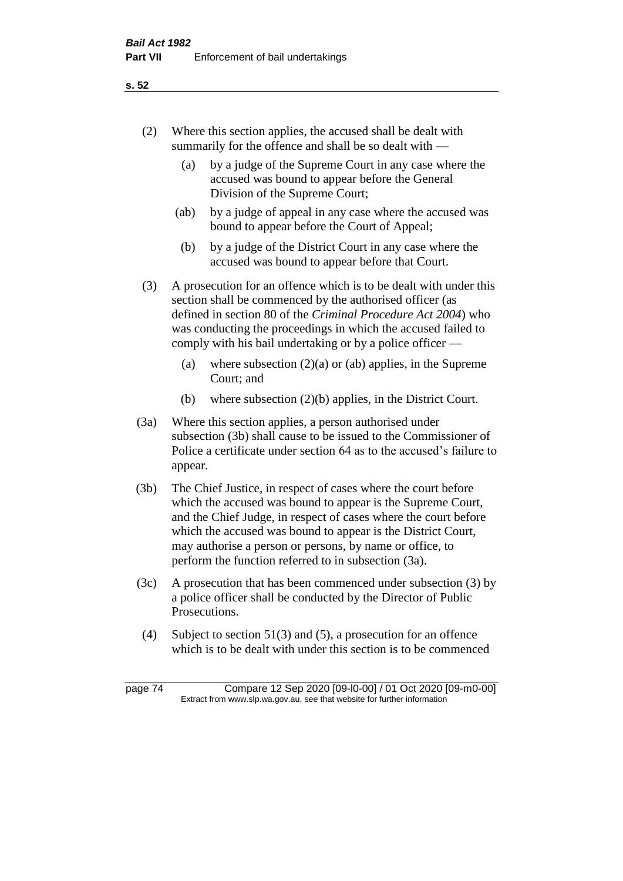(2) Where this section applies, the accused shall be dealt with summarily for the offence and shall be so dealt with —

  (a) by a judge of the Supreme Court in any case where the accused was bound to appear before the General Division of the Supreme Court;

  (ab) by a judge of appeal in any case where the accused was bound to appear before the Court of Appeal;

  (b) by a judge of the District Court in any case where the accused was bound to appear before that Court.

(3) A prosecution for an offence which is to be dealt with under this section shall be commenced by the authorised officer (as defined in section 80 of the *Criminal Procedure Act 2004*) who was conducting the proceedings in which the accused failed to comply with his bail undertaking or by a police officer —

  (a) where subsection (2)(a) or (ab) applies, in the Supreme Court; and

  (b) where subsection (2)(b) applies, in the District Court.

(3a) Where this section applies, a person authorised under subsection (3b) shall cause to be issued to the Commissioner of Police a certificate under section 64 as to the accused's failure to appear.

(3b) The Chief Justice, in respect of cases where the court before which the accused was bound to appear is the Supreme Court, and the Chief Judge, in respect of cases where the court before which the accused was bound to appear is the District Court, may authorise a person or persons, by name or office, to perform the function referred to in subsection (3a).

(3c) A prosecution that has been commenced under subsection (3) by a police officer shall be conducted by the Director of Public Prosecutions.

(4) Subject to section 51(3) and (5), a prosecution for an offence which is to be dealt with under this section is to be commenced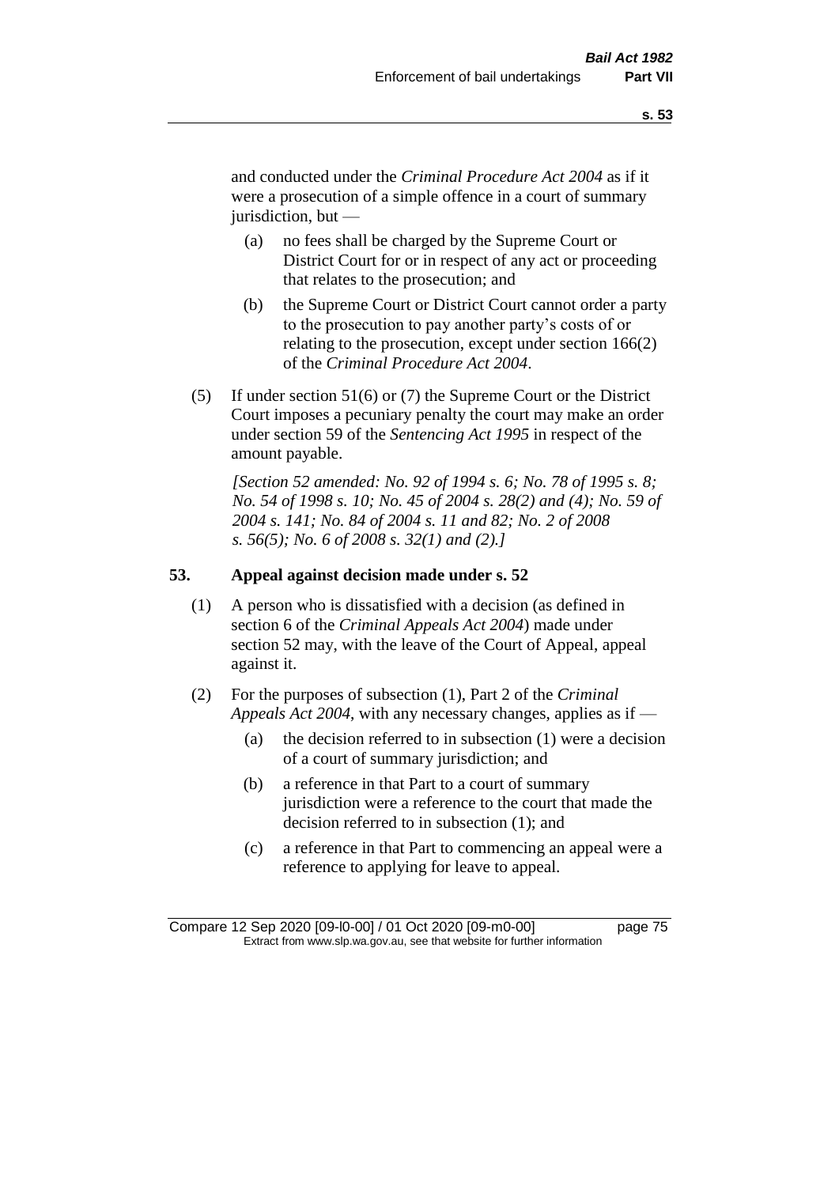and conducted under the *Criminal Procedure Act 2004* as if it were a prosecution of a simple offence in a court of summary jurisdiction, but —

(a) no fees shall be charged by the Supreme Court or District Court for or in respect of any act or proceeding that relates to the prosecution; and

(b) the Supreme Court or District Court cannot order a party to the prosecution to pay another party's costs of or relating to the prosecution, except under section 166(2) of the *Criminal Procedure Act 2004*.

(5) If under section 51(6) or (7) the Supreme Court or the District Court imposes a pecuniary penalty the court may make an order under section 59 of the *Sentencing Act 1995* in respect of the amount payable.

*[Section 52 amended: No. 92 of 1994 s. 6; No. 78 of 1995 s. 8; No. 54 of 1998 s. 10; No. 45 of 2004 s. 28(2) and (4); No. 59 of 2004 s. 141; No. 84 of 2004 s. 11 and 82; No. 2 of 2008 s. 56(5); No. 6 of 2008 s. 32(1) and (2).]*

## 53. Appeal against decision made under s. 52

(1) A person who is dissatisfied with a decision (as defined in section 6 of the *Criminal Appeals Act 2004*) made under section 52 may, with the leave of the Court of Appeal, appeal against it.

(2) For the purposes of subsection (1), Part 2 of the *Criminal Appeals Act 2004*, with any necessary changes, applies as if —

(a) the decision referred to in subsection (1) were a decision of a court of summary jurisdiction; and

(b) a reference in that Part to a court of summary jurisdiction were a reference to the court that made the decision referred to in subsection (1); and

(c) a reference in that Part to commencing an appeal were a reference to applying for leave to appeal.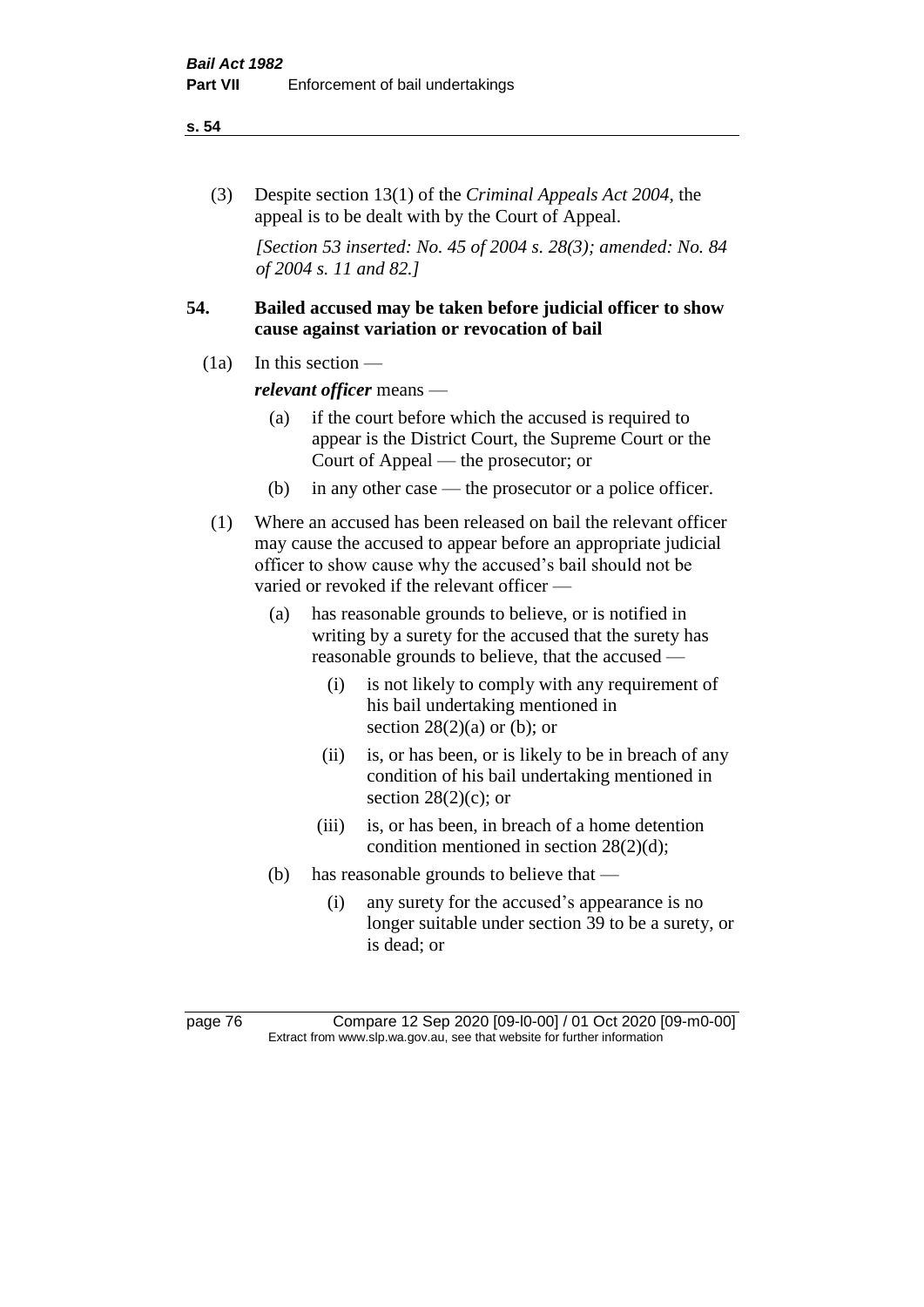(3) Despite section 13(1) of the *Criminal Appeals Act 2004*, the appeal is to be dealt with by the Court of Appeal.

*[Section 53 inserted: No. 45 of 2004 s. 28(3); amended: No. 84 of 2004 s. 11 and 82.]*

## 54. Bailed accused may be taken before judicial officer to show cause against variation or revocation of bail

(1a) In this section —

***relevant officer*** means —

- (a) if the court before which the accused is required to appear is the District Court, the Supreme Court or the Court of Appeal — the prosecutor; or
- (b) in any other case — the prosecutor or a police officer.

(1) Where an accused has been released on bail the relevant officer may cause the accused to appear before an appropriate judicial officer to show cause why the accused's bail should not be varied or revoked if the relevant officer —

- (a) has reasonable grounds to believe, or is notified in writing by a surety for the accused that the surety has reasonable grounds to believe, that the accused —
  - (i) is not likely to comply with any requirement of his bail undertaking mentioned in section 28(2)(a) or (b); or
  - (ii) is, or has been, or is likely to be in breach of any condition of his bail undertaking mentioned in section 28(2)(c); or
  - (iii) is, or has been, in breach of a home detention condition mentioned in section 28(2)(d);
- (b) has reasonable grounds to believe that —
  - (i) any surety for the accused's appearance is no longer suitable under section 39 to be a surety, or is dead; or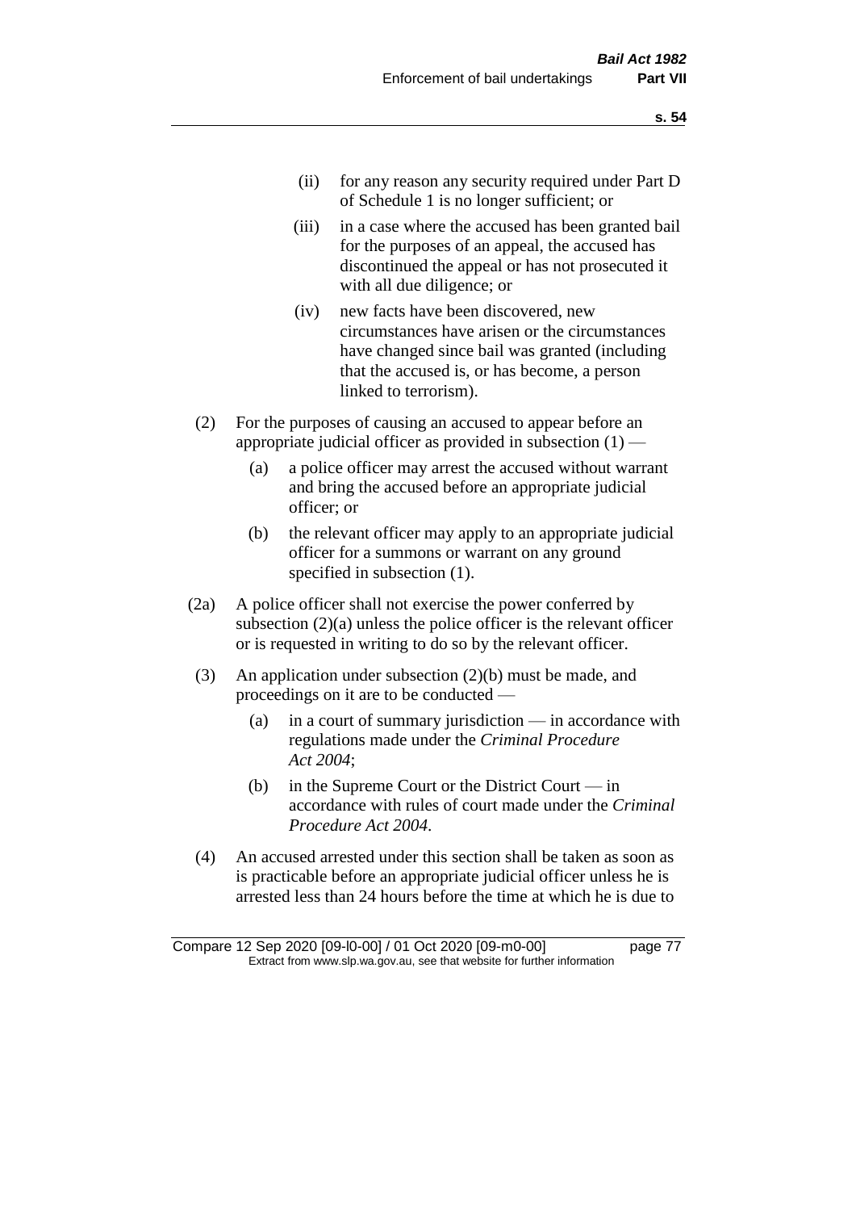(ii) for any reason any security required under Part D of Schedule 1 is no longer sufficient; or

(iii) in a case where the accused has been granted bail for the purposes of an appeal, the accused has discontinued the appeal or has not prosecuted it with all due diligence; or

(iv) new facts have been discovered, new circumstances have arisen or the circumstances have changed since bail was granted (including that the accused is, or has become, a person linked to terrorism).

(2) For the purposes of causing an accused to appear before an appropriate judicial officer as provided in subsection (1) —

(a) a police officer may arrest the accused without warrant and bring the accused before an appropriate judicial officer; or

(b) the relevant officer may apply to an appropriate judicial officer for a summons or warrant on any ground specified in subsection (1).

(2a) A police officer shall not exercise the power conferred by subsection (2)(a) unless the police officer is the relevant officer or is requested in writing to do so by the relevant officer.

(3) An application under subsection (2)(b) must be made, and proceedings on it are to be conducted —

(a) in a court of summary jurisdiction — in accordance with regulations made under the *Criminal Procedure Act 2004*;

(b) in the Supreme Court or the District Court — in accordance with rules of court made under the *Criminal Procedure Act 2004*.

(4) An accused arrested under this section shall be taken as soon as is practicable before an appropriate judicial officer unless he is arrested less than 24 hours before the time at which he is due to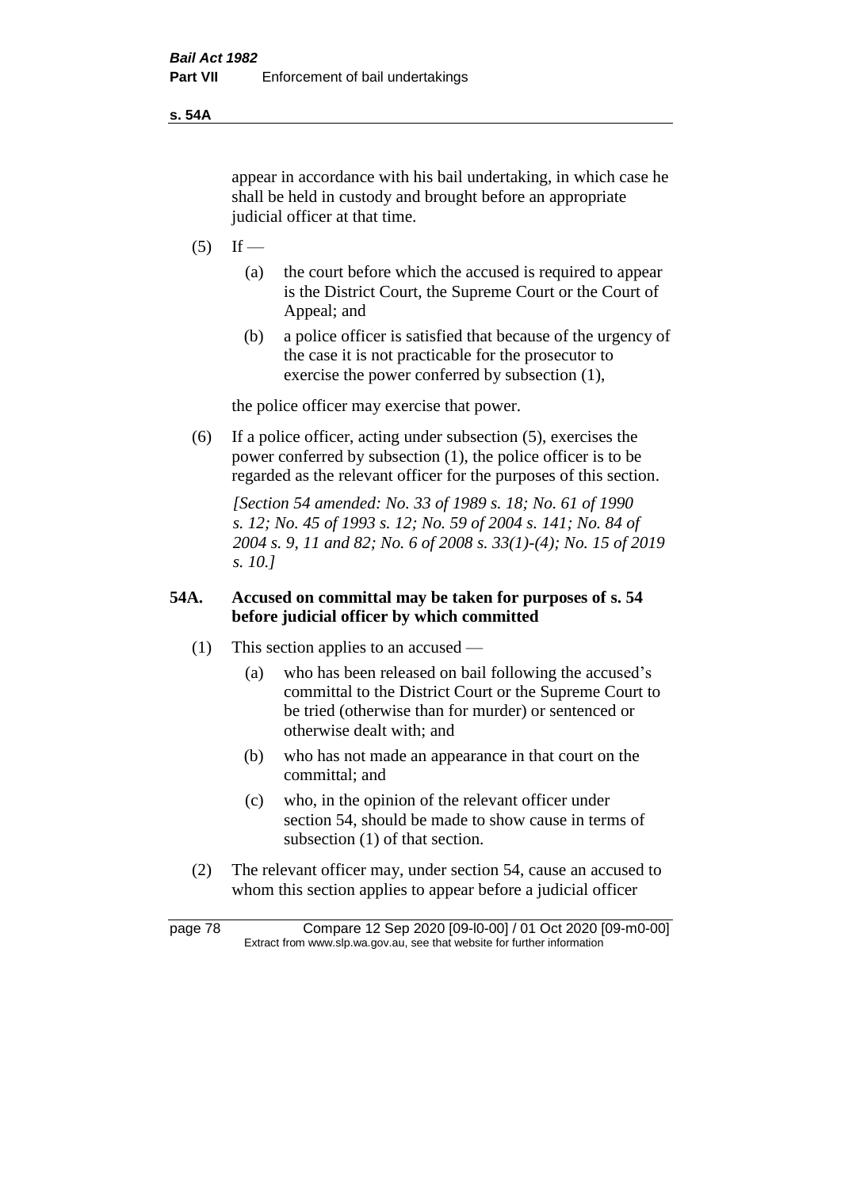appear in accordance with his bail undertaking, in which case he shall be held in custody and brought before an appropriate judicial officer at that time.

(5) If —

(a) the court before which the accused is required to appear is the District Court, the Supreme Court or the Court of Appeal; and

(b) a police officer is satisfied that because of the urgency of the case it is not practicable for the prosecutor to exercise the power conferred by subsection (1),

the police officer may exercise that power.

(6) If a police officer, acting under subsection (5), exercises the power conferred by subsection (1), the police officer is to be regarded as the relevant officer for the purposes of this section.

*[Section 54 amended: No. 33 of 1989 s. 18; No. 61 of 1990 s. 12; No. 45 of 1993 s. 12; No. 59 of 2004 s. 141; No. 84 of 2004 s. 9, 11 and 82; No. 6 of 2008 s. 33(1)-(4); No. 15 of 2019 s. 10.]*

**54A. Accused on committal may be taken for purposes of s. 54 before judicial officer by which committed**

(1) This section applies to an accused —

(a) who has been released on bail following the accused's committal to the District Court or the Supreme Court to be tried (otherwise than for murder) or sentenced or otherwise dealt with; and

(b) who has not made an appearance in that court on the committal; and

(c) who, in the opinion of the relevant officer under section 54, should be made to show cause in terms of subsection (1) of that section.

(2) The relevant officer may, under section 54, cause an accused to whom this section applies to appear before a judicial officer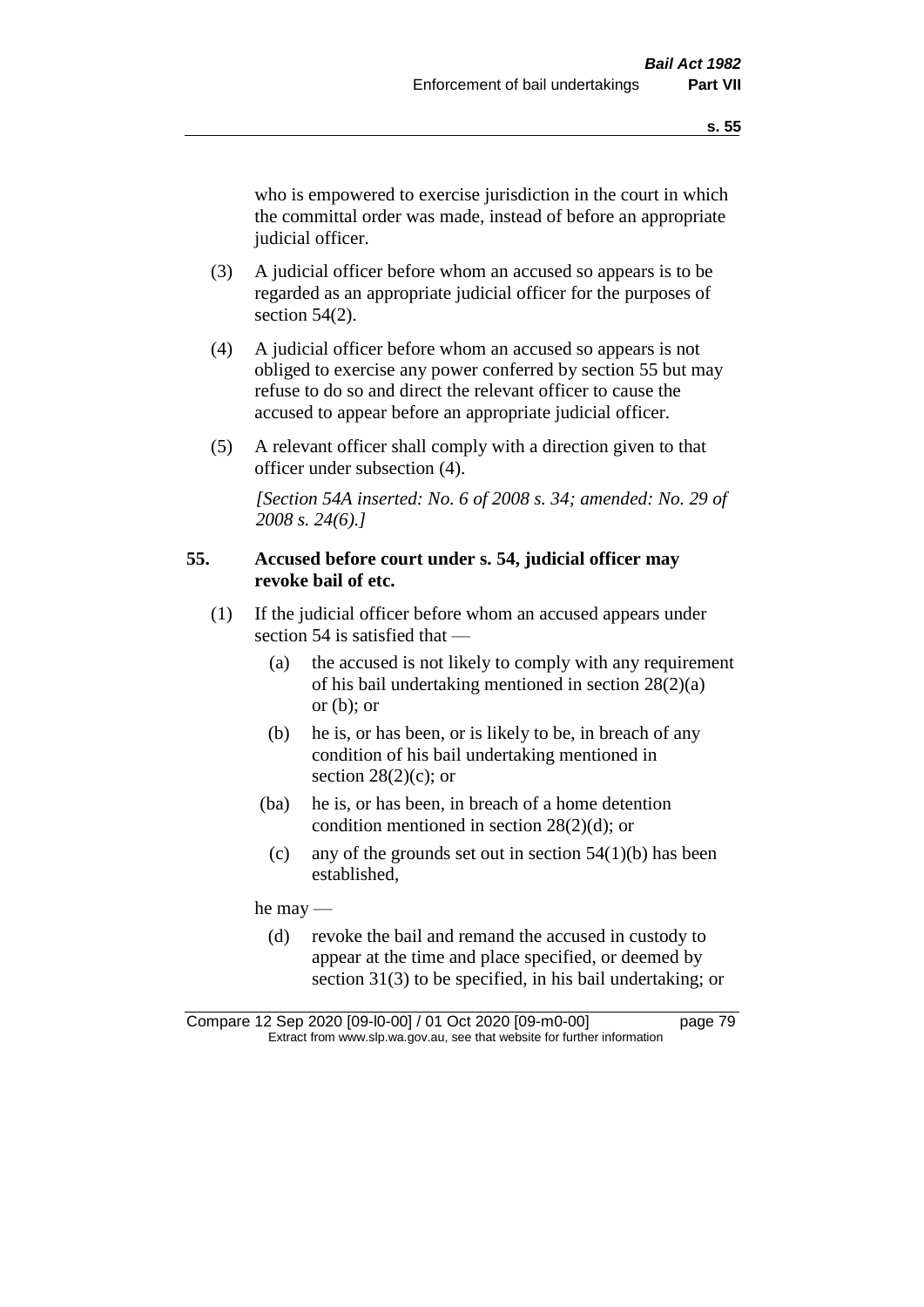who is empowered to exercise jurisdiction in the court in which the committal order was made, instead of before an appropriate judicial officer.

(3) A judicial officer before whom an accused so appears is to be regarded as an appropriate judicial officer for the purposes of section 54(2).

(4) A judicial officer before whom an accused so appears is not obliged to exercise any power conferred by section 55 but may refuse to do so and direct the relevant officer to cause the accused to appear before an appropriate judicial officer.

(5) A relevant officer shall comply with a direction given to that officer under subsection (4).

*[Section 54A inserted: No. 6 of 2008 s. 34; amended: No. 29 of 2008 s. 24(6).]*

**55. Accused before court under s. 54, judicial officer may revoke bail of etc.**

(1) If the judicial officer before whom an accused appears under section 54 is satisfied that —

(a) the accused is not likely to comply with any requirement of his bail undertaking mentioned in section 28(2)(a) or (b); or

(b) he is, or has been, or is likely to be, in breach of any condition of his bail undertaking mentioned in section 28(2)(c); or

(ba) he is, or has been, in breach of a home detention condition mentioned in section 28(2)(d); or

(c) any of the grounds set out in section 54(1)(b) has been established,

he may —

(d) revoke the bail and remand the accused in custody to appear at the time and place specified, or deemed by section 31(3) to be specified, in his bail undertaking; or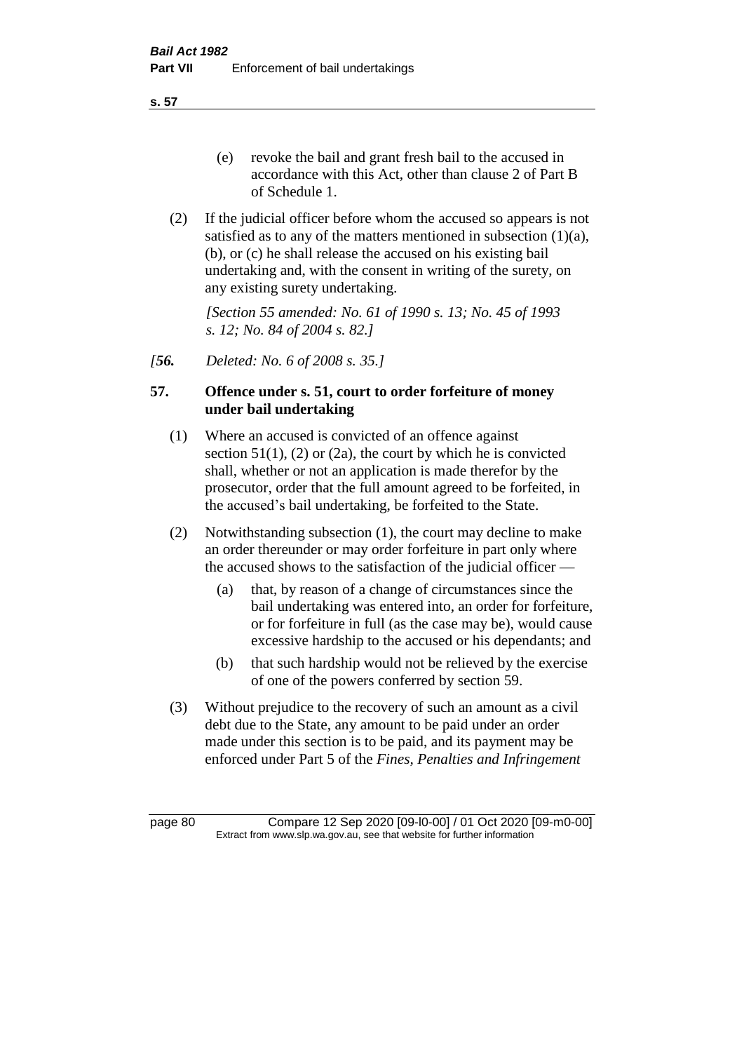(e) revoke the bail and grant fresh bail to the accused in accordance with this Act, other than clause 2 of Part B of Schedule 1.

(2) If the judicial officer before whom the accused so appears is not satisfied as to any of the matters mentioned in subsection (1)(a), (b), or (c) he shall release the accused on his existing bail undertaking and, with the consent in writing of the surety, on any existing surety undertaking.

*[Section 55 amended: No. 61 of 1990 s. 13; No. 45 of 1993 s. 12; No. 84 of 2004 s. 82.]*

*[**56.** Deleted: No. 6 of 2008 s. 35.]*

## 57. Offence under s. 51, court to order forfeiture of money under bail undertaking

(1) Where an accused is convicted of an offence against section 51(1), (2) or (2a), the court by which he is convicted shall, whether or not an application is made therefor by the prosecutor, order that the full amount agreed to be forfeited, in the accused's bail undertaking, be forfeited to the State.

(2) Notwithstanding subsection (1), the court may decline to make an order thereunder or may order forfeiture in part only where the accused shows to the satisfaction of the judicial officer —

(a) that, by reason of a change of circumstances since the bail undertaking was entered into, an order for forfeiture, or for forfeiture in full (as the case may be), would cause excessive hardship to the accused or his dependants; and

(b) that such hardship would not be relieved by the exercise of one of the powers conferred by section 59.

(3) Without prejudice to the recovery of such an amount as a civil debt due to the State, any amount to be paid under an order made under this section is to be paid, and its payment may be enforced under Part 5 of the *Fines, Penalties and Infringement*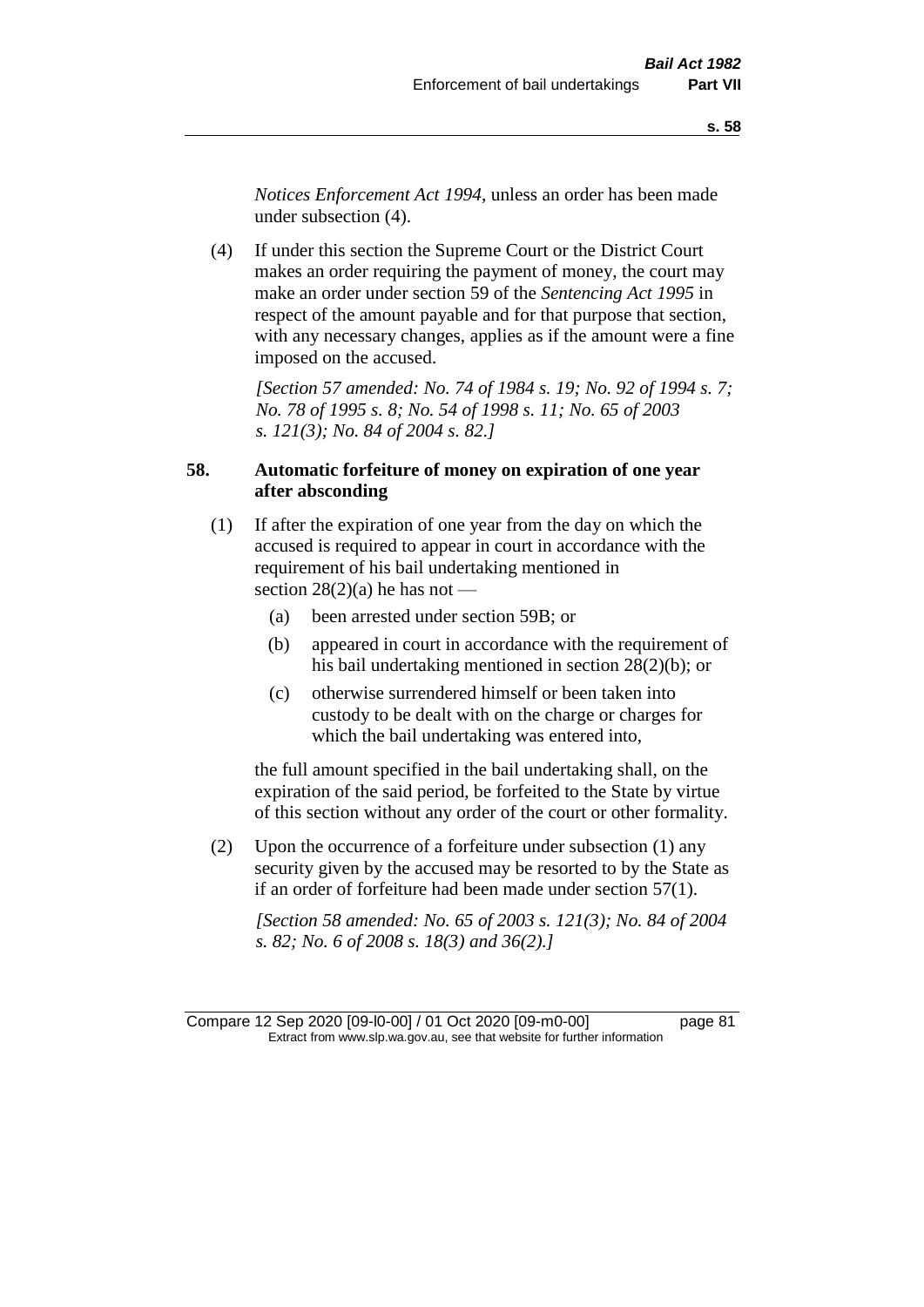*Notices Enforcement Act 1994*, unless an order has been made under subsection (4).

(4) If under this section the Supreme Court or the District Court makes an order requiring the payment of money, the court may make an order under section 59 of the *Sentencing Act 1995* in respect of the amount payable and for that purpose that section, with any necessary changes, applies as if the amount were a fine imposed on the accused.

*[Section 57 amended: No. 74 of 1984 s. 19; No. 92 of 1994 s. 7; No. 78 of 1995 s. 8; No. 54 of 1998 s. 11; No. 65 of 2003 s. 121(3); No. 84 of 2004 s. 82.]*

## 58. Automatic forfeiture of money on expiration of one year after absconding

(1) If after the expiration of one year from the day on which the accused is required to appear in court in accordance with the requirement of his bail undertaking mentioned in section 28(2)(a) he has not —

- (a) been arrested under section 59B; or
- (b) appeared in court in accordance with the requirement of his bail undertaking mentioned in section 28(2)(b); or
- (c) otherwise surrendered himself or been taken into custody to be dealt with on the charge or charges for which the bail undertaking was entered into,

the full amount specified in the bail undertaking shall, on the expiration of the said period, be forfeited to the State by virtue of this section without any order of the court or other formality.

(2) Upon the occurrence of a forfeiture under subsection (1) any security given by the accused may be resorted to by the State as if an order of forfeiture had been made under section 57(1).

*[Section 58 amended: No. 65 of 2003 s. 121(3); No. 84 of 2004 s. 82; No. 6 of 2008 s. 18(3) and 36(2).]*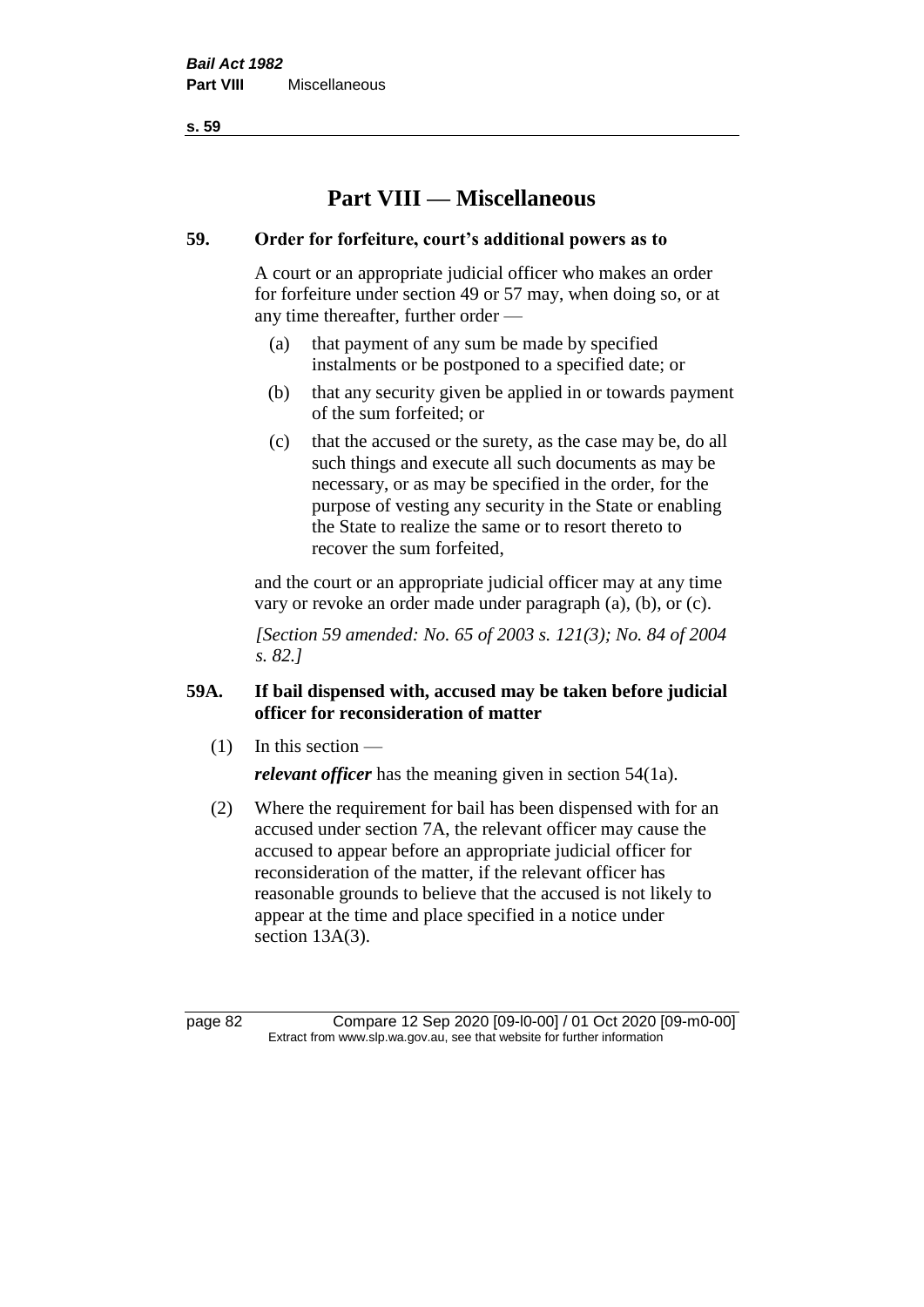# Part VIII — Miscellaneous

## 59. Order for forfeiture, court's additional powers as to

A court or an appropriate judicial officer who makes an order for forfeiture under section 49 or 57 may, when doing so, or at any time thereafter, further order —

(a) that payment of any sum be made by specified instalments or be postponed to a specified date; or

(b) that any security given be applied in or towards payment of the sum forfeited; or

(c) that the accused or the surety, as the case may be, do all such things and execute all such documents as may be necessary, or as may be specified in the order, for the purpose of vesting any security in the State or enabling the State to realize the same or to resort thereto to recover the sum forfeited,

and the court or an appropriate judicial officer may at any time vary or revoke an order made under paragraph (a), (b), or (c).

*[Section 59 amended: No. 65 of 2003 s. 121(3); No. 84 of 2004 s. 82.]*

## 59A. If bail dispensed with, accused may be taken before judicial officer for reconsideration of matter

(1) In this section —

***relevant officer*** has the meaning given in section 54(1a).

(2) Where the requirement for bail has been dispensed with for an accused under section 7A, the relevant officer may cause the accused to appear before an appropriate judicial officer for reconsideration of the matter, if the relevant officer has reasonable grounds to believe that the accused is not likely to appear at the time and place specified in a notice under section 13A(3).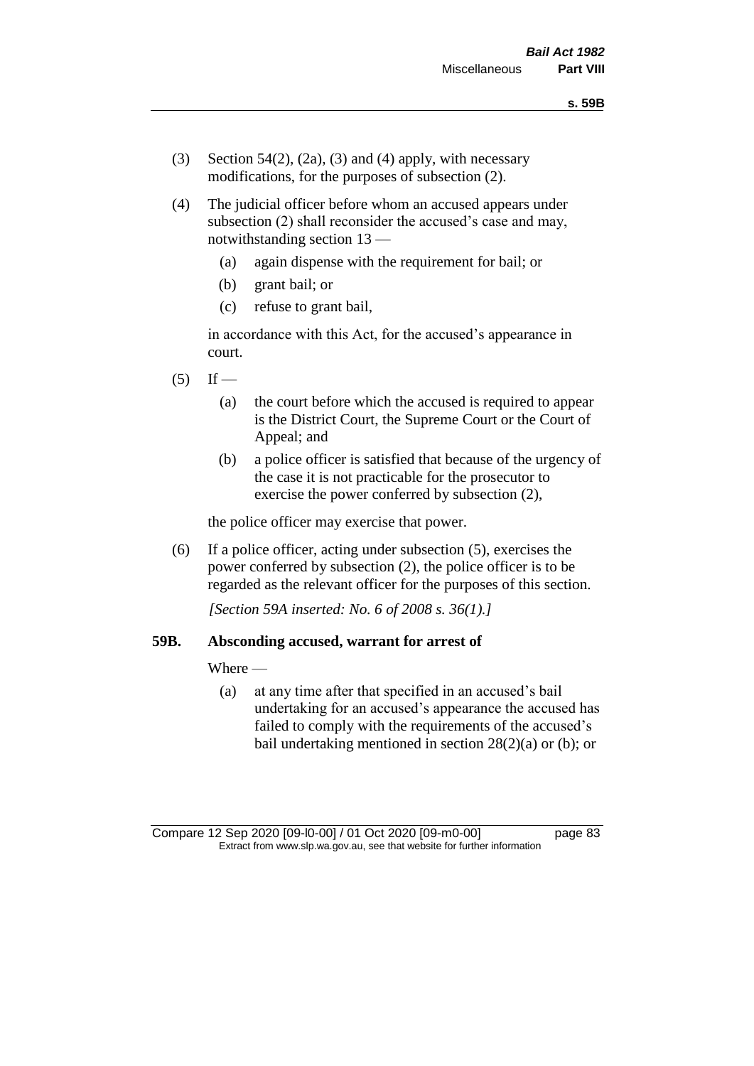(3) Section 54(2), (2a), (3) and (4) apply, with necessary modifications, for the purposes of subsection (2).

(4) The judicial officer before whom an accused appears under subsection (2) shall reconsider the accused's case and may, notwithstanding section 13 —

(a) again dispense with the requirement for bail; or

(b) grant bail; or

(c) refuse to grant bail,

in accordance with this Act, for the accused's appearance in court.

(5) If —

(a) the court before which the accused is required to appear is the District Court, the Supreme Court or the Court of Appeal; and

(b) a police officer is satisfied that because of the urgency of the case it is not practicable for the prosecutor to exercise the power conferred by subsection (2),

the police officer may exercise that power.

(6) If a police officer, acting under subsection (5), exercises the power conferred by subsection (2), the police officer is to be regarded as the relevant officer for the purposes of this section.

*[Section 59A inserted: No. 6 of 2008 s. 36(1).]*

**59B. Absconding accused, warrant for arrest of**

Where —

(a) at any time after that specified in an accused's bail undertaking for an accused's appearance the accused has failed to comply with the requirements of the accused's bail undertaking mentioned in section 28(2)(a) or (b); or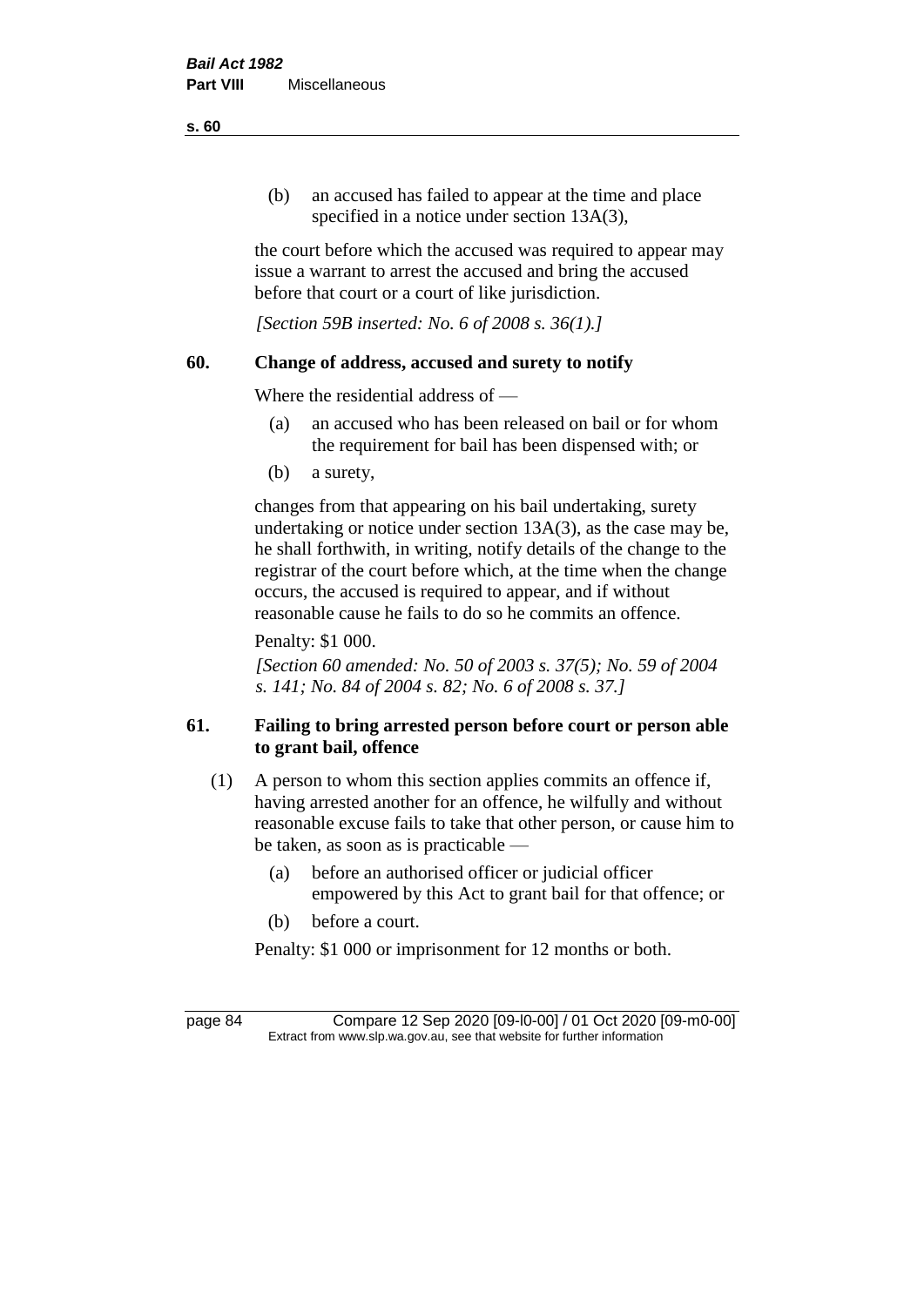(b) an accused has failed to appear at the time and place specified in a notice under section 13A(3),

the court before which the accused was required to appear may issue a warrant to arrest the accused and bring the accused before that court or a court of like jurisdiction.

*[Section 59B inserted: No. 6 of 2008 s. 36(1).]*

## 60. Change of address, accused and surety to notify

Where the residential address of —

(a) an accused who has been released on bail or for whom the requirement for bail has been dispensed with; or

(b) a surety,

changes from that appearing on his bail undertaking, surety undertaking or notice under section 13A(3), as the case may be, he shall forthwith, in writing, notify details of the change to the registrar of the court before which, at the time when the change occurs, the accused is required to appear, and if without reasonable cause he fails to do so he commits an offence.

Penalty: $1 000.

*[Section 60 amended: No. 50 of 2003 s. 37(5); No. 59 of 2004 s. 141; No. 84 of 2004 s. 82; No. 6 of 2008 s. 37.]*

## 61. Failing to bring arrested person before court or person able to grant bail, offence

(1) A person to whom this section applies commits an offence if, having arrested another for an offence, he wilfully and without reasonable excuse fails to take that other person, or cause him to be taken, as soon as is practicable —

(a) before an authorised officer or judicial officer empowered by this Act to grant bail for that offence; or

(b) before a court.

Penalty: $1 000 or imprisonment for 12 months or both.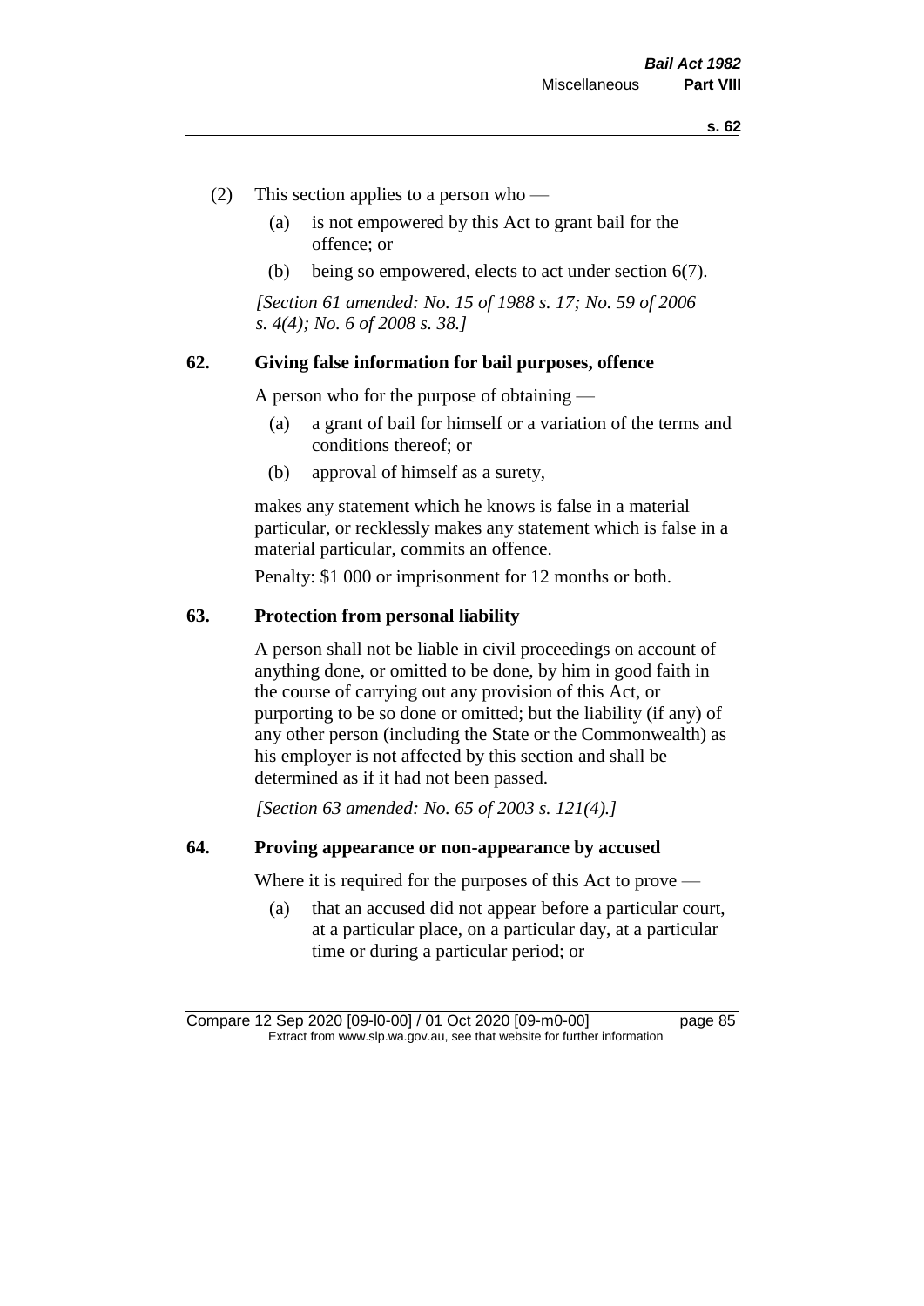(2) This section applies to a person who —

(a) is not empowered by this Act to grant bail for the offence; or

(b) being so empowered, elects to act under section 6(7).

*[Section 61 amended: No. 15 of 1988 s. 17; No. 59 of 2006 s. 4(4); No. 6 of 2008 s. 38.]*

### 62. Giving false information for bail purposes, offence

A person who for the purpose of obtaining —

(a) a grant of bail for himself or a variation of the terms and conditions thereof; or

(b) approval of himself as a surety,

makes any statement which he knows is false in a material particular, or recklessly makes any statement which is false in a material particular, commits an offence.

Penalty: $1 000 or imprisonment for 12 months or both.

### 63. Protection from personal liability

A person shall not be liable in civil proceedings on account of anything done, or omitted to be done, by him in good faith in the course of carrying out any provision of this Act, or purporting to be so done or omitted; but the liability (if any) of any other person (including the State or the Commonwealth) as his employer is not affected by this section and shall be determined as if it had not been passed.

*[Section 63 amended: No. 65 of 2003 s. 121(4).]*

### 64. Proving appearance or non-appearance by accused

Where it is required for the purposes of this Act to prove —

(a) that an accused did not appear before a particular court, at a particular place, on a particular day, at a particular time or during a particular period; or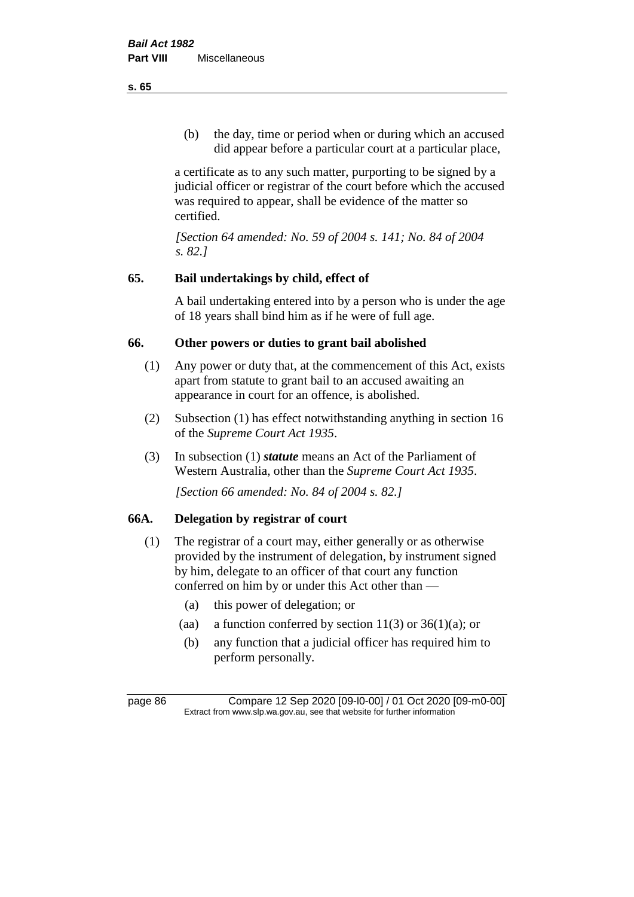(b) the day, time or period when or during which an accused did appear before a particular court at a particular place,

a certificate as to any such matter, purporting to be signed by a judicial officer or registrar of the court before which the accused was required to appear, shall be evidence of the matter so certified.

*[Section 64 amended: No. 59 of 2004 s. 141; No. 84 of 2004 s. 82.]*

## 65. Bail undertakings by child, effect of

A bail undertaking entered into by a person who is under the age of 18 years shall bind him as if he were of full age.

## 66. Other powers or duties to grant bail abolished

(1) Any power or duty that, at the commencement of this Act, exists apart from statute to grant bail to an accused awaiting an appearance in court for an offence, is abolished.

(2) Subsection (1) has effect notwithstanding anything in section 16 of the *Supreme Court Act 1935*.

(3) In subsection (1) ***statute*** means an Act of the Parliament of Western Australia, other than the *Supreme Court Act 1935*.

*[Section 66 amended: No. 84 of 2004 s. 82.]*

## 66A. Delegation by registrar of court

(1) The registrar of a court may, either generally or as otherwise provided by the instrument of delegation, by instrument signed by him, delegate to an officer of that court any function conferred on him by or under this Act other than —

- (a) this power of delegation; or
- (aa) a function conferred by section 11(3) or 36(1)(a); or
- (b) any function that a judicial officer has required him to perform personally.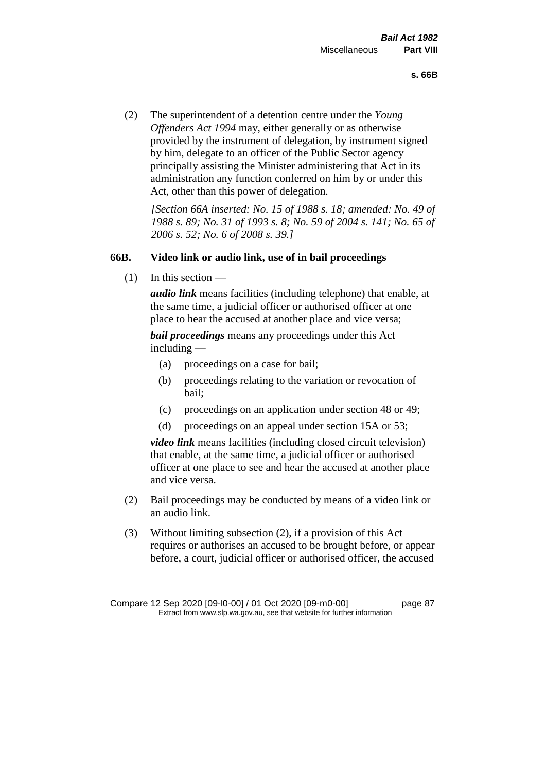(2) The superintendent of a detention centre under the *Young Offenders Act 1994* may, either generally or as otherwise provided by the instrument of delegation, by instrument signed by him, delegate to an officer of the Public Sector agency principally assisting the Minister administering that Act in its administration any function conferred on him by or under this Act, other than this power of delegation.

*[Section 66A inserted: No. 15 of 1988 s. 18; amended: No. 49 of 1988 s. 89; No. 31 of 1993 s. 8; No. 59 of 2004 s. 141; No. 65 of 2006 s. 52; No. 6 of 2008 s. 39.]*

### 66B. Video link or audio link, use of in bail proceedings

(1) In this section —

***audio link*** means facilities (including telephone) that enable, at the same time, a judicial officer or authorised officer at one place to hear the accused at another place and vice versa;

***bail proceedings*** means any proceedings under this Act including —

- (a) proceedings on a case for bail;
- (b) proceedings relating to the variation or revocation of bail;
- (c) proceedings on an application under section 48 or 49;
- (d) proceedings on an appeal under section 15A or 53;

***video link*** means facilities (including closed circuit television) that enable, at the same time, a judicial officer or authorised officer at one place to see and hear the accused at another place and vice versa.

(2) Bail proceedings may be conducted by means of a video link or an audio link.

(3) Without limiting subsection (2), if a provision of this Act requires or authorises an accused to be brought before, or appear before, a court, judicial officer or authorised officer, the accused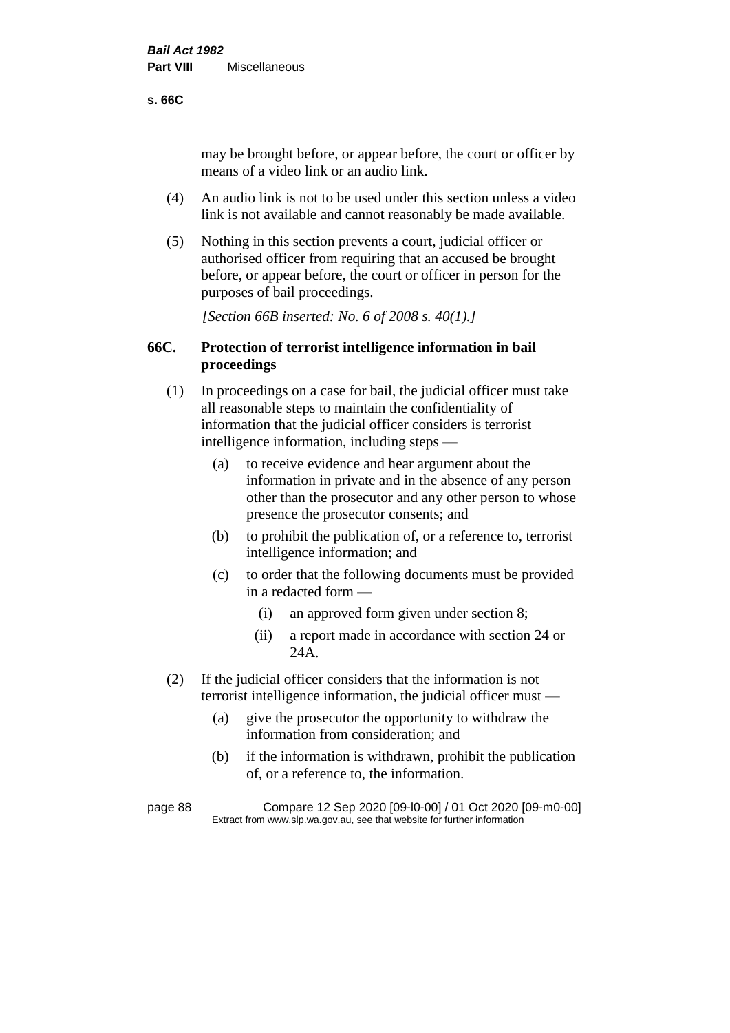may be brought before, or appear before, the court or officer by means of a video link or an audio link.

(4) An audio link is not to be used under this section unless a video link is not available and cannot reasonably be made available.

(5) Nothing in this section prevents a court, judicial officer or authorised officer from requiring that an accused be brought before, or appear before, the court or officer in person for the purposes of bail proceedings.

*[Section 66B inserted: No. 6 of 2008 s. 40(1).]*

### 66C. Protection of terrorist intelligence information in bail proceedings

(1) In proceedings on a case for bail, the judicial officer must take all reasonable steps to maintain the confidentiality of information that the judicial officer considers is terrorist intelligence information, including steps —

  (a) to receive evidence and hear argument about the information in private and in the absence of any person other than the prosecutor and any other person to whose presence the prosecutor consents; and

  (b) to prohibit the publication of, or a reference to, terrorist intelligence information; and

  (c) to order that the following documents must be provided in a redacted form —

    (i) an approved form given under section 8;

    (ii) a report made in accordance with section 24 or 24A.

(2) If the judicial officer considers that the information is not terrorist intelligence information, the judicial officer must —

  (a) give the prosecutor the opportunity to withdraw the information from consideration; and

  (b) if the information is withdrawn, prohibit the publication of, or a reference to, the information.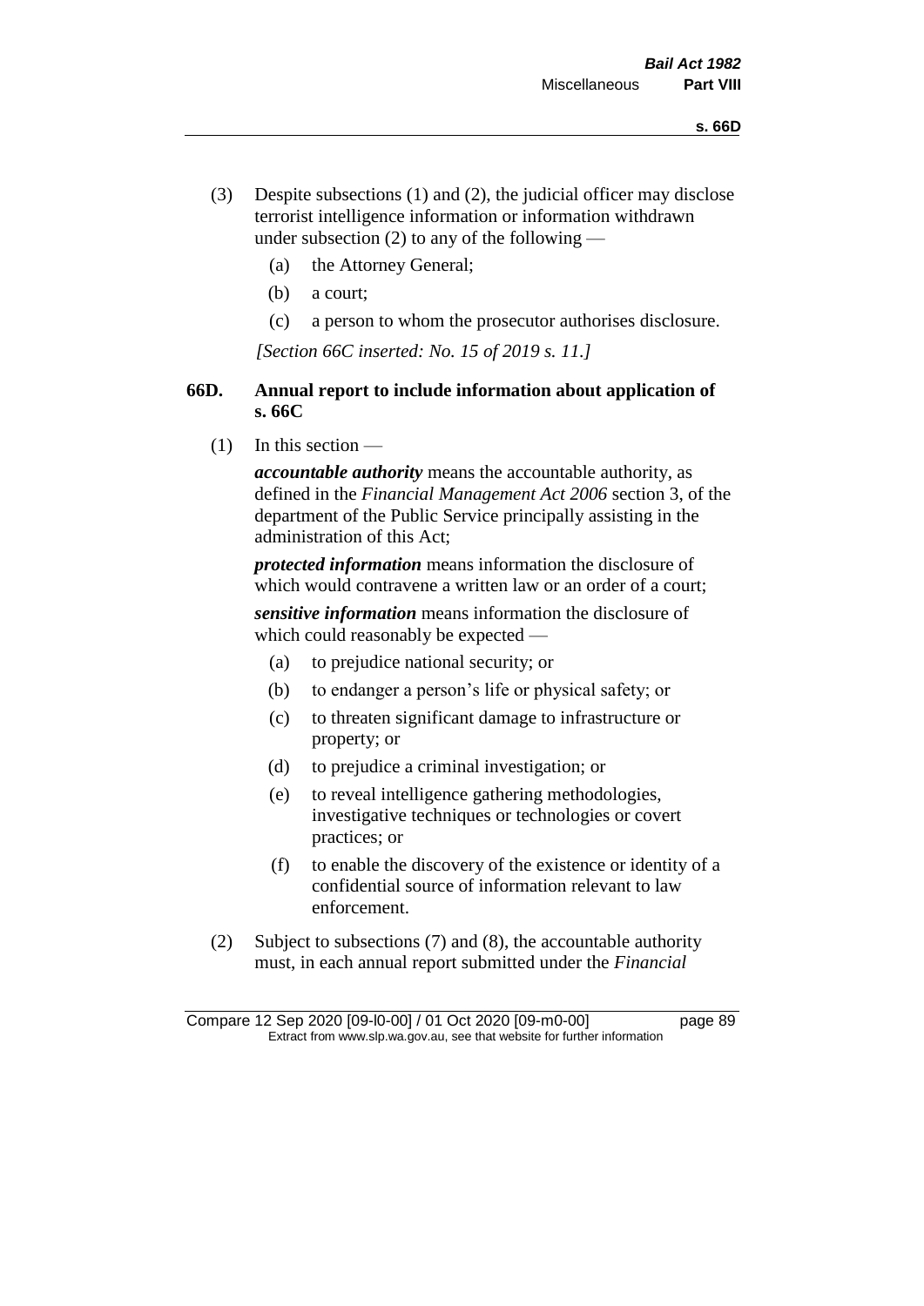(3) Despite subsections (1) and (2), the judicial officer may disclose terrorist intelligence information or information withdrawn under subsection (2) to any of the following —

(a) the Attorney General;

(b) a court;

(c) a person to whom the prosecutor authorises disclosure.

*[Section 66C inserted: No. 15 of 2019 s. 11.]*

### 66D. Annual report to include information about application of s. 66C

(1) In this section —

***accountable authority*** means the accountable authority, as defined in the *Financial Management Act 2006* section 3, of the department of the Public Service principally assisting in the administration of this Act;

***protected information*** means information the disclosure of which would contravene a written law or an order of a court;

***sensitive information*** means information the disclosure of which could reasonably be expected —

(a) to prejudice national security; or

(b) to endanger a person's life or physical safety; or

(c) to threaten significant damage to infrastructure or property; or

(d) to prejudice a criminal investigation; or

(e) to reveal intelligence gathering methodologies, investigative techniques or technologies or covert practices; or

(f) to enable the discovery of the existence or identity of a confidential source of information relevant to law enforcement.

(2) Subject to subsections (7) and (8), the accountable authority must, in each annual report submitted under the *Financial*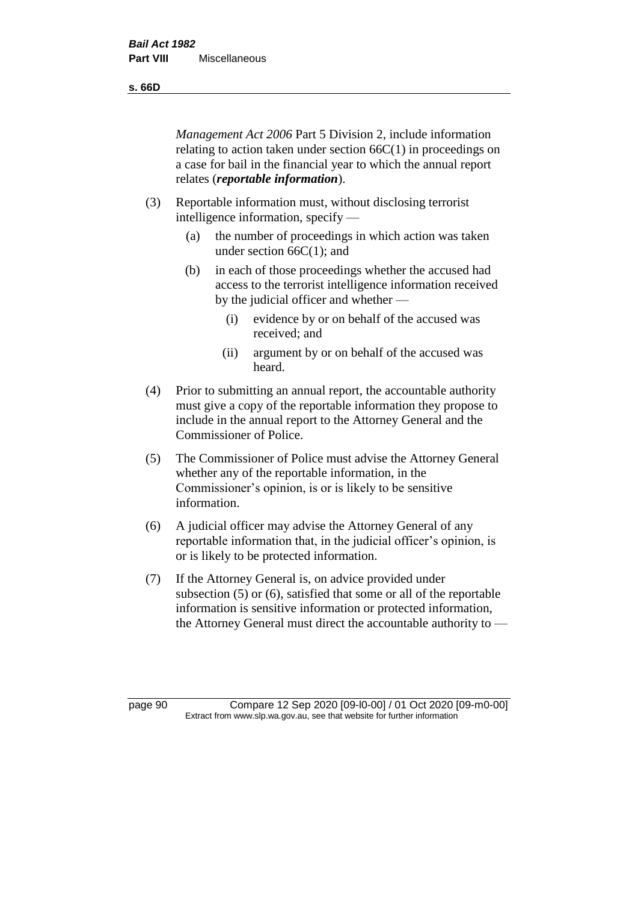*Management Act 2006* Part 5 Division 2, include information relating to action taken under section 66C(1) in proceedings on a case for bail in the financial year to which the annual report relates (***reportable information***).

(3) Reportable information must, without disclosing terrorist intelligence information, specify —

(a) the number of proceedings in which action was taken under section 66C(1); and

(b) in each of those proceedings whether the accused had access to the terrorist intelligence information received by the judicial officer and whether —

(i) evidence by or on behalf of the accused was received; and

(ii) argument by or on behalf of the accused was heard.

(4) Prior to submitting an annual report, the accountable authority must give a copy of the reportable information they propose to include in the annual report to the Attorney General and the Commissioner of Police.

(5) The Commissioner of Police must advise the Attorney General whether any of the reportable information, in the Commissioner's opinion, is or is likely to be sensitive information.

(6) A judicial officer may advise the Attorney General of any reportable information that, in the judicial officer's opinion, is or is likely to be protected information.

(7) If the Attorney General is, on advice provided under subsection (5) or (6), satisfied that some or all of the reportable information is sensitive information or protected information, the Attorney General must direct the accountable authority to —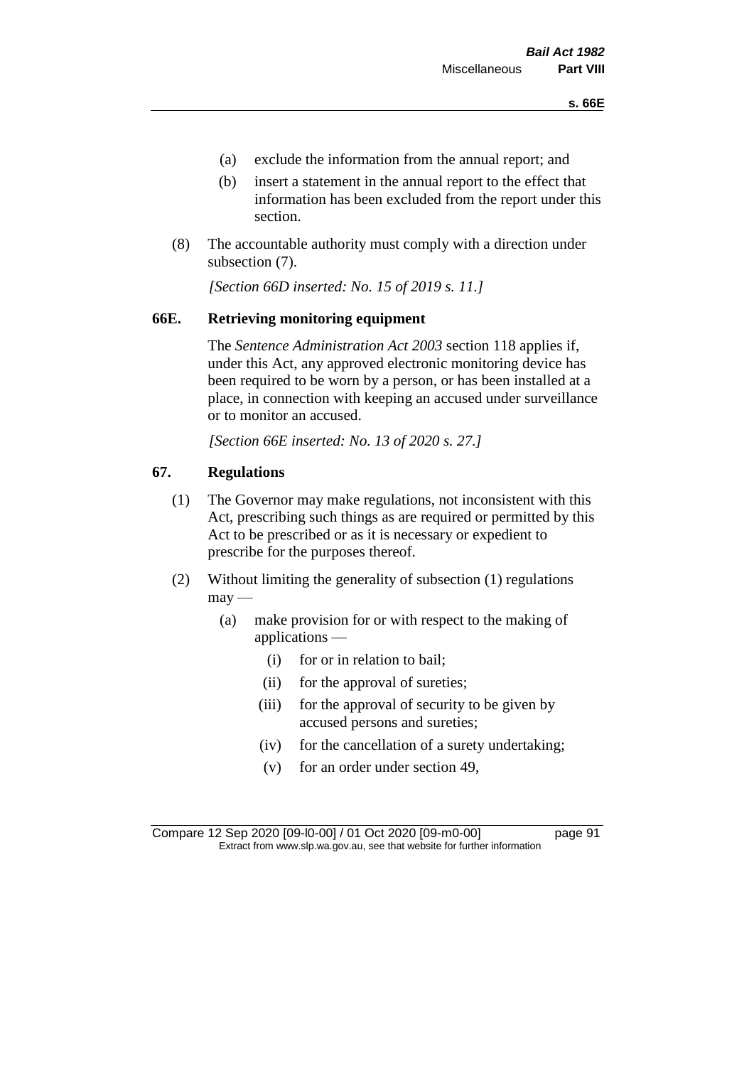(a) exclude the information from the annual report; and

(b) insert a statement in the annual report to the effect that information has been excluded from the report under this section.

(8) The accountable authority must comply with a direction under subsection (7).

*[Section 66D inserted: No. 15 of 2019 s. 11.]*

## 66E. Retrieving monitoring equipment

The *Sentence Administration Act 2003* section 118 applies if, under this Act, any approved electronic monitoring device has been required to be worn by a person, or has been installed at a place, in connection with keeping an accused under surveillance or to monitor an accused.

*[Section 66E inserted: No. 13 of 2020 s. 27.]*

## 67. Regulations

(1) The Governor may make regulations, not inconsistent with this Act, prescribing such things as are required or permitted by this Act to be prescribed or as it is necessary or expedient to prescribe for the purposes thereof.

(2) Without limiting the generality of subsection (1) regulations may —

(a) make provision for or with respect to the making of applications —

(i) for or in relation to bail;

(ii) for the approval of sureties;

(iii) for the approval of security to be given by accused persons and sureties;

(iv) for the cancellation of a surety undertaking;

(v) for an order under section 49,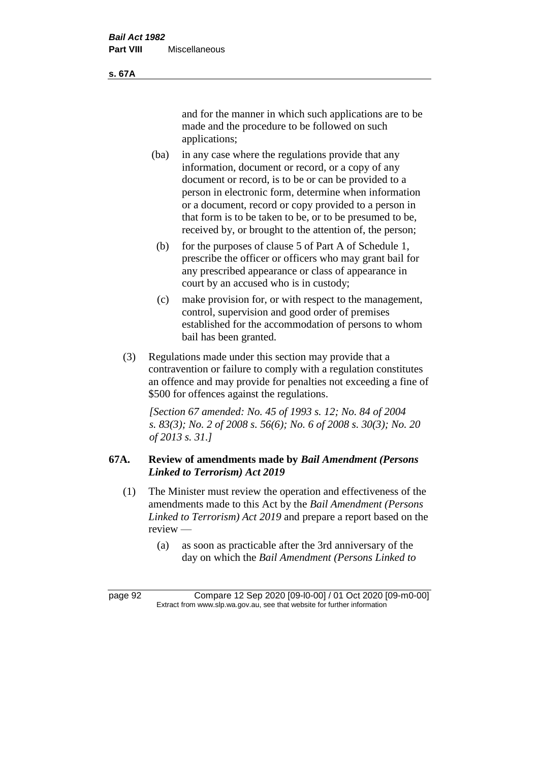and for the manner in which such applications are to be made and the procedure to be followed on such applications;

(ba) in any case where the regulations provide that any information, document or record, or a copy of any document or record, is to be or can be provided to a person in electronic form, determine when information or a document, record or copy provided to a person in that form is to be taken to be, or to be presumed to be, received by, or brought to the attention of, the person;

(b) for the purposes of clause 5 of Part A of Schedule 1, prescribe the officer or officers who may grant bail for any prescribed appearance or class of appearance in court by an accused who is in custody;

(c) make provision for, or with respect to the management, control, supervision and good order of premises established for the accommodation of persons to whom bail has been granted.

(3) Regulations made under this section may provide that a contravention or failure to comply with a regulation constitutes an offence and may provide for penalties not exceeding a fine of $500 for offences against the regulations.

*[Section 67 amended: No. 45 of 1993 s. 12; No. 84 of 2004 s. 83(3); No. 2 of 2008 s. 56(6); No. 6 of 2008 s. 30(3); No. 20 of 2013 s. 31.]*

### 67A. Review of amendments made by *Bail Amendment (Persons Linked to Terrorism) Act 2019*

(1) The Minister must review the operation and effectiveness of the amendments made to this Act by the *Bail Amendment (Persons Linked to Terrorism) Act 2019* and prepare a report based on the review —

(a) as soon as practicable after the 3rd anniversary of the day on which the *Bail Amendment (Persons Linked to*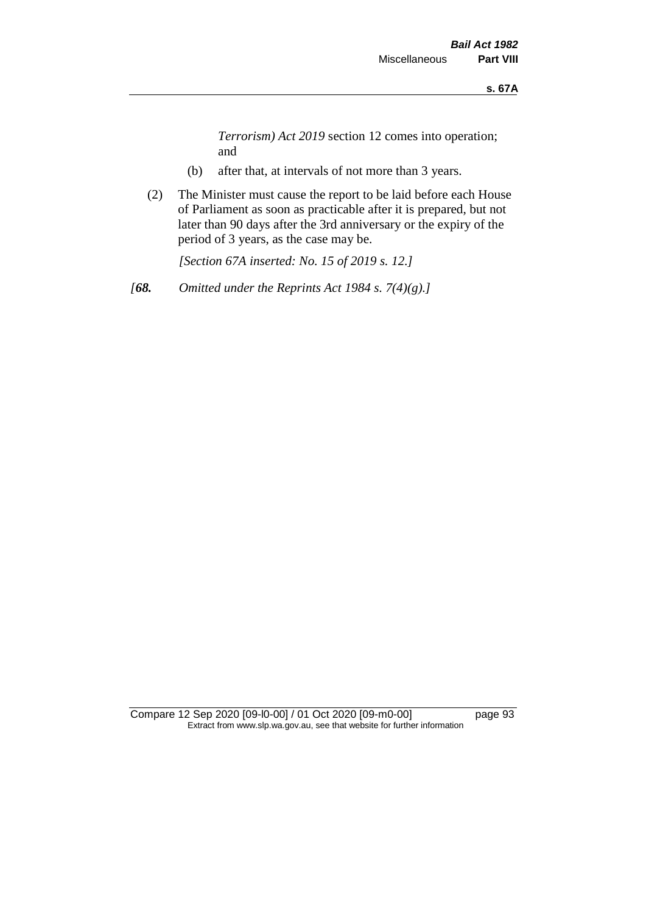*Terrorism) Act 2019* section 12 comes into operation; and

(b) after that, at intervals of not more than 3 years.

(2) The Minister must cause the report to be laid before each House of Parliament as soon as practicable after it is prepared, but not later than 90 days after the 3rd anniversary or the expiry of the period of 3 years, as the case may be.

*[Section 67A inserted: No. 15 of 2019 s. 12.]*

*[**68.** Omitted under the Reprints Act 1984 s. 7(4)(g).]*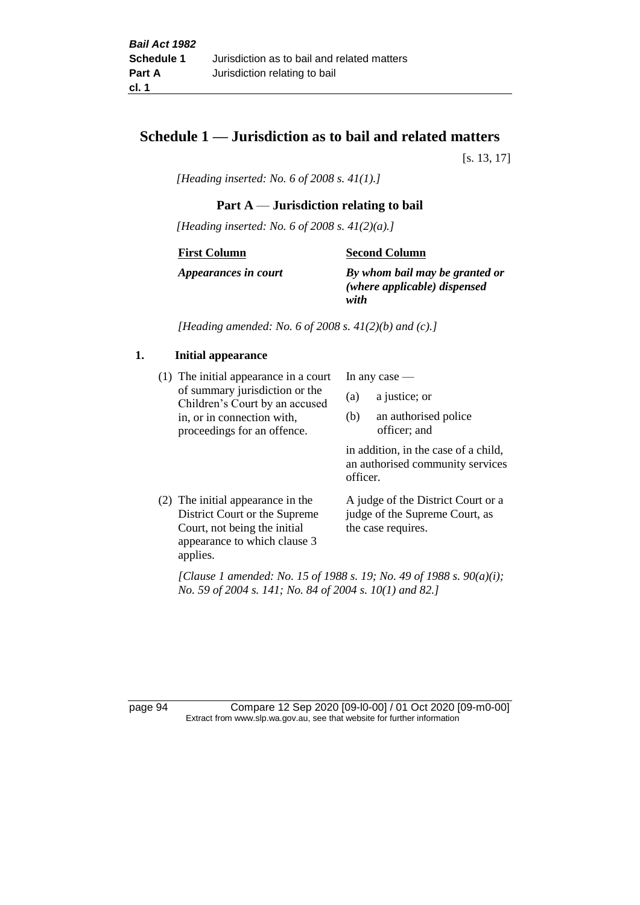# Schedule 1 — Jurisdiction as to bail and related matters

[s. 13, 17]

*[Heading inserted: No. 6 of 2008 s. 41(1).]*

## Part A — Jurisdiction relating to bail

*[Heading inserted: No. 6 of 2008 s. 41(2)(a).]*

| First Column | Second Column |
|---|---|
| ***Appearances in court*** | ***By whom bail may be granted or (where applicable) dispensed with*** |

*[Heading amended: No. 6 of 2008 s. 41(2)(b) and (c).]*

### 1. Initial appearance

| | |
|---|---|
| (1) The initial appearance in a court of summary jurisdiction or the Children's Court by an accused in, or in connection with, proceedings for an offence. | In any case — (a) a justice; or (b) an authorised police officer; and in addition, in the case of a child, an authorised community services officer. |
| (2) The initial appearance in the District Court or the Supreme Court, not being the initial appearance to which clause 3 applies. | A judge of the District Court or a judge of the Supreme Court, as the case requires. |

*[Clause 1 amended: No. 15 of 1988 s. 19; No. 49 of 1988 s. 90(a)(i); No. 59 of 2004 s. 141; No. 84 of 2004 s. 10(1) and 82.]*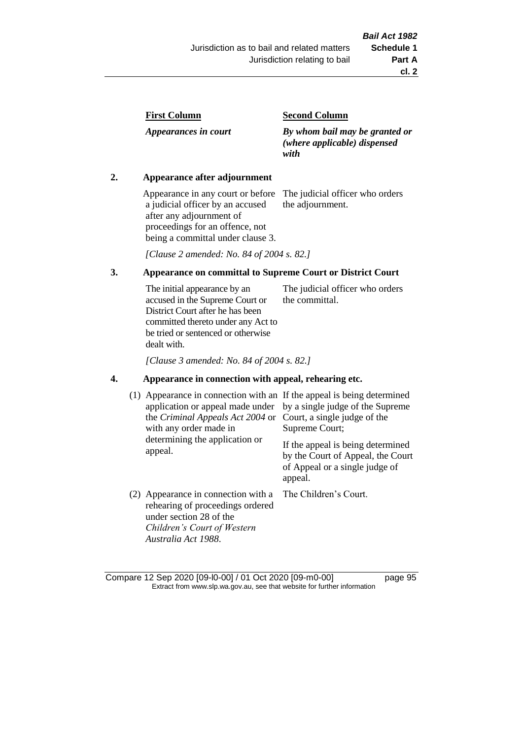| First Column | Second Column |
|---|---|
| *Appearances in court* | *By whom bail may be granted or (where applicable) dispensed with* |

**2. Appearance after adjournment**

| | |
|---|---|
| Appearance in any court or before a judicial officer by an accused after any adjournment of proceedings for an offence, not being a committal under clause 3. | The judicial officer who orders the adjournment. |

*[Clause 2 amended: No. 84 of 2004 s. 82.]*

**3. Appearance on committal to Supreme Court or District Court**

| | |
|---|---|
| The initial appearance by an accused in the Supreme Court or District Court after he has been committed thereto under any Act to be tried or sentenced or otherwise dealt with. | The judicial officer who orders the committal. |

*[Clause 3 amended: No. 84 of 2004 s. 82.]*

**4. Appearance in connection with appeal, rehearing etc.**

| | |
|---|---|
| (1) Appearance in connection with an application or appeal made under the *Criminal Appeals Act 2004* or with any order made in determining the application or appeal. | If the appeal is being determined by a single judge of the Supreme Court, a single judge of the Supreme Court; <br><br> If the appeal is being determined by the Court of Appeal, the Court of Appeal or a single judge of appeal. |
| (2) Appearance in connection with a rehearing of proceedings ordered under section 28 of the *Children's Court of Western Australia Act 1988*. | The Children's Court. |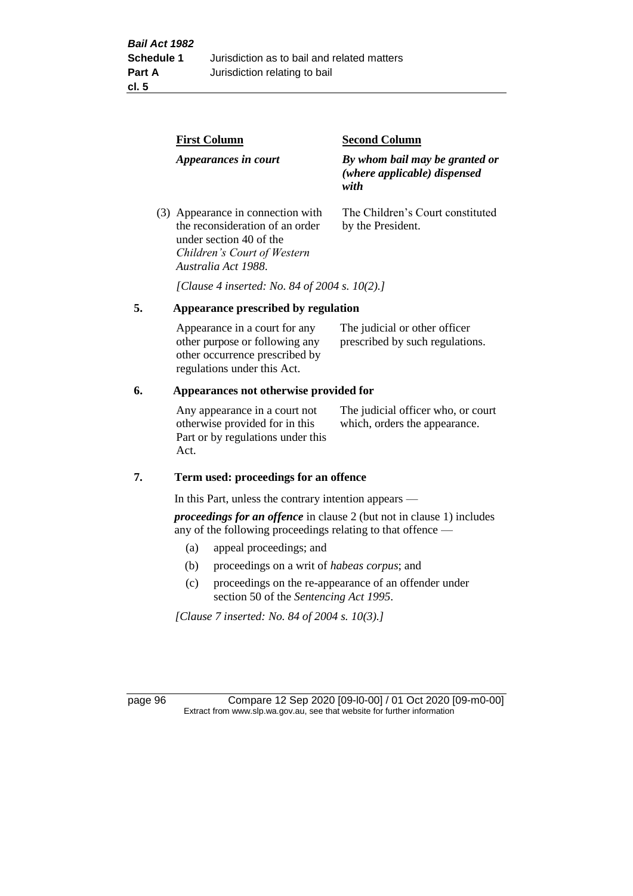| First Column | Second Column |
|---|---|
| *Appearances in court* | *By whom bail may be granted or (where applicable) dispensed with* |
| (3) Appearance in connection with the reconsideration of an order under section 40 of the *Children's Court of Western Australia Act 1988*. | The Children's Court constituted by the President. |

*[Clause 4 inserted: No. 84 of 2004 s. 10(2).]*

### 5. Appearance prescribed by regulation

| | |
|---|---|
| Appearance in a court for any other purpose or following any other occurrence prescribed by regulations under this Act. | The judicial or other officer prescribed by such regulations. |

### 6. Appearances not otherwise provided for

| | |
|---|---|
| Any appearance in a court not otherwise provided for in this Part or by regulations under this Act. | The judicial officer who, or court which, orders the appearance. |

### 7. Term used: proceedings for an offence

In this Part, unless the contrary intention appears —

***proceedings for an offence*** in clause 2 (but not in clause 1) includes any of the following proceedings relating to that offence —

(a) appeal proceedings; and

(b) proceedings on a writ of *habeas corpus*; and

(c) proceedings on the re-appearance of an offender under section 50 of the *Sentencing Act 1995*.

*[Clause 7 inserted: No. 84 of 2004 s. 10(3).]*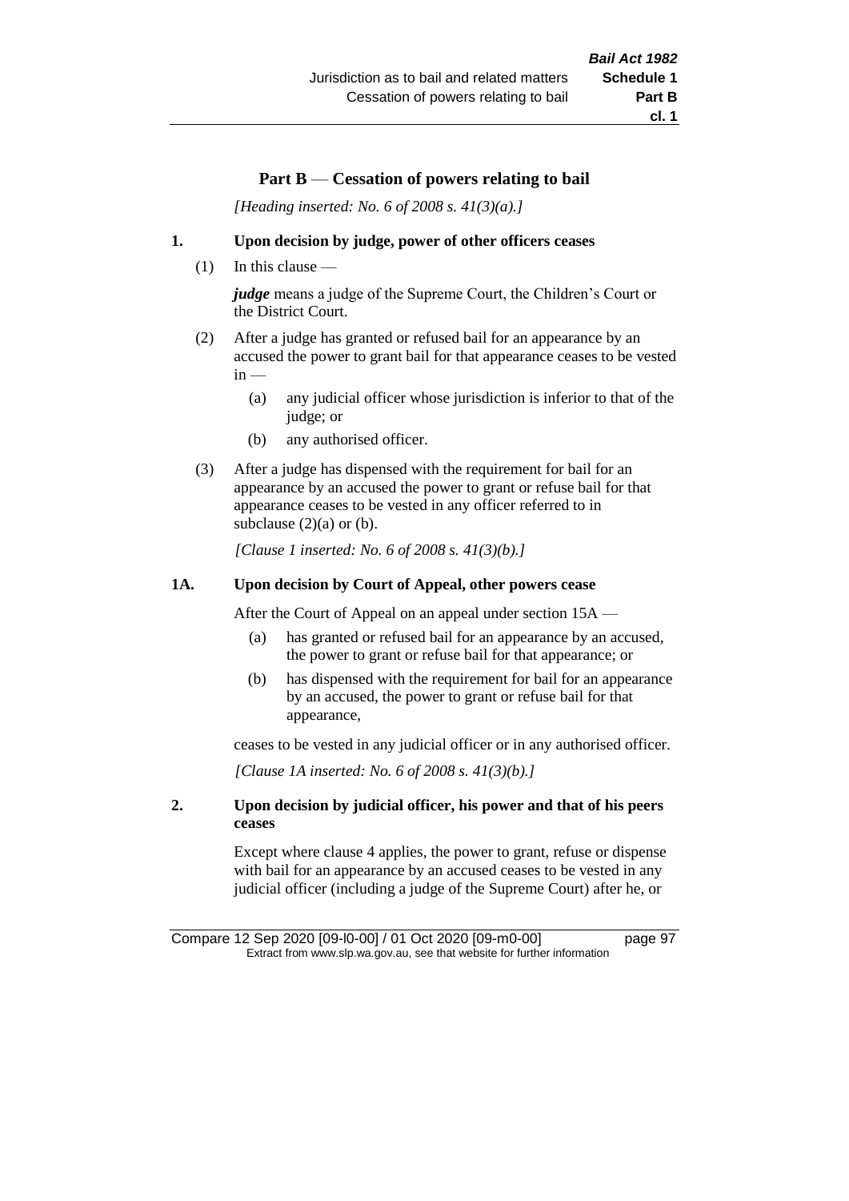## Part B — Cessation of powers relating to bail

*[Heading inserted: No. 6 of 2008 s. 41(3)(a).]*

### 1. Upon decision by judge, power of other officers ceases

(1) In this clause —

***judge*** means a judge of the Supreme Court, the Children's Court or the District Court.

(2) After a judge has granted or refused bail for an appearance by an accused the power to grant bail for that appearance ceases to be vested in —

- (a) any judicial officer whose jurisdiction is inferior to that of the judge; or
- (b) any authorised officer.

(3) After a judge has dispensed with the requirement for bail for an appearance by an accused the power to grant or refuse bail for that appearance ceases to be vested in any officer referred to in subclause (2)(a) or (b).

*[Clause 1 inserted: No. 6 of 2008 s. 41(3)(b).]*

### 1A. Upon decision by Court of Appeal, other powers cease

After the Court of Appeal on an appeal under section 15A —

- (a) has granted or refused bail for an appearance by an accused, the power to grant or refuse bail for that appearance; or
- (b) has dispensed with the requirement for bail for an appearance by an accused, the power to grant or refuse bail for that appearance,

ceases to be vested in any judicial officer or in any authorised officer.

*[Clause 1A inserted: No. 6 of 2008 s. 41(3)(b).]*

### 2. Upon decision by judicial officer, his power and that of his peers ceases

Except where clause 4 applies, the power to grant, refuse or dispense with bail for an appearance by an accused ceases to be vested in any judicial officer (including a judge of the Supreme Court) after he, or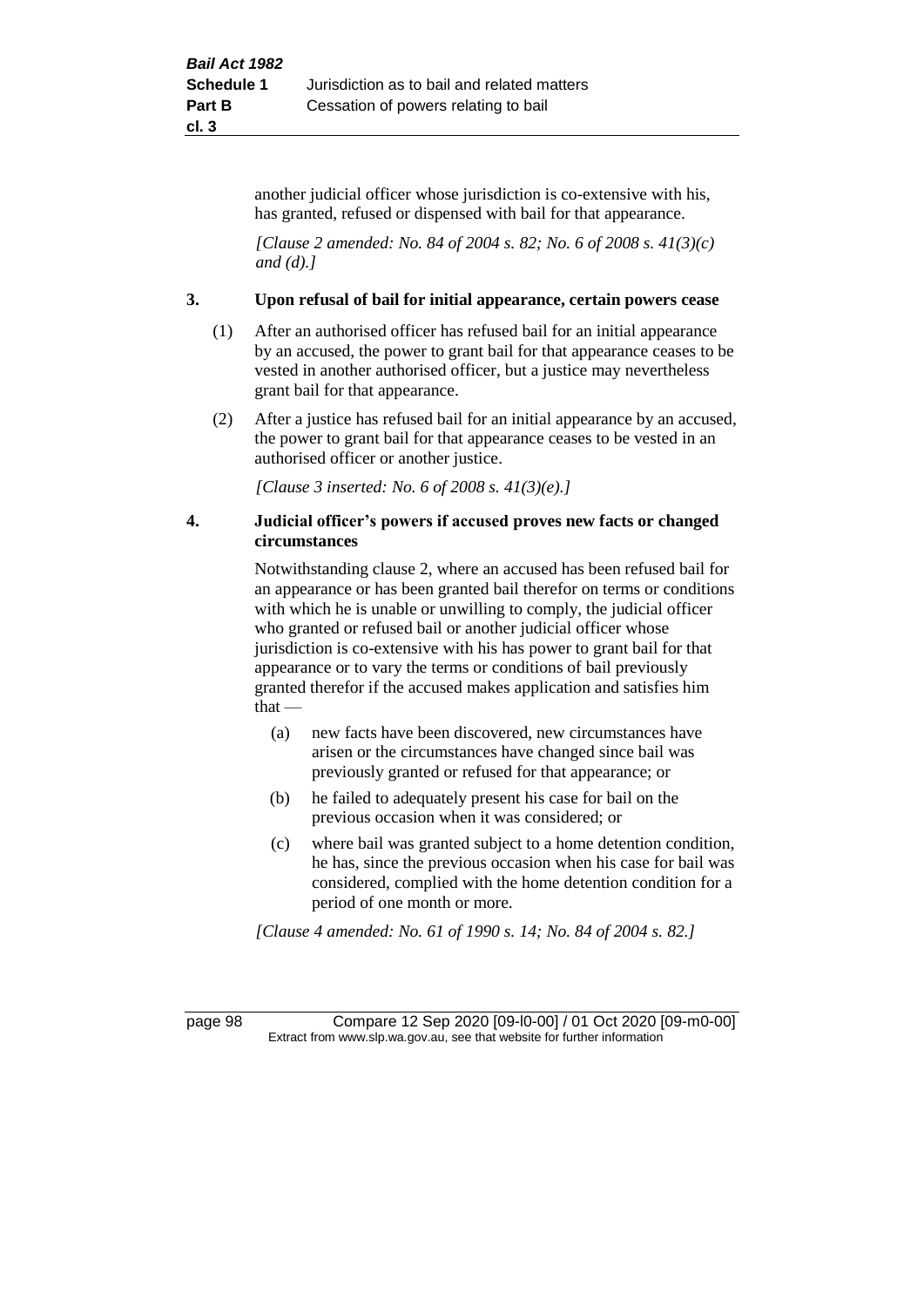another judicial officer whose jurisdiction is co-extensive with his, has granted, refused or dispensed with bail for that appearance.

*[Clause 2 amended: No. 84 of 2004 s. 82; No. 6 of 2008 s. 41(3)(c) and (d).]*

### 3. Upon refusal of bail for initial appearance, certain powers cease

(1) After an authorised officer has refused bail for an initial appearance by an accused, the power to grant bail for that appearance ceases to be vested in another authorised officer, but a justice may nevertheless grant bail for that appearance.

(2) After a justice has refused bail for an initial appearance by an accused, the power to grant bail for that appearance ceases to be vested in an authorised officer or another justice.

*[Clause 3 inserted: No. 6 of 2008 s. 41(3)(e).]*

### 4. Judicial officer's powers if accused proves new facts or changed circumstances

Notwithstanding clause 2, where an accused has been refused bail for an appearance or has been granted bail therefor on terms or conditions with which he is unable or unwilling to comply, the judicial officer who granted or refused bail or another judicial officer whose jurisdiction is co-extensive with his has power to grant bail for that appearance or to vary the terms or conditions of bail previously granted therefor if the accused makes application and satisfies him that —

(a) new facts have been discovered, new circumstances have arisen or the circumstances have changed since bail was previously granted or refused for that appearance; or

(b) he failed to adequately present his case for bail on the previous occasion when it was considered; or

(c) where bail was granted subject to a home detention condition, he has, since the previous occasion when his case for bail was considered, complied with the home detention condition for a period of one month or more.

*[Clause 4 amended: No. 61 of 1990 s. 14; No. 84 of 2004 s. 82.]*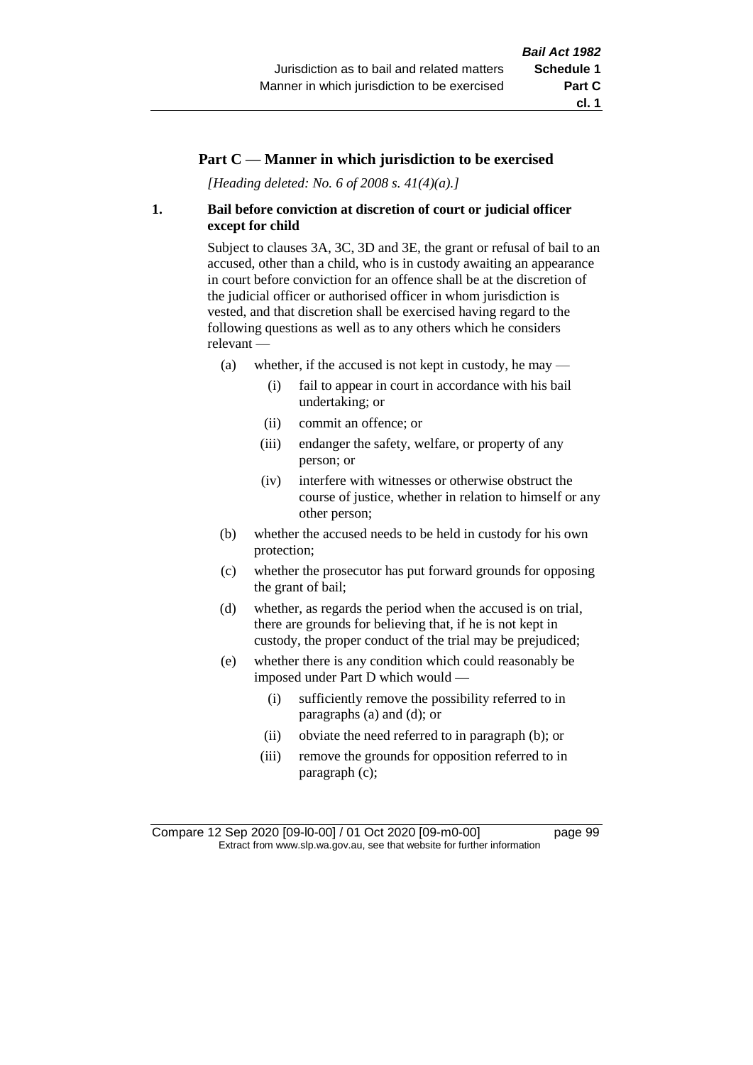## Part C — Manner in which jurisdiction to be exercised

*[Heading deleted: No. 6 of 2008 s. 41(4)(a).]*

### 1. Bail before conviction at discretion of court or judicial officer except for child

Subject to clauses 3A, 3C, 3D and 3E, the grant or refusal of bail to an accused, other than a child, who is in custody awaiting an appearance in court before conviction for an offence shall be at the discretion of the judicial officer or authorised officer in whom jurisdiction is vested, and that discretion shall be exercised having regard to the following questions as well as to any others which he considers relevant —

- (a) whether, if the accused is not kept in custody, he may —
  - (i) fail to appear in court in accordance with his bail undertaking; or
  - (ii) commit an offence; or
  - (iii) endanger the safety, welfare, or property of any person; or
  - (iv) interfere with witnesses or otherwise obstruct the course of justice, whether in relation to himself or any other person;
- (b) whether the accused needs to be held in custody for his own protection;
- (c) whether the prosecutor has put forward grounds for opposing the grant of bail;
- (d) whether, as regards the period when the accused is on trial, there are grounds for believing that, if he is not kept in custody, the proper conduct of the trial may be prejudiced;
- (e) whether there is any condition which could reasonably be imposed under Part D which would —
  - (i) sufficiently remove the possibility referred to in paragraphs (a) and (d); or
  - (ii) obviate the need referred to in paragraph (b); or
  - (iii) remove the grounds for opposition referred to in paragraph (c);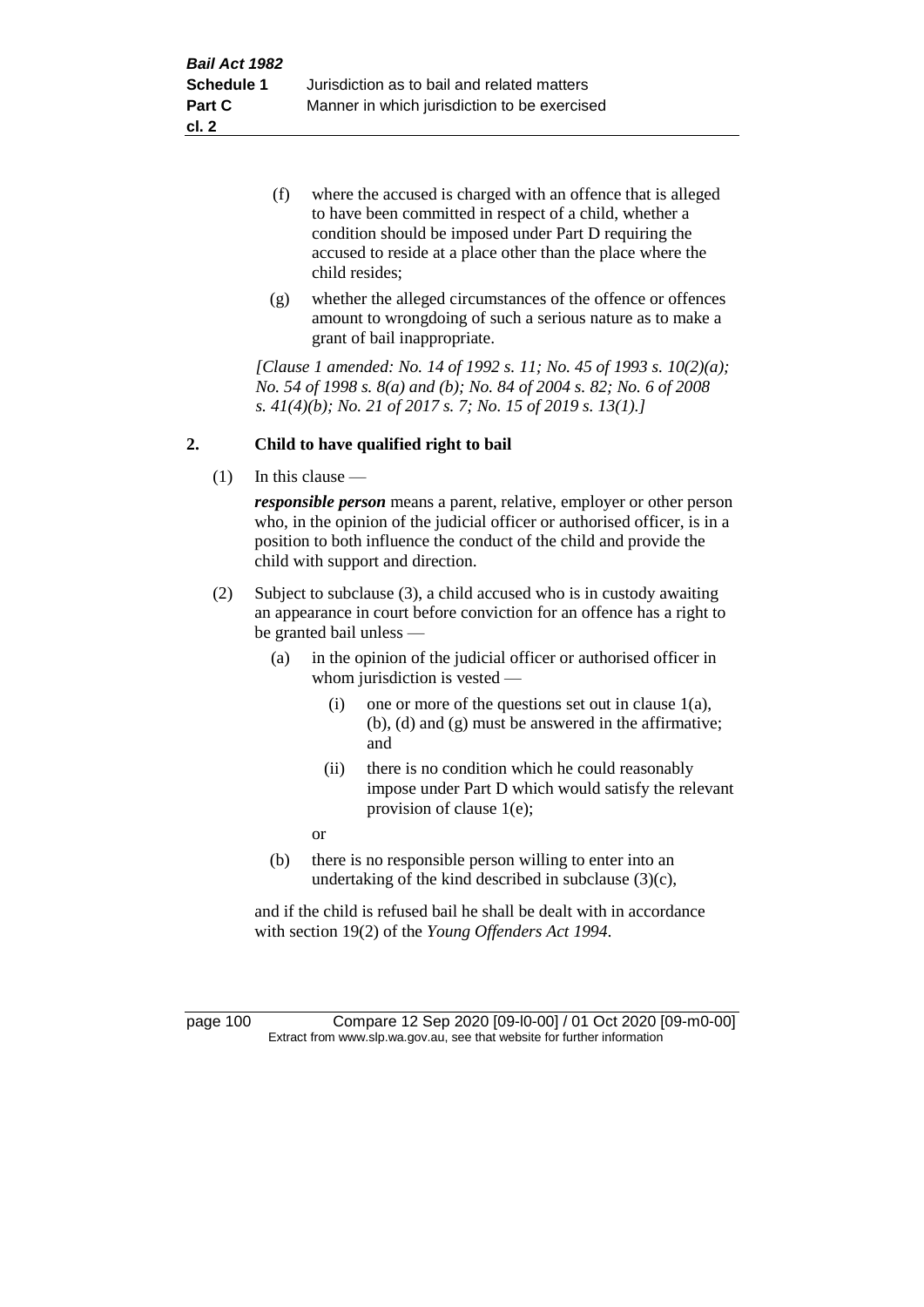(f) where the accused is charged with an offence that is alleged to have been committed in respect of a child, whether a condition should be imposed under Part D requiring the accused to reside at a place other than the place where the child resides;

(g) whether the alleged circumstances of the offence or offences amount to wrongdoing of such a serious nature as to make a grant of bail inappropriate.

*[Clause 1 amended: No. 14 of 1992 s. 11; No. 45 of 1993 s. 10(2)(a); No. 54 of 1998 s. 8(a) and (b); No. 84 of 2004 s. 82; No. 6 of 2008 s. 41(4)(b); No. 21 of 2017 s. 7; No. 15 of 2019 s. 13(1).]*

## 2. Child to have qualified right to bail

(1) In this clause —

***responsible person*** means a parent, relative, employer or other person who, in the opinion of the judicial officer or authorised officer, is in a position to both influence the conduct of the child and provide the child with support and direction.

(2) Subject to subclause (3), a child accused who is in custody awaiting an appearance in court before conviction for an offence has a right to be granted bail unless —

(a) in the opinion of the judicial officer or authorised officer in whom jurisdiction is vested —

(i) one or more of the questions set out in clause 1(a), (b), (d) and (g) must be answered in the affirmative; and

(ii) there is no condition which he could reasonably impose under Part D which would satisfy the relevant provision of clause 1(e);

or

(b) there is no responsible person willing to enter into an undertaking of the kind described in subclause (3)(c),

and if the child is refused bail he shall be dealt with in accordance with section 19(2) of the *Young Offenders Act 1994*.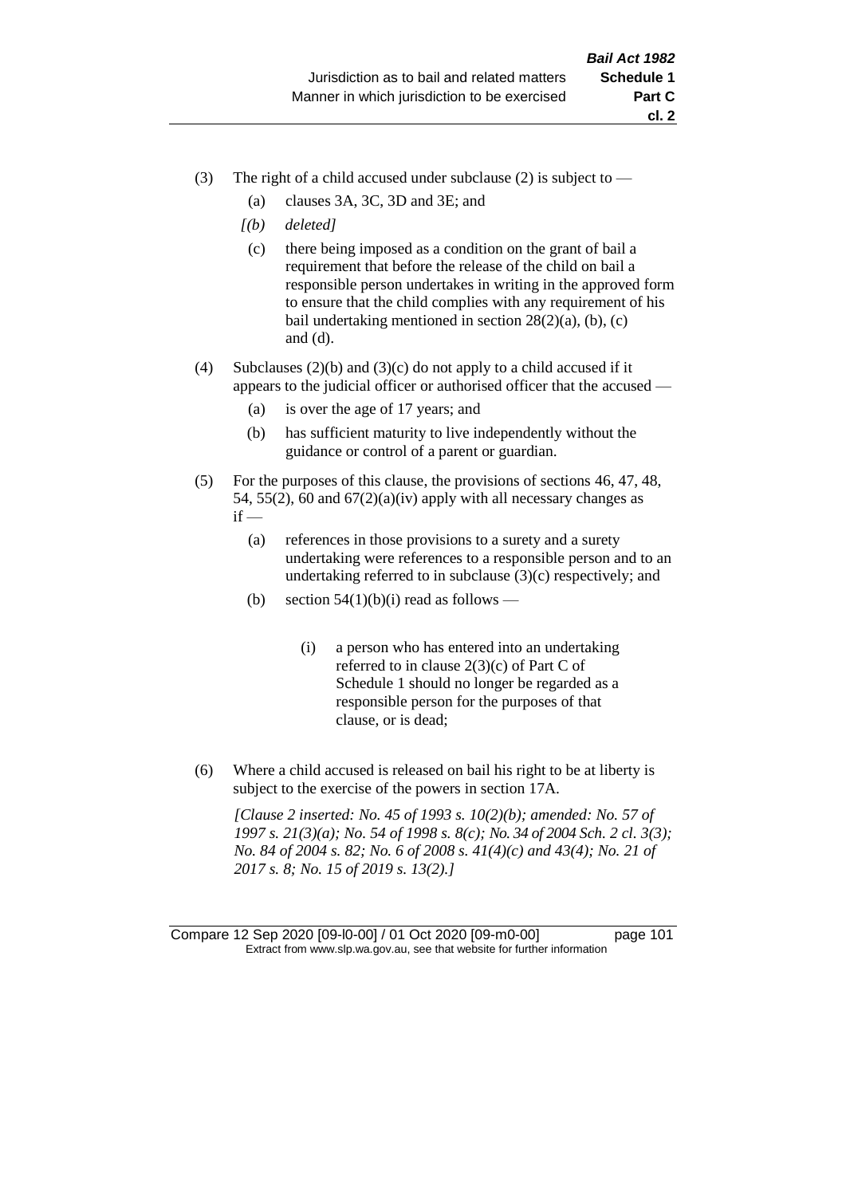(3) The right of a child accused under subclause (2) is subject to —

  (a) clauses 3A, 3C, 3D and 3E; and

  *[(b) deleted]*

  (c) there being imposed as a condition on the grant of bail a requirement that before the release of the child on bail a responsible person undertakes in writing in the approved form to ensure that the child complies with any requirement of his bail undertaking mentioned in section 28(2)(a), (b), (c) and (d).

(4) Subclauses (2)(b) and (3)(c) do not apply to a child accused if it appears to the judicial officer or authorised officer that the accused —

  (a) is over the age of 17 years; and

  (b) has sufficient maturity to live independently without the guidance or control of a parent or guardian.

(5) For the purposes of this clause, the provisions of sections 46, 47, 48, 54, 55(2), 60 and 67(2)(a)(iv) apply with all necessary changes as if —

  (a) references in those provisions to a surety and a surety undertaking were references to a responsible person and to an undertaking referred to in subclause (3)(c) respectively; and

  (b) section 54(1)(b)(i) read as follows —

    (i) a person who has entered into an undertaking referred to in clause 2(3)(c) of Part C of Schedule 1 should no longer be regarded as a responsible person for the purposes of that clause, or is dead;

(6) Where a child accused is released on bail his right to be at liberty is subject to the exercise of the powers in section 17A.

*[Clause 2 inserted: No. 45 of 1993 s. 10(2)(b); amended: No. 57 of 1997 s. 21(3)(a); No. 54 of 1998 s. 8(c); No. 34 of 2004 Sch. 2 cl. 3(3); No. 84 of 2004 s. 82; No. 6 of 2008 s. 41(4)(c) and 43(4); No. 21 of 2017 s. 8; No. 15 of 2019 s. 13(2).]*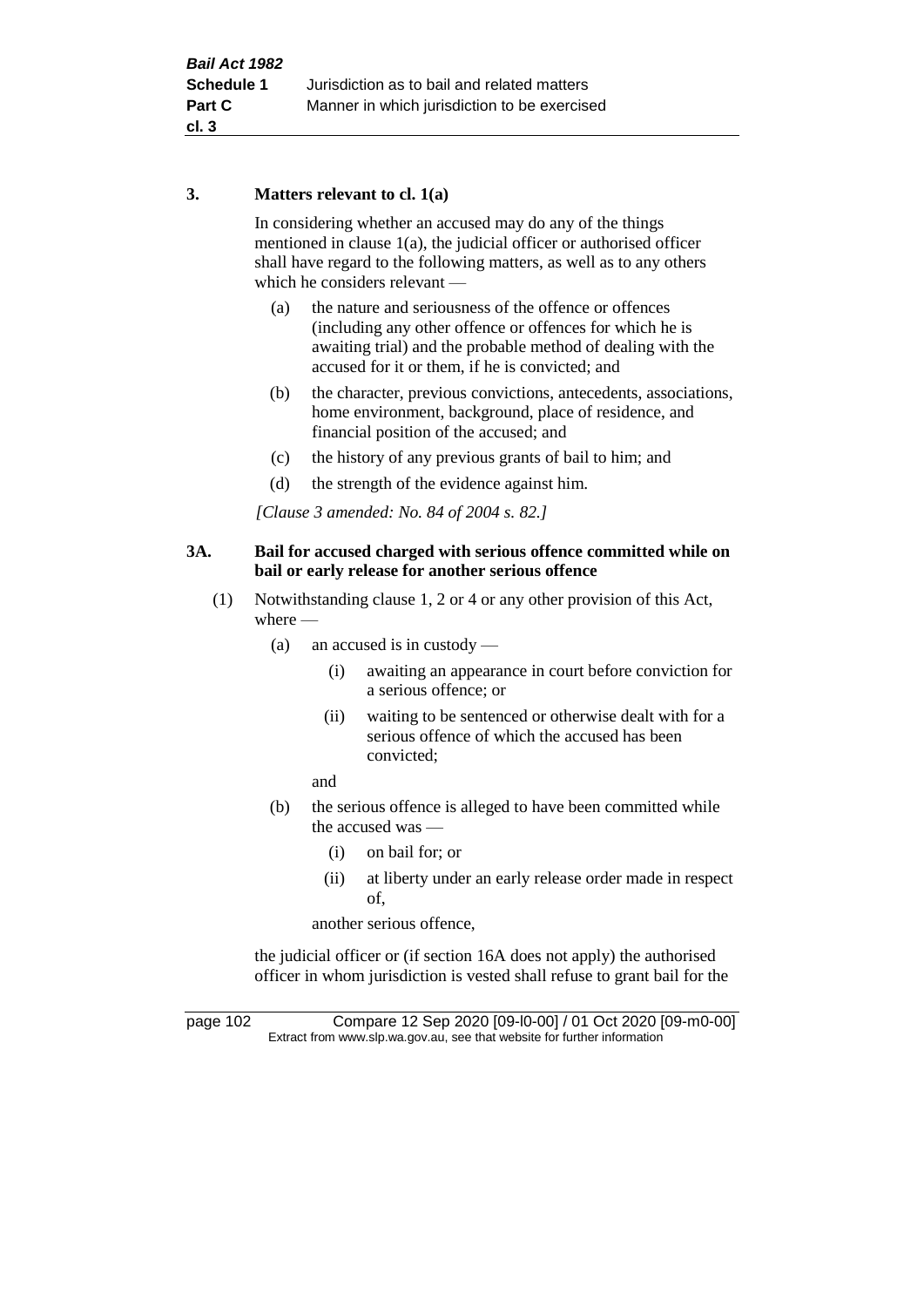### 3. Matters relevant to cl. 1(a)

In considering whether an accused may do any of the things mentioned in clause 1(a), the judicial officer or authorised officer shall have regard to the following matters, as well as to any others which he considers relevant —

(a) the nature and seriousness of the offence or offences (including any other offence or offences for which he is awaiting trial) and the probable method of dealing with the accused for it or them, if he is convicted; and

(b) the character, previous convictions, antecedents, associations, home environment, background, place of residence, and financial position of the accused; and

(c) the history of any previous grants of bail to him; and

(d) the strength of the evidence against him.

*[Clause 3 amended: No. 84 of 2004 s. 82.]*

### 3A. Bail for accused charged with serious offence committed while on bail or early release for another serious offence

(1) Notwithstanding clause 1, 2 or 4 or any other provision of this Act, where —

(a) an accused is in custody —

(i) awaiting an appearance in court before conviction for a serious offence; or

(ii) waiting to be sentenced or otherwise dealt with for a serious offence of which the accused has been convicted;

and

(b) the serious offence is alleged to have been committed while the accused was —

(i) on bail for; or

(ii) at liberty under an early release order made in respect of,

another serious offence,

the judicial officer or (if section 16A does not apply) the authorised officer in whom jurisdiction is vested shall refuse to grant bail for the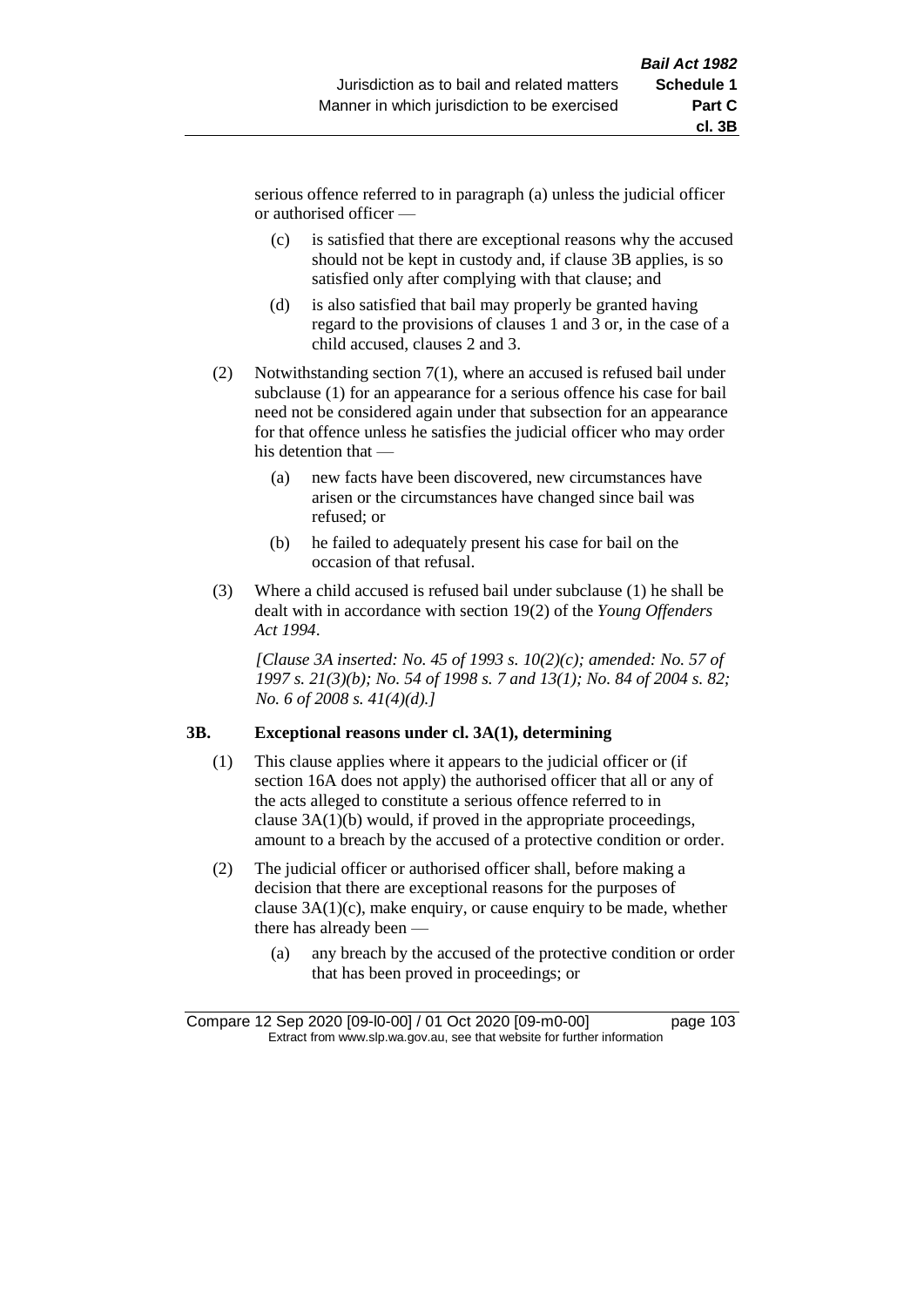serious offence referred to in paragraph (a) unless the judicial officer or authorised officer —

(c) is satisfied that there are exceptional reasons why the accused should not be kept in custody and, if clause 3B applies, is so satisfied only after complying with that clause; and

(d) is also satisfied that bail may properly be granted having regard to the provisions of clauses 1 and 3 or, in the case of a child accused, clauses 2 and 3.

(2) Notwithstanding section 7(1), where an accused is refused bail under subclause (1) for an appearance for a serious offence his case for bail need not be considered again under that subsection for an appearance for that offence unless he satisfies the judicial officer who may order his detention that —

(a) new facts have been discovered, new circumstances have arisen or the circumstances have changed since bail was refused; or

(b) he failed to adequately present his case for bail on the occasion of that refusal.

(3) Where a child accused is refused bail under subclause (1) he shall be dealt with in accordance with section 19(2) of the *Young Offenders Act 1994*.

*[Clause 3A inserted: No. 45 of 1993 s. 10(2)(c); amended: No. 57 of 1997 s. 21(3)(b); No. 54 of 1998 s. 7 and 13(1); No. 84 of 2004 s. 82; No. 6 of 2008 s. 41(4)(d).]*

### 3B. Exceptional reasons under cl. 3A(1), determining

(1) This clause applies where it appears to the judicial officer or (if section 16A does not apply) the authorised officer that all or any of the acts alleged to constitute a serious offence referred to in clause 3A(1)(b) would, if proved in the appropriate proceedings, amount to a breach by the accused of a protective condition or order.

(2) The judicial officer or authorised officer shall, before making a decision that there are exceptional reasons for the purposes of clause 3A(1)(c), make enquiry, or cause enquiry to be made, whether there has already been —

(a) any breach by the accused of the protective condition or order that has been proved in proceedings; or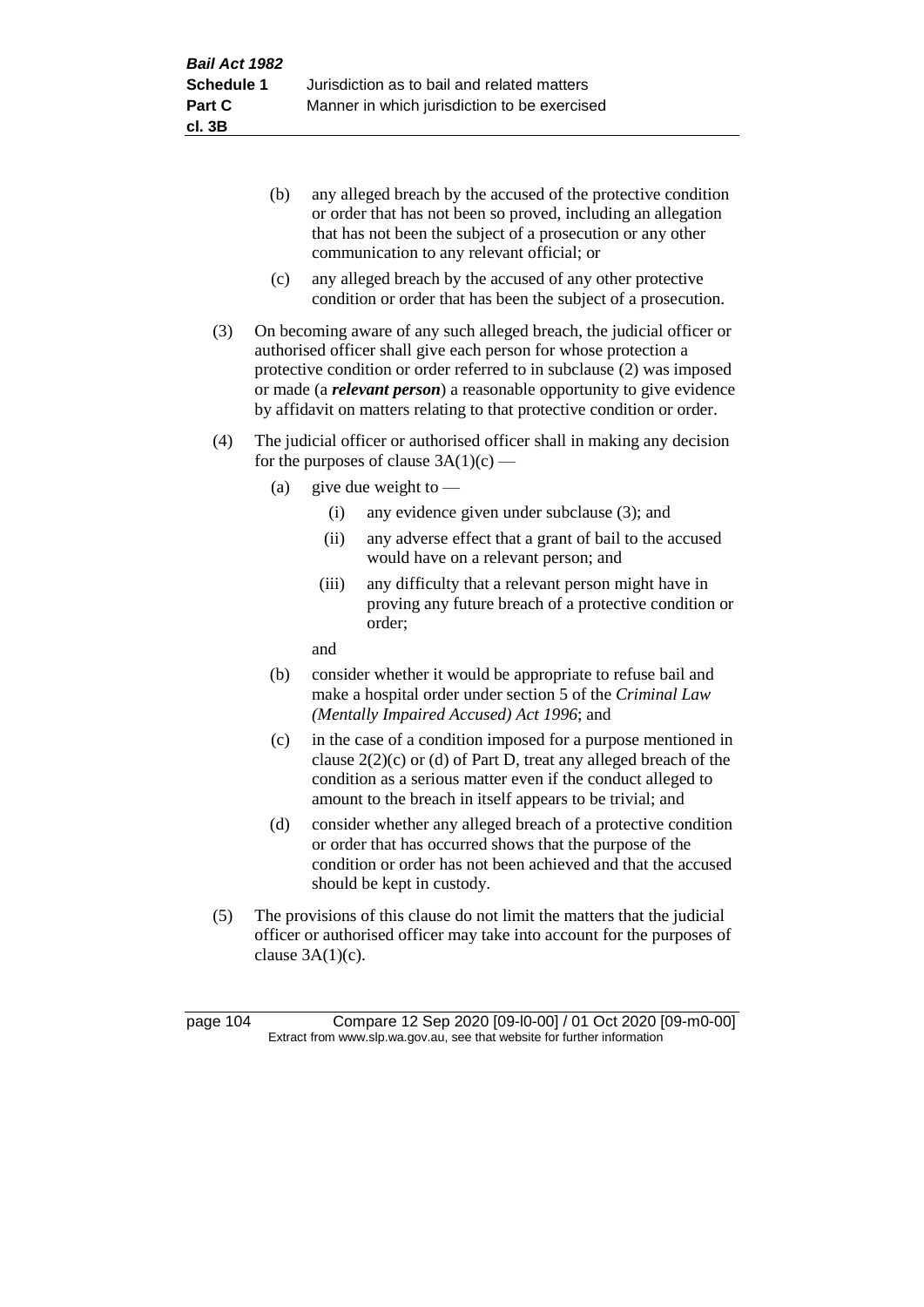(b) any alleged breach by the accused of the protective condition or order that has not been so proved, including an allegation that has not been the subject of a prosecution or any other communication to any relevant official; or

(c) any alleged breach by the accused of any other protective condition or order that has been the subject of a prosecution.

(3) On becoming aware of any such alleged breach, the judicial officer or authorised officer shall give each person for whose protection a protective condition or order referred to in subclause (2) was imposed or made (a ***relevant person***) a reasonable opportunity to give evidence by affidavit on matters relating to that protective condition or order.

(4) The judicial officer or authorised officer shall in making any decision for the purposes of clause 3A(1)(c) —

(a) give due weight to —

(i) any evidence given under subclause (3); and

(ii) any adverse effect that a grant of bail to the accused would have on a relevant person; and

(iii) any difficulty that a relevant person might have in proving any future breach of a protective condition or order;

and

(b) consider whether it would be appropriate to refuse bail and make a hospital order under section 5 of the *Criminal Law (Mentally Impaired Accused) Act 1996*; and

(c) in the case of a condition imposed for a purpose mentioned in clause 2(2)(c) or (d) of Part D, treat any alleged breach of the condition as a serious matter even if the conduct alleged to amount to the breach in itself appears to be trivial; and

(d) consider whether any alleged breach of a protective condition or order that has occurred shows that the purpose of the condition or order has not been achieved and that the accused should be kept in custody.

(5) The provisions of this clause do not limit the matters that the judicial officer or authorised officer may take into account for the purposes of clause 3A(1)(c).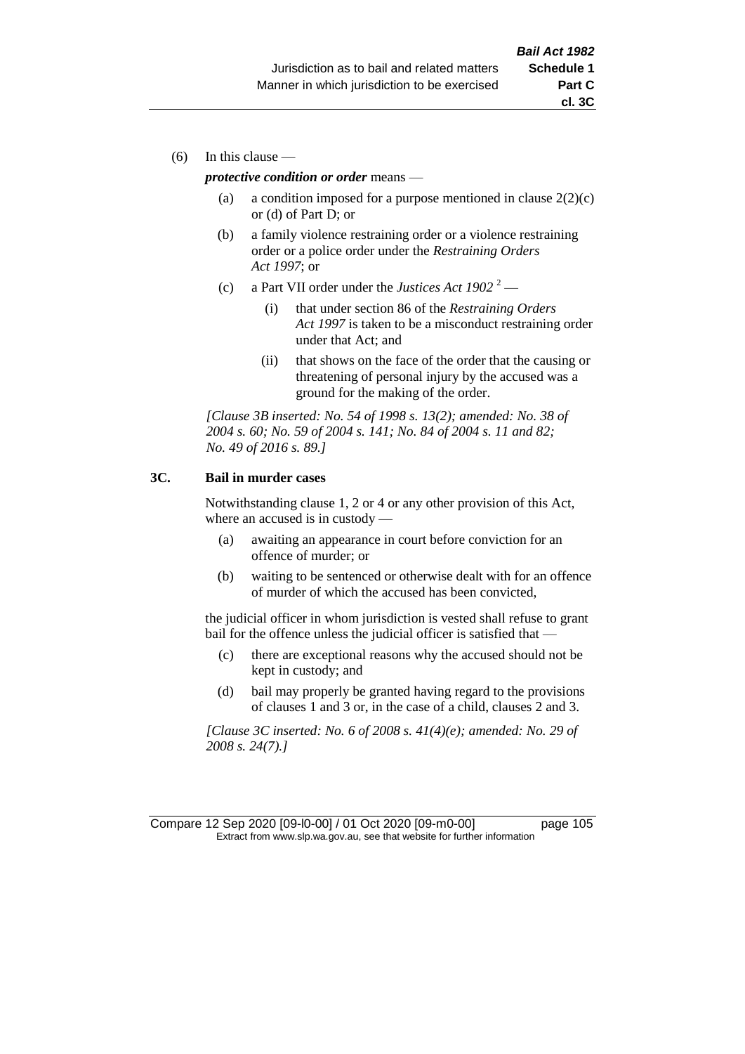(6) In this clause —

*protective condition or order* means —

(a) a condition imposed for a purpose mentioned in clause 2(2)(c) or (d) of Part D; or

(b) a family violence restraining order or a violence restraining order or a police order under the *Restraining Orders Act 1997*; or

(c) a Part VII order under the *Justices Act 1902* [2] —

(i) that under section 86 of the *Restraining Orders Act 1997* is taken to be a misconduct restraining order under that Act; and

(ii) that shows on the face of the order that the causing or threatening of personal injury by the accused was a ground for the making of the order.

*[Clause 3B inserted: No. 54 of 1998 s. 13(2); amended: No. 38 of 2004 s. 60; No. 59 of 2004 s. 141; No. 84 of 2004 s. 11 and 82; No. 49 of 2016 s. 89.]*

### 3C. Bail in murder cases

Notwithstanding clause 1, 2 or 4 or any other provision of this Act, where an accused is in custody —

(a) awaiting an appearance in court before conviction for an offence of murder; or

(b) waiting to be sentenced or otherwise dealt with for an offence of murder of which the accused has been convicted,

the judicial officer in whom jurisdiction is vested shall refuse to grant bail for the offence unless the judicial officer is satisfied that —

(c) there are exceptional reasons why the accused should not be kept in custody; and

(d) bail may properly be granted having regard to the provisions of clauses 1 and 3 or, in the case of a child, clauses 2 and 3.

*[Clause 3C inserted: No. 6 of 2008 s. 41(4)(e); amended: No. 29 of 2008 s. 24(7).]*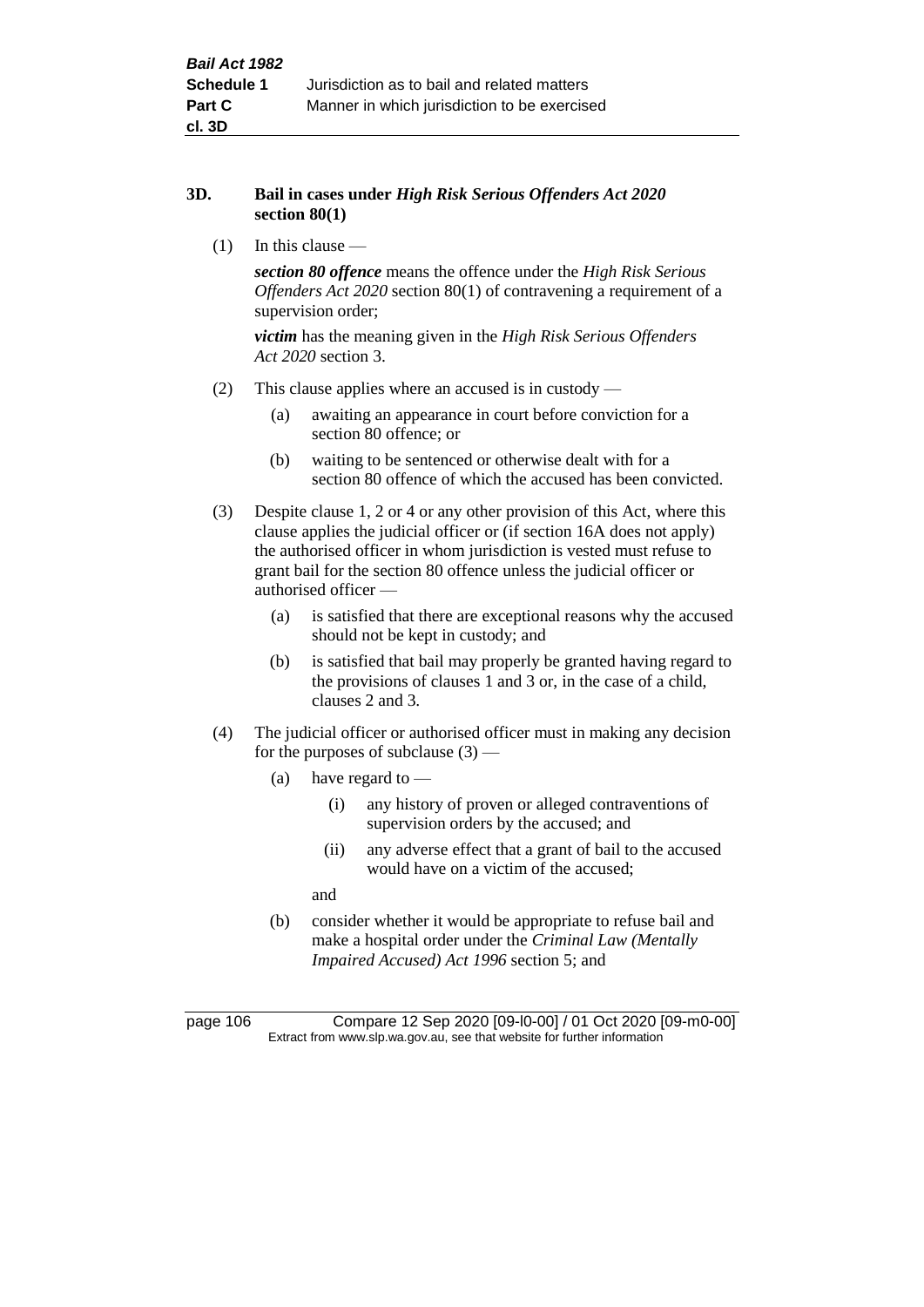### 3D. Bail in cases under *High Risk Serious Offenders Act 2020* section 80(1)

(1) In this clause —

***section 80 offence*** means the offence under the *High Risk Serious Offenders Act 2020* section 80(1) of contravening a requirement of a supervision order;

***victim*** has the meaning given in the *High Risk Serious Offenders Act 2020* section 3.

(2) This clause applies where an accused is in custody —

- (a) awaiting an appearance in court before conviction for a section 80 offence; or
- (b) waiting to be sentenced or otherwise dealt with for a section 80 offence of which the accused has been convicted.

(3) Despite clause 1, 2 or 4 or any other provision of this Act, where this clause applies the judicial officer or (if section 16A does not apply) the authorised officer in whom jurisdiction is vested must refuse to grant bail for the section 80 offence unless the judicial officer or authorised officer —

- (a) is satisfied that there are exceptional reasons why the accused should not be kept in custody; and
- (b) is satisfied that bail may properly be granted having regard to the provisions of clauses 1 and 3 or, in the case of a child, clauses 2 and 3.

(4) The judicial officer or authorised officer must in making any decision for the purposes of subclause (3) —

- (a) have regard to —
  - (i) any history of proven or alleged contraventions of supervision orders by the accused; and
  - (ii) any adverse effect that a grant of bail to the accused would have on a victim of the accused;

  and
- (b) consider whether it would be appropriate to refuse bail and make a hospital order under the *Criminal Law (Mentally Impaired Accused) Act 1996* section 5; and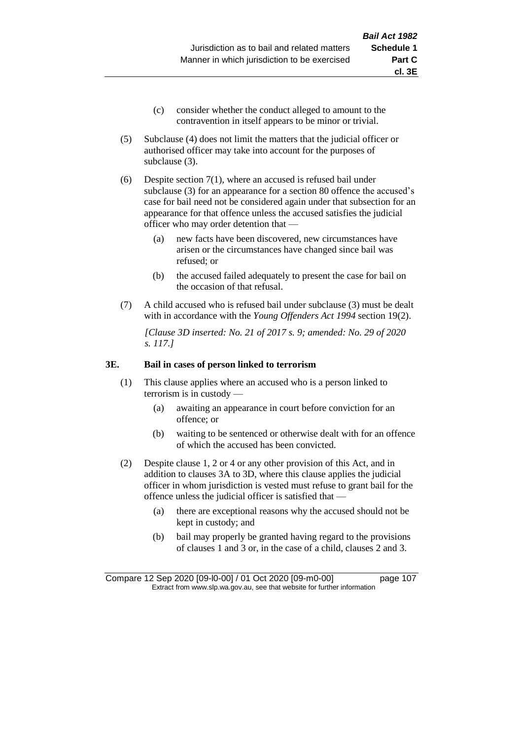(c) consider whether the conduct alleged to amount to the contravention in itself appears to be minor or trivial.

(5) Subclause (4) does not limit the matters that the judicial officer or authorised officer may take into account for the purposes of subclause (3).

(6) Despite section 7(1), where an accused is refused bail under subclause (3) for an appearance for a section 80 offence the accused's case for bail need not be considered again under that subsection for an appearance for that offence unless the accused satisfies the judicial officer who may order detention that —

(a) new facts have been discovered, new circumstances have arisen or the circumstances have changed since bail was refused; or

(b) the accused failed adequately to present the case for bail on the occasion of that refusal.

(7) A child accused who is refused bail under subclause (3) must be dealt with in accordance with the *Young Offenders Act 1994* section 19(2).

*[Clause 3D inserted: No. 21 of 2017 s. 9; amended: No. 29 of 2020 s. 117.]*

**3E. Bail in cases of person linked to terrorism**

(1) This clause applies where an accused who is a person linked to terrorism is in custody —

(a) awaiting an appearance in court before conviction for an offence; or

(b) waiting to be sentenced or otherwise dealt with for an offence of which the accused has been convicted.

(2) Despite clause 1, 2 or 4 or any other provision of this Act, and in addition to clauses 3A to 3D, where this clause applies the judicial officer in whom jurisdiction is vested must refuse to grant bail for the offence unless the judicial officer is satisfied that —

(a) there are exceptional reasons why the accused should not be kept in custody; and

(b) bail may properly be granted having regard to the provisions of clauses 1 and 3 or, in the case of a child, clauses 2 and 3.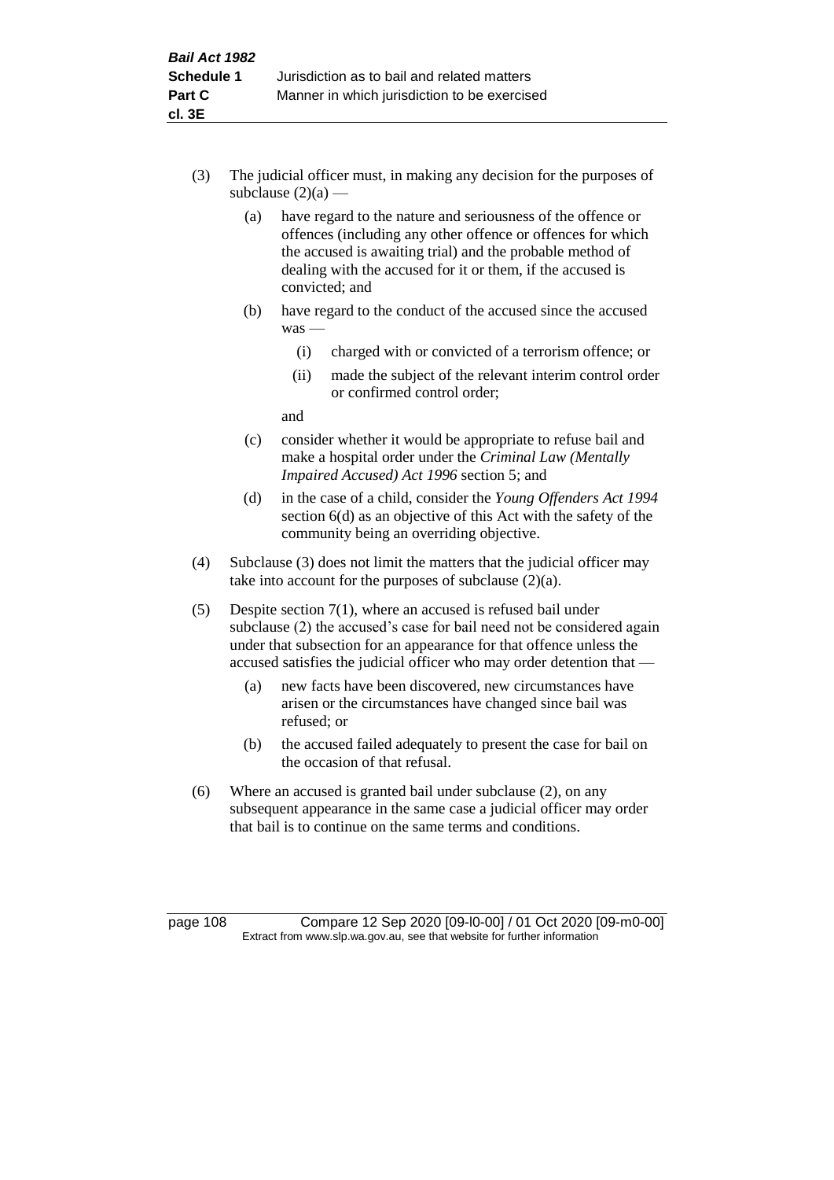(3) The judicial officer must, in making any decision for the purposes of subclause (2)(a) —

   (a) have regard to the nature and seriousness of the offence or offences (including any other offence or offences for which the accused is awaiting trial) and the probable method of dealing with the accused for it or them, if the accused is convicted; and

   (b) have regard to the conduct of the accused since the accused was —

      (i) charged with or convicted of a terrorism offence; or

      (ii) made the subject of the relevant interim control order or confirmed control order;

   and

   (c) consider whether it would be appropriate to refuse bail and make a hospital order under the *Criminal Law (Mentally Impaired Accused) Act 1996* section 5; and

   (d) in the case of a child, consider the *Young Offenders Act 1994* section 6(d) as an objective of this Act with the safety of the community being an overriding objective.

(4) Subclause (3) does not limit the matters that the judicial officer may take into account for the purposes of subclause (2)(a).

(5) Despite section 7(1), where an accused is refused bail under subclause (2) the accused's case for bail need not be considered again under that subsection for an appearance for that offence unless the accused satisfies the judicial officer who may order detention that —

   (a) new facts have been discovered, new circumstances have arisen or the circumstances have changed since bail was refused; or

   (b) the accused failed adequately to present the case for bail on the occasion of that refusal.

(6) Where an accused is granted bail under subclause (2), on any subsequent appearance in the same case a judicial officer may order that bail is to continue on the same terms and conditions.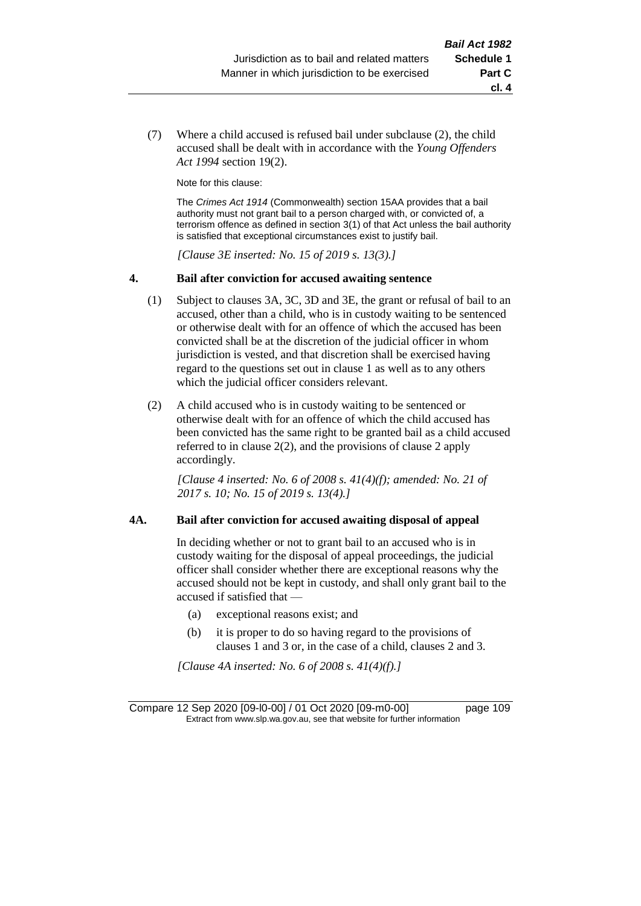(7) Where a child accused is refused bail under subclause (2), the child accused shall be dealt with in accordance with the *Young Offenders Act 1994* section 19(2).

Note for this clause:

The *Crimes Act 1914* (Commonwealth) section 15AA provides that a bail authority must not grant bail to a person charged with, or convicted of, a terrorism offence as defined in section 3(1) of that Act unless the bail authority is satisfied that exceptional circumstances exist to justify bail.

*[Clause 3E inserted: No. 15 of 2019 s. 13(3).]*

### 4. Bail after conviction for accused awaiting sentence

(1) Subject to clauses 3A, 3C, 3D and 3E, the grant or refusal of bail to an accused, other than a child, who is in custody waiting to be sentenced or otherwise dealt with for an offence of which the accused has been convicted shall be at the discretion of the judicial officer in whom jurisdiction is vested, and that discretion shall be exercised having regard to the questions set out in clause 1 as well as to any others which the judicial officer considers relevant.

(2) A child accused who is in custody waiting to be sentenced or otherwise dealt with for an offence of which the child accused has been convicted has the same right to be granted bail as a child accused referred to in clause 2(2), and the provisions of clause 2 apply accordingly.

*[Clause 4 inserted: No. 6 of 2008 s. 41(4)(f); amended: No. 21 of 2017 s. 10; No. 15 of 2019 s. 13(4).]*

### 4A. Bail after conviction for accused awaiting disposal of appeal

In deciding whether or not to grant bail to an accused who is in custody waiting for the disposal of appeal proceedings, the judicial officer shall consider whether there are exceptional reasons why the accused should not be kept in custody, and shall only grant bail to the accused if satisfied that —

(a) exceptional reasons exist; and

(b) it is proper to do so having regard to the provisions of clauses 1 and 3 or, in the case of a child, clauses 2 and 3.

*[Clause 4A inserted: No. 6 of 2008 s. 41(4)(f).]*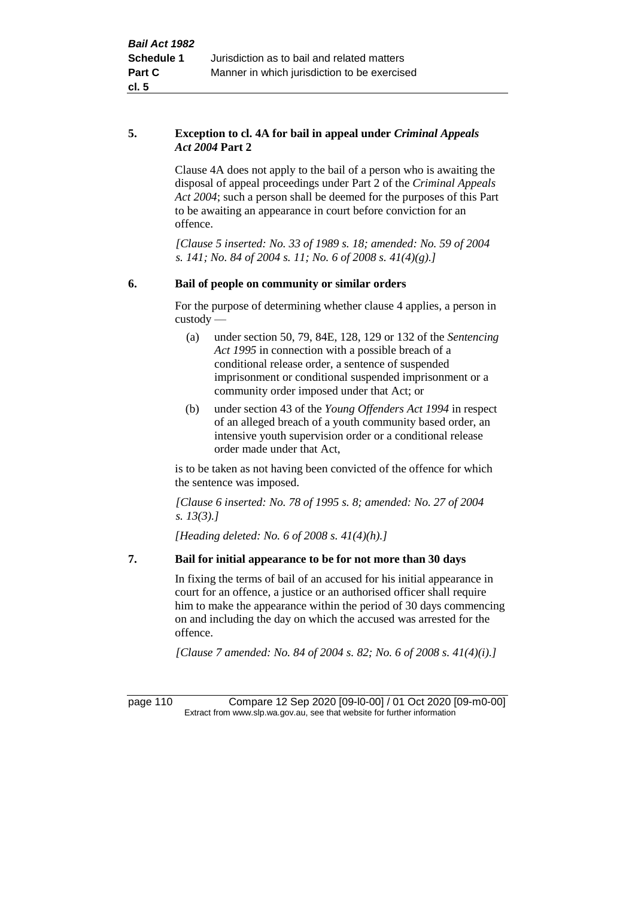## 5. Exception to cl. 4A for bail in appeal under *Criminal Appeals Act 2004* Part 2

Clause 4A does not apply to the bail of a person who is awaiting the disposal of appeal proceedings under Part 2 of the *Criminal Appeals Act 2004*; such a person shall be deemed for the purposes of this Part to be awaiting an appearance in court before conviction for an offence.

*[Clause 5 inserted: No. 33 of 1989 s. 18; amended: No. 59 of 2004 s. 141; No. 84 of 2004 s. 11; No. 6 of 2008 s. 41(4)(g).]*

## 6. Bail of people on community or similar orders

For the purpose of determining whether clause 4 applies, a person in custody —

(a) under section 50, 79, 84E, 128, 129 or 132 of the *Sentencing Act 1995* in connection with a possible breach of a conditional release order, a sentence of suspended imprisonment or conditional suspended imprisonment or a community order imposed under that Act; or

(b) under section 43 of the *Young Offenders Act 1994* in respect of an alleged breach of a youth community based order, an intensive youth supervision order or a conditional release order made under that Act,

is to be taken as not having been convicted of the offence for which the sentence was imposed.

*[Clause 6 inserted: No. 78 of 1995 s. 8; amended: No. 27 of 2004 s. 13(3).]*

*[Heading deleted: No. 6 of 2008 s. 41(4)(h).]*

## 7. Bail for initial appearance to be for not more than 30 days

In fixing the terms of bail of an accused for his initial appearance in court for an offence, a justice or an authorised officer shall require him to make the appearance within the period of 30 days commencing on and including the day on which the accused was arrested for the offence.

*[Clause 7 amended: No. 84 of 2004 s. 82; No. 6 of 2008 s. 41(4)(i).]*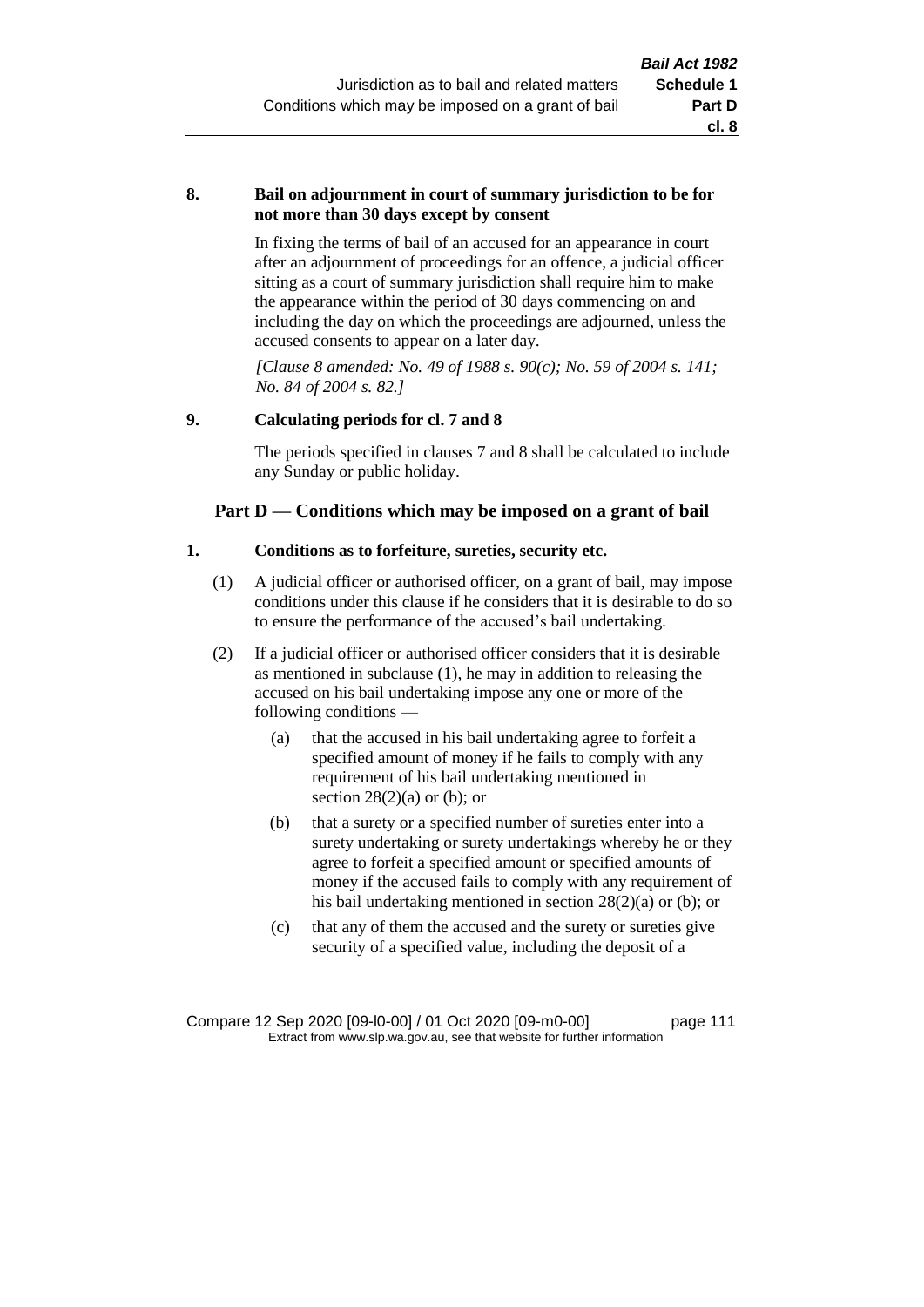**8. Bail on adjournment in court of summary jurisdiction to be for not more than 30 days except by consent**

In fixing the terms of bail of an accused for an appearance in court after an adjournment of proceedings for an offence, a judicial officer sitting as a court of summary jurisdiction shall require him to make the appearance within the period of 30 days commencing on and including the day on which the proceedings are adjourned, unless the accused consents to appear on a later day.

*[Clause 8 amended: No. 49 of 1988 s. 90(c); No. 59 of 2004 s. 141; No. 84 of 2004 s. 82.]*

**9. Calculating periods for cl. 7 and 8**

The periods specified in clauses 7 and 8 shall be calculated to include any Sunday or public holiday.

## Part D — Conditions which may be imposed on a grant of bail

**1. Conditions as to forfeiture, sureties, security etc.**

(1) A judicial officer or authorised officer, on a grant of bail, may impose conditions under this clause if he considers that it is desirable to do so to ensure the performance of the accused's bail undertaking.

(2) If a judicial officer or authorised officer considers that it is desirable as mentioned in subclause (1), he may in addition to releasing the accused on his bail undertaking impose any one or more of the following conditions —

(a) that the accused in his bail undertaking agree to forfeit a specified amount of money if he fails to comply with any requirement of his bail undertaking mentioned in section 28(2)(a) or (b); or

(b) that a surety or a specified number of sureties enter into a surety undertaking or surety undertakings whereby he or they agree to forfeit a specified amount or specified amounts of money if the accused fails to comply with any requirement of his bail undertaking mentioned in section 28(2)(a) or (b); or

(c) that any of them the accused and the surety or sureties give security of a specified value, including the deposit of a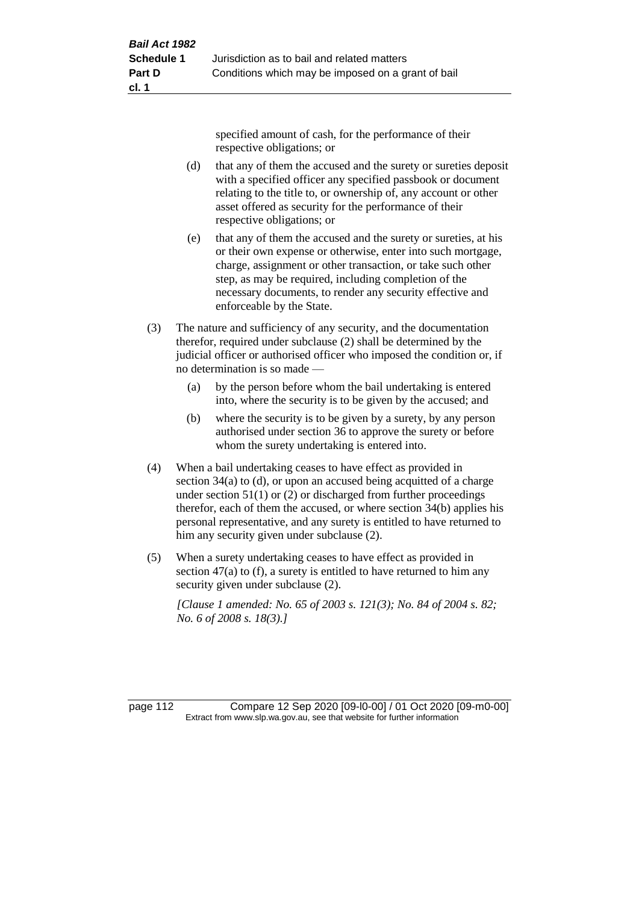specified amount of cash, for the performance of their respective obligations; or

(d) that any of them the accused and the surety or sureties deposit with a specified officer any specified passbook or document relating to the title to, or ownership of, any account or other asset offered as security for the performance of their respective obligations; or

(e) that any of them the accused and the surety or sureties, at his or their own expense or otherwise, enter into such mortgage, charge, assignment or other transaction, or take such other step, as may be required, including completion of the necessary documents, to render any security effective and enforceable by the State.

(3) The nature and sufficiency of any security, and the documentation therefor, required under subclause (2) shall be determined by the judicial officer or authorised officer who imposed the condition or, if no determination is so made —

(a) by the person before whom the bail undertaking is entered into, where the security is to be given by the accused; and

(b) where the security is to be given by a surety, by any person authorised under section 36 to approve the surety or before whom the surety undertaking is entered into.

(4) When a bail undertaking ceases to have effect as provided in section 34(a) to (d), or upon an accused being acquitted of a charge under section 51(1) or (2) or discharged from further proceedings therefor, each of them the accused, or where section 34(b) applies his personal representative, and any surety is entitled to have returned to him any security given under subclause (2).

(5) When a surety undertaking ceases to have effect as provided in section 47(a) to (f), a surety is entitled to have returned to him any security given under subclause (2).

*[Clause 1 amended: No. 65 of 2003 s. 121(3); No. 84 of 2004 s. 82; No. 6 of 2008 s. 18(3).]*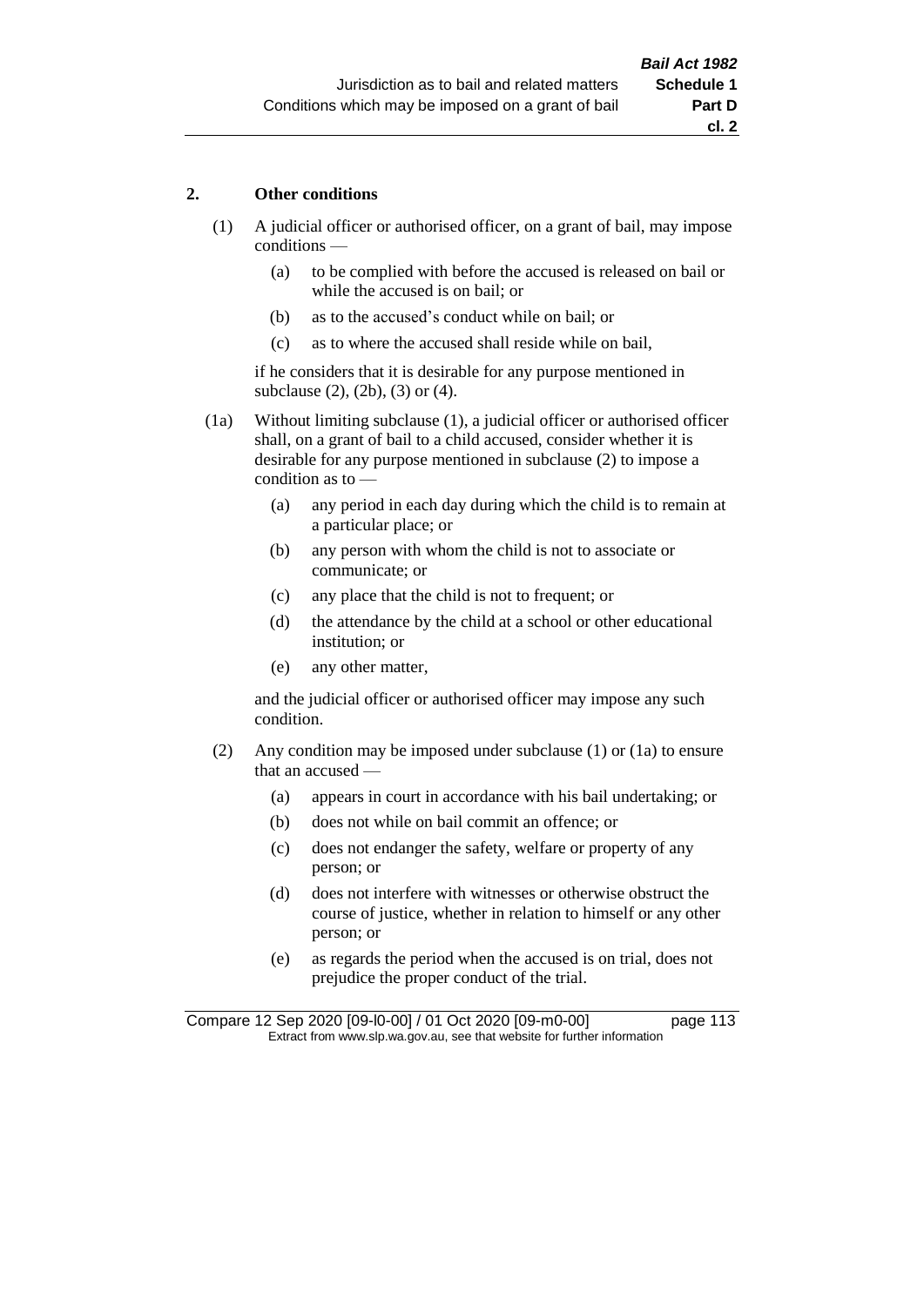### 2. Other conditions

(1) A judicial officer or authorised officer, on a grant of bail, may impose conditions —

- (a) to be complied with before the accused is released on bail or while the accused is on bail; or
- (b) as to the accused's conduct while on bail; or
- (c) as to where the accused shall reside while on bail,

if he considers that it is desirable for any purpose mentioned in subclause (2), (2b), (3) or (4).

(1a) Without limiting subclause (1), a judicial officer or authorised officer shall, on a grant of bail to a child accused, consider whether it is desirable for any purpose mentioned in subclause (2) to impose a condition as to —

- (a) any period in each day during which the child is to remain at a particular place; or
- (b) any person with whom the child is not to associate or communicate; or
- (c) any place that the child is not to frequent; or
- (d) the attendance by the child at a school or other educational institution; or
- (e) any other matter,

and the judicial officer or authorised officer may impose any such condition.

(2) Any condition may be imposed under subclause (1) or (1a) to ensure that an accused —

- (a) appears in court in accordance with his bail undertaking; or
- (b) does not while on bail commit an offence; or
- (c) does not endanger the safety, welfare or property of any person; or
- (d) does not interfere with witnesses or otherwise obstruct the course of justice, whether in relation to himself or any other person; or
- (e) as regards the period when the accused is on trial, does not prejudice the proper conduct of the trial.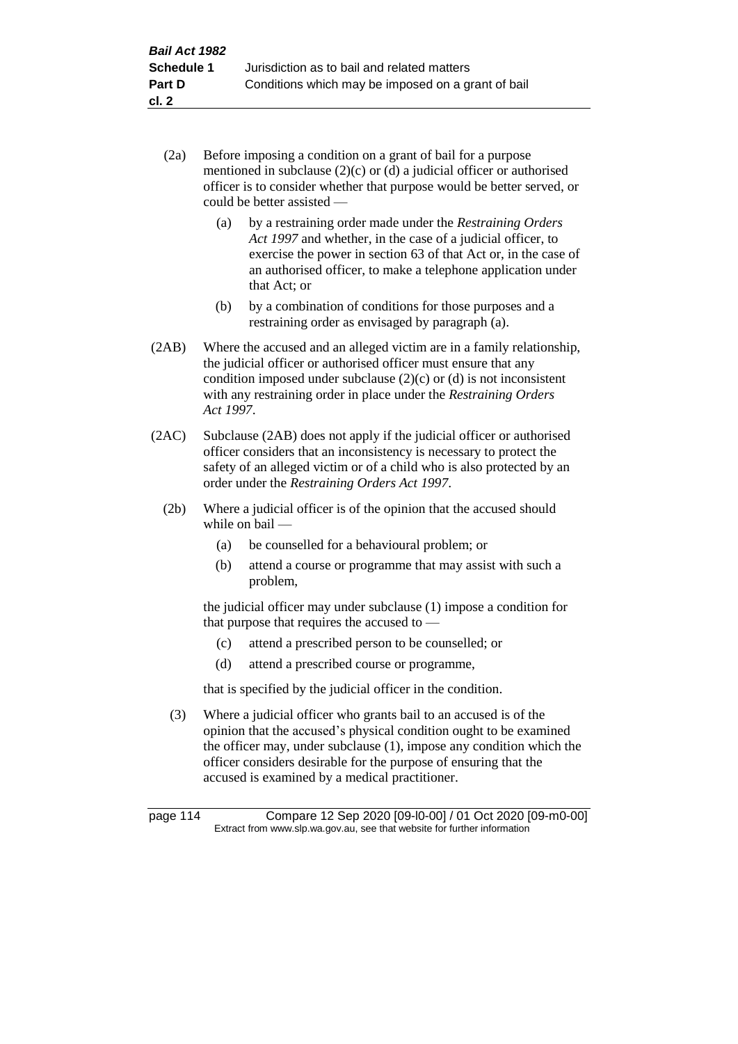(2a) Before imposing a condition on a grant of bail for a purpose mentioned in subclause (2)(c) or (d) a judicial officer or authorised officer is to consider whether that purpose would be better served, or could be better assisted —

   (a) by a restraining order made under the *Restraining Orders Act 1997* and whether, in the case of a judicial officer, to exercise the power in section 63 of that Act or, in the case of an authorised officer, to make a telephone application under that Act; or

   (b) by a combination of conditions for those purposes and a restraining order as envisaged by paragraph (a).

(2AB) Where the accused and an alleged victim are in a family relationship, the judicial officer or authorised officer must ensure that any condition imposed under subclause (2)(c) or (d) is not inconsistent with any restraining order in place under the *Restraining Orders Act 1997*.

(2AC) Subclause (2AB) does not apply if the judicial officer or authorised officer considers that an inconsistency is necessary to protect the safety of an alleged victim or of a child who is also protected by an order under the *Restraining Orders Act 1997*.

(2b) Where a judicial officer is of the opinion that the accused should while on bail —

   (a) be counselled for a behavioural problem; or

   (b) attend a course or programme that may assist with such a problem,

the judicial officer may under subclause (1) impose a condition for that purpose that requires the accused to —

   (c) attend a prescribed person to be counselled; or

   (d) attend a prescribed course or programme,

that is specified by the judicial officer in the condition.

(3) Where a judicial officer who grants bail to an accused is of the opinion that the accused's physical condition ought to be examined the officer may, under subclause (1), impose any condition which the officer considers desirable for the purpose of ensuring that the accused is examined by a medical practitioner.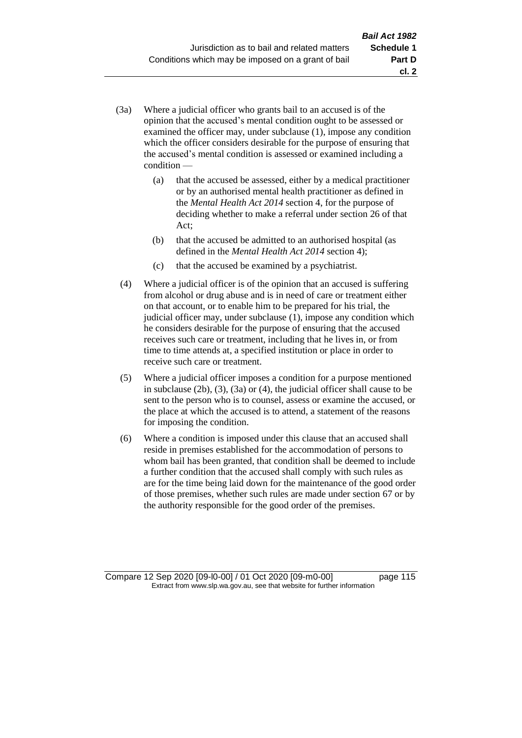(3a) Where a judicial officer who grants bail to an accused is of the opinion that the accused's mental condition ought to be assessed or examined the officer may, under subclause (1), impose any condition which the officer considers desirable for the purpose of ensuring that the accused's mental condition is assessed or examined including a condition —

  (a) that the accused be assessed, either by a medical practitioner or by an authorised mental health practitioner as defined in the *Mental Health Act 2014* section 4, for the purpose of deciding whether to make a referral under section 26 of that Act;

  (b) that the accused be admitted to an authorised hospital (as defined in the *Mental Health Act 2014* section 4);

  (c) that the accused be examined by a psychiatrist.

(4) Where a judicial officer is of the opinion that an accused is suffering from alcohol or drug abuse and is in need of care or treatment either on that account, or to enable him to be prepared for his trial, the judicial officer may, under subclause (1), impose any condition which he considers desirable for the purpose of ensuring that the accused receives such care or treatment, including that he lives in, or from time to time attends at, a specified institution or place in order to receive such care or treatment.

(5) Where a judicial officer imposes a condition for a purpose mentioned in subclause (2b), (3), (3a) or (4), the judicial officer shall cause to be sent to the person who is to counsel, assess or examine the accused, or the place at which the accused is to attend, a statement of the reasons for imposing the condition.

(6) Where a condition is imposed under this clause that an accused shall reside in premises established for the accommodation of persons to whom bail has been granted, that condition shall be deemed to include a further condition that the accused shall comply with such rules as are for the time being laid down for the maintenance of the good order of those premises, whether such rules are made under section 67 or by the authority responsible for the good order of the premises.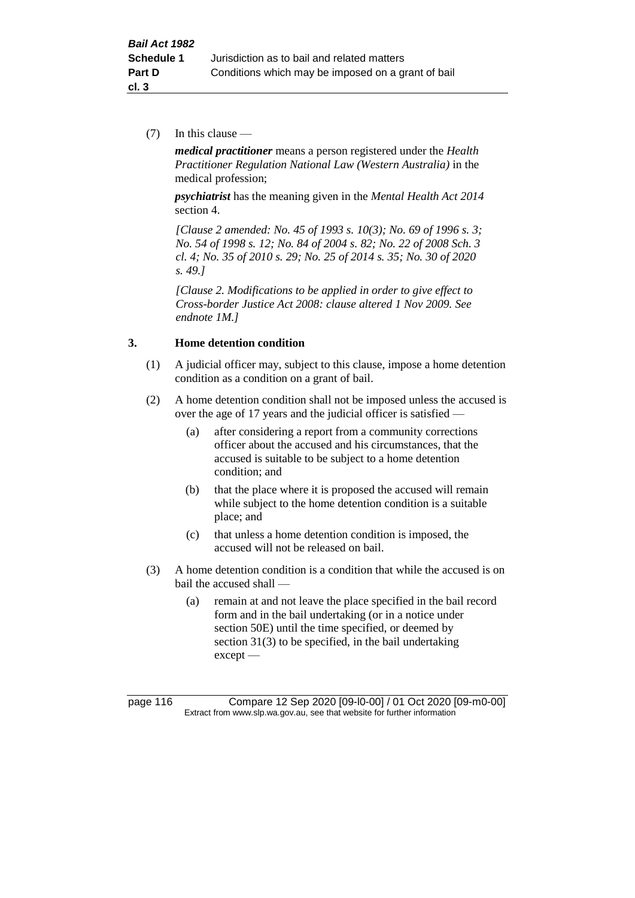(7) In this clause —

***medical practitioner*** means a person registered under the *Health Practitioner Regulation National Law (Western Australia)* in the medical profession;

***psychiatrist*** has the meaning given in the *Mental Health Act 2014* section 4.

*[Clause 2 amended: No. 45 of 1993 s. 10(3); No. 69 of 1996 s. 3; No. 54 of 1998 s. 12; No. 84 of 2004 s. 82; No. 22 of 2008 Sch. 3 cl. 4; No. 35 of 2010 s. 29; No. 25 of 2014 s. 35; No. 30 of 2020 s. 49.]*

*[Clause 2. Modifications to be applied in order to give effect to Cross-border Justice Act 2008: clause altered 1 Nov 2009. See endnote 1M.]*

### 3. Home detention condition

(1) A judicial officer may, subject to this clause, impose a home detention condition as a condition on a grant of bail.

(2) A home detention condition shall not be imposed unless the accused is over the age of 17 years and the judicial officer is satisfied —

   (a) after considering a report from a community corrections officer about the accused and his circumstances, that the accused is suitable to be subject to a home detention condition; and

   (b) that the place where it is proposed the accused will remain while subject to the home detention condition is a suitable place; and

   (c) that unless a home detention condition is imposed, the accused will not be released on bail.

(3) A home detention condition is a condition that while the accused is on bail the accused shall —

   (a) remain at and not leave the place specified in the bail record form and in the bail undertaking (or in a notice under section 50E) until the time specified, or deemed by section 31(3) to be specified, in the bail undertaking except —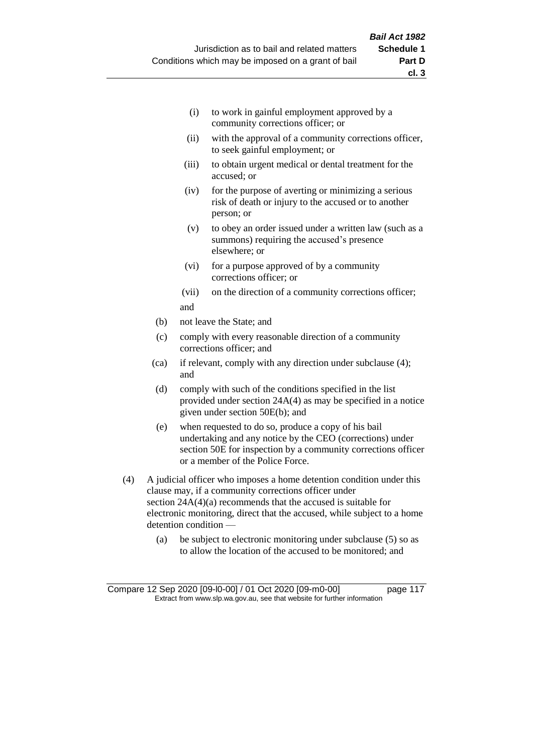- (i) to work in gainful employment approved by a community corrections officer; or
- (ii) with the approval of a community corrections officer, to seek gainful employment; or
- (iii) to obtain urgent medical or dental treatment for the accused; or
- (iv) for the purpose of averting or minimizing a serious risk of death or injury to the accused or to another person; or
- (v) to obey an order issued under a written law (such as a summons) requiring the accused's presence elsewhere; or
- (vi) for a purpose approved of by a community corrections officer; or
- (vii) on the direction of a community corrections officer;

and

- (b) not leave the State; and
- (c) comply with every reasonable direction of a community corrections officer; and
- (ca) if relevant, comply with any direction under subclause (4); and
- (d) comply with such of the conditions specified in the list provided under section 24A(4) as may be specified in a notice given under section 50E(b); and
- (e) when requested to do so, produce a copy of his bail undertaking and any notice by the CEO (corrections) under section 50E for inspection by a community corrections officer or a member of the Police Force.

(4) A judicial officer who imposes a home detention condition under this clause may, if a community corrections officer under section 24A(4)(a) recommends that the accused is suitable for electronic monitoring, direct that the accused, while subject to a home detention condition —

- (a) be subject to electronic monitoring under subclause (5) so as to allow the location of the accused to be monitored; and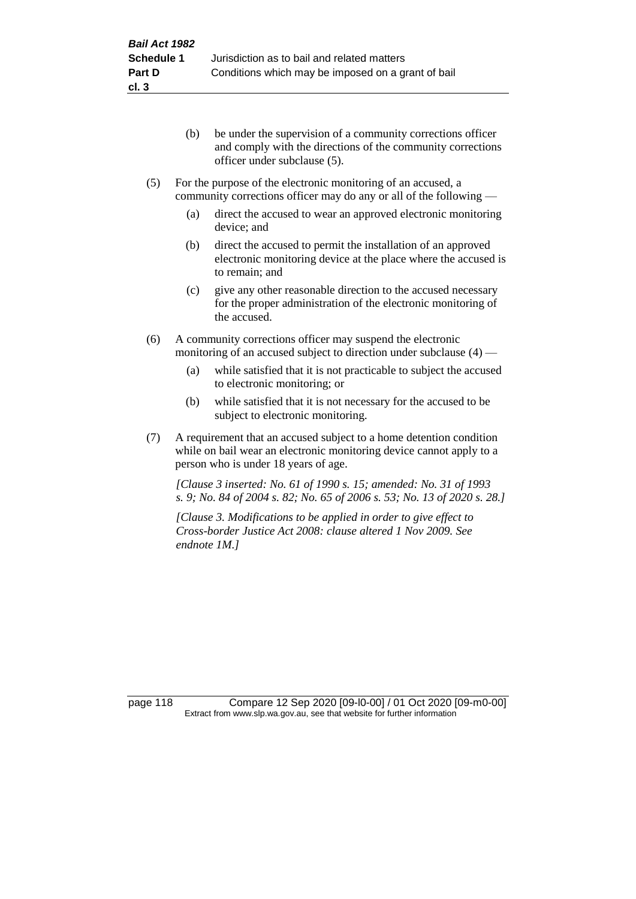(b) be under the supervision of a community corrections officer and comply with the directions of the community corrections officer under subclause (5).

(5) For the purpose of the electronic monitoring of an accused, a community corrections officer may do any or all of the following —

(a) direct the accused to wear an approved electronic monitoring device; and

(b) direct the accused to permit the installation of an approved electronic monitoring device at the place where the accused is to remain; and

(c) give any other reasonable direction to the accused necessary for the proper administration of the electronic monitoring of the accused.

(6) A community corrections officer may suspend the electronic monitoring of an accused subject to direction under subclause (4) —

(a) while satisfied that it is not practicable to subject the accused to electronic monitoring; or

(b) while satisfied that it is not necessary for the accused to be subject to electronic monitoring.

(7) A requirement that an accused subject to a home detention condition while on bail wear an electronic monitoring device cannot apply to a person who is under 18 years of age.

*[Clause 3 inserted: No. 61 of 1990 s. 15; amended: No. 31 of 1993 s. 9; No. 84 of 2004 s. 82; No. 65 of 2006 s. 53; No. 13 of 2020 s. 28.]*

*[Clause 3. Modifications to be applied in order to give effect to Cross-border Justice Act 2008: clause altered 1 Nov 2009. See endnote 1M.]*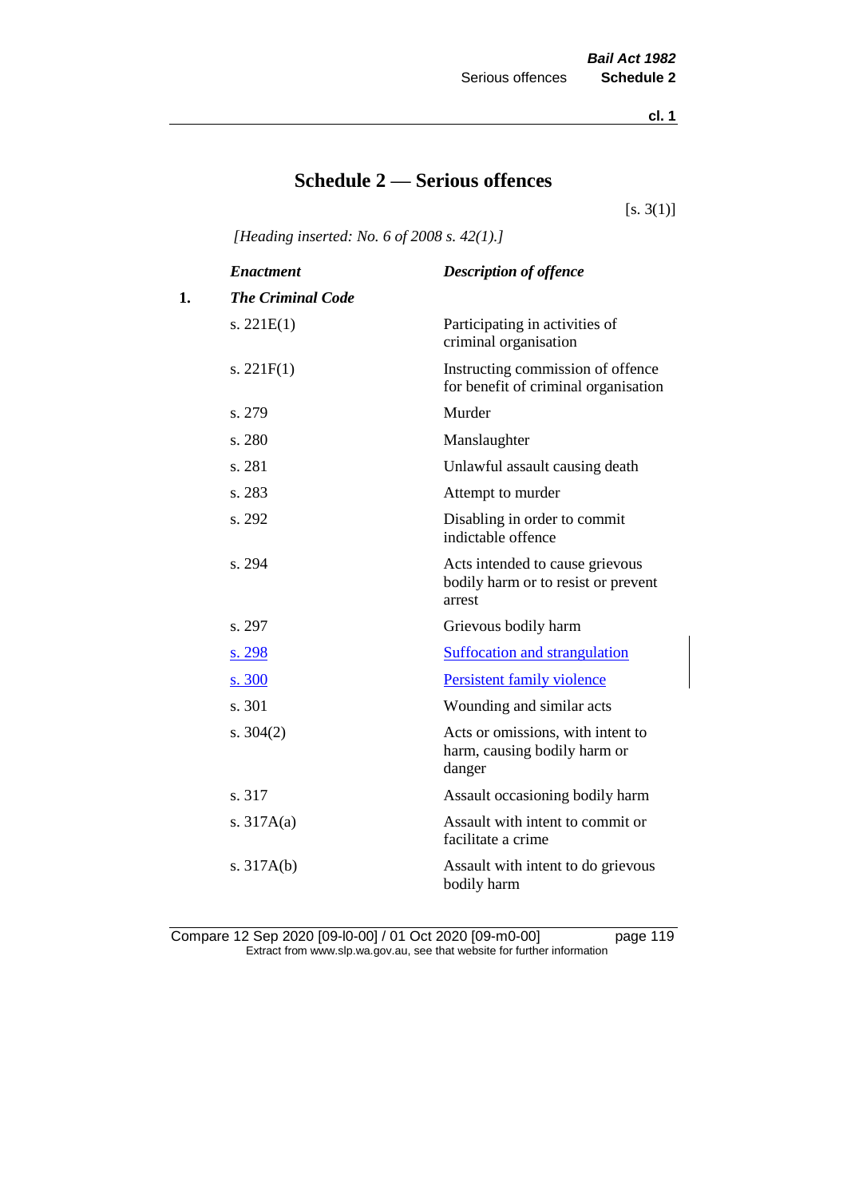# Schedule 2 — Serious offences

[s. 3(1)]

*[Heading inserted: No. 6 of 2008 s. 42(1).]*

| | *Enactment* | *Description of offence* |
|---|---|---|
| **1.** | ***The Criminal Code*** | |
| | s. 221E(1) | Participating in activities of criminal organisation |
| | s. 221F(1) | Instructing commission of offence for benefit of criminal organisation |
| | s. 279 | Murder |
| | s. 280 | Manslaughter |
| | s. 281 | Unlawful assault causing death |
| | s. 283 | Attempt to murder |
| | s. 292 | Disabling in order to commit indictable offence |
| | s. 294 | Acts intended to cause grievous bodily harm or to resist or prevent arrest |
| | s. 297 | Grievous bodily harm |
| | s. 298 | Suffocation and strangulation |
| | s. 300 | Persistent family violence |
| | s. 301 | Wounding and similar acts |
| | s. 304(2) | Acts or omissions, with intent to harm, causing bodily harm or danger |
| | s. 317 | Assault occasioning bodily harm |
| | s. 317A(a) | Assault with intent to commit or facilitate a crime |
| | s. 317A(b) | Assault with intent to do grievous bodily harm |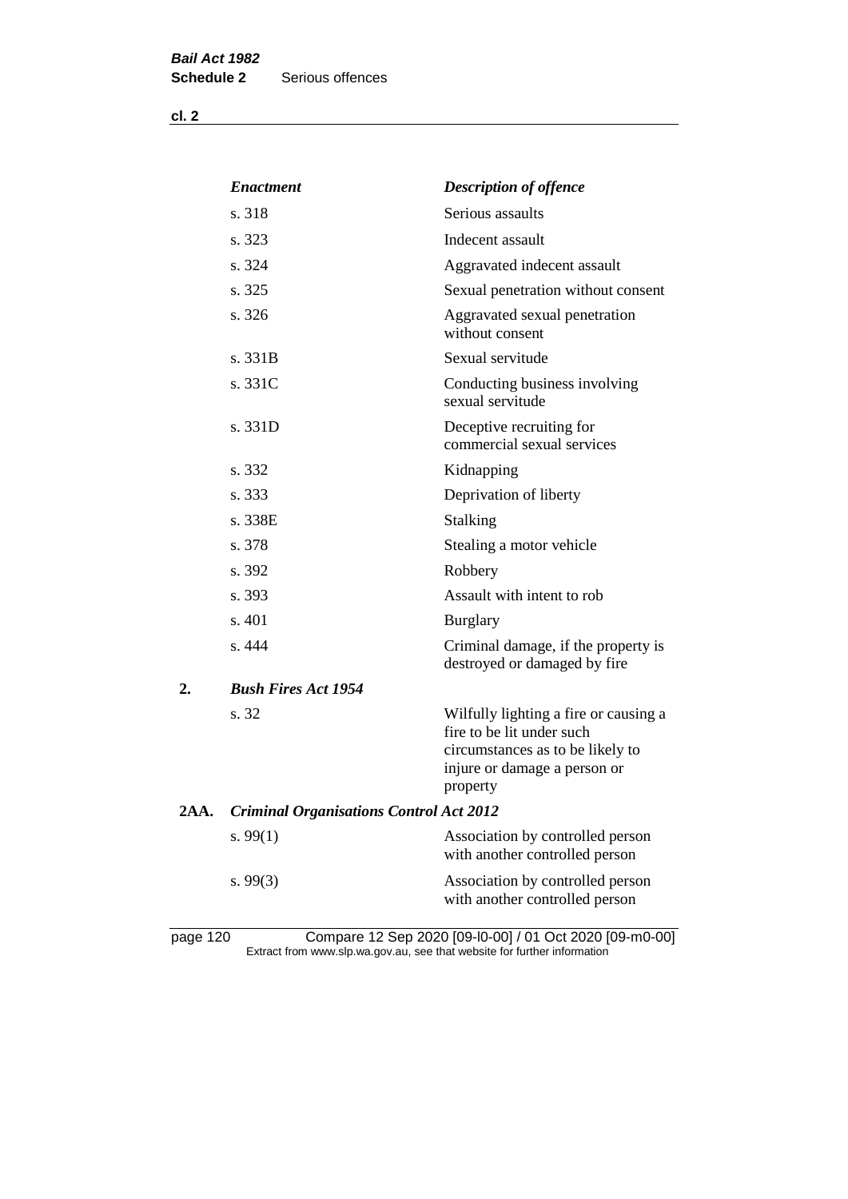| Enactment | Description of offence |
|---|---|
| s. 318 | Serious assaults |
| s. 323 | Indecent assault |
| s. 324 | Aggravated indecent assault |
| s. 325 | Sexual penetration without consent |
| s. 326 | Aggravated sexual penetration without consent |
| s. 331B | Sexual servitude |
| s. 331C | Conducting business involving sexual servitude |
| s. 331D | Deceptive recruiting for commercial sexual services |
| s. 332 | Kidnapping |
| s. 333 | Deprivation of liberty |
| s. 338E | Stalking |
| s. 378 | Stealing a motor vehicle |
| s. 392 | Robbery |
| s. 393 | Assault with intent to rob |
| s. 401 | Burglary |
| s. 444 | Criminal damage, if the property is destroyed or damaged by fire |

**2.** ***Bush Fires Act 1954***

| | |
|---|---|
| s. 32 | Wilfully lighting a fire or causing a fire to be lit under such circumstances as to be likely to injure or damage a person or property |

**2AA.** ***Criminal Organisations Control Act 2012***

| | |
|---|---|
| s. 99(1) | Association by controlled person with another controlled person |
| s. 99(3) | Association by controlled person with another controlled person |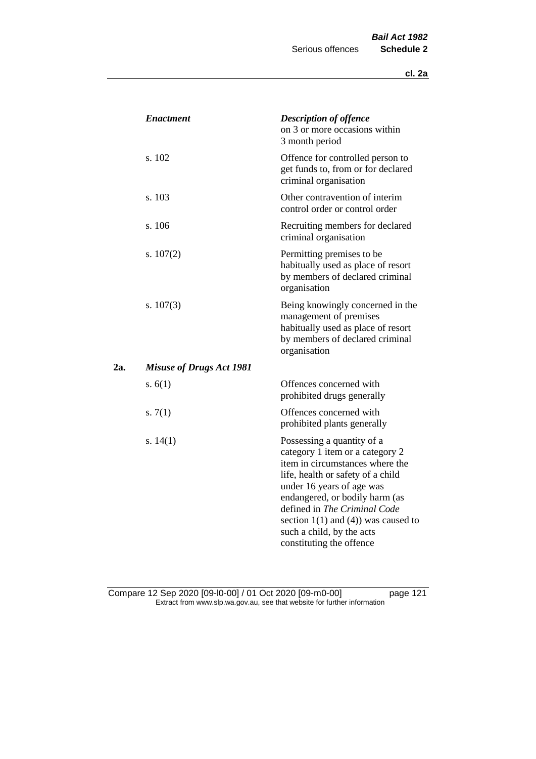| | *Enactment* | *Description of offence* |
|---|---|---|
| | | on 3 or more occasions within 3 month period |
| | s. 102 | Offence for controlled person to get funds to, from or for declared criminal organisation |
| | s. 103 | Other contravention of interim control order or control order |
| | s. 106 | Recruiting members for declared criminal organisation |
| | s. 107(2) | Permitting premises to be habitually used as place of resort by members of declared criminal organisation |
| | s. 107(3) | Being knowingly concerned in the management of premises habitually used as place of resort by members of declared criminal organisation |
| **2a.** | ***Misuse of Drugs Act 1981*** | |
| | s. 6(1) | Offences concerned with prohibited drugs generally |
| | s. 7(1) | Offences concerned with prohibited plants generally |
| | s. 14(1) | Possessing a quantity of a category 1 item or a category 2 item in circumstances where the life, health or safety of a child under 16 years of age was endangered, or bodily harm (as defined in *The Criminal Code* section 1(1) and (4)) was caused to such a child, by the acts constituting the offence |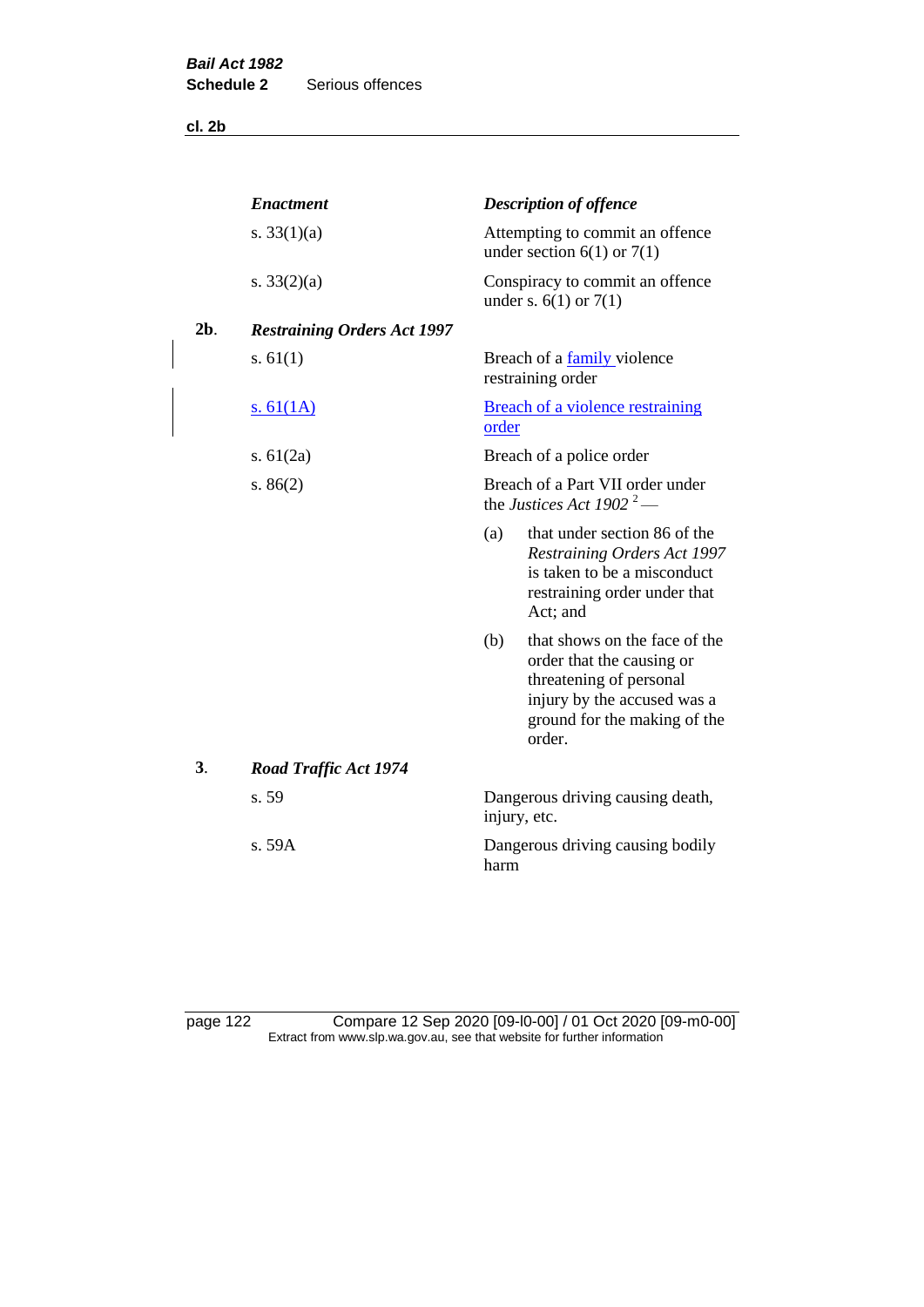| Enactment | Description of offence |
|---|---|
| s. 33(1)(a) | Attempting to commit an offence under section 6(1) or 7(1) |
| s. 33(2)(a) | Conspiracy to commit an offence under s. 6(1) or 7(1) |

**2b.** ***Restraining Orders Act 1997***

| Enactment | Description of offence |
|---|---|
| s. 61(1) | Breach of a family violence restraining order |
| s. 61(1A) | Breach of a violence restraining order |
| s. 61(2a) | Breach of a police order |
| s. 86(2) | Breach of a Part VII order under the *Justices Act 1902* [2] — (a) that under section 86 of the *Restraining Orders Act 1997* is taken to be a misconduct restraining order under that Act; and (b) that shows on the face of the order that the causing or threatening of personal injury by the accused was a ground for the making of the order. |

**3.** ***Road Traffic Act 1974***

| Enactment | Description of offence |
|---|---|
| s. 59 | Dangerous driving causing death, injury, etc. |
| s. 59A | Dangerous driving causing bodily harm |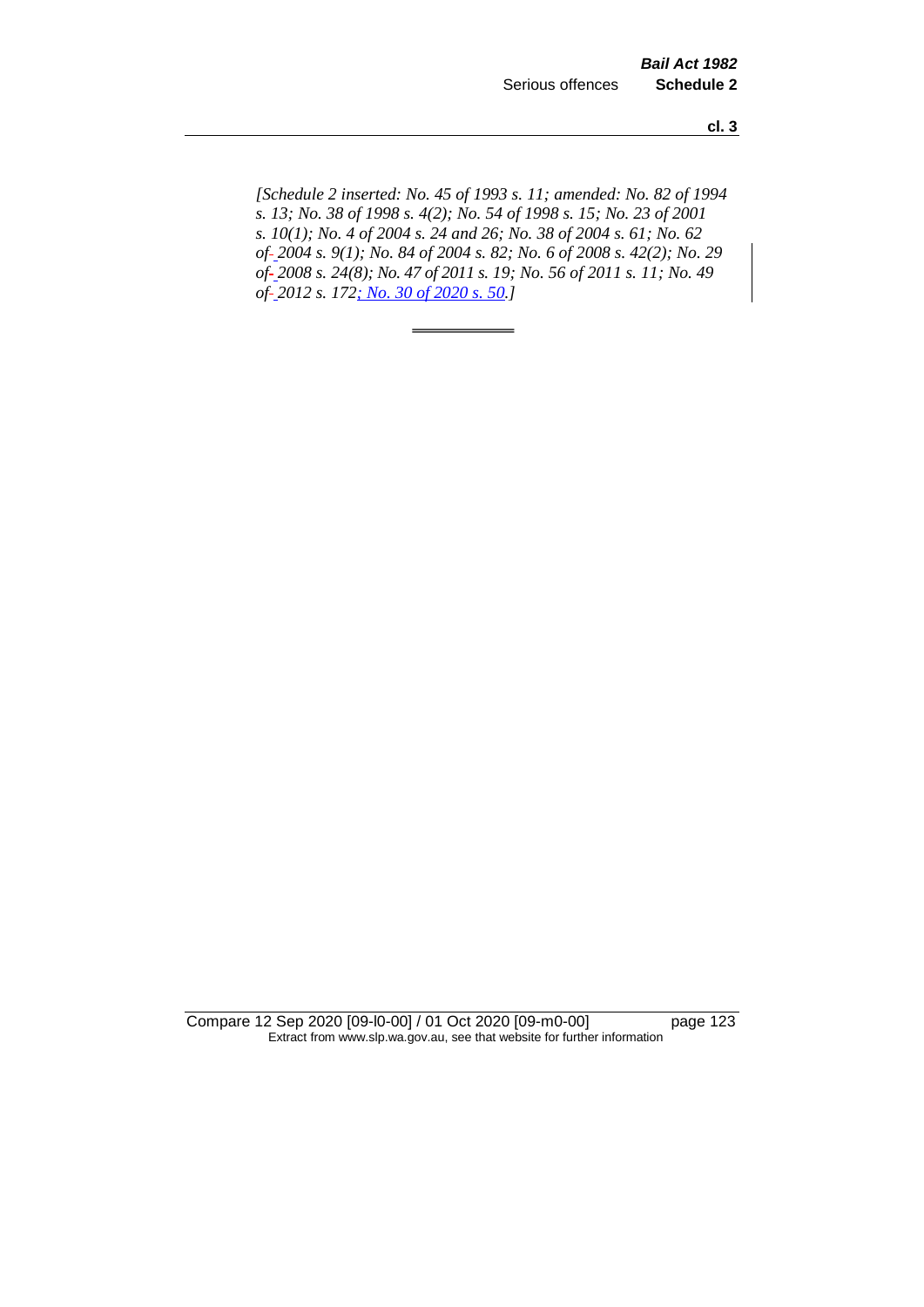*[Schedule 2 inserted: No. 45 of 1993 s. 11; amended: No. 82 of 1994 s. 13; No. 38 of 1998 s. 4(2); No. 54 of 1998 s. 15; No. 23 of 2001 s. 10(1); No. 4 of 2004 s. 24 and 26; No. 38 of 2004 s. 61; No. 62 of 2004 s. 9(1); No. 84 of 2004 s. 82; No. 6 of 2008 s. 42(2); No. 29 of 2008 s. 24(8); No. 47 of 2011 s. 19; No. 56 of 2011 s. 11; No. 49 of 2012 s. 172; No. 30 of 2020 s. 50.]*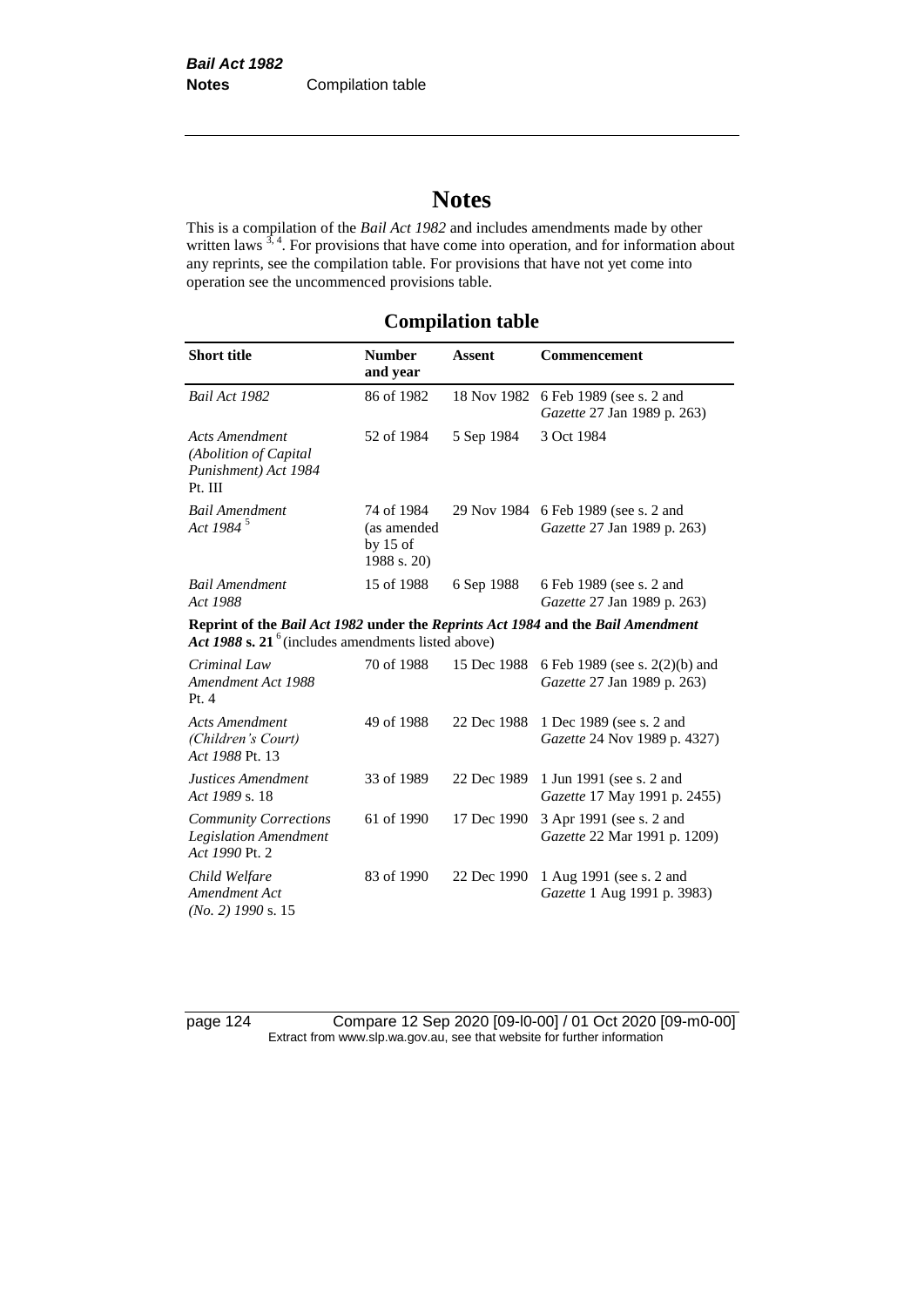# Notes

This is a compilation of the *Bail Act 1982* and includes amendments made by other written laws [3, 4]. For provisions that have come into operation, and for information about any reprints, see the compilation table. For provisions that have not yet come into operation see the uncommenced provisions table.

## Compilation table

| Short title | Number and year | Assent | Commencement |
|---|---|---|---|
| *Bail Act 1982* | 86 of 1982 | 18 Nov 1982 | 6 Feb 1989 (see s. 2 and *Gazette* 27 Jan 1989 p. 263) |
| *Acts Amendment (Abolition of Capital Punishment) Act 1984* Pt. III | 52 of 1984 | 5 Sep 1984 | 3 Oct 1984 |
| *Bail Amendment Act 1984* [5] | 74 of 1984 (as amended by 15 of 1988 s. 20) | 29 Nov 1984 | 6 Feb 1989 (see s. 2 and *Gazette* 27 Jan 1989 p. 263) |
| *Bail Amendment Act 1988* | 15 of 1988 | 6 Sep 1988 | 6 Feb 1989 (see s. 2 and *Gazette* 27 Jan 1989 p. 263) |
| **Reprint of the *Bail Act 1982* under the *Reprints Act 1984* and the *Bail Amendment Act 1988* s. 21** [6] (includes amendments listed above) | | | |
| *Criminal Law Amendment Act 1988* Pt. 4 | 70 of 1988 | 15 Dec 1988 | 6 Feb 1989 (see s. 2(2)(b) and *Gazette* 27 Jan 1989 p. 263) |
| *Acts Amendment (Children's Court) Act 1988* Pt. 13 | 49 of 1988 | 22 Dec 1988 | 1 Dec 1989 (see s. 2 and *Gazette* 24 Nov 1989 p. 4327) |
| *Justices Amendment Act 1989* s. 18 | 33 of 1989 | 22 Dec 1989 | 1 Jun 1991 (see s. 2 and *Gazette* 17 May 1991 p. 2455) |
| *Community Corrections Legislation Amendment Act 1990* Pt. 2 | 61 of 1990 | 17 Dec 1990 | 3 Apr 1991 (see s. 2 and *Gazette* 22 Mar 1991 p. 1209) |
| *Child Welfare Amendment Act (No. 2) 1990* s. 15 | 83 of 1990 | 22 Dec 1990 | 1 Aug 1991 (see s. 2 and *Gazette* 1 Aug 1991 p. 3983) |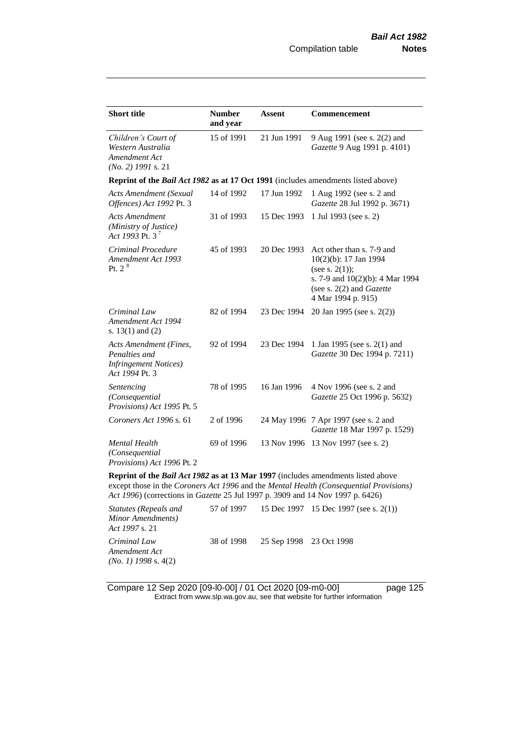| **Short title** | **Number and year** | **Assent** | **Commencement** |
|---|---|---|---|
| *Children's Court of Western Australia Amendment Act (No. 2) 1991* s. 21 | 15 of 1991 | 21 Jun 1991 | 9 Aug 1991 (see s. 2(2) and *Gazette* 9 Aug 1991 p. 4101) |
| **Reprint of the *Bail Act 1982* as at 17 Oct 1991** (includes amendments listed above) | | | |
| *Acts Amendment (Sexual Offences) Act 1992* Pt. 3 | 14 of 1992 | 17 Jun 1992 | 1 Aug 1992 (see s. 2 and *Gazette* 28 Jul 1992 p. 3671) |
| *Acts Amendment (Ministry of Justice) Act 1993* Pt. 3 [7] | 31 of 1993 | 15 Dec 1993 | 1 Jul 1993 (see s. 2) |
| *Criminal Procedure Amendment Act 1993* Pt. 2 [8] | 45 of 1993 | 20 Dec 1993 | Act other than s. 7-9 and 10(2)(b): 17 Jan 1994 (see s. 2(1)); s. 7-9 and 10(2)(b): 4 Mar 1994 (see s. 2(2) and *Gazette* 4 Mar 1994 p. 915) |
| *Criminal Law Amendment Act 1994* s. 13(1) and (2) | 82 of 1994 | 23 Dec 1994 | 20 Jan 1995 (see s. 2(2)) |
| *Acts Amendment (Fines, Penalties and Infringement Notices) Act 1994* Pt. 3 | 92 of 1994 | 23 Dec 1994 | 1 Jan 1995 (see s. 2(1) and *Gazette* 30 Dec 1994 p. 7211) |
| *Sentencing (Consequential Provisions) Act 1995* Pt. 5 | 78 of 1995 | 16 Jan 1996 | 4 Nov 1996 (see s. 2 and *Gazette* 25 Oct 1996 p. 5632) |
| *Coroners Act 1996* s. 61 | 2 of 1996 | 24 May 1996 | 7 Apr 1997 (see s. 2 and *Gazette* 18 Mar 1997 p. 1529) |
| *Mental Health (Consequential Provisions) Act 1996* Pt. 2 | 69 of 1996 | 13 Nov 1996 | 13 Nov 1997 (see s. 2) |
| **Reprint of the *Bail Act 1982* as at 13 Mar 1997** (includes amendments listed above except those in the *Coroners Act 1996* and the *Mental Health (Consequential Provisions) Act 1996*) (corrections in *Gazette* 25 Jul 1997 p. 3909 and 14 Nov 1997 p. 6426) | | | |
| *Statutes (Repeals and Minor Amendments) Act 1997* s. 21 | 57 of 1997 | 15 Dec 1997 | 15 Dec 1997 (see s. 2(1)) |
| *Criminal Law Amendment Act (No. 1) 1998* s. 4(2) | 38 of 1998 | 25 Sep 1998 | 23 Oct 1998 |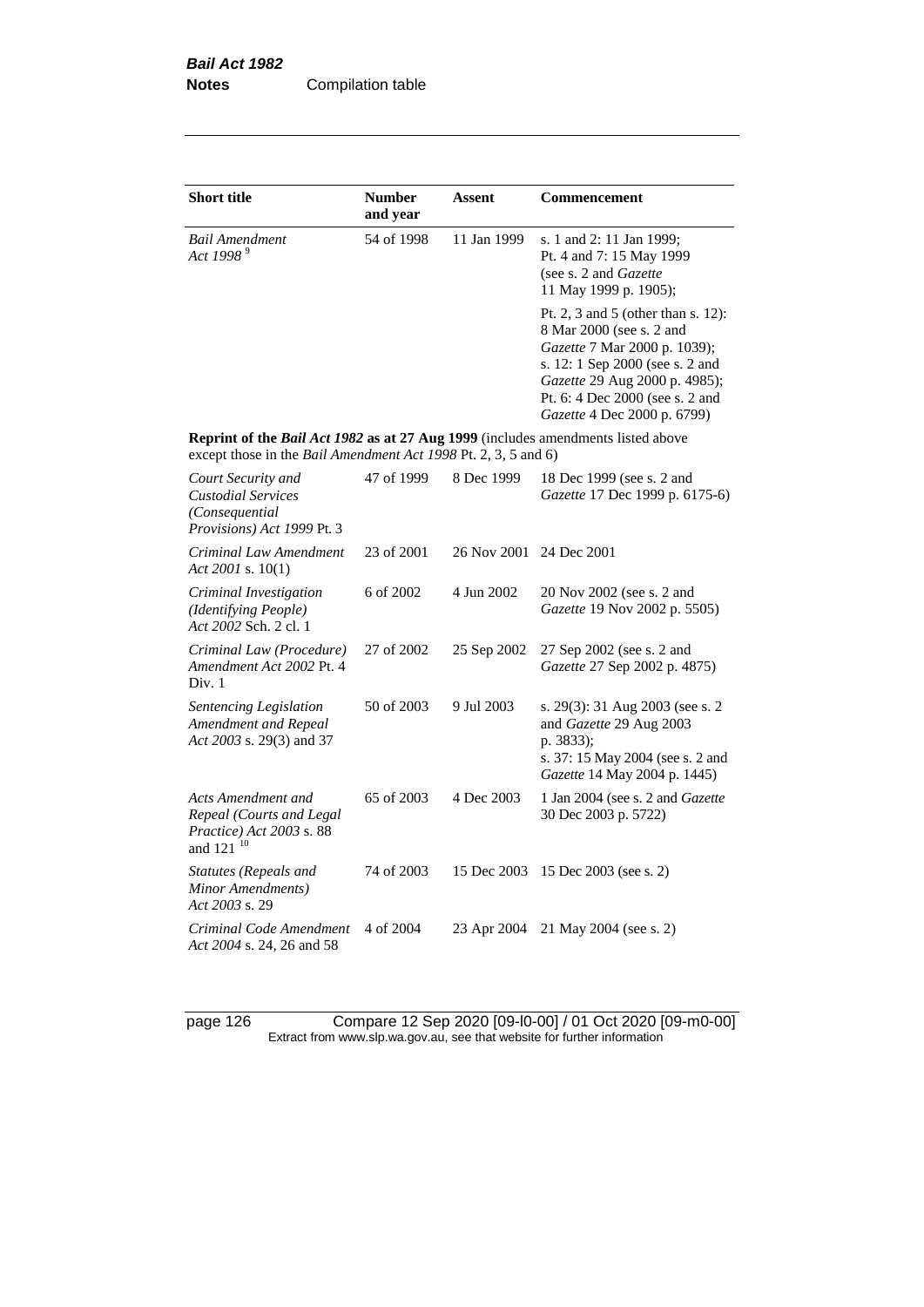| Short title | Number and year | Assent | Commencement |
|---|---|---|---|
| *Bail Amendment Act 1998* [9] | 54 of 1998 | 11 Jan 1999 | s. 1 and 2: 11 Jan 1999; Pt. 4 and 7: 15 May 1999 (see s. 2 and *Gazette* 11 May 1999 p. 1905); Pt. 2, 3 and 5 (other than s. 12): 8 Mar 2000 (see s. 2 and *Gazette* 7 Mar 2000 p. 1039); s. 12: 1 Sep 2000 (see s. 2 and *Gazette* 29 Aug 2000 p. 4985); Pt. 6: 4 Dec 2000 (see s. 2 and *Gazette* 4 Dec 2000 p. 6799) |
| **Reprint of the *Bail Act 1982* as at 27 Aug 1999** (includes amendments listed above except those in the *Bail Amendment Act 1998* Pt. 2, 3, 5 and 6) | | | |
| *Court Security and Custodial Services (Consequential Provisions) Act 1999* Pt. 3 | 47 of 1999 | 8 Dec 1999 | 18 Dec 1999 (see s. 2 and *Gazette* 17 Dec 1999 p. 6175-6) |
| *Criminal Law Amendment Act 2001* s. 10(1) | 23 of 2001 | 26 Nov 2001 | 24 Dec 2001 |
| *Criminal Investigation (Identifying People) Act 2002* Sch. 2 cl. 1 | 6 of 2002 | 4 Jun 2002 | 20 Nov 2002 (see s. 2 and *Gazette* 19 Nov 2002 p. 5505) |
| *Criminal Law (Procedure) Amendment Act 2002* Pt. 4 Div. 1 | 27 of 2002 | 25 Sep 2002 | 27 Sep 2002 (see s. 2 and *Gazette* 27 Sep 2002 p. 4875) |
| *Sentencing Legislation Amendment and Repeal Act 2003* s. 29(3) and 37 | 50 of 2003 | 9 Jul 2003 | s. 29(3): 31 Aug 2003 (see s. 2 and *Gazette* 29 Aug 2003 p. 3833); s. 37: 15 May 2004 (see s. 2 and *Gazette* 14 May 2004 p. 1445) |
| *Acts Amendment and Repeal (Courts and Legal Practice) Act 2003* s. 88 and 121 [10] | 65 of 2003 | 4 Dec 2003 | 1 Jan 2004 (see s. 2 and *Gazette* 30 Dec 2003 p. 5722) |
| *Statutes (Repeals and Minor Amendments) Act 2003* s. 29 | 74 of 2003 | 15 Dec 2003 | 15 Dec 2003 (see s. 2) |
| *Criminal Code Amendment Act 2004* s. 24, 26 and 58 | 4 of 2004 | 23 Apr 2004 | 21 May 2004 (see s. 2) |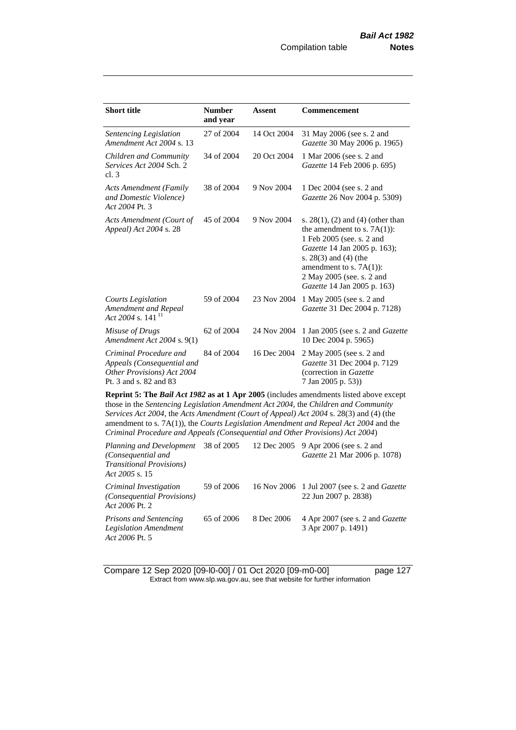| Short title | Number and year | Assent | Commencement |
|---|---|---|---|
| *Sentencing Legislation Amendment Act 2004* s. 13 | 27 of 2004 | 14 Oct 2004 | 31 May 2006 (see s. 2 and *Gazette* 30 May 2006 p. 1965) |
| *Children and Community Services Act 2004* Sch. 2 cl. 3 | 34 of 2004 | 20 Oct 2004 | 1 Mar 2006 (see s. 2 and *Gazette* 14 Feb 2006 p. 695) |
| *Acts Amendment (Family and Domestic Violence) Act 2004* Pt. 3 | 38 of 2004 | 9 Nov 2004 | 1 Dec 2004 (see s. 2 and *Gazette* 26 Nov 2004 p. 5309) |
| *Acts Amendment (Court of Appeal) Act 2004* s. 28 | 45 of 2004 | 9 Nov 2004 | s. 28(1), (2) and (4) (other than the amendment to s. 7A(1)): 1 Feb 2005 (see. s. 2 and *Gazette* 14 Jan 2005 p. 163); s. 28(3) and (4) (the amendment to s. 7A(1)): 2 May 2005 (see. s. 2 and *Gazette* 14 Jan 2005 p. 163) |
| *Courts Legislation Amendment and Repeal Act 2004* s. 141 [11] | 59 of 2004 | 23 Nov 2004 | 1 May 2005 (see s. 2 and *Gazette* 31 Dec 2004 p. 7128) |
| *Misuse of Drugs Amendment Act 2004* s. 9(1) | 62 of 2004 | 24 Nov 2004 | 1 Jan 2005 (see s. 2 and *Gazette* 10 Dec 2004 p. 5965) |
| *Criminal Procedure and Appeals (Consequential and Other Provisions) Act 2004* Pt. 3 and s. 82 and 83 | 84 of 2004 | 16 Dec 2004 | 2 May 2005 (see s. 2 and *Gazette* 31 Dec 2004 p. 7129 (correction in *Gazette* 7 Jan 2005 p. 53)) |
| **Reprint 5: The *Bail Act 1982* as at 1 Apr 2005** (includes amendments listed above except those in the *Sentencing Legislation Amendment Act 2004*, the *Children and Community Services Act 2004*, the *Acts Amendment (Court of Appeal) Act 2004* s. 28(3) and (4) (the amendment to s. 7A(1)), the *Courts Legislation Amendment and Repeal Act 2004* and the *Criminal Procedure and Appeals (Consequential and Other Provisions) Act 2004*) | | | |
| *Planning and Development (Consequential and Transitional Provisions) Act 2005* s. 15 | 38 of 2005 | 12 Dec 2005 | 9 Apr 2006 (see s. 2 and *Gazette* 21 Mar 2006 p. 1078) |
| *Criminal Investigation (Consequential Provisions) Act 2006* Pt. 2 | 59 of 2006 | 16 Nov 2006 | 1 Jul 2007 (see s. 2 and *Gazette* 22 Jun 2007 p. 2838) |
| *Prisons and Sentencing Legislation Amendment Act 2006* Pt. 5 | 65 of 2006 | 8 Dec 2006 | 4 Apr 2007 (see s. 2 and *Gazette* 3 Apr 2007 p. 1491) |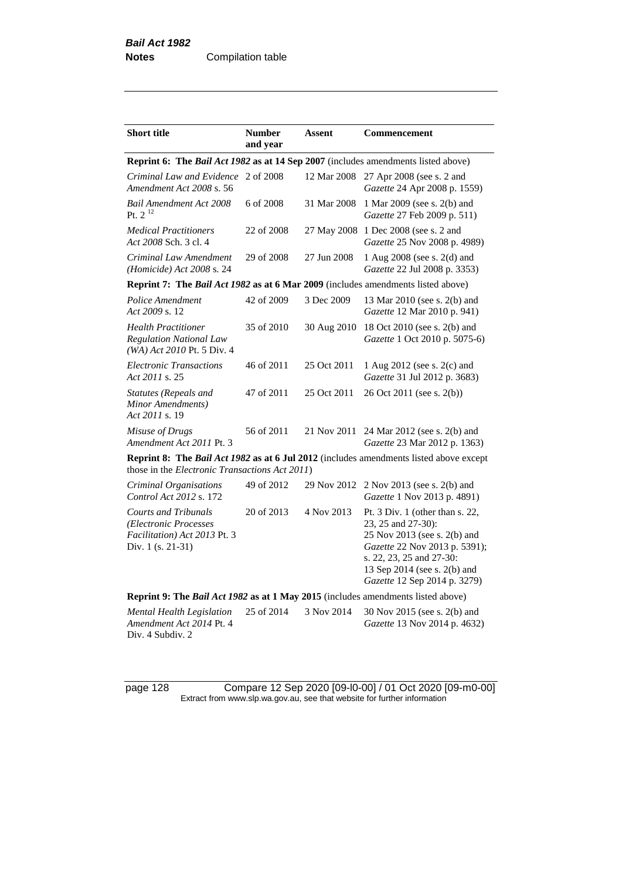| Short title | Number and year | Assent | Commencement |
|---|---|---|---|
| **Reprint 6: The *Bail Act 1982* as at 14 Sep 2007** (includes amendments listed above) | | | |
| *Criminal Law and Evidence Amendment Act 2008* s. 56 | 2 of 2008 | 12 Mar 2008 | 27 Apr 2008 (see s. 2 and *Gazette* 24 Apr 2008 p. 1559) |
| *Bail Amendment Act 2008* Pt. 2 [12] | 6 of 2008 | 31 Mar 2008 | 1 Mar 2009 (see s. 2(b) and *Gazette* 27 Feb 2009 p. 511) |
| *Medical Practitioners Act 2008* Sch. 3 cl. 4 | 22 of 2008 | 27 May 2008 | 1 Dec 2008 (see s. 2 and *Gazette* 25 Nov 2008 p. 4989) |
| *Criminal Law Amendment (Homicide) Act 2008* s. 24 | 29 of 2008 | 27 Jun 2008 | 1 Aug 2008 (see s. 2(d) and *Gazette* 22 Jul 2008 p. 3353) |
| **Reprint 7: The *Bail Act 1982* as at 6 Mar 2009** (includes amendments listed above) | | | |
| *Police Amendment Act 2009* s. 12 | 42 of 2009 | 3 Dec 2009 | 13 Mar 2010 (see s. 2(b) and *Gazette* 12 Mar 2010 p. 941) |
| *Health Practitioner Regulation National Law (WA) Act 2010* Pt. 5 Div. 4 | 35 of 2010 | 30 Aug 2010 | 18 Oct 2010 (see s. 2(b) and *Gazette* 1 Oct 2010 p. 5075-6) |
| *Electronic Transactions Act 2011* s. 25 | 46 of 2011 | 25 Oct 2011 | 1 Aug 2012 (see s. 2(c) and *Gazette* 31 Jul 2012 p. 3683) |
| *Statutes (Repeals and Minor Amendments) Act 2011* s. 19 | 47 of 2011 | 25 Oct 2011 | 26 Oct 2011 (see s. 2(b)) |
| *Misuse of Drugs Amendment Act 2011* Pt. 3 | 56 of 2011 | 21 Nov 2011 | 24 Mar 2012 (see s. 2(b) and *Gazette* 23 Mar 2012 p. 1363) |
| **Reprint 8: The *Bail Act 1982* as at 6 Jul 2012** (includes amendments listed above except those in the *Electronic Transactions Act 2011*) | | | |
| *Criminal Organisations Control Act 2012* s. 172 | 49 of 2012 | 29 Nov 2012 | 2 Nov 2013 (see s. 2(b) and *Gazette* 1 Nov 2013 p. 4891) |
| *Courts and Tribunals (Electronic Processes Facilitation) Act 2013* Pt. 3 Div. 1 (s. 21-31) | 20 of 2013 | 4 Nov 2013 | Pt. 3 Div. 1 (other than s. 22, 23, 25 and 27-30): 25 Nov 2013 (see s. 2(b) and *Gazette* 22 Nov 2013 p. 5391); s. 22, 23, 25 and 27-30: 13 Sep 2014 (see s. 2(b) and *Gazette* 12 Sep 2014 p. 3279) |
| **Reprint 9: The *Bail Act 1982* as at 1 May 2015** (includes amendments listed above) | | | |
| *Mental Health Legislation Amendment Act 2014* Pt. 4 Div. 4 Subdiv. 2 | 25 of 2014 | 3 Nov 2014 | 30 Nov 2015 (see s. 2(b) and *Gazette* 13 Nov 2014 p. 4632) |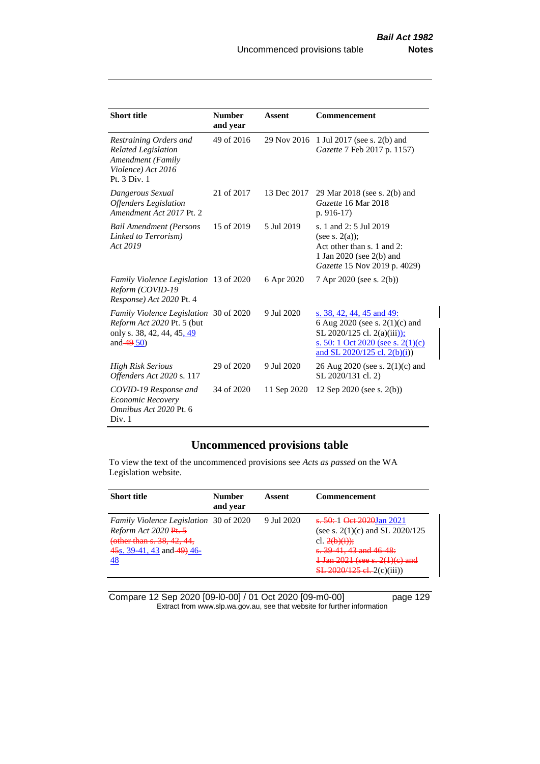| Short title | Number and year | Assent | Commencement |
|---|---|---|---|
| *Restraining Orders and Related Legislation Amendment (Family Violence) Act 2016* Pt. 3 Div. 1 | 49 of 2016 | 29 Nov 2016 | 1 Jul 2017 (see s. 2(b) and *Gazette* 7 Feb 2017 p. 1157) |
| *Dangerous Sexual Offenders Legislation Amendment Act 2017* Pt. 2 | 21 of 2017 | 13 Dec 2017 | 29 Mar 2018 (see s. 2(b) and *Gazette* 16 Mar 2018 p. 916-17) |
| *Bail Amendment (Persons Linked to Terrorism) Act 2019* | 15 of 2019 | 5 Jul 2019 | s. 1 and 2: 5 Jul 2019 (see s. 2(a)); Act other than s. 1 and 2: 1 Jan 2020 (see 2(b) and *Gazette* 15 Nov 2019 p. 4029) |
| *Family Violence Legislation Reform (COVID-19 Response) Act 2020* Pt. 4 | 13 of 2020 | 6 Apr 2020 | 7 Apr 2020 (see s. 2(b)) |
| *Family Violence Legislation Reform Act 2020* Pt. 5 (but only s. 38, 42, 44, 45, 49 and 49 50) | 30 of 2020 | 9 Jul 2020 | s. 38, 42, 44, 45 and 49: 6 Aug 2020 (see s. 2(1)(c) and SL 2020/125 cl. 2(a)(iii)); s. 50: 1 Oct 2020 (see s. 2(1)(c) and SL 2020/125 cl. 2(b)(i)) |
| *High Risk Serious Offenders Act 2020* s. 117 | 29 of 2020 | 9 Jul 2020 | 26 Aug 2020 (see s. 2(1)(c) and SL 2020/131 cl. 2) |
| *COVID-19 Response and Economic Recovery Omnibus Act 2020* Pt. 6 Div. 1 | 34 of 2020 | 11 Sep 2020 | 12 Sep 2020 (see s. 2(b)) |

## Uncommenced provisions table

To view the text of the uncommenced provisions see *Acts as passed* on the WA Legislation website.

| Short title | Number and year | Assent | Commencement |
|---|---|---|---|
| *Family Violence Legislation Reform Act 2020* Pt. 5 (other than s. 38, 42, 44, 45s. 39-41, 43 and 49) 46-48 | 30 of 2020 | 9 Jul 2020 | s. 50: 1 Oct 2020Jan 2021 (see s. 2(1)(c) and SL 2020/125 cl. 2(b)(i)); s. 39-41, 43 and 46-48: 1 Jan 2021 (see s. 2(1)(c) and SL 2020/125 cl. 2(c)(iii)) |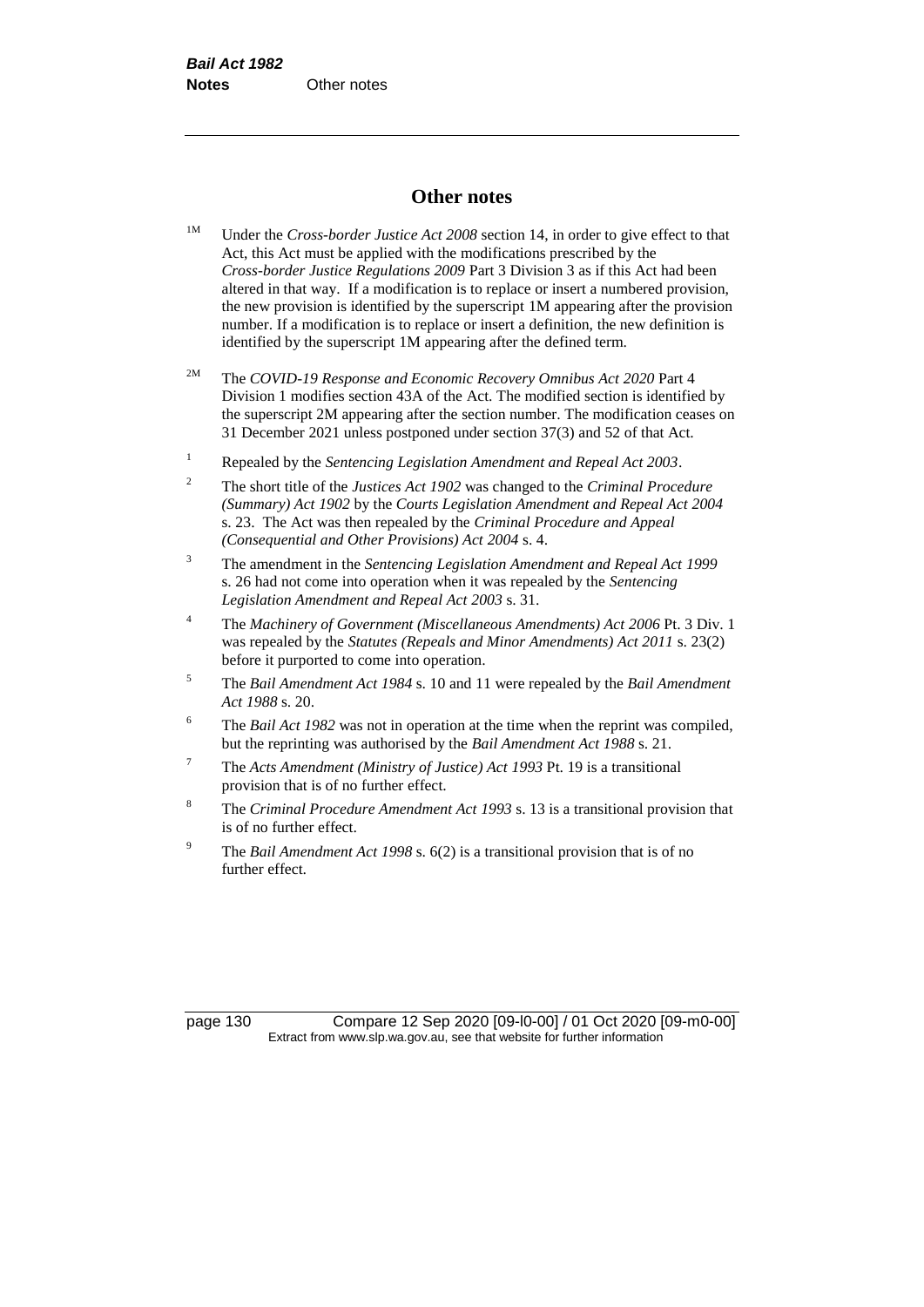## Other notes

[1M] Under the *Cross-border Justice Act 2008* section 14, in order to give effect to that Act, this Act must be applied with the modifications prescribed by the *Cross-border Justice Regulations 2009* Part 3 Division 3 as if this Act had been altered in that way. If a modification is to replace or insert a numbered provision, the new provision is identified by the superscript 1M appearing after the provision number. If a modification is to replace or insert a definition, the new definition is identified by the superscript 1M appearing after the defined term.

[2M] The *COVID-19 Response and Economic Recovery Omnibus Act 2020* Part 4 Division 1 modifies section 43A of the Act. The modified section is identified by the superscript 2M appearing after the section number. The modification ceases on 31 December 2021 unless postponed under section 37(3) and 52 of that Act.

[1] Repealed by the *Sentencing Legislation Amendment and Repeal Act 2003*.

[2] The short title of the *Justices Act 1902* was changed to the *Criminal Procedure (Summary) Act 1902* by the *Courts Legislation Amendment and Repeal Act 2004* s. 23. The Act was then repealed by the *Criminal Procedure and Appeal (Consequential and Other Provisions) Act 2004* s. 4.

[3] The amendment in the *Sentencing Legislation Amendment and Repeal Act 1999* s. 26 had not come into operation when it was repealed by the *Sentencing Legislation Amendment and Repeal Act 2003* s. 31.

[4] The *Machinery of Government (Miscellaneous Amendments) Act 2006* Pt. 3 Div. 1 was repealed by the *Statutes (Repeals and Minor Amendments) Act 2011* s. 23(2) before it purported to come into operation.

[5] The *Bail Amendment Act 1984* s. 10 and 11 were repealed by the *Bail Amendment Act 1988* s. 20.

[6] The *Bail Act 1982* was not in operation at the time when the reprint was compiled, but the reprinting was authorised by the *Bail Amendment Act 1988* s. 21.

[7] The *Acts Amendment (Ministry of Justice) Act 1993* Pt. 19 is a transitional provision that is of no further effect.

[8] The *Criminal Procedure Amendment Act 1993* s. 13 is a transitional provision that is of no further effect.

[9] The *Bail Amendment Act 1998* s. 6(2) is a transitional provision that is of no further effect.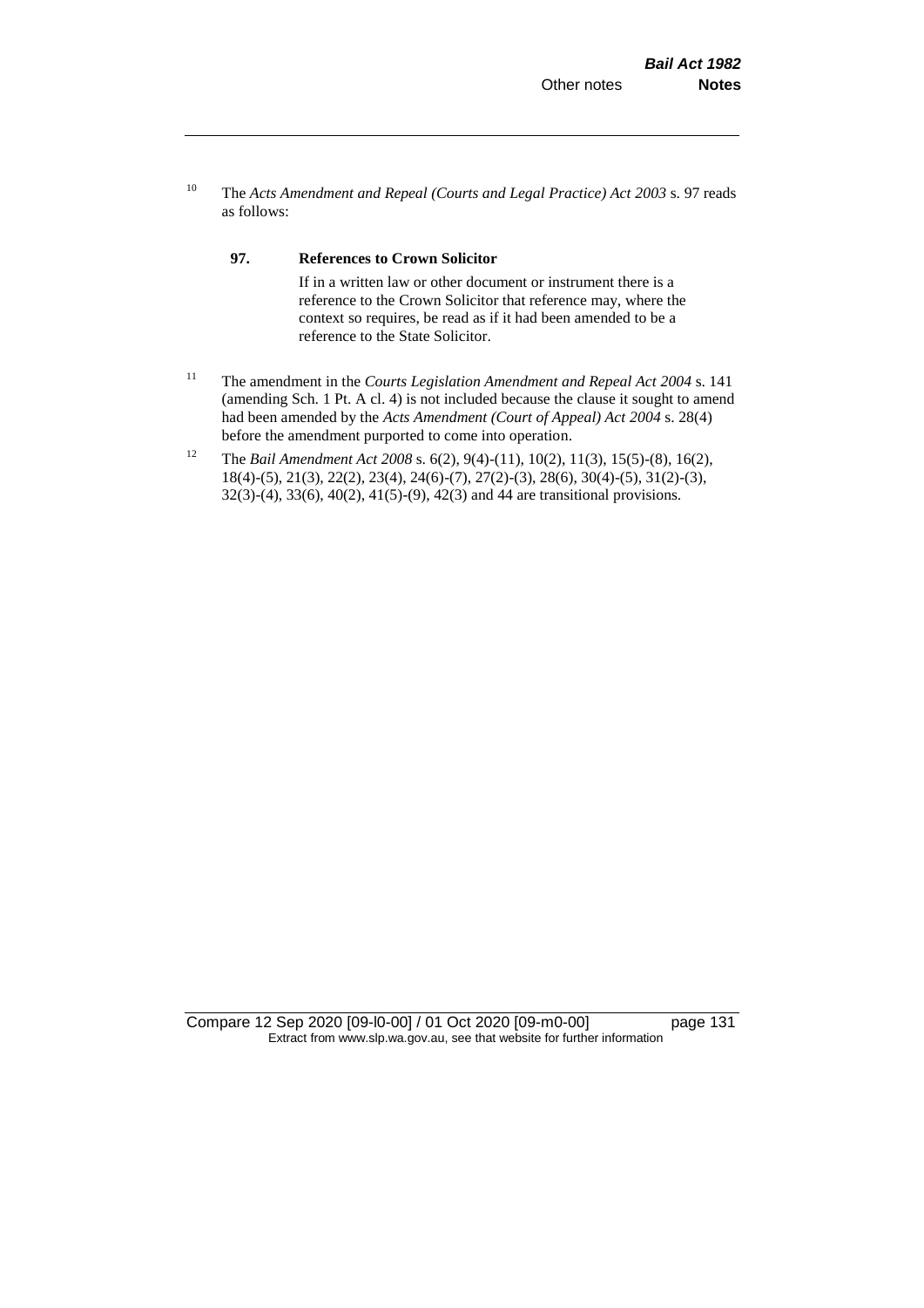[10] The *Acts Amendment and Repeal (Courts and Legal Practice) Act 2003* s. 97 reads as follows:

**97. References to Crown Solicitor**

If in a written law or other document or instrument there is a reference to the Crown Solicitor that reference may, where the context so requires, be read as if it had been amended to be a reference to the State Solicitor.

[11] The amendment in the *Courts Legislation Amendment and Repeal Act 2004* s. 141 (amending Sch. 1 Pt. A cl. 4) is not included because the clause it sought to amend had been amended by the *Acts Amendment (Court of Appeal) Act 2004* s. 28(4) before the amendment purported to come into operation.

[12] The *Bail Amendment Act 2008* s. 6(2), 9(4)-(11), 10(2), 11(3), 15(5)-(8), 16(2), 18(4)-(5), 21(3), 22(2), 23(4), 24(6)-(7), 27(2)-(3), 28(6), 30(4)-(5), 31(2)-(3), 32(3)-(4), 33(6), 40(2), 41(5)-(9), 42(3) and 44 are transitional provisions.